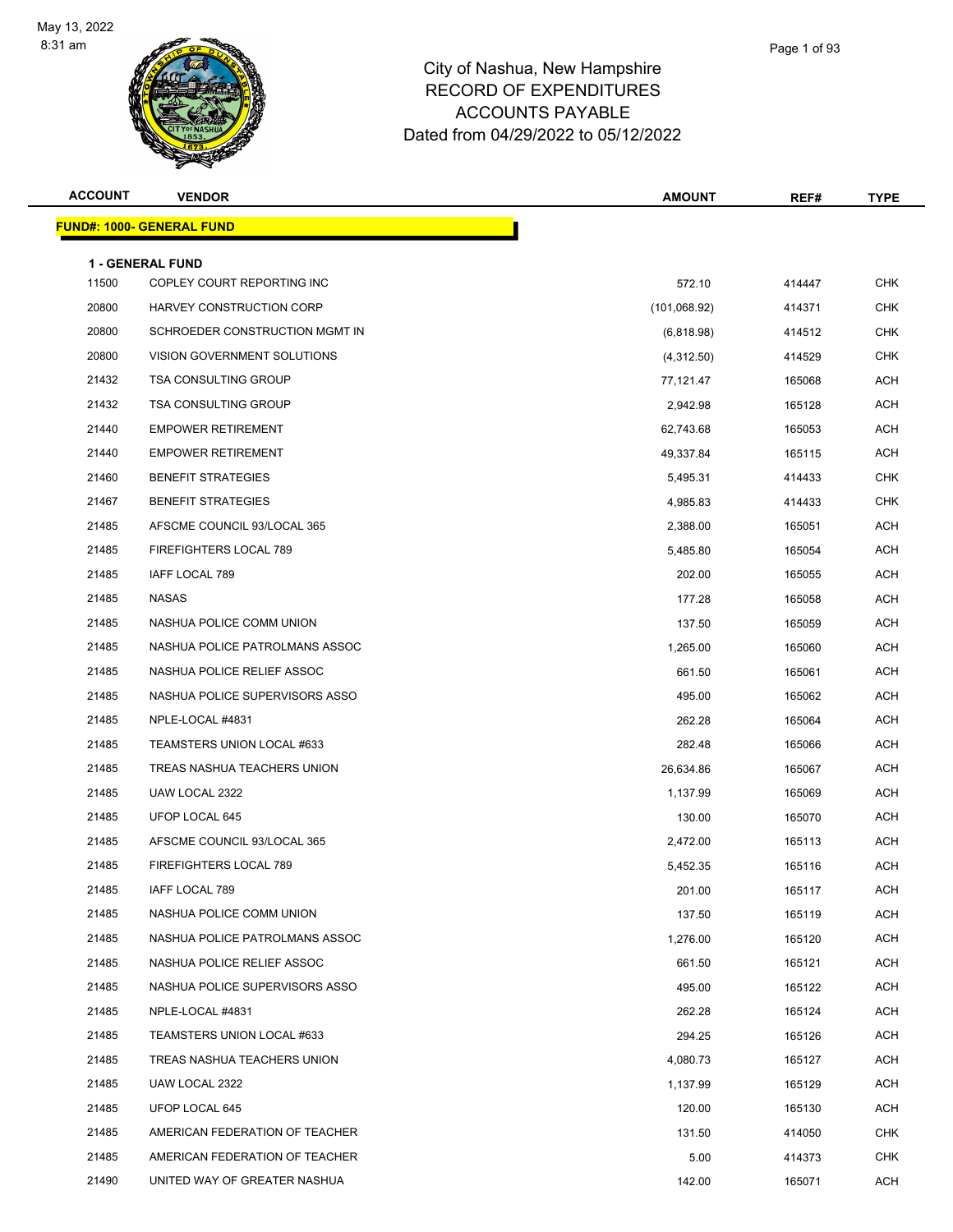May 13, 2022
8:31 am

# City of Nashua, New Hampshire
## RECORD OF EXPENDITURES
## ACCOUNTS PAYABLE
## Dated from 04/29/2022 to 05/12/2022

**FUND#: 1000- GENERAL FUND**

**1 - GENERAL FUND**

| ACCOUNT | VENDOR | AMOUNT | REF# | TYPE |
|---|---|---|---|---|
| 11500 | COPLEY COURT REPORTING INC | 572.10 | 414447 | CHK |
| 20800 | HARVEY CONSTRUCTION CORP | (101,068.92) | 414371 | CHK |
| 20800 | SCHROEDER CONSTRUCTION MGMT IN | (6,818.98) | 414512 | CHK |
| 20800 | VISION GOVERNMENT SOLUTIONS | (4,312.50) | 414529 | CHK |
| 21432 | TSA CONSULTING GROUP | 77,121.47 | 165068 | ACH |
| 21432 | TSA CONSULTING GROUP | 2,942.98 | 165128 | ACH |
| 21440 | EMPOWER RETIREMENT | 62,743.68 | 165053 | ACH |
| 21440 | EMPOWER RETIREMENT | 49,337.84 | 165115 | ACH |
| 21460 | BENEFIT STRATEGIES | 5,495.31 | 414433 | CHK |
| 21467 | BENEFIT STRATEGIES | 4,985.83 | 414433 | CHK |
| 21485 | AFSCME COUNCIL 93/LOCAL 365 | 2,388.00 | 165051 | ACH |
| 21485 | FIREFIGHTERS LOCAL 789 | 5,485.80 | 165054 | ACH |
| 21485 | IAFF LOCAL 789 | 202.00 | 165055 | ACH |
| 21485 | NASAS | 177.28 | 165058 | ACH |
| 21485 | NASHUA POLICE COMM UNION | 137.50 | 165059 | ACH |
| 21485 | NASHUA POLICE PATROLMANS ASSOC | 1,265.00 | 165060 | ACH |
| 21485 | NASHUA POLICE RELIEF ASSOC | 661.50 | 165061 | ACH |
| 21485 | NASHUA POLICE SUPERVISORS ASSO | 495.00 | 165062 | ACH |
| 21485 | NPLE-LOCAL #4831 | 262.28 | 165064 | ACH |
| 21485 | TEAMSTERS UNION LOCAL #633 | 282.48 | 165066 | ACH |
| 21485 | TREAS NASHUA TEACHERS UNION | 26,634.86 | 165067 | ACH |
| 21485 | UAW LOCAL 2322 | 1,137.99 | 165069 | ACH |
| 21485 | UFOP LOCAL 645 | 130.00 | 165070 | ACH |
| 21485 | AFSCME COUNCIL 93/LOCAL 365 | 2,472.00 | 165113 | ACH |
| 21485 | FIREFIGHTERS LOCAL 789 | 5,452.35 | 165116 | ACH |
| 21485 | IAFF LOCAL 789 | 201.00 | 165117 | ACH |
| 21485 | NASHUA POLICE COMM UNION | 137.50 | 165119 | ACH |
| 21485 | NASHUA POLICE PATROLMANS ASSOC | 1,276.00 | 165120 | ACH |
| 21485 | NASHUA POLICE RELIEF ASSOC | 661.50 | 165121 | ACH |
| 21485 | NASHUA POLICE SUPERVISORS ASSO | 495.00 | 165122 | ACH |
| 21485 | NPLE-LOCAL #4831 | 262.28 | 165124 | ACH |
| 21485 | TEAMSTERS UNION LOCAL #633 | 294.25 | 165126 | ACH |
| 21485 | TREAS NASHUA TEACHERS UNION | 4,080.73 | 165127 | ACH |
| 21485 | UAW LOCAL 2322 | 1,137.99 | 165129 | ACH |
| 21485 | UFOP LOCAL 645 | 120.00 | 165130 | ACH |
| 21485 | AMERICAN FEDERATION OF TEACHER | 131.50 | 414050 | CHK |
| 21485 | AMERICAN FEDERATION OF TEACHER | 5.00 | 414373 | CHK |
| 21490 | UNITED WAY OF GREATER NASHUA | 142.00 | 165071 | ACH |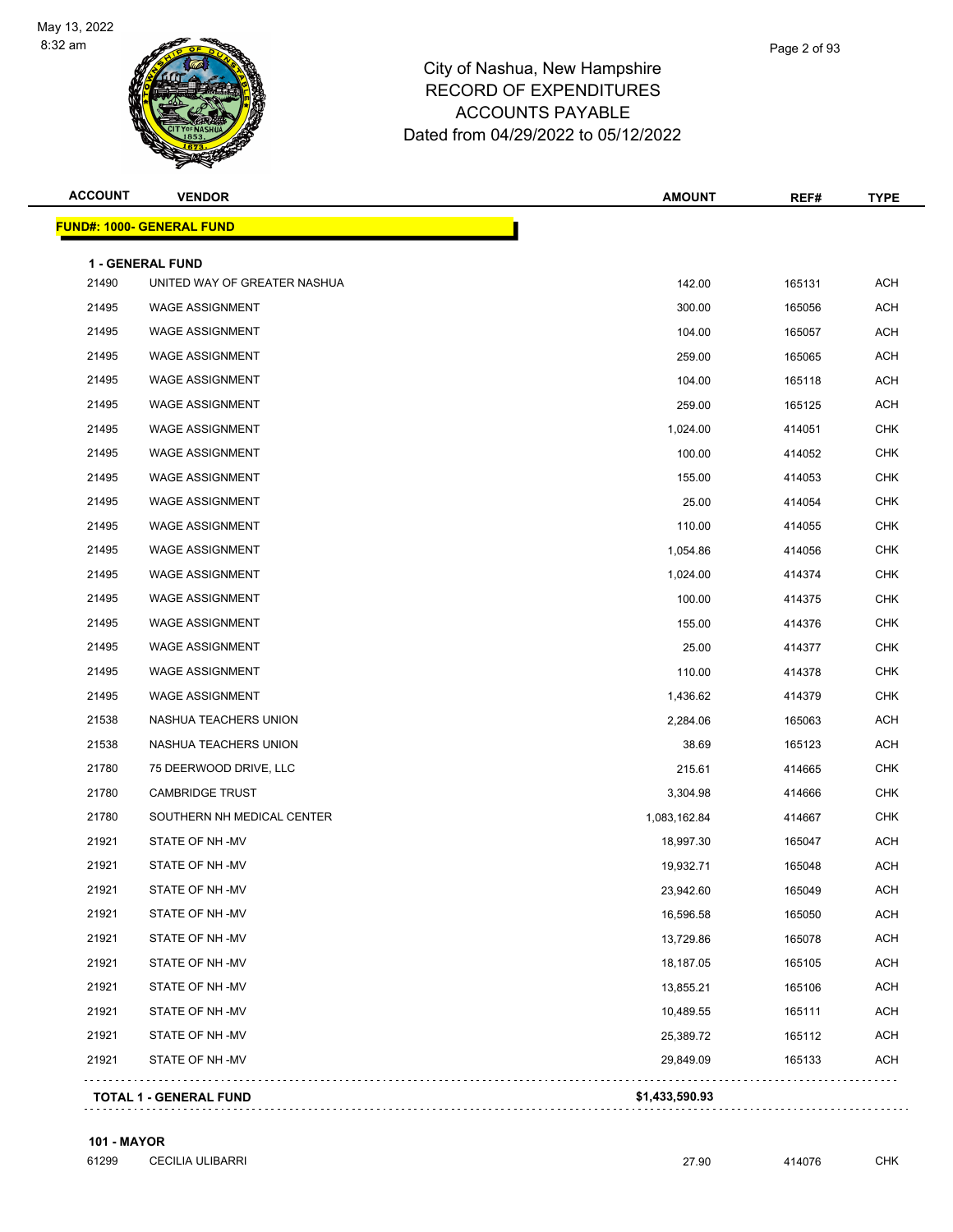City of Nashua, New Hampshire
RECORD OF EXPENDITURES
ACCOUNTS PAYABLE
Dated from 04/29/2022 to 05/12/2022

| ACCOUNT | VENDOR | AMOUNT | REF# | TYPE |
|---|---|---|---|---|
| **FUND#: 1000- GENERAL FUND** | | | | |
| **1 - GENERAL FUND** | | | | |
| 21490 | UNITED WAY OF GREATER NASHUA | 142.00 | 165131 | ACH |
| 21495 | WAGE ASSIGNMENT | 300.00 | 165056 | ACH |
| 21495 | WAGE ASSIGNMENT | 104.00 | 165057 | ACH |
| 21495 | WAGE ASSIGNMENT | 259.00 | 165065 | ACH |
| 21495 | WAGE ASSIGNMENT | 104.00 | 165118 | ACH |
| 21495 | WAGE ASSIGNMENT | 259.00 | 165125 | ACH |
| 21495 | WAGE ASSIGNMENT | 1,024.00 | 414051 | CHK |
| 21495 | WAGE ASSIGNMENT | 100.00 | 414052 | CHK |
| 21495 | WAGE ASSIGNMENT | 155.00 | 414053 | CHK |
| 21495 | WAGE ASSIGNMENT | 25.00 | 414054 | CHK |
| 21495 | WAGE ASSIGNMENT | 110.00 | 414055 | CHK |
| 21495 | WAGE ASSIGNMENT | 1,054.86 | 414056 | CHK |
| 21495 | WAGE ASSIGNMENT | 1,024.00 | 414374 | CHK |
| 21495 | WAGE ASSIGNMENT | 100.00 | 414375 | CHK |
| 21495 | WAGE ASSIGNMENT | 155.00 | 414376 | CHK |
| 21495 | WAGE ASSIGNMENT | 25.00 | 414377 | CHK |
| 21495 | WAGE ASSIGNMENT | 110.00 | 414378 | CHK |
| 21495 | WAGE ASSIGNMENT | 1,436.62 | 414379 | CHK |
| 21538 | NASHUA TEACHERS UNION | 2,284.06 | 165063 | ACH |
| 21538 | NASHUA TEACHERS UNION | 38.69 | 165123 | ACH |
| 21780 | 75 DEERWOOD DRIVE, LLC | 215.61 | 414665 | CHK |
| 21780 | CAMBRIDGE TRUST | 3,304.98 | 414666 | CHK |
| 21780 | SOUTHERN NH MEDICAL CENTER | 1,083,162.84 | 414667 | CHK |
| 21921 | STATE OF NH -MV | 18,997.30 | 165047 | ACH |
| 21921 | STATE OF NH -MV | 19,932.71 | 165048 | ACH |
| 21921 | STATE OF NH -MV | 23,942.60 | 165049 | ACH |
| 21921 | STATE OF NH -MV | 16,596.58 | 165050 | ACH |
| 21921 | STATE OF NH -MV | 13,729.86 | 165078 | ACH |
| 21921 | STATE OF NH -MV | 18,187.05 | 165105 | ACH |
| 21921 | STATE OF NH -MV | 13,855.21 | 165106 | ACH |
| 21921 | STATE OF NH -MV | 10,489.55 | 165111 | ACH |
| 21921 | STATE OF NH -MV | 25,389.72 | 165112 | ACH |
| 21921 | STATE OF NH -MV | 29,849.09 | 165133 | ACH |
| **TOTAL 1 - GENERAL FUND** | | **$1,433,590.93** | | |
| **101 - MAYOR** | | | | |
| 61299 | CECILIA ULIBARRI | 27.90 | 414076 | CHK |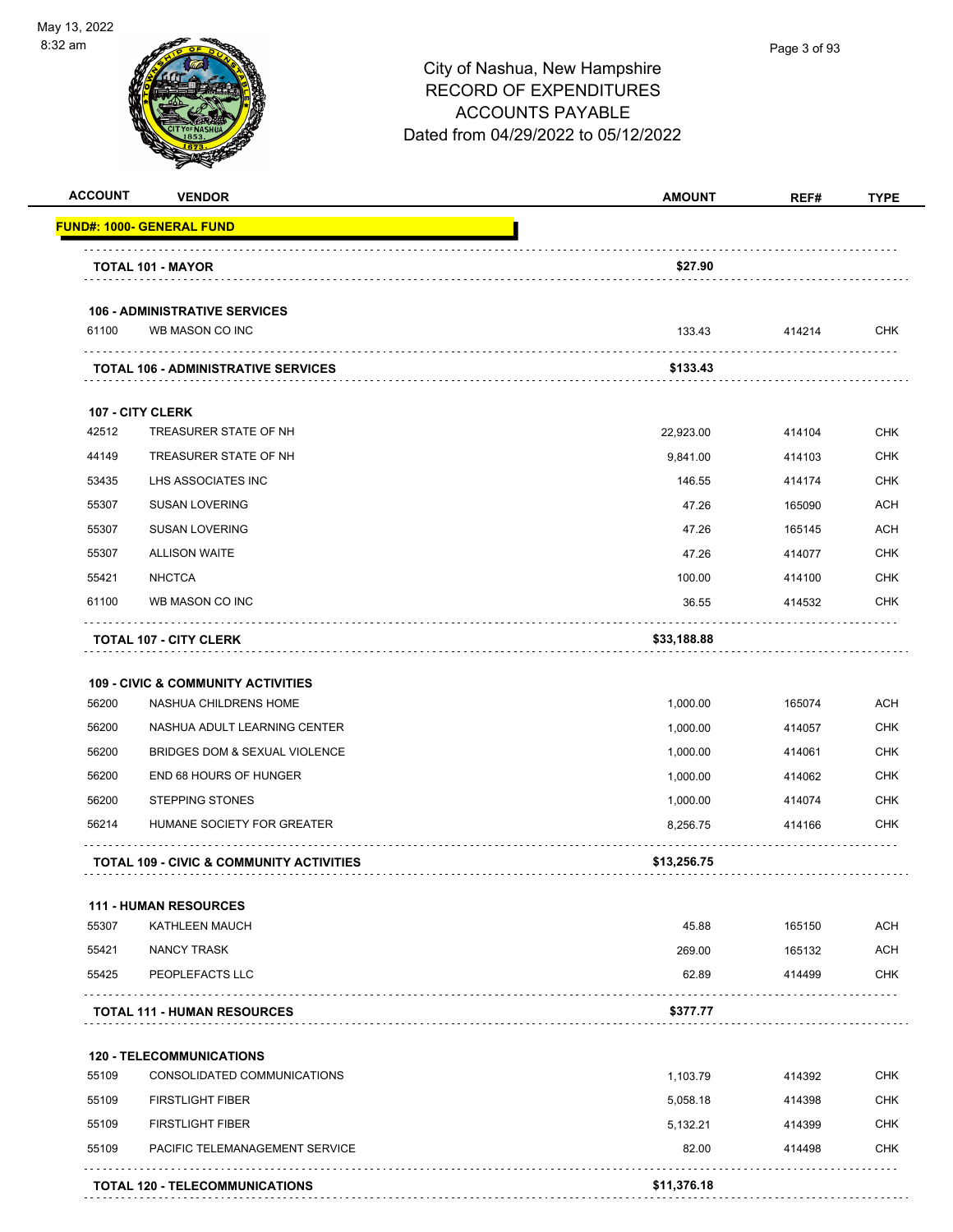May 13, 2022
8:32 am

# City of Nashua, New Hampshire
## RECORD OF EXPENDITURES
## ACCOUNTS PAYABLE
## Dated from 04/29/2022 to 05/12/2022

| ACCOUNT | VENDOR | AMOUNT | REF# | TYPE |
|---|---|---|---|---|
| **FUND#: 1000- GENERAL FUND** | | | | |
| | **TOTAL 101 - MAYOR** | **$27.90** | | |
| | **106 - ADMINISTRATIVE SERVICES** | | | |
| 61100 | WB MASON CO INC | 133.43 | 414214 | CHK |
| | **TOTAL 106 - ADMINISTRATIVE SERVICES** | **$133.43** | | |
| | **107 - CITY CLERK** | | | |
| 42512 | TREASURER STATE OF NH | 22,923.00 | 414104 | CHK |
| 44149 | TREASURER STATE OF NH | 9,841.00 | 414103 | CHK |
| 53435 | LHS ASSOCIATES INC | 146.55 | 414174 | CHK |
| 55307 | SUSAN LOVERING | 47.26 | 165090 | ACH |
| 55307 | SUSAN LOVERING | 47.26 | 165145 | ACH |
| 55307 | ALLISON WAITE | 47.26 | 414077 | CHK |
| 55421 | NHCTCA | 100.00 | 414100 | CHK |
| 61100 | WB MASON CO INC | 36.55 | 414532 | CHK |
| | **TOTAL 107 - CITY CLERK** | **$33,188.88** | | |
| | **109 - CIVIC & COMMUNITY ACTIVITIES** | | | |
| 56200 | NASHUA CHILDRENS HOME | 1,000.00 | 165074 | ACH |
| 56200 | NASHUA ADULT LEARNING CENTER | 1,000.00 | 414057 | CHK |
| 56200 | BRIDGES DOM & SEXUAL VIOLENCE | 1,000.00 | 414061 | CHK |
| 56200 | END 68 HOURS OF HUNGER | 1,000.00 | 414062 | CHK |
| 56200 | STEPPING STONES | 1,000.00 | 414074 | CHK |
| 56214 | HUMANE SOCIETY FOR GREATER | 8,256.75 | 414166 | CHK |
| | **TOTAL 109 - CIVIC & COMMUNITY ACTIVITIES** | **$13,256.75** | | |
| | **111 - HUMAN RESOURCES** | | | |
| 55307 | KATHLEEN MAUCH | 45.88 | 165150 | ACH |
| 55421 | NANCY TRASK | 269.00 | 165132 | ACH |
| 55425 | PEOPLEFACTS LLC | 62.89 | 414499 | CHK |
| | **TOTAL 111 - HUMAN RESOURCES** | **$377.77** | | |
| | **120 - TELECOMMUNICATIONS** | | | |
| 55109 | CONSOLIDATED COMMUNICATIONS | 1,103.79 | 414392 | CHK |
| 55109 | FIRSTLIGHT FIBER | 5,058.18 | 414398 | CHK |
| 55109 | FIRSTLIGHT FIBER | 5,132.21 | 414399 | CHK |
| 55109 | PACIFIC TELEMANAGEMENT SERVICE | 82.00 | 414498 | CHK |
| | **TOTAL 120 - TELECOMMUNICATIONS** | **$11,376.18** | | |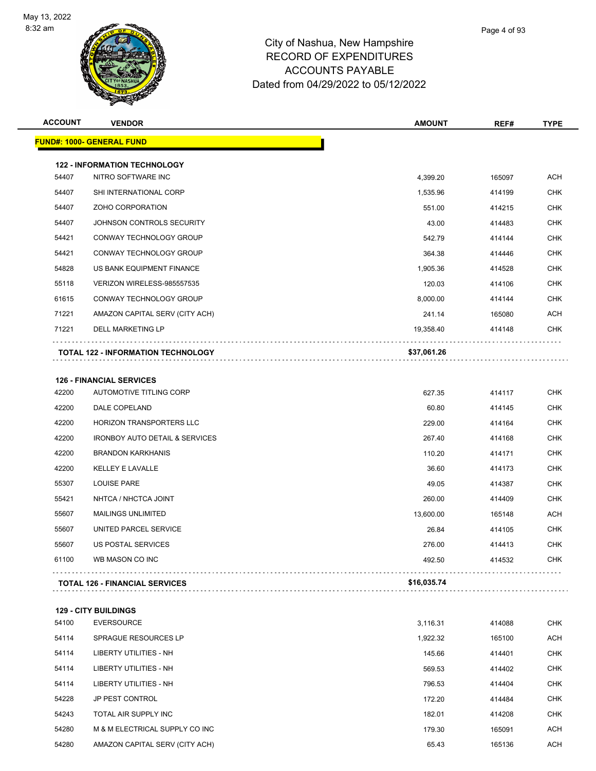City of Nashua, New Hampshire
RECORD OF EXPENDITURES
ACCOUNTS PAYABLE
Dated from 04/29/2022 to 05/12/2022

| ACCOUNT | VENDOR | AMOUNT | REF# | TYPE |
|---|---|---|---|---|
| **FUND#: 1000- GENERAL FUND** | | | | |
| **122 - INFORMATION TECHNOLOGY** | | | | |
| 54407 | NITRO SOFTWARE INC | 4,399.20 | 165097 | ACH |
| 54407 | SHI INTERNATIONAL CORP | 1,535.96 | 414199 | CHK |
| 54407 | ZOHO CORPORATION | 551.00 | 414215 | CHK |
| 54407 | JOHNSON CONTROLS SECURITY | 43.00 | 414483 | CHK |
| 54421 | CONWAY TECHNOLOGY GROUP | 542.79 | 414144 | CHK |
| 54421 | CONWAY TECHNOLOGY GROUP | 364.38 | 414446 | CHK |
| 54828 | US BANK EQUIPMENT FINANCE | 1,905.36 | 414528 | CHK |
| 55118 | VERIZON WIRELESS-985557535 | 120.03 | 414106 | CHK |
| 61615 | CONWAY TECHNOLOGY GROUP | 8,000.00 | 414144 | CHK |
| 71221 | AMAZON CAPITAL SERV (CITY ACH) | 241.14 | 165080 | ACH |
| 71221 | DELL MARKETING LP | 19,358.40 | 414148 | CHK |
| | **TOTAL 122 - INFORMATION TECHNOLOGY** | **$37,061.26** | | |
| **126 - FINANCIAL SERVICES** | | | | |
| 42200 | AUTOMOTIVE TITLING CORP | 627.35 | 414117 | CHK |
| 42200 | DALE COPELAND | 60.80 | 414145 | CHK |
| 42200 | HORIZON TRANSPORTERS LLC | 229.00 | 414164 | CHK |
| 42200 | IRONBOY AUTO DETAIL & SERVICES | 267.40 | 414168 | CHK |
| 42200 | BRANDON KARKHANIS | 110.20 | 414171 | CHK |
| 42200 | KELLEY E LAVALLE | 36.60 | 414173 | CHK |
| 55307 | LOUISE PARE | 49.05 | 414387 | CHK |
| 55421 | NHTCA / NHCTCA JOINT | 260.00 | 414409 | CHK |
| 55607 | MAILINGS UNLIMITED | 13,600.00 | 165148 | ACH |
| 55607 | UNITED PARCEL SERVICE | 26.84 | 414105 | CHK |
| 55607 | US POSTAL SERVICES | 276.00 | 414413 | CHK |
| 61100 | WB MASON CO INC | 492.50 | 414532 | CHK |
| | **TOTAL 126 - FINANCIAL SERVICES** | **$16,035.74** | | |
| **129 - CITY BUILDINGS** | | | | |
| 54100 | EVERSOURCE | 3,116.31 | 414088 | CHK |
| 54114 | SPRAGUE RESOURCES LP | 1,922.32 | 165100 | ACH |
| 54114 | LIBERTY UTILITIES - NH | 145.66 | 414401 | CHK |
| 54114 | LIBERTY UTILITIES - NH | 569.53 | 414402 | CHK |
| 54114 | LIBERTY UTILITIES - NH | 796.53 | 414404 | CHK |
| 54228 | JP PEST CONTROL | 172.20 | 414484 | CHK |
| 54243 | TOTAL AIR SUPPLY INC | 182.01 | 414208 | CHK |
| 54280 | M & M ELECTRICAL SUPPLY CO INC | 179.30 | 165091 | ACH |
| 54280 | AMAZON CAPITAL SERV (CITY ACH) | 65.43 | 165136 | ACH |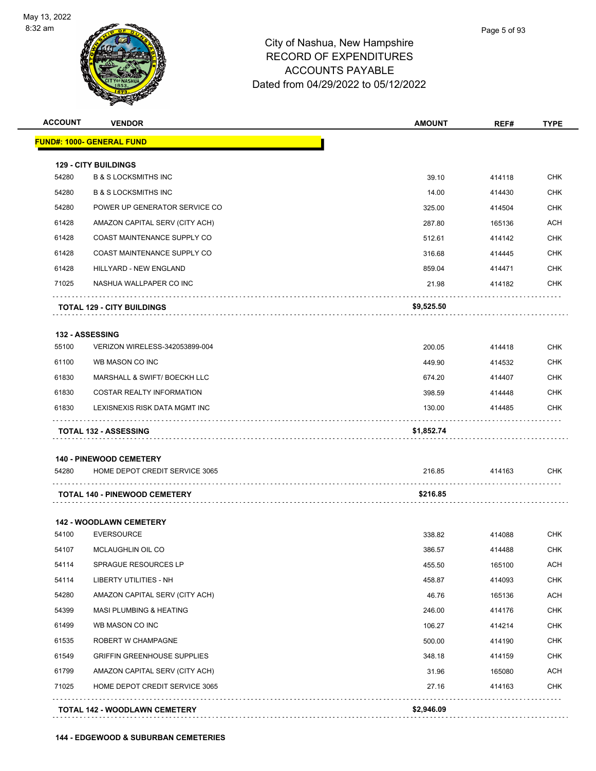City of Nashua, New Hampshire
RECORD OF EXPENDITURES
ACCOUNTS PAYABLE
Dated from 04/29/2022 to 05/12/2022

| ACCOUNT | VENDOR | AMOUNT | REF# | TYPE |
|---|---|---|---|---|
| **FUND#: 1000- GENERAL FUND** | | | | |
| **129 - CITY BUILDINGS** | | | | |
| 54280 | B & S LOCKSMITHS INC | 39.10 | 414118 | CHK |
| 54280 | B & S LOCKSMITHS INC | 14.00 | 414430 | CHK |
| 54280 | POWER UP GENERATOR SERVICE CO | 325.00 | 414504 | CHK |
| 61428 | AMAZON CAPITAL SERV (CITY ACH) | 287.80 | 165136 | ACH |
| 61428 | COAST MAINTENANCE SUPPLY CO | 512.61 | 414142 | CHK |
| 61428 | COAST MAINTENANCE SUPPLY CO | 316.68 | 414445 | CHK |
| 61428 | HILLYARD - NEW ENGLAND | 859.04 | 414471 | CHK |
| 71025 | NASHUA WALLPAPER CO INC | 21.98 | 414182 | CHK |
| | **TOTAL 129 - CITY BUILDINGS** | **$9,525.50** | | |
| **132 - ASSESSING** | | | | |
| 55100 | VERIZON WIRELESS-342053899-004 | 200.05 | 414418 | CHK |
| 61100 | WB MASON CO INC | 449.90 | 414532 | CHK |
| 61830 | MARSHALL & SWIFT/ BOECKH LLC | 674.20 | 414407 | CHK |
| 61830 | COSTAR REALTY INFORMATION | 398.59 | 414448 | CHK |
| 61830 | LEXISNEXIS RISK DATA MGMT INC | 130.00 | 414485 | CHK |
| | **TOTAL 132 - ASSESSING** | **$1,852.74** | | |
| **140 - PINEWOOD CEMETERY** | | | | |
| 54280 | HOME DEPOT CREDIT SERVICE 3065 | 216.85 | 414163 | CHK |
| | **TOTAL 140 - PINEWOOD CEMETERY** | **$216.85** | | |
| **142 - WOODLAWN CEMETERY** | | | | |
| 54100 | EVERSOURCE | 338.82 | 414088 | CHK |
| 54107 | MCLAUGHLIN OIL CO | 386.57 | 414488 | CHK |
| 54114 | SPRAGUE RESOURCES LP | 455.50 | 165100 | ACH |
| 54114 | LIBERTY UTILITIES - NH | 458.87 | 414093 | CHK |
| 54280 | AMAZON CAPITAL SERV (CITY ACH) | 46.76 | 165136 | ACH |
| 54399 | MASI PLUMBING & HEATING | 246.00 | 414176 | CHK |
| 61499 | WB MASON CO INC | 106.27 | 414214 | CHK |
| 61535 | ROBERT W CHAMPAGNE | 500.00 | 414190 | CHK |
| 61549 | GRIFFIN GREENHOUSE SUPPLIES | 348.18 | 414159 | CHK |
| 61799 | AMAZON CAPITAL SERV (CITY ACH) | 31.96 | 165080 | ACH |
| 71025 | HOME DEPOT CREDIT SERVICE 3065 | 27.16 | 414163 | CHK |
| | **TOTAL 142 - WOODLAWN CEMETERY** | **$2,946.09** | | |
| **144 - EDGEWOOD & SUBURBAN CEMETERIES** | | | | |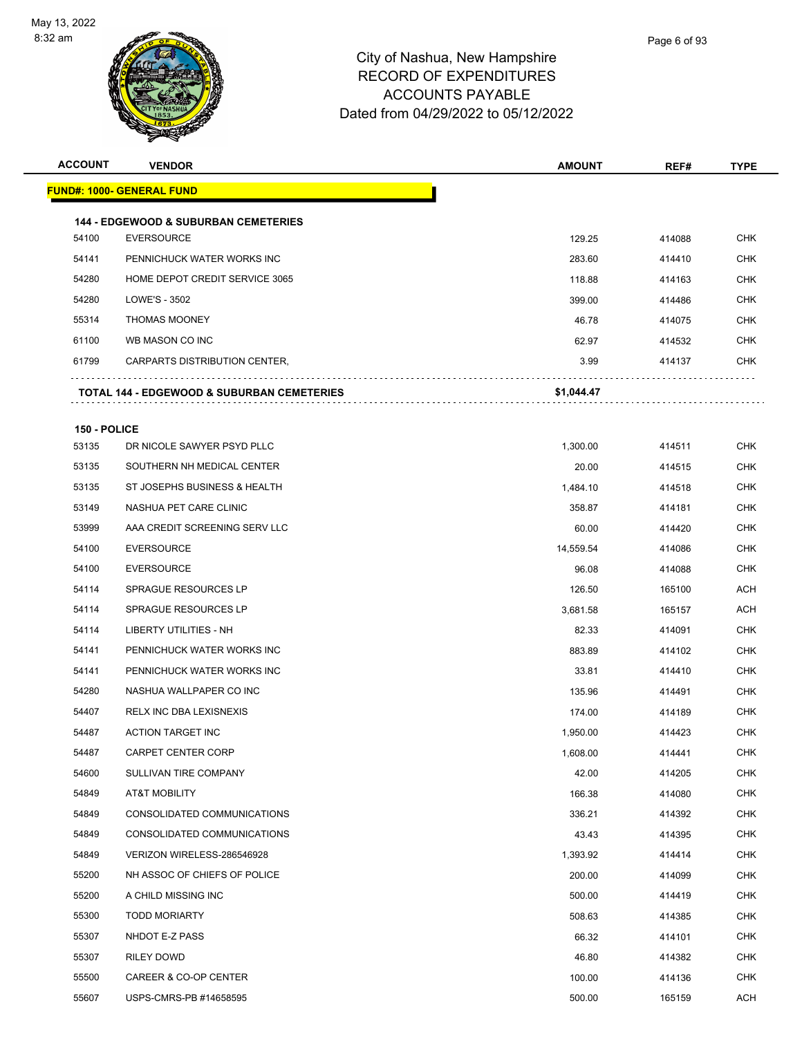City of Nashua, New Hampshire
RECORD OF EXPENDITURES
ACCOUNTS PAYABLE
Dated from 04/29/2022 to 05/12/2022

| ACCOUNT | VENDOR | AMOUNT | REF# | TYPE |
|---|---|---|---|---|
| **FUND#: 1000- GENERAL FUND** | | | | |
| **144 - EDGEWOOD & SUBURBAN CEMETERIES** | | | | |
| 54100 | EVERSOURCE | 129.25 | 414088 | CHK |
| 54141 | PENNICHUCK WATER WORKS INC | 283.60 | 414410 | CHK |
| 54280 | HOME DEPOT CREDIT SERVICE 3065 | 118.88 | 414163 | CHK |
| 54280 | LOWE'S - 3502 | 399.00 | 414486 | CHK |
| 55314 | THOMAS MOONEY | 46.78 | 414075 | CHK |
| 61100 | WB MASON CO INC | 62.97 | 414532 | CHK |
| 61799 | CARPARTS DISTRIBUTION CENTER, | 3.99 | 414137 | CHK |
| **TOTAL 144 - EDGEWOOD & SUBURBAN CEMETERIES** | | **$1,044.47** | | |
| **150 - POLICE** | | | | |
| 53135 | DR NICOLE SAWYER PSYD PLLC | 1,300.00 | 414511 | CHK |
| 53135 | SOUTHERN NH MEDICAL CENTER | 20.00 | 414515 | CHK |
| 53135 | ST JOSEPHS BUSINESS & HEALTH | 1,484.10 | 414518 | CHK |
| 53149 | NASHUA PET CARE CLINIC | 358.87 | 414181 | CHK |
| 53999 | AAA CREDIT SCREENING SERV LLC | 60.00 | 414420 | CHK |
| 54100 | EVERSOURCE | 14,559.54 | 414086 | CHK |
| 54100 | EVERSOURCE | 96.08 | 414088 | CHK |
| 54114 | SPRAGUE RESOURCES LP | 126.50 | 165100 | ACH |
| 54114 | SPRAGUE RESOURCES LP | 3,681.58 | 165157 | ACH |
| 54114 | LIBERTY UTILITIES - NH | 82.33 | 414091 | CHK |
| 54141 | PENNICHUCK WATER WORKS INC | 883.89 | 414102 | CHK |
| 54141 | PENNICHUCK WATER WORKS INC | 33.81 | 414410 | CHK |
| 54280 | NASHUA WALLPAPER CO INC | 135.96 | 414491 | CHK |
| 54407 | RELX INC DBA LEXISNEXIS | 174.00 | 414189 | CHK |
| 54487 | ACTION TARGET INC | 1,950.00 | 414423 | CHK |
| 54487 | CARPET CENTER CORP | 1,608.00 | 414441 | CHK |
| 54600 | SULLIVAN TIRE COMPANY | 42.00 | 414205 | CHK |
| 54849 | AT&T MOBILITY | 166.38 | 414080 | CHK |
| 54849 | CONSOLIDATED COMMUNICATIONS | 336.21 | 414392 | CHK |
| 54849 | CONSOLIDATED COMMUNICATIONS | 43.43 | 414395 | CHK |
| 54849 | VERIZON WIRELESS-286546928 | 1,393.92 | 414414 | CHK |
| 55200 | NH ASSOC OF CHIEFS OF POLICE | 200.00 | 414099 | CHK |
| 55200 | A CHILD MISSING INC | 500.00 | 414419 | CHK |
| 55300 | TODD MORIARTY | 508.63 | 414385 | CHK |
| 55307 | NHDOT E-Z PASS | 66.32 | 414101 | CHK |
| 55307 | RILEY DOWD | 46.80 | 414382 | CHK |
| 55500 | CAREER & CO-OP CENTER | 100.00 | 414136 | CHK |
| 55607 | USPS-CMRS-PB #14658595 | 500.00 | 165159 | ACH |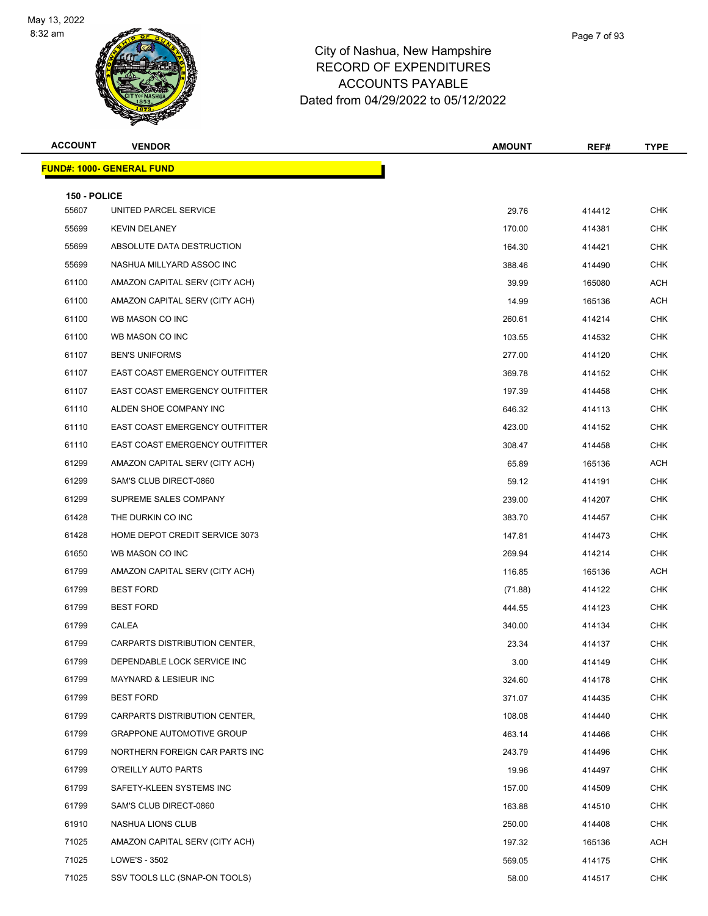# City of Nashua, New Hampshire
## RECORD OF EXPENDITURES
## ACCOUNTS PAYABLE
## Dated from 04/29/2022 to 05/12/2022

| ACCOUNT | VENDOR | AMOUNT | REF# | TYPE |
|---|---|---|---|---|
| **FUND#: 1000- GENERAL FUND** | | | | |
| **150 - POLICE** | | | | |
| 55607 | UNITED PARCEL SERVICE | 29.76 | 414412 | CHK |
| 55699 | KEVIN DELANEY | 170.00 | 414381 | CHK |
| 55699 | ABSOLUTE DATA DESTRUCTION | 164.30 | 414421 | CHK |
| 55699 | NASHUA MILLYARD ASSOC INC | 388.46 | 414490 | CHK |
| 61100 | AMAZON CAPITAL SERV (CITY ACH) | 39.99 | 165080 | ACH |
| 61100 | AMAZON CAPITAL SERV (CITY ACH) | 14.99 | 165136 | ACH |
| 61100 | WB MASON CO INC | 260.61 | 414214 | CHK |
| 61100 | WB MASON CO INC | 103.55 | 414532 | CHK |
| 61107 | BEN'S UNIFORMS | 277.00 | 414120 | CHK |
| 61107 | EAST COAST EMERGENCY OUTFITTER | 369.78 | 414152 | CHK |
| 61107 | EAST COAST EMERGENCY OUTFITTER | 197.39 | 414458 | CHK |
| 61110 | ALDEN SHOE COMPANY INC | 646.32 | 414113 | CHK |
| 61110 | EAST COAST EMERGENCY OUTFITTER | 423.00 | 414152 | CHK |
| 61110 | EAST COAST EMERGENCY OUTFITTER | 308.47 | 414458 | CHK |
| 61299 | AMAZON CAPITAL SERV (CITY ACH) | 65.89 | 165136 | ACH |
| 61299 | SAM'S CLUB DIRECT-0860 | 59.12 | 414191 | CHK |
| 61299 | SUPREME SALES COMPANY | 239.00 | 414207 | CHK |
| 61428 | THE DURKIN CO INC | 383.70 | 414457 | CHK |
| 61428 | HOME DEPOT CREDIT SERVICE 3073 | 147.81 | 414473 | CHK |
| 61650 | WB MASON CO INC | 269.94 | 414214 | CHK |
| 61799 | AMAZON CAPITAL SERV (CITY ACH) | 116.85 | 165136 | ACH |
| 61799 | BEST FORD | (71.88) | 414122 | CHK |
| 61799 | BEST FORD | 444.55 | 414123 | CHK |
| 61799 | CALEA | 340.00 | 414134 | CHK |
| 61799 | CARPARTS DISTRIBUTION CENTER, | 23.34 | 414137 | CHK |
| 61799 | DEPENDABLE LOCK SERVICE INC | 3.00 | 414149 | CHK |
| 61799 | MAYNARD & LESIEUR INC | 324.60 | 414178 | CHK |
| 61799 | BEST FORD | 371.07 | 414435 | CHK |
| 61799 | CARPARTS DISTRIBUTION CENTER, | 108.08 | 414440 | CHK |
| 61799 | GRAPPONE AUTOMOTIVE GROUP | 463.14 | 414466 | CHK |
| 61799 | NORTHERN FOREIGN CAR PARTS INC | 243.79 | 414496 | CHK |
| 61799 | O'REILLY AUTO PARTS | 19.96 | 414497 | CHK |
| 61799 | SAFETY-KLEEN SYSTEMS INC | 157.00 | 414509 | CHK |
| 61799 | SAM'S CLUB DIRECT-0860 | 163.88 | 414510 | CHK |
| 61910 | NASHUA LIONS CLUB | 250.00 | 414408 | CHK |
| 71025 | AMAZON CAPITAL SERV (CITY ACH) | 197.32 | 165136 | ACH |
| 71025 | LOWE'S - 3502 | 569.05 | 414175 | CHK |
| 71025 | SSV TOOLS LLC (SNAP-ON TOOLS) | 58.00 | 414517 | CHK |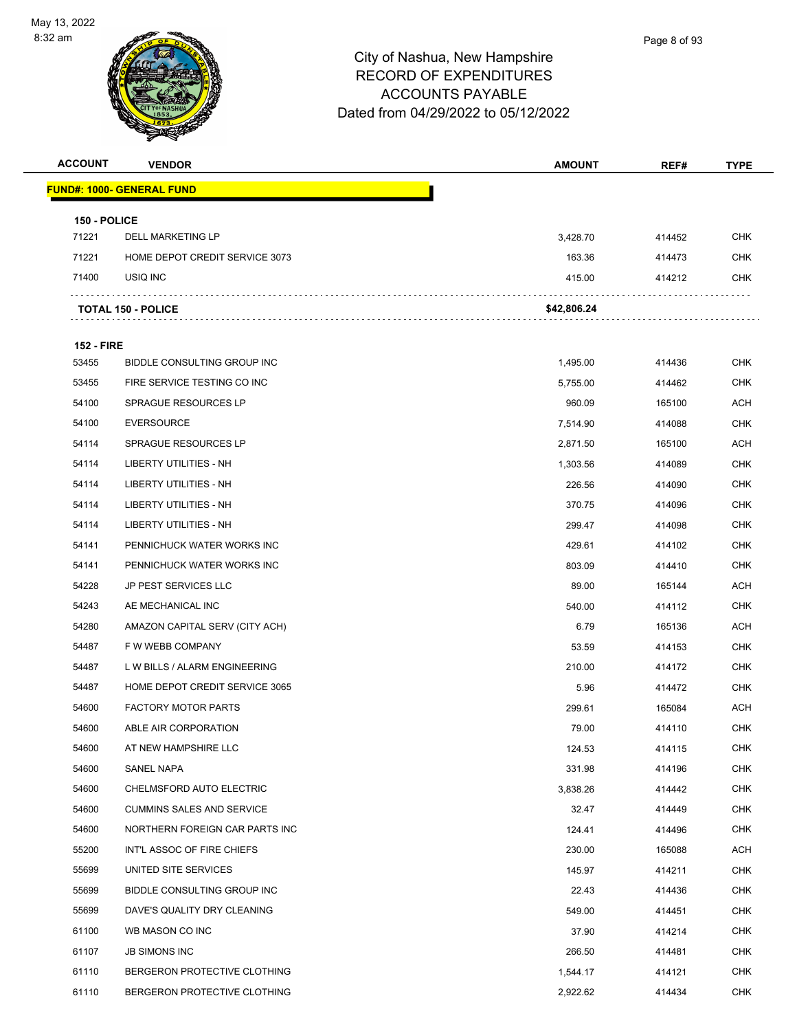# City of Nashua, New Hampshire
## RECORD OF EXPENDITURES
## ACCOUNTS PAYABLE
## Dated from 04/29/2022 to 05/12/2022

| ACCOUNT | VENDOR | AMOUNT | REF# | TYPE |
|---|---|---|---|---|
| **FUND#: 1000- GENERAL FUND** | | | | |
| **150 - POLICE** | | | | |
| 71221 | DELL MARKETING LP | 3,428.70 | 414452 | CHK |
| 71221 | HOME DEPOT CREDIT SERVICE 3073 | 163.36 | 414473 | CHK |
| 71400 | USIQ INC | 415.00 | 414212 | CHK |
| | **TOTAL 150 - POLICE** | **$42,806.24** | | |
| **152 - FIRE** | | | | |
| 53455 | BIDDLE CONSULTING GROUP INC | 1,495.00 | 414436 | CHK |
| 53455 | FIRE SERVICE TESTING CO INC | 5,755.00 | 414462 | CHK |
| 54100 | SPRAGUE RESOURCES LP | 960.09 | 165100 | ACH |
| 54100 | EVERSOURCE | 7,514.90 | 414088 | CHK |
| 54114 | SPRAGUE RESOURCES LP | 2,871.50 | 165100 | ACH |
| 54114 | LIBERTY UTILITIES - NH | 1,303.56 | 414089 | CHK |
| 54114 | LIBERTY UTILITIES - NH | 226.56 | 414090 | CHK |
| 54114 | LIBERTY UTILITIES - NH | 370.75 | 414096 | CHK |
| 54114 | LIBERTY UTILITIES - NH | 299.47 | 414098 | CHK |
| 54141 | PENNICHUCK WATER WORKS INC | 429.61 | 414102 | CHK |
| 54141 | PENNICHUCK WATER WORKS INC | 803.09 | 414410 | CHK |
| 54228 | JP PEST SERVICES LLC | 89.00 | 165144 | ACH |
| 54243 | AE MECHANICAL INC | 540.00 | 414112 | CHK |
| 54280 | AMAZON CAPITAL SERV (CITY ACH) | 6.79 | 165136 | ACH |
| 54487 | F W WEBB COMPANY | 53.59 | 414153 | CHK |
| 54487 | L W BILLS / ALARM ENGINEERING | 210.00 | 414172 | CHK |
| 54487 | HOME DEPOT CREDIT SERVICE 3065 | 5.96 | 414472 | CHK |
| 54600 | FACTORY MOTOR PARTS | 299.61 | 165084 | ACH |
| 54600 | ABLE AIR CORPORATION | 79.00 | 414110 | CHK |
| 54600 | AT NEW HAMPSHIRE LLC | 124.53 | 414115 | CHK |
| 54600 | SANEL NAPA | 331.98 | 414196 | CHK |
| 54600 | CHELMSFORD AUTO ELECTRIC | 3,838.26 | 414442 | CHK |
| 54600 | CUMMINS SALES AND SERVICE | 32.47 | 414449 | CHK |
| 54600 | NORTHERN FOREIGN CAR PARTS INC | 124.41 | 414496 | CHK |
| 55200 | INT'L ASSOC OF FIRE CHIEFS | 230.00 | 165088 | ACH |
| 55699 | UNITED SITE SERVICES | 145.97 | 414211 | CHK |
| 55699 | BIDDLE CONSULTING GROUP INC | 22.43 | 414436 | CHK |
| 55699 | DAVE'S QUALITY DRY CLEANING | 549.00 | 414451 | CHK |
| 61100 | WB MASON CO INC | 37.90 | 414214 | CHK |
| 61107 | JB SIMONS INC | 266.50 | 414481 | CHK |
| 61110 | BERGERON PROTECTIVE CLOTHING | 1,544.17 | 414121 | CHK |
| 61110 | BERGERON PROTECTIVE CLOTHING | 2,922.62 | 414434 | CHK |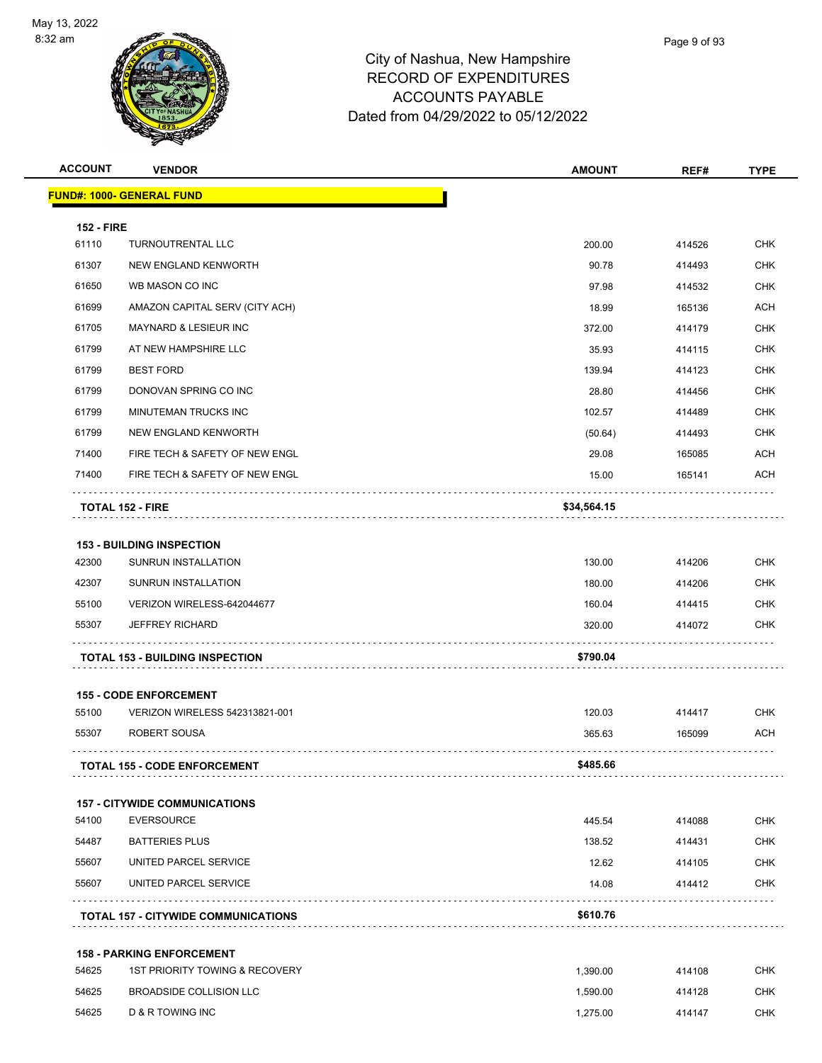City of Nashua, New Hampshire
RECORD OF EXPENDITURES
ACCOUNTS PAYABLE
Dated from 04/29/2022 to 05/12/2022

| ACCOUNT | VENDOR | AMOUNT | REF# | TYPE |
|---|---|---|---|---|
| **FUND#: 1000- GENERAL FUND** | | | | |
| **152 - FIRE** | | | | |
| 61110 | TURNOUTRENTAL LLC | 200.00 | 414526 | CHK |
| 61307 | NEW ENGLAND KENWORTH | 90.78 | 414493 | CHK |
| 61650 | WB MASON CO INC | 97.98 | 414532 | CHK |
| 61699 | AMAZON CAPITAL SERV (CITY ACH) | 18.99 | 165136 | ACH |
| 61705 | MAYNARD & LESIEUR INC | 372.00 | 414179 | CHK |
| 61799 | AT NEW HAMPSHIRE LLC | 35.93 | 414115 | CHK |
| 61799 | BEST FORD | 139.94 | 414123 | CHK |
| 61799 | DONOVAN SPRING CO INC | 28.80 | 414456 | CHK |
| 61799 | MINUTEMAN TRUCKS INC | 102.57 | 414489 | CHK |
| 61799 | NEW ENGLAND KENWORTH | (50.64) | 414493 | CHK |
| 71400 | FIRE TECH & SAFETY OF NEW ENGL | 29.08 | 165085 | ACH |
| 71400 | FIRE TECH & SAFETY OF NEW ENGL | 15.00 | 165141 | ACH |
| **TOTAL 152 - FIRE** | | **$34,564.15** | | |
| **153 - BUILDING INSPECTION** | | | | |
| 42300 | SUNRUN INSTALLATION | 130.00 | 414206 | CHK |
| 42307 | SUNRUN INSTALLATION | 180.00 | 414206 | CHK |
| 55100 | VERIZON WIRELESS-642044677 | 160.04 | 414415 | CHK |
| 55307 | JEFFREY RICHARD | 320.00 | 414072 | CHK |
| **TOTAL 153 - BUILDING INSPECTION** | | **$790.04** | | |
| **155 - CODE ENFORCEMENT** | | | | |
| 55100 | VERIZON WIRELESS 542313821-001 | 120.03 | 414417 | CHK |
| 55307 | ROBERT SOUSA | 365.63 | 165099 | ACH |
| **TOTAL 155 - CODE ENFORCEMENT** | | **$485.66** | | |
| **157 - CITYWIDE COMMUNICATIONS** | | | | |
| 54100 | EVERSOURCE | 445.54 | 414088 | CHK |
| 54487 | BATTERIES PLUS | 138.52 | 414431 | CHK |
| 55607 | UNITED PARCEL SERVICE | 12.62 | 414105 | CHK |
| 55607 | UNITED PARCEL SERVICE | 14.08 | 414412 | CHK |
| **TOTAL 157 - CITYWIDE COMMUNICATIONS** | | **$610.76** | | |
| **158 - PARKING ENFORCEMENT** | | | | |
| 54625 | 1ST PRIORITY TOWING & RECOVERY | 1,390.00 | 414108 | CHK |
| 54625 | BROADSIDE COLLISION LLC | 1,590.00 | 414128 | CHK |
| 54625 | D & R TOWING INC | 1,275.00 | 414147 | CHK |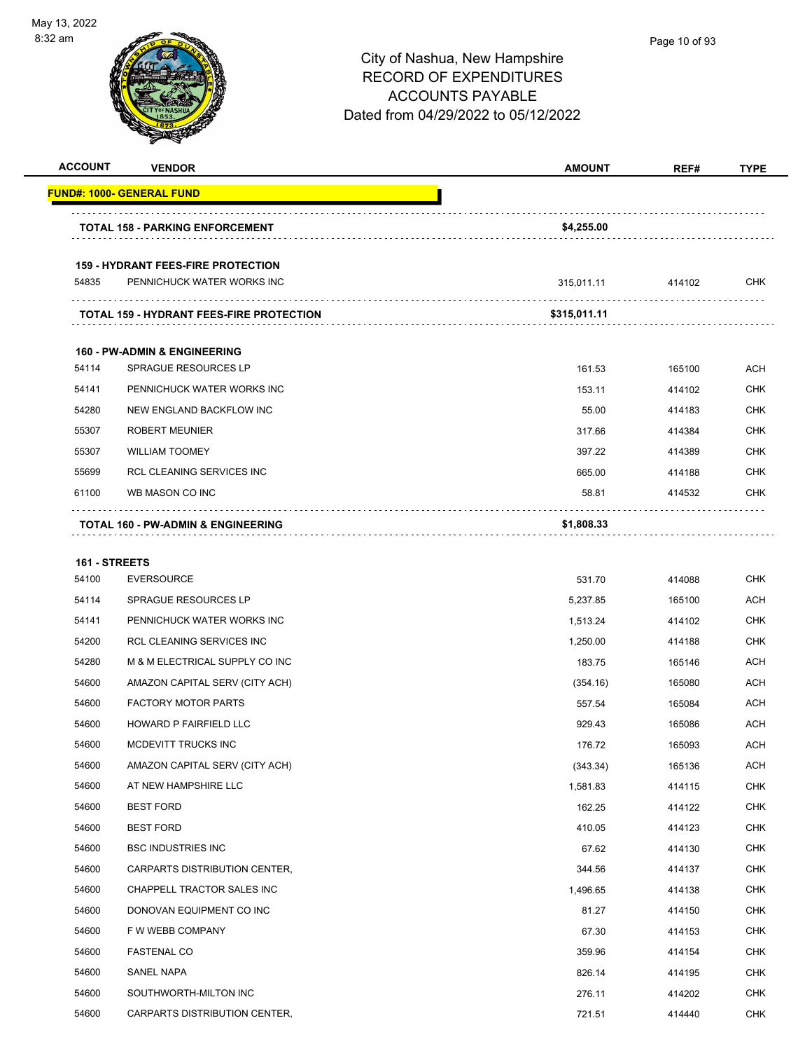# City of Nashua, New Hampshire
## RECORD OF EXPENDITURES
## ACCOUNTS PAYABLE
## Dated from 04/29/2022 to 05/12/2022

| ACCOUNT | VENDOR | AMOUNT | REF# | TYPE |
|---|---|---|---|---|
| **FUND#: 1000- GENERAL FUND** | | | | |
| | **TOTAL 158 - PARKING ENFORCEMENT** | **$4,255.00** | | |
| | **159 - HYDRANT FEES-FIRE PROTECTION** | | | |
| 54835 | PENNICHUCK WATER WORKS INC | 315,011.11 | 414102 | CHK |
| | **TOTAL 159 - HYDRANT FEES-FIRE PROTECTION** | **$315,011.11** | | |
| | **160 - PW-ADMIN & ENGINEERING** | | | |
| 54114 | SPRAGUE RESOURCES LP | 161.53 | 165100 | ACH |
| 54141 | PENNICHUCK WATER WORKS INC | 153.11 | 414102 | CHK |
| 54280 | NEW ENGLAND BACKFLOW INC | 55.00 | 414183 | CHK |
| 55307 | ROBERT MEUNIER | 317.66 | 414384 | CHK |
| 55307 | WILLIAM TOOMEY | 397.22 | 414389 | CHK |
| 55699 | RCL CLEANING SERVICES INC | 665.00 | 414188 | CHK |
| 61100 | WB MASON CO INC | 58.81 | 414532 | CHK |
| | **TOTAL 160 - PW-ADMIN & ENGINEERING** | **$1,808.33** | | |
| **161 - STREETS** | | | | |
| 54100 | EVERSOURCE | 531.70 | 414088 | CHK |
| 54114 | SPRAGUE RESOURCES LP | 5,237.85 | 165100 | ACH |
| 54141 | PENNICHUCK WATER WORKS INC | 1,513.24 | 414102 | CHK |
| 54200 | RCL CLEANING SERVICES INC | 1,250.00 | 414188 | CHK |
| 54280 | M & M ELECTRICAL SUPPLY CO INC | 183.75 | 165146 | ACH |
| 54600 | AMAZON CAPITAL SERV (CITY ACH) | (354.16) | 165080 | ACH |
| 54600 | FACTORY MOTOR PARTS | 557.54 | 165084 | ACH |
| 54600 | HOWARD P FAIRFIELD LLC | 929.43 | 165086 | ACH |
| 54600 | MCDEVITT TRUCKS INC | 176.72 | 165093 | ACH |
| 54600 | AMAZON CAPITAL SERV (CITY ACH) | (343.34) | 165136 | ACH |
| 54600 | AT NEW HAMPSHIRE LLC | 1,581.83 | 414115 | CHK |
| 54600 | BEST FORD | 162.25 | 414122 | CHK |
| 54600 | BEST FORD | 410.05 | 414123 | CHK |
| 54600 | BSC INDUSTRIES INC | 67.62 | 414130 | CHK |
| 54600 | CARPARTS DISTRIBUTION CENTER, | 344.56 | 414137 | CHK |
| 54600 | CHAPPELL TRACTOR SALES INC | 1,496.65 | 414138 | CHK |
| 54600 | DONOVAN EQUIPMENT CO INC | 81.27 | 414150 | CHK |
| 54600 | F W WEBB COMPANY | 67.30 | 414153 | CHK |
| 54600 | FASTENAL CO | 359.96 | 414154 | CHK |
| 54600 | SANEL NAPA | 826.14 | 414195 | CHK |
| 54600 | SOUTHWORTH-MILTON INC | 276.11 | 414202 | CHK |
| 54600 | CARPARTS DISTRIBUTION CENTER, | 721.51 | 414440 | CHK |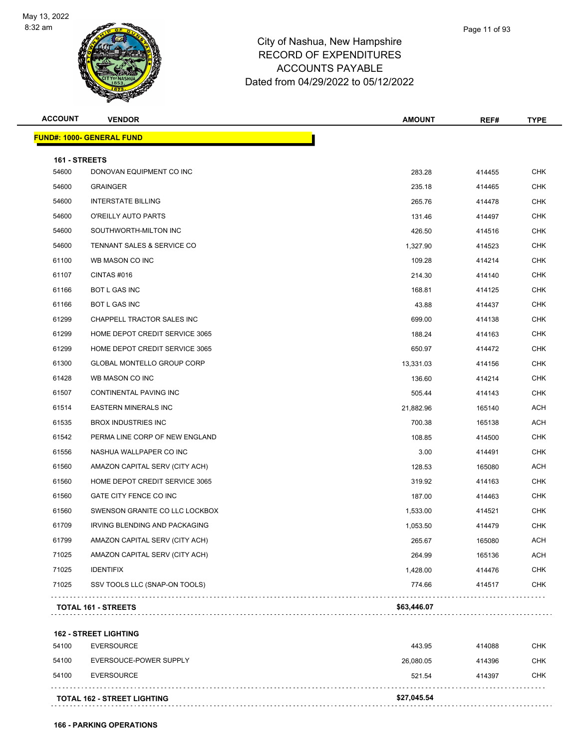City of Nashua, New Hampshire
RECORD OF EXPENDITURES
ACCOUNTS PAYABLE
Dated from 04/29/2022 to 05/12/2022

| ACCOUNT | VENDOR | AMOUNT | REF# | TYPE |
|---|---|---|---|---|
| **FUND#: 1000- GENERAL FUND** | | | | |
| **161 - STREETS** | | | | |
| 54600 | DONOVAN EQUIPMENT CO INC | 283.28 | 414455 | CHK |
| 54600 | GRAINGER | 235.18 | 414465 | CHK |
| 54600 | INTERSTATE BILLING | 265.76 | 414478 | CHK |
| 54600 | O'REILLY AUTO PARTS | 131.46 | 414497 | CHK |
| 54600 | SOUTHWORTH-MILTON INC | 426.50 | 414516 | CHK |
| 54600 | TENNANT SALES & SERVICE CO | 1,327.90 | 414523 | CHK |
| 61100 | WB MASON CO INC | 109.28 | 414214 | CHK |
| 61107 | CINTAS #016 | 214.30 | 414140 | CHK |
| 61166 | BOT L GAS INC | 168.81 | 414125 | CHK |
| 61166 | BOT L GAS INC | 43.88 | 414437 | CHK |
| 61299 | CHAPPELL TRACTOR SALES INC | 699.00 | 414138 | CHK |
| 61299 | HOME DEPOT CREDIT SERVICE 3065 | 188.24 | 414163 | CHK |
| 61299 | HOME DEPOT CREDIT SERVICE 3065 | 650.97 | 414472 | CHK |
| 61300 | GLOBAL MONTELLO GROUP CORP | 13,331.03 | 414156 | CHK |
| 61428 | WB MASON CO INC | 136.60 | 414214 | CHK |
| 61507 | CONTINENTAL PAVING INC | 505.44 | 414143 | CHK |
| 61514 | EASTERN MINERALS INC | 21,882.96 | 165140 | ACH |
| 61535 | BROX INDUSTRIES INC | 700.38 | 165138 | ACH |
| 61542 | PERMA LINE CORP OF NEW ENGLAND | 108.85 | 414500 | CHK |
| 61556 | NASHUA WALLPAPER CO INC | 3.00 | 414491 | CHK |
| 61560 | AMAZON CAPITAL SERV (CITY ACH) | 128.53 | 165080 | ACH |
| 61560 | HOME DEPOT CREDIT SERVICE 3065 | 319.92 | 414163 | CHK |
| 61560 | GATE CITY FENCE CO INC | 187.00 | 414463 | CHK |
| 61560 | SWENSON GRANITE CO LLC LOCKBOX | 1,533.00 | 414521 | CHK |
| 61709 | IRVING BLENDING AND PACKAGING | 1,053.50 | 414479 | CHK |
| 61799 | AMAZON CAPITAL SERV (CITY ACH) | 265.67 | 165080 | ACH |
| 71025 | AMAZON CAPITAL SERV (CITY ACH) | 264.99 | 165136 | ACH |
| 71025 | IDENTIFIX | 1,428.00 | 414476 | CHK |
| 71025 | SSV TOOLS LLC (SNAP-ON TOOLS) | 774.66 | 414517 | CHK |
| **TOTAL 161 - STREETS** | | **$63,446.07** | | |
| **162 - STREET LIGHTING** | | | | |
| 54100 | EVERSOURCE | 443.95 | 414088 | CHK |
| 54100 | EVERSOUCE-POWER SUPPLY | 26,080.05 | 414396 | CHK |
| 54100 | EVERSOURCE | 521.54 | 414397 | CHK |
| **TOTAL 162 - STREET LIGHTING** | | **$27,045.54** | | |
| **166 - PARKING OPERATIONS** | | | | |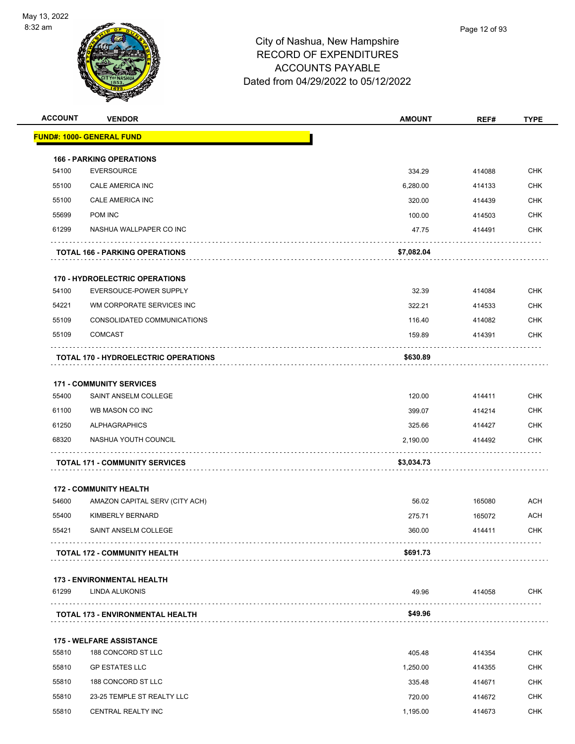City of Nashua, New Hampshire
RECORD OF EXPENDITURES
ACCOUNTS PAYABLE
Dated from 04/29/2022 to 05/12/2022

| ACCOUNT | VENDOR | AMOUNT | REF# | TYPE |
|---|---|---|---|---|
| **FUND#: 1000- GENERAL FUND** | | | | |
| **166 - PARKING OPERATIONS** | | | | |
| 54100 | EVERSOURCE | 334.29 | 414088 | CHK |
| 55100 | CALE AMERICA INC | 6,280.00 | 414133 | CHK |
| 55100 | CALE AMERICA INC | 320.00 | 414439 | CHK |
| 55699 | POM INC | 100.00 | 414503 | CHK |
| 61299 | NASHUA WALLPAPER CO INC | 47.75 | 414491 | CHK |
| | **TOTAL 166 - PARKING OPERATIONS** | **$7,082.04** | | |
| **170 - HYDROELECTRIC OPERATIONS** | | | | |
| 54100 | EVERSOUCE-POWER SUPPLY | 32.39 | 414084 | CHK |
| 54221 | WM CORPORATE SERVICES INC | 322.21 | 414533 | CHK |
| 55109 | CONSOLIDATED COMMUNICATIONS | 116.40 | 414082 | CHK |
| 55109 | COMCAST | 159.89 | 414391 | CHK |
| | **TOTAL 170 - HYDROELECTRIC OPERATIONS** | **$630.89** | | |
| **171 - COMMUNITY SERVICES** | | | | |
| 55400 | SAINT ANSELM COLLEGE | 120.00 | 414411 | CHK |
| 61100 | WB MASON CO INC | 399.07 | 414214 | CHK |
| 61250 | ALPHAGRAPHICS | 325.66 | 414427 | CHK |
| 68320 | NASHUA YOUTH COUNCIL | 2,190.00 | 414492 | CHK |
| | **TOTAL 171 - COMMUNITY SERVICES** | **$3,034.73** | | |
| **172 - COMMUNITY HEALTH** | | | | |
| 54600 | AMAZON CAPITAL SERV (CITY ACH) | 56.02 | 165080 | ACH |
| 55400 | KIMBERLY BERNARD | 275.71 | 165072 | ACH |
| 55421 | SAINT ANSELM COLLEGE | 360.00 | 414411 | CHK |
| | **TOTAL 172 - COMMUNITY HEALTH** | **$691.73** | | |
| **173 - ENVIRONMENTAL HEALTH** | | | | |
| 61299 | LINDA ALUKONIS | 49.96 | 414058 | CHK |
| | **TOTAL 173 - ENVIRONMENTAL HEALTH** | **$49.96** | | |
| **175 - WELFARE ASSISTANCE** | | | | |
| 55810 | 188 CONCORD ST LLC | 405.48 | 414354 | CHK |
| 55810 | GP ESTATES LLC | 1,250.00 | 414355 | CHK |
| 55810 | 188 CONCORD ST LLC | 335.48 | 414671 | CHK |
| 55810 | 23-25 TEMPLE ST REALTY LLC | 720.00 | 414672 | CHK |
| 55810 | CENTRAL REALTY INC | 1,195.00 | 414673 | CHK |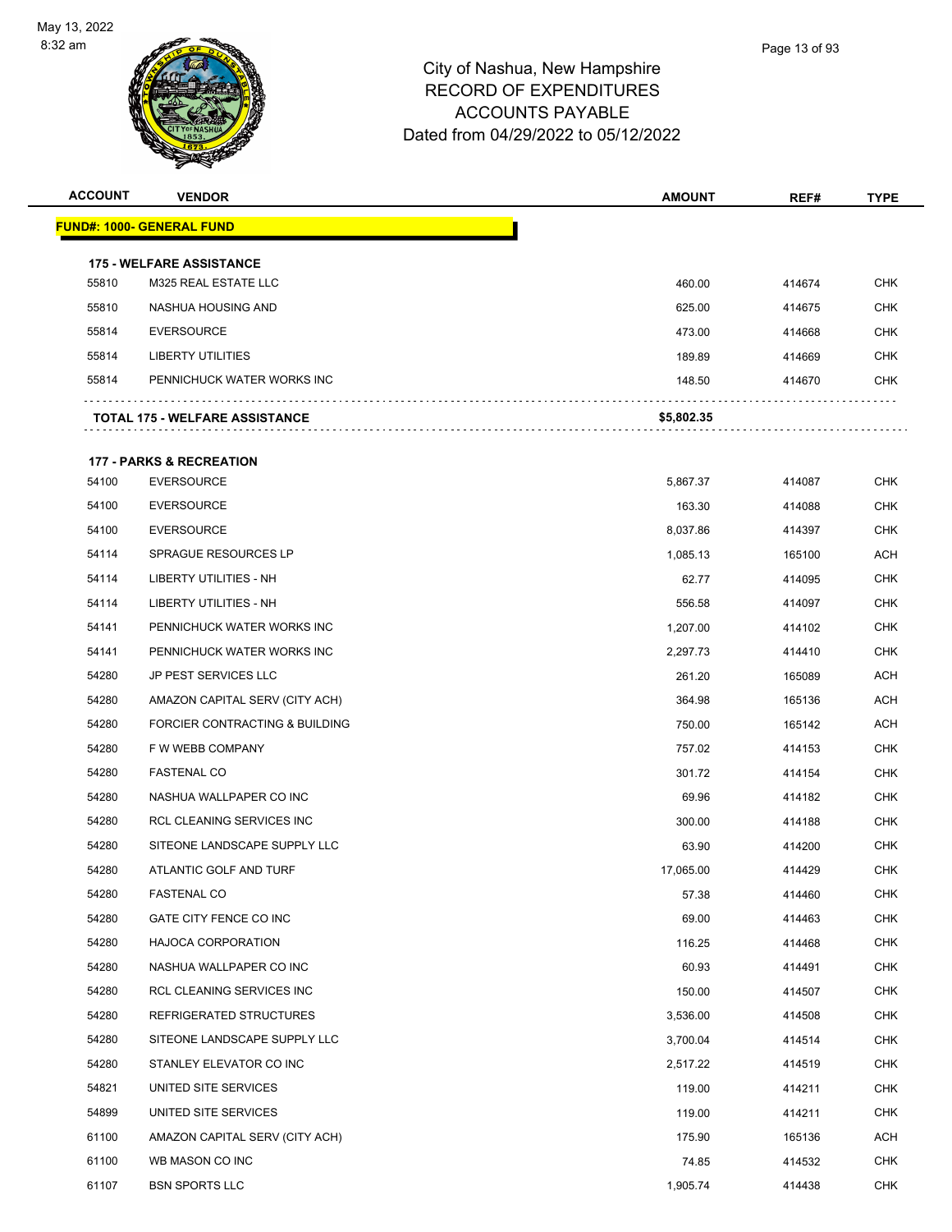# City of Nashua, New Hampshire
## RECORD OF EXPENDITURES
## ACCOUNTS PAYABLE
## Dated from 04/29/2022 to 05/12/2022

| ACCOUNT | VENDOR | AMOUNT | REF# | TYPE |
|---|---|---|---|---|
| **FUND#: 1000- GENERAL FUND** | | | | |
| **175 - WELFARE ASSISTANCE** | | | | |
| 55810 | M325 REAL ESTATE LLC | 460.00 | 414674 | CHK |
| 55810 | NASHUA HOUSING AND | 625.00 | 414675 | CHK |
| 55814 | EVERSOURCE | 473.00 | 414668 | CHK |
| 55814 | LIBERTY UTILITIES | 189.89 | 414669 | CHK |
| 55814 | PENNICHUCK WATER WORKS INC | 148.50 | 414670 | CHK |
| **TOTAL 175 - WELFARE ASSISTANCE** | | **$5,802.35** | | |
| **177 - PARKS & RECREATION** | | | | |
| 54100 | EVERSOURCE | 5,867.37 | 414087 | CHK |
| 54100 | EVERSOURCE | 163.30 | 414088 | CHK |
| 54100 | EVERSOURCE | 8,037.86 | 414397 | CHK |
| 54114 | SPRAGUE RESOURCES LP | 1,085.13 | 165100 | ACH |
| 54114 | LIBERTY UTILITIES - NH | 62.77 | 414095 | CHK |
| 54114 | LIBERTY UTILITIES - NH | 556.58 | 414097 | CHK |
| 54141 | PENNICHUCK WATER WORKS INC | 1,207.00 | 414102 | CHK |
| 54141 | PENNICHUCK WATER WORKS INC | 2,297.73 | 414410 | CHK |
| 54280 | JP PEST SERVICES LLC | 261.20 | 165089 | ACH |
| 54280 | AMAZON CAPITAL SERV (CITY ACH) | 364.98 | 165136 | ACH |
| 54280 | FORCIER CONTRACTING & BUILDING | 750.00 | 165142 | ACH |
| 54280 | F W WEBB COMPANY | 757.02 | 414153 | CHK |
| 54280 | FASTENAL CO | 301.72 | 414154 | CHK |
| 54280 | NASHUA WALLPAPER CO INC | 69.96 | 414182 | CHK |
| 54280 | RCL CLEANING SERVICES INC | 300.00 | 414188 | CHK |
| 54280 | SITEONE LANDSCAPE SUPPLY LLC | 63.90 | 414200 | CHK |
| 54280 | ATLANTIC GOLF AND TURF | 17,065.00 | 414429 | CHK |
| 54280 | FASTENAL CO | 57.38 | 414460 | CHK |
| 54280 | GATE CITY FENCE CO INC | 69.00 | 414463 | CHK |
| 54280 | HAJOCA CORPORATION | 116.25 | 414468 | CHK |
| 54280 | NASHUA WALLPAPER CO INC | 60.93 | 414491 | CHK |
| 54280 | RCL CLEANING SERVICES INC | 150.00 | 414507 | CHK |
| 54280 | REFRIGERATED STRUCTURES | 3,536.00 | 414508 | CHK |
| 54280 | SITEONE LANDSCAPE SUPPLY LLC | 3,700.04 | 414514 | CHK |
| 54280 | STANLEY ELEVATOR CO INC | 2,517.22 | 414519 | CHK |
| 54821 | UNITED SITE SERVICES | 119.00 | 414211 | CHK |
| 54899 | UNITED SITE SERVICES | 119.00 | 414211 | CHK |
| 61100 | AMAZON CAPITAL SERV (CITY ACH) | 175.90 | 165136 | ACH |
| 61100 | WB MASON CO INC | 74.85 | 414532 | CHK |
| 61107 | BSN SPORTS LLC | 1,905.74 | 414438 | CHK |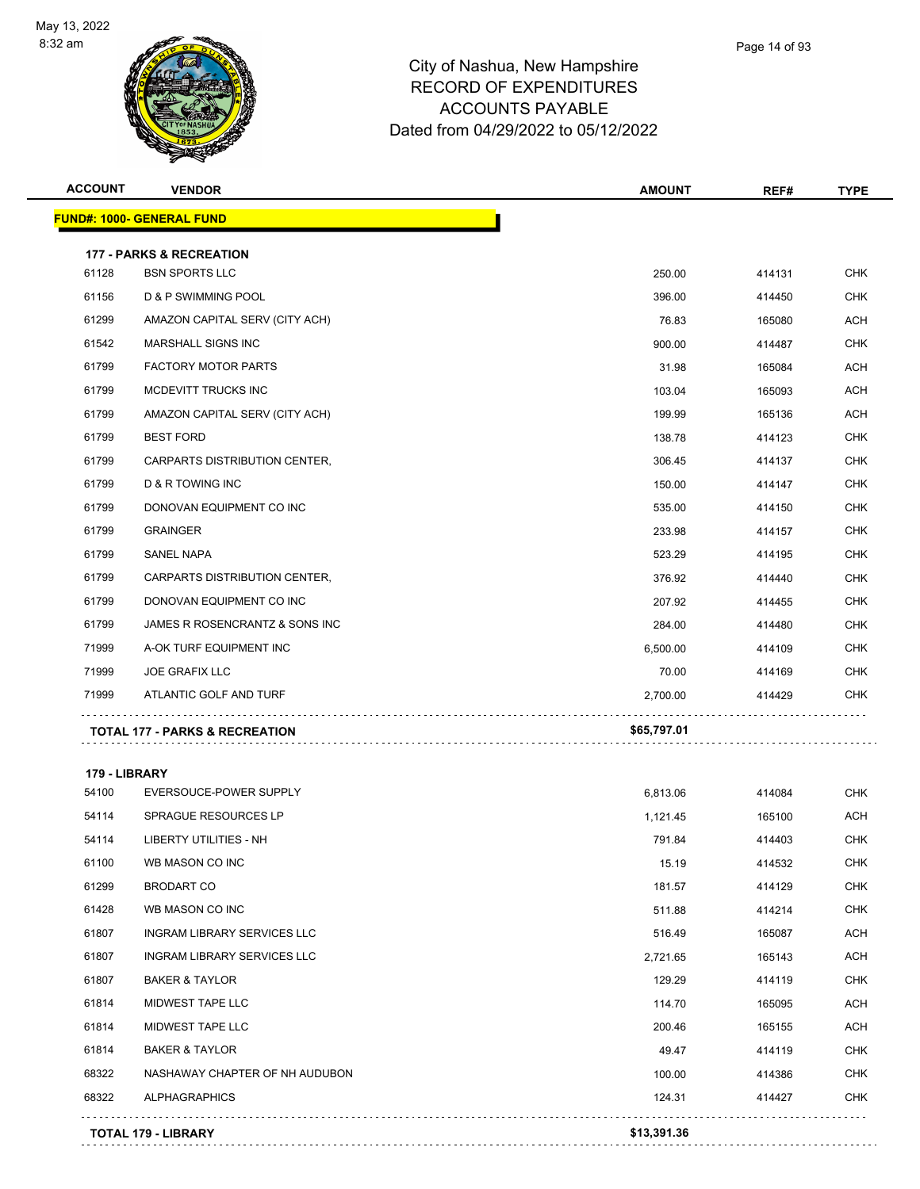# City of Nashua, New Hampshire
## RECORD OF EXPENDITURES
## ACCOUNTS PAYABLE
## Dated from 04/29/2022 to 05/12/2022

| ACCOUNT | VENDOR | AMOUNT | REF# | TYPE |
|---|---|---|---|---|
| **FUND#: 1000- GENERAL FUND** | | | | |
| **177 - PARKS & RECREATION** | | | | |
| 61128 | BSN SPORTS LLC | 250.00 | 414131 | CHK |
| 61156 | D & P SWIMMING POOL | 396.00 | 414450 | CHK |
| 61299 | AMAZON CAPITAL SERV (CITY ACH) | 76.83 | 165080 | ACH |
| 61542 | MARSHALL SIGNS INC | 900.00 | 414487 | CHK |
| 61799 | FACTORY MOTOR PARTS | 31.98 | 165084 | ACH |
| 61799 | MCDEVITT TRUCKS INC | 103.04 | 165093 | ACH |
| 61799 | AMAZON CAPITAL SERV (CITY ACH) | 199.99 | 165136 | ACH |
| 61799 | BEST FORD | 138.78 | 414123 | CHK |
| 61799 | CARPARTS DISTRIBUTION CENTER, | 306.45 | 414137 | CHK |
| 61799 | D & R TOWING INC | 150.00 | 414147 | CHK |
| 61799 | DONOVAN EQUIPMENT CO INC | 535.00 | 414150 | CHK |
| 61799 | GRAINGER | 233.98 | 414157 | CHK |
| 61799 | SANEL NAPA | 523.29 | 414195 | CHK |
| 61799 | CARPARTS DISTRIBUTION CENTER, | 376.92 | 414440 | CHK |
| 61799 | DONOVAN EQUIPMENT CO INC | 207.92 | 414455 | CHK |
| 61799 | JAMES R ROSENCRANTZ & SONS INC | 284.00 | 414480 | CHK |
| 71999 | A-OK TURF EQUIPMENT INC | 6,500.00 | 414109 | CHK |
| 71999 | JOE GRAFIX LLC | 70.00 | 414169 | CHK |
| 71999 | ATLANTIC GOLF AND TURF | 2,700.00 | 414429 | CHK |
| **TOTAL 177 - PARKS & RECREATION** | | **$65,797.01** | | |
| **179 - LIBRARY** | | | | |
| 54100 | EVERSOUCE-POWER SUPPLY | 6,813.06 | 414084 | CHK |
| 54114 | SPRAGUE RESOURCES LP | 1,121.45 | 165100 | ACH |
| 54114 | LIBERTY UTILITIES - NH | 791.84 | 414403 | CHK |
| 61100 | WB MASON CO INC | 15.19 | 414532 | CHK |
| 61299 | BRODART CO | 181.57 | 414129 | CHK |
| 61428 | WB MASON CO INC | 511.88 | 414214 | CHK |
| 61807 | INGRAM LIBRARY SERVICES LLC | 516.49 | 165087 | ACH |
| 61807 | INGRAM LIBRARY SERVICES LLC | 2,721.65 | 165143 | ACH |
| 61807 | BAKER & TAYLOR | 129.29 | 414119 | CHK |
| 61814 | MIDWEST TAPE LLC | 114.70 | 165095 | ACH |
| 61814 | MIDWEST TAPE LLC | 200.46 | 165155 | ACH |
| 61814 | BAKER & TAYLOR | 49.47 | 414119 | CHK |
| 68322 | NASHAWAY CHAPTER OF NH AUDUBON | 100.00 | 414386 | CHK |
| 68322 | ALPHAGRAPHICS | 124.31 | 414427 | CHK |
| **TOTAL 179 - LIBRARY** | | **$13,391.36** | | |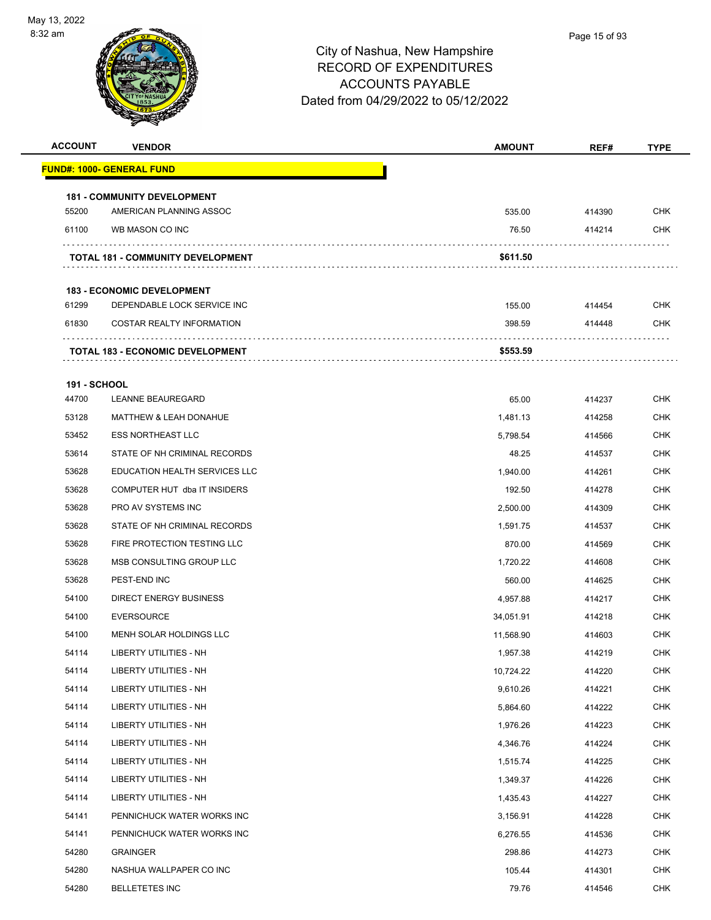City of Nashua, New Hampshire
RECORD OF EXPENDITURES
ACCOUNTS PAYABLE
Dated from 04/29/2022 to 05/12/2022

| ACCOUNT | VENDOR | AMOUNT | REF# | TYPE |
|---|---|---|---|---|
| **FUND#: 1000- GENERAL FUND** | | | | |
| **181 - COMMUNITY DEVELOPMENT** | | | | |
| 55200 | AMERICAN PLANNING ASSOC | 535.00 | 414390 | CHK |
| 61100 | WB MASON CO INC | 76.50 | 414214 | CHK |
| | **TOTAL 181 - COMMUNITY DEVELOPMENT** | **$611.50** | | |
| **183 - ECONOMIC DEVELOPMENT** | | | | |
| 61299 | DEPENDABLE LOCK SERVICE INC | 155.00 | 414454 | CHK |
| 61830 | COSTAR REALTY INFORMATION | 398.59 | 414448 | CHK |
| | **TOTAL 183 - ECONOMIC DEVELOPMENT** | **$553.59** | | |
| **191 - SCHOOL** | | | | |
| 44700 | LEANNE BEAUREGARD | 65.00 | 414237 | CHK |
| 53128 | MATTHEW & LEAH DONAHUE | 1,481.13 | 414258 | CHK |
| 53452 | ESS NORTHEAST LLC | 5,798.54 | 414566 | CHK |
| 53614 | STATE OF NH CRIMINAL RECORDS | 48.25 | 414537 | CHK |
| 53628 | EDUCATION HEALTH SERVICES LLC | 1,940.00 | 414261 | CHK |
| 53628 | COMPUTER HUT dba IT INSIDERS | 192.50 | 414278 | CHK |
| 53628 | PRO AV SYSTEMS INC | 2,500.00 | 414309 | CHK |
| 53628 | STATE OF NH CRIMINAL RECORDS | 1,591.75 | 414537 | CHK |
| 53628 | FIRE PROTECTION TESTING LLC | 870.00 | 414569 | CHK |
| 53628 | MSB CONSULTING GROUP LLC | 1,720.22 | 414608 | CHK |
| 53628 | PEST-END INC | 560.00 | 414625 | CHK |
| 54100 | DIRECT ENERGY BUSINESS | 4,957.88 | 414217 | CHK |
| 54100 | EVERSOURCE | 34,051.91 | 414218 | CHK |
| 54100 | MENH SOLAR HOLDINGS LLC | 11,568.90 | 414603 | CHK |
| 54114 | LIBERTY UTILITIES - NH | 1,957.38 | 414219 | CHK |
| 54114 | LIBERTY UTILITIES - NH | 10,724.22 | 414220 | CHK |
| 54114 | LIBERTY UTILITIES - NH | 9,610.26 | 414221 | CHK |
| 54114 | LIBERTY UTILITIES - NH | 5,864.60 | 414222 | CHK |
| 54114 | LIBERTY UTILITIES - NH | 1,976.26 | 414223 | CHK |
| 54114 | LIBERTY UTILITIES - NH | 4,346.76 | 414224 | CHK |
| 54114 | LIBERTY UTILITIES - NH | 1,515.74 | 414225 | CHK |
| 54114 | LIBERTY UTILITIES - NH | 1,349.37 | 414226 | CHK |
| 54114 | LIBERTY UTILITIES - NH | 1,435.43 | 414227 | CHK |
| 54141 | PENNICHUCK WATER WORKS INC | 3,156.91 | 414228 | CHK |
| 54141 | PENNICHUCK WATER WORKS INC | 6,276.55 | 414536 | CHK |
| 54280 | GRAINGER | 298.86 | 414273 | CHK |
| 54280 | NASHUA WALLPAPER CO INC | 105.44 | 414301 | CHK |
| 54280 | BELLETETES INC | 79.76 | 414546 | CHK |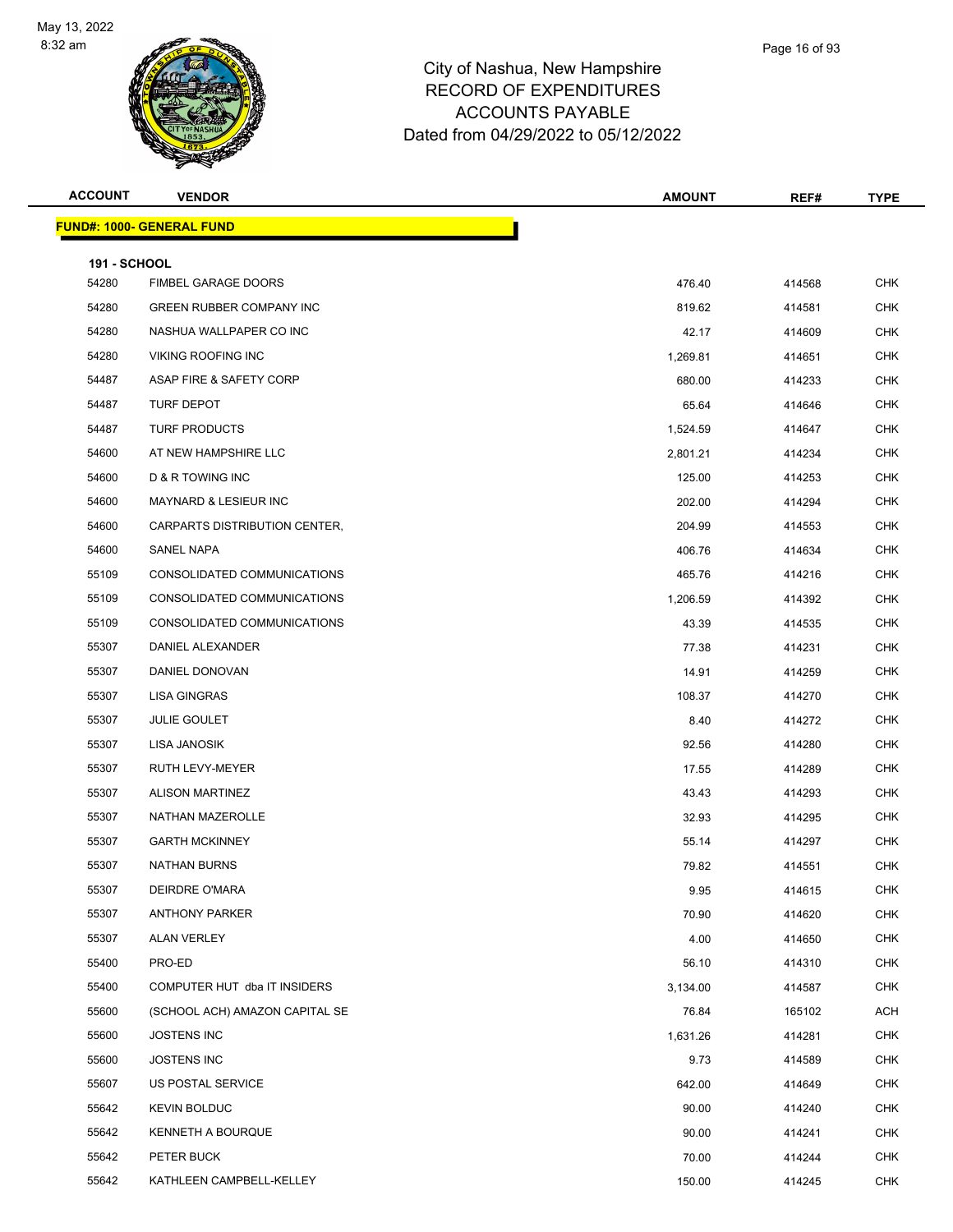# City of Nashua, New Hampshire
## RECORD OF EXPENDITURES
## ACCOUNTS PAYABLE
## Dated from 04/29/2022 to 05/12/2022

| ACCOUNT | VENDOR | AMOUNT | REF# | TYPE |
|---|---|---|---|---|
| **FUND#: 1000- GENERAL FUND** | | | | |
| **191 - SCHOOL** | | | | |
| 54280 | FIMBEL GARAGE DOORS | 476.40 | 414568 | CHK |
| 54280 | GREEN RUBBER COMPANY INC | 819.62 | 414581 | CHK |
| 54280 | NASHUA WALLPAPER CO INC | 42.17 | 414609 | CHK |
| 54280 | VIKING ROOFING INC | 1,269.81 | 414651 | CHK |
| 54487 | ASAP FIRE & SAFETY CORP | 680.00 | 414233 | CHK |
| 54487 | TURF DEPOT | 65.64 | 414646 | CHK |
| 54487 | TURF PRODUCTS | 1,524.59 | 414647 | CHK |
| 54600 | AT NEW HAMPSHIRE LLC | 2,801.21 | 414234 | CHK |
| 54600 | D & R TOWING INC | 125.00 | 414253 | CHK |
| 54600 | MAYNARD & LESIEUR INC | 202.00 | 414294 | CHK |
| 54600 | CARPARTS DISTRIBUTION CENTER, | 204.99 | 414553 | CHK |
| 54600 | SANEL NAPA | 406.76 | 414634 | CHK |
| 55109 | CONSOLIDATED COMMUNICATIONS | 465.76 | 414216 | CHK |
| 55109 | CONSOLIDATED COMMUNICATIONS | 1,206.59 | 414392 | CHK |
| 55109 | CONSOLIDATED COMMUNICATIONS | 43.39 | 414535 | CHK |
| 55307 | DANIEL ALEXANDER | 77.38 | 414231 | CHK |
| 55307 | DANIEL DONOVAN | 14.91 | 414259 | CHK |
| 55307 | LISA GINGRAS | 108.37 | 414270 | CHK |
| 55307 | JULIE GOULET | 8.40 | 414272 | CHK |
| 55307 | LISA JANOSIK | 92.56 | 414280 | CHK |
| 55307 | RUTH LEVY-MEYER | 17.55 | 414289 | CHK |
| 55307 | ALISON MARTINEZ | 43.43 | 414293 | CHK |
| 55307 | NATHAN MAZEROLLE | 32.93 | 414295 | CHK |
| 55307 | GARTH MCKINNEY | 55.14 | 414297 | CHK |
| 55307 | NATHAN BURNS | 79.82 | 414551 | CHK |
| 55307 | DEIRDRE O'MARA | 9.95 | 414615 | CHK |
| 55307 | ANTHONY PARKER | 70.90 | 414620 | CHK |
| 55307 | ALAN VERLEY | 4.00 | 414650 | CHK |
| 55400 | PRO-ED | 56.10 | 414310 | CHK |
| 55400 | COMPUTER HUT dba IT INSIDERS | 3,134.00 | 414587 | CHK |
| 55600 | (SCHOOL ACH) AMAZON CAPITAL SE | 76.84 | 165102 | ACH |
| 55600 | JOSTENS INC | 1,631.26 | 414281 | CHK |
| 55600 | JOSTENS INC | 9.73 | 414589 | CHK |
| 55607 | US POSTAL SERVICE | 642.00 | 414649 | CHK |
| 55642 | KEVIN BOLDUC | 90.00 | 414240 | CHK |
| 55642 | KENNETH A BOURQUE | 90.00 | 414241 | CHK |
| 55642 | PETER BUCK | 70.00 | 414244 | CHK |
| 55642 | KATHLEEN CAMPBELL-KELLEY | 150.00 | 414245 | CHK |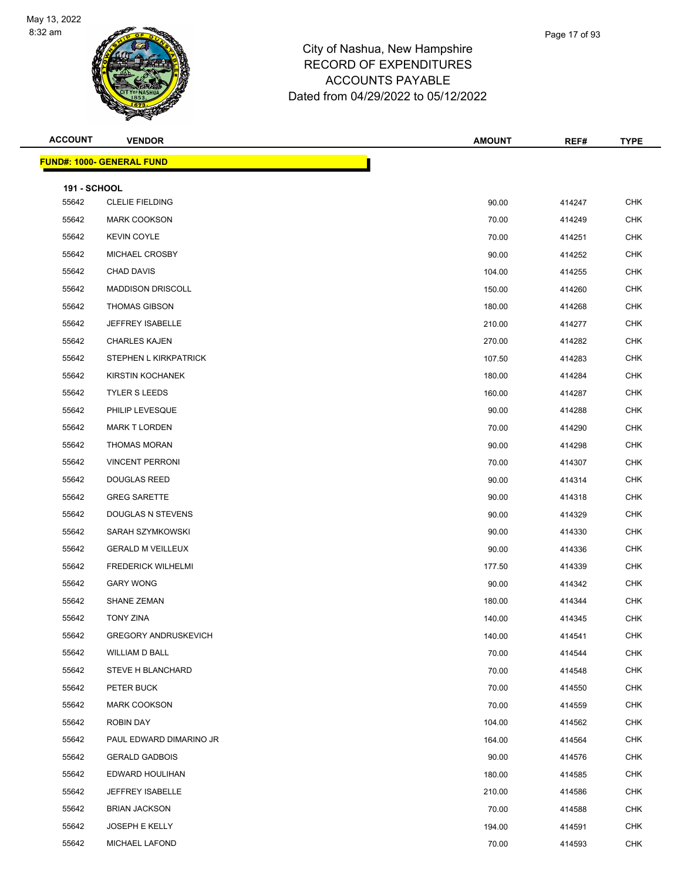City of Nashua, New Hampshire
RECORD OF EXPENDITURES
ACCOUNTS PAYABLE
Dated from 04/29/2022 to 05/12/2022

| ACCOUNT | VENDOR | AMOUNT | REF# | TYPE |
|---|---|---|---|---|
| **FUND#: 1000- GENERAL FUND** | | | | |
| **191 - SCHOOL** | | | | |
| 55642 | CLELIE FIELDING | 90.00 | 414247 | CHK |
| 55642 | MARK COOKSON | 70.00 | 414249 | CHK |
| 55642 | KEVIN COYLE | 70.00 | 414251 | CHK |
| 55642 | MICHAEL CROSBY | 90.00 | 414252 | CHK |
| 55642 | CHAD DAVIS | 104.00 | 414255 | CHK |
| 55642 | MADDISON DRISCOLL | 150.00 | 414260 | CHK |
| 55642 | THOMAS GIBSON | 180.00 | 414268 | CHK |
| 55642 | JEFFREY ISABELLE | 210.00 | 414277 | CHK |
| 55642 | CHARLES KAJEN | 270.00 | 414282 | CHK |
| 55642 | STEPHEN L KIRKPATRICK | 107.50 | 414283 | CHK |
| 55642 | KIRSTIN KOCHANEK | 180.00 | 414284 | CHK |
| 55642 | TYLER S LEEDS | 160.00 | 414287 | CHK |
| 55642 | PHILIP LEVESQUE | 90.00 | 414288 | CHK |
| 55642 | MARK T LORDEN | 70.00 | 414290 | CHK |
| 55642 | THOMAS MORAN | 90.00 | 414298 | CHK |
| 55642 | VINCENT PERRONI | 70.00 | 414307 | CHK |
| 55642 | DOUGLAS REED | 90.00 | 414314 | CHK |
| 55642 | GREG SARETTE | 90.00 | 414318 | CHK |
| 55642 | DOUGLAS N STEVENS | 90.00 | 414329 | CHK |
| 55642 | SARAH SZYMKOWSKI | 90.00 | 414330 | CHK |
| 55642 | GERALD M VEILLEUX | 90.00 | 414336 | CHK |
| 55642 | FREDERICK WILHELMI | 177.50 | 414339 | CHK |
| 55642 | GARY WONG | 90.00 | 414342 | CHK |
| 55642 | SHANE ZEMAN | 180.00 | 414344 | CHK |
| 55642 | TONY ZINA | 140.00 | 414345 | CHK |
| 55642 | GREGORY ANDRUSKEVICH | 140.00 | 414541 | CHK |
| 55642 | WILLIAM D BALL | 70.00 | 414544 | CHK |
| 55642 | STEVE H BLANCHARD | 70.00 | 414548 | CHK |
| 55642 | PETER BUCK | 70.00 | 414550 | CHK |
| 55642 | MARK COOKSON | 70.00 | 414559 | CHK |
| 55642 | ROBIN DAY | 104.00 | 414562 | CHK |
| 55642 | PAUL EDWARD DIMARINO JR | 164.00 | 414564 | CHK |
| 55642 | GERALD GADBOIS | 90.00 | 414576 | CHK |
| 55642 | EDWARD HOULIHAN | 180.00 | 414585 | CHK |
| 55642 | JEFFREY ISABELLE | 210.00 | 414586 | CHK |
| 55642 | BRIAN JACKSON | 70.00 | 414588 | CHK |
| 55642 | JOSEPH E KELLY | 194.00 | 414591 | CHK |
| 55642 | MICHAEL LAFOND | 70.00 | 414593 | CHK |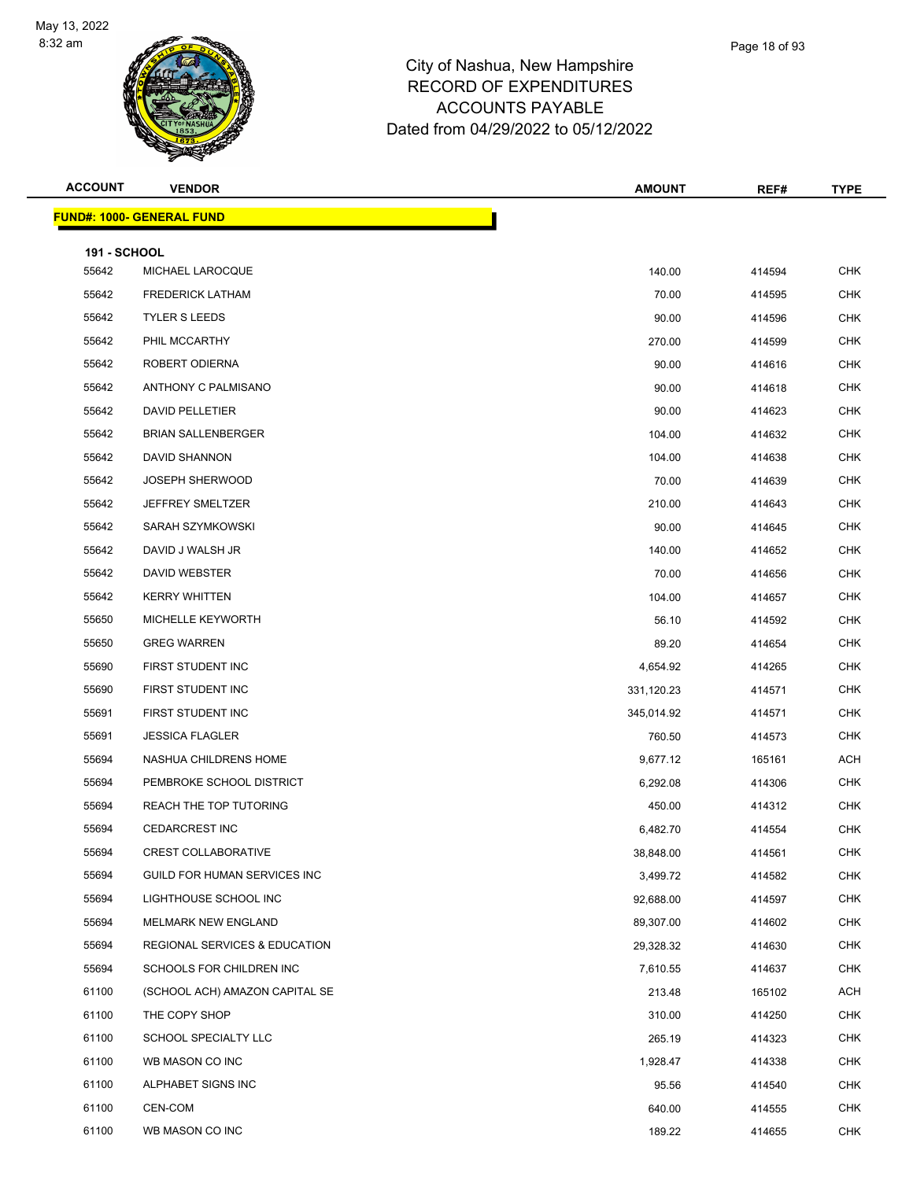# City of Nashua, New Hampshire
## RECORD OF EXPENDITURES
## ACCOUNTS PAYABLE
### Dated from 04/29/2022 to 05/12/2022

| ACCOUNT | VENDOR | AMOUNT | REF# | TYPE |
|---|---|---|---|---|
| **FUND#: 1000- GENERAL FUND** | | | | |
| **191 - SCHOOL** | | | | |
| 55642 | MICHAEL LAROCQUE | 140.00 | 414594 | CHK |
| 55642 | FREDERICK LATHAM | 70.00 | 414595 | CHK |
| 55642 | TYLER S LEEDS | 90.00 | 414596 | CHK |
| 55642 | PHIL MCCARTHY | 270.00 | 414599 | CHK |
| 55642 | ROBERT ODIERNA | 90.00 | 414616 | CHK |
| 55642 | ANTHONY C PALMISANO | 90.00 | 414618 | CHK |
| 55642 | DAVID PELLETIER | 90.00 | 414623 | CHK |
| 55642 | BRIAN SALLENBERGER | 104.00 | 414632 | CHK |
| 55642 | DAVID SHANNON | 104.00 | 414638 | CHK |
| 55642 | JOSEPH SHERWOOD | 70.00 | 414639 | CHK |
| 55642 | JEFFREY SMELTZER | 210.00 | 414643 | CHK |
| 55642 | SARAH SZYMKOWSKI | 90.00 | 414645 | CHK |
| 55642 | DAVID J WALSH JR | 140.00 | 414652 | CHK |
| 55642 | DAVID WEBSTER | 70.00 | 414656 | CHK |
| 55642 | KERRY WHITTEN | 104.00 | 414657 | CHK |
| 55650 | MICHELLE KEYWORTH | 56.10 | 414592 | CHK |
| 55650 | GREG WARREN | 89.20 | 414654 | CHK |
| 55690 | FIRST STUDENT INC | 4,654.92 | 414265 | CHK |
| 55690 | FIRST STUDENT INC | 331,120.23 | 414571 | CHK |
| 55691 | FIRST STUDENT INC | 345,014.92 | 414571 | CHK |
| 55691 | JESSICA FLAGLER | 760.50 | 414573 | CHK |
| 55694 | NASHUA CHILDRENS HOME | 9,677.12 | 165161 | ACH |
| 55694 | PEMBROKE SCHOOL DISTRICT | 6,292.08 | 414306 | CHK |
| 55694 | REACH THE TOP TUTORING | 450.00 | 414312 | CHK |
| 55694 | CEDARCREST INC | 6,482.70 | 414554 | CHK |
| 55694 | CREST COLLABORATIVE | 38,848.00 | 414561 | CHK |
| 55694 | GUILD FOR HUMAN SERVICES INC | 3,499.72 | 414582 | CHK |
| 55694 | LIGHTHOUSE SCHOOL INC | 92,688.00 | 414597 | CHK |
| 55694 | MELMARK NEW ENGLAND | 89,307.00 | 414602 | CHK |
| 55694 | REGIONAL SERVICES & EDUCATION | 29,328.32 | 414630 | CHK |
| 55694 | SCHOOLS FOR CHILDREN INC | 7,610.55 | 414637 | CHK |
| 61100 | (SCHOOL ACH) AMAZON CAPITAL SE | 213.48 | 165102 | ACH |
| 61100 | THE COPY SHOP | 310.00 | 414250 | CHK |
| 61100 | SCHOOL SPECIALTY LLC | 265.19 | 414323 | CHK |
| 61100 | WB MASON CO INC | 1,928.47 | 414338 | CHK |
| 61100 | ALPHABET SIGNS INC | 95.56 | 414540 | CHK |
| 61100 | CEN-COM | 640.00 | 414555 | CHK |
| 61100 | WB MASON CO INC | 189.22 | 414655 | CHK |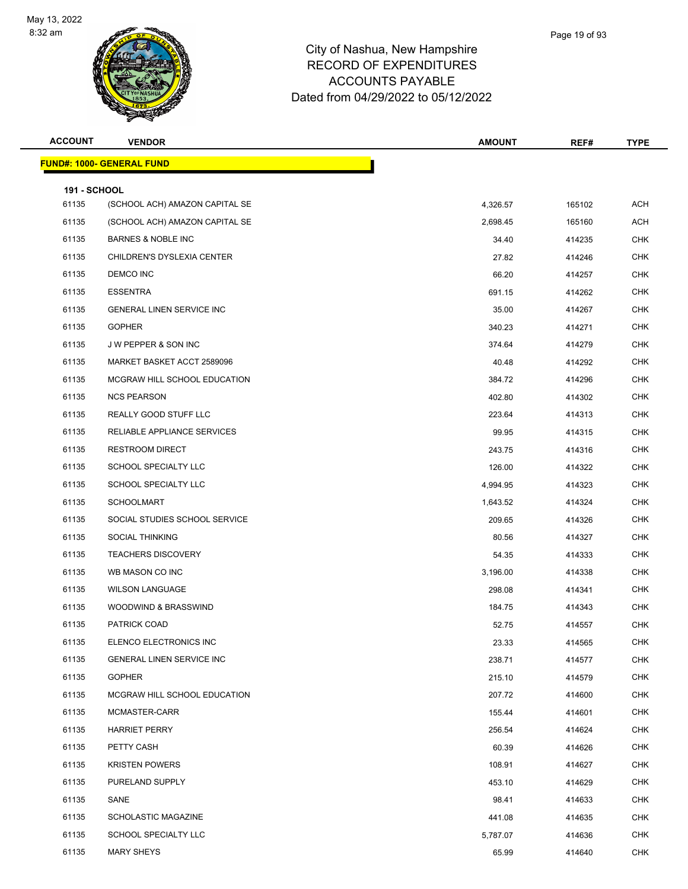# City of Nashua, New Hampshire
## RECORD OF EXPENDITURES
## ACCOUNTS PAYABLE
## Dated from 04/29/2022 to 05/12/2022

| ACCOUNT | VENDOR | AMOUNT | REF# | TYPE |
|---|---|---|---|---|
| **FUND#: 1000- GENERAL FUND** | | | | |
| **191 - SCHOOL** | | | | |
| 61135 | (SCHOOL ACH) AMAZON CAPITAL SE | 4,326.57 | 165102 | ACH |
| 61135 | (SCHOOL ACH) AMAZON CAPITAL SE | 2,698.45 | 165160 | ACH |
| 61135 | BARNES & NOBLE INC | 34.40 | 414235 | CHK |
| 61135 | CHILDREN'S DYSLEXIA CENTER | 27.82 | 414246 | CHK |
| 61135 | DEMCO INC | 66.20 | 414257 | CHK |
| 61135 | ESSENTRA | 691.15 | 414262 | CHK |
| 61135 | GENERAL LINEN SERVICE INC | 35.00 | 414267 | CHK |
| 61135 | GOPHER | 340.23 | 414271 | CHK |
| 61135 | J W PEPPER & SON INC | 374.64 | 414279 | CHK |
| 61135 | MARKET BASKET ACCT 2589096 | 40.48 | 414292 | CHK |
| 61135 | MCGRAW HILL SCHOOL EDUCATION | 384.72 | 414296 | CHK |
| 61135 | NCS PEARSON | 402.80 | 414302 | CHK |
| 61135 | REALLY GOOD STUFF LLC | 223.64 | 414313 | CHK |
| 61135 | RELIABLE APPLIANCE SERVICES | 99.95 | 414315 | CHK |
| 61135 | RESTROOM DIRECT | 243.75 | 414316 | CHK |
| 61135 | SCHOOL SPECIALTY LLC | 126.00 | 414322 | CHK |
| 61135 | SCHOOL SPECIALTY LLC | 4,994.95 | 414323 | CHK |
| 61135 | SCHOOLMART | 1,643.52 | 414324 | CHK |
| 61135 | SOCIAL STUDIES SCHOOL SERVICE | 209.65 | 414326 | CHK |
| 61135 | SOCIAL THINKING | 80.56 | 414327 | CHK |
| 61135 | TEACHERS DISCOVERY | 54.35 | 414333 | CHK |
| 61135 | WB MASON CO INC | 3,196.00 | 414338 | CHK |
| 61135 | WILSON LANGUAGE | 298.08 | 414341 | CHK |
| 61135 | WOODWIND & BRASSWIND | 184.75 | 414343 | CHK |
| 61135 | PATRICK COAD | 52.75 | 414557 | CHK |
| 61135 | ELENCO ELECTRONICS INC | 23.33 | 414565 | CHK |
| 61135 | GENERAL LINEN SERVICE INC | 238.71 | 414577 | CHK |
| 61135 | GOPHER | 215.10 | 414579 | CHK |
| 61135 | MCGRAW HILL SCHOOL EDUCATION | 207.72 | 414600 | CHK |
| 61135 | MCMASTER-CARR | 155.44 | 414601 | CHK |
| 61135 | HARRIET PERRY | 256.54 | 414624 | CHK |
| 61135 | PETTY CASH | 60.39 | 414626 | CHK |
| 61135 | KRISTEN POWERS | 108.91 | 414627 | CHK |
| 61135 | PURELAND SUPPLY | 453.10 | 414629 | CHK |
| 61135 | SANE | 98.41 | 414633 | CHK |
| 61135 | SCHOLASTIC MAGAZINE | 441.08 | 414635 | CHK |
| 61135 | SCHOOL SPECIALTY LLC | 5,787.07 | 414636 | CHK |
| 61135 | MARY SHEYS | 65.99 | 414640 | CHK |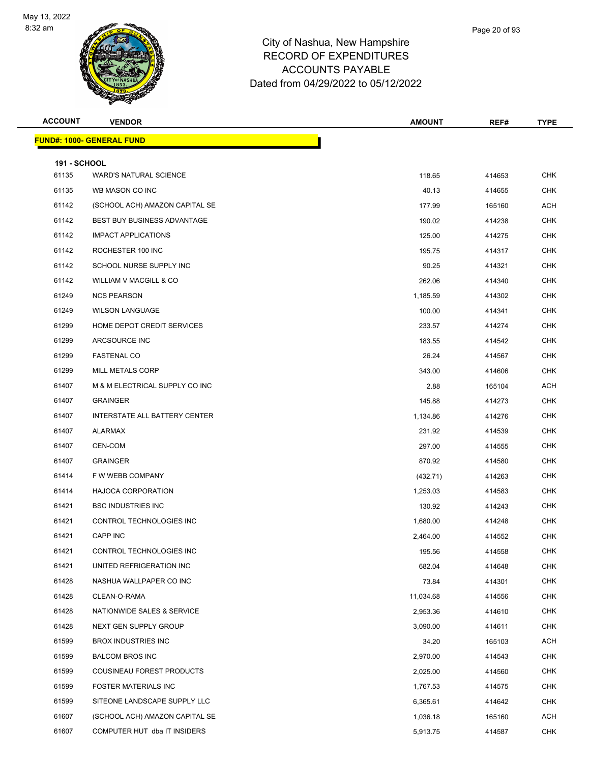# City of Nashua, New Hampshire
## RECORD OF EXPENDITURES
## ACCOUNTS PAYABLE
## Dated from 04/29/2022 to 05/12/2022

May 13, 2022
8:32 am

**FUND#: 1000- GENERAL FUND**

**191 - SCHOOL**

| ACCOUNT | VENDOR | AMOUNT | REF# | TYPE |
|---|---|---|---|---|
| 61135 | WARD'S NATURAL SCIENCE | 118.65 | 414653 | CHK |
| 61135 | WB MASON CO INC | 40.13 | 414655 | CHK |
| 61142 | (SCHOOL ACH) AMAZON CAPITAL SE | 177.99 | 165160 | ACH |
| 61142 | BEST BUY BUSINESS ADVANTAGE | 190.02 | 414238 | CHK |
| 61142 | IMPACT APPLICATIONS | 125.00 | 414275 | CHK |
| 61142 | ROCHESTER 100 INC | 195.75 | 414317 | CHK |
| 61142 | SCHOOL NURSE SUPPLY INC | 90.25 | 414321 | CHK |
| 61142 | WILLIAM V MACGILL & CO | 262.06 | 414340 | CHK |
| 61249 | NCS PEARSON | 1,185.59 | 414302 | CHK |
| 61249 | WILSON LANGUAGE | 100.00 | 414341 | CHK |
| 61299 | HOME DEPOT CREDIT SERVICES | 233.57 | 414274 | CHK |
| 61299 | ARCSOURCE INC | 183.55 | 414542 | CHK |
| 61299 | FASTENAL CO | 26.24 | 414567 | CHK |
| 61299 | MILL METALS CORP | 343.00 | 414606 | CHK |
| 61407 | M & M ELECTRICAL SUPPLY CO INC | 2.88 | 165104 | ACH |
| 61407 | GRAINGER | 145.88 | 414273 | CHK |
| 61407 | INTERSTATE ALL BATTERY CENTER | 1,134.86 | 414276 | CHK |
| 61407 | ALARMAX | 231.92 | 414539 | CHK |
| 61407 | CEN-COM | 297.00 | 414555 | CHK |
| 61407 | GRAINGER | 870.92 | 414580 | CHK |
| 61414 | F W WEBB COMPANY | (432.71) | 414263 | CHK |
| 61414 | HAJOCA CORPORATION | 1,253.03 | 414583 | CHK |
| 61421 | BSC INDUSTRIES INC | 130.92 | 414243 | CHK |
| 61421 | CONTROL TECHNOLOGIES INC | 1,680.00 | 414248 | CHK |
| 61421 | CAPP INC | 2,464.00 | 414552 | CHK |
| 61421 | CONTROL TECHNOLOGIES INC | 195.56 | 414558 | CHK |
| 61421 | UNITED REFRIGERATION INC | 682.04 | 414648 | CHK |
| 61428 | NASHUA WALLPAPER CO INC | 73.84 | 414301 | CHK |
| 61428 | CLEAN-O-RAMA | 11,034.68 | 414556 | CHK |
| 61428 | NATIONWIDE SALES & SERVICE | 2,953.36 | 414610 | CHK |
| 61428 | NEXT GEN SUPPLY GROUP | 3,090.00 | 414611 | CHK |
| 61599 | BROX INDUSTRIES INC | 34.20 | 165103 | ACH |
| 61599 | BALCOM BROS INC | 2,970.00 | 414543 | CHK |
| 61599 | COUSINEAU FOREST PRODUCTS | 2,025.00 | 414560 | CHK |
| 61599 | FOSTER MATERIALS INC | 1,767.53 | 414575 | CHK |
| 61599 | SITEONE LANDSCAPE SUPPLY LLC | 6,365.61 | 414642 | CHK |
| 61607 | (SCHOOL ACH) AMAZON CAPITAL SE | 1,036.18 | 165160 | ACH |
| 61607 | COMPUTER HUT dba IT INSIDERS | 5,913.75 | 414587 | CHK |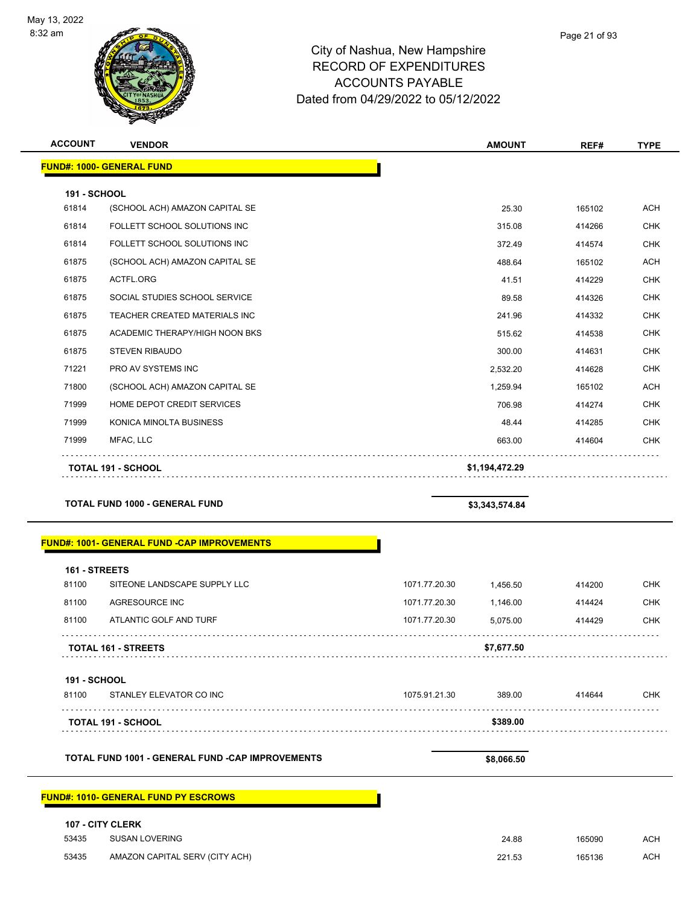City of Nashua, New Hampshire
RECORD OF EXPENDITURES
ACCOUNTS PAYABLE
Dated from 04/29/2022 to 05/12/2022

| ACCOUNT | VENDOR | | AMOUNT | REF# | TYPE |
|---|---|---|---|---|---|
| **FUND#: 1000- GENERAL FUND** | | | | | |
| **191 - SCHOOL** | | | | | |
| 61814 | (SCHOOL ACH) AMAZON CAPITAL SE | | 25.30 | 165102 | ACH |
| 61814 | FOLLETT SCHOOL SOLUTIONS INC | | 315.08 | 414266 | CHK |
| 61814 | FOLLETT SCHOOL SOLUTIONS INC | | 372.49 | 414574 | CHK |
| 61875 | (SCHOOL ACH) AMAZON CAPITAL SE | | 488.64 | 165102 | ACH |
| 61875 | ACTFL.ORG | | 41.51 | 414229 | CHK |
| 61875 | SOCIAL STUDIES SCHOOL SERVICE | | 89.58 | 414326 | CHK |
| 61875 | TEACHER CREATED MATERIALS INC | | 241.96 | 414332 | CHK |
| 61875 | ACADEMIC THERAPY/HIGH NOON BKS | | 515.62 | 414538 | CHK |
| 61875 | STEVEN RIBAUDO | | 300.00 | 414631 | CHK |
| 71221 | PRO AV SYSTEMS INC | | 2,532.20 | 414628 | CHK |
| 71800 | (SCHOOL ACH) AMAZON CAPITAL SE | | 1,259.94 | 165102 | ACH |
| 71999 | HOME DEPOT CREDIT SERVICES | | 706.98 | 414274 | CHK |
| 71999 | KONICA MINOLTA BUSINESS | | 48.44 | 414285 | CHK |
| 71999 | MFAC, LLC | | 663.00 | 414604 | CHK |
| | **TOTAL 191 - SCHOOL** | | **$1,194,472.29** | | |
| | **TOTAL FUND 1000 - GENERAL FUND** | | **$3,343,574.84** | | |
| **FUND#: 1001- GENERAL FUND -CAP IMPROVEMENTS** | | | | | |
| **161 - STREETS** | | | | | |
| 81100 | SITEONE LANDSCAPE SUPPLY LLC | 1071.77.20.30 | 1,456.50 | 414200 | CHK |
| 81100 | AGRESOURCE INC | 1071.77.20.30 | 1,146.00 | 414424 | CHK |
| 81100 | ATLANTIC GOLF AND TURF | 1071.77.20.30 | 5,075.00 | 414429 | CHK |
| | **TOTAL 161 - STREETS** | | **$7,677.50** | | |
| **191 - SCHOOL** | | | | | |
| 81100 | STANLEY ELEVATOR CO INC | 1075.91.21.30 | 389.00 | 414644 | CHK |
| | **TOTAL 191 - SCHOOL** | | **$389.00** | | |
| | **TOTAL FUND 1001 - GENERAL FUND -CAP IMPROVEMENTS** | | **$8,066.50** | | |
| **FUND#: 1010- GENERAL FUND PY ESCROWS** | | | | | |
| **107 - CITY CLERK** | | | | | |
| 53435 | SUSAN LOVERING | | 24.88 | 165090 | ACH |
| 53435 | AMAZON CAPITAL SERV (CITY ACH) | | 221.53 | 165136 | ACH |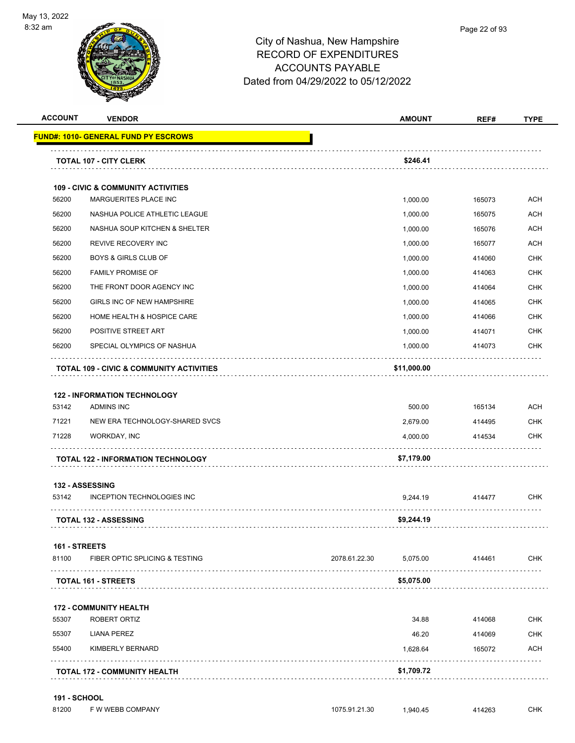City of Nashua, New Hampshire
RECORD OF EXPENDITURES
ACCOUNTS PAYABLE
Dated from 04/29/2022 to 05/12/2022

| ACCOUNT | VENDOR | | AMOUNT | REF# | TYPE |
|---|---|---|---|---|---|
| **FUND#: 1010- GENERAL FUND PY ESCROWS** | | | | | |
| | **TOTAL 107 - CITY CLERK** | | **$246.41** | | |
| **109 - CIVIC & COMMUNITY ACTIVITIES** | | | | | |
| 56200 | MARGUERITES PLACE INC | | 1,000.00 | 165073 | ACH |
| 56200 | NASHUA POLICE ATHLETIC LEAGUE | | 1,000.00 | 165075 | ACH |
| 56200 | NASHUA SOUP KITCHEN & SHELTER | | 1,000.00 | 165076 | ACH |
| 56200 | REVIVE RECOVERY INC | | 1,000.00 | 165077 | ACH |
| 56200 | BOYS & GIRLS CLUB OF | | 1,000.00 | 414060 | CHK |
| 56200 | FAMILY PROMISE OF | | 1,000.00 | 414063 | CHK |
| 56200 | THE FRONT DOOR AGENCY INC | | 1,000.00 | 414064 | CHK |
| 56200 | GIRLS INC OF NEW HAMPSHIRE | | 1,000.00 | 414065 | CHK |
| 56200 | HOME HEALTH & HOSPICE CARE | | 1,000.00 | 414066 | CHK |
| 56200 | POSITIVE STREET ART | | 1,000.00 | 414071 | CHK |
| 56200 | SPECIAL OLYMPICS OF NASHUA | | 1,000.00 | 414073 | CHK |
| | **TOTAL 109 - CIVIC & COMMUNITY ACTIVITIES** | | **$11,000.00** | | |
| **122 - INFORMATION TECHNOLOGY** | | | | | |
| 53142 | ADMINS INC | | 500.00 | 165134 | ACH |
| 71221 | NEW ERA TECHNOLOGY-SHARED SVCS | | 2,679.00 | 414495 | CHK |
| 71228 | WORKDAY, INC | | 4,000.00 | 414534 | CHK |
| | **TOTAL 122 - INFORMATION TECHNOLOGY** | | **$7,179.00** | | |
| **132 - ASSESSING** | | | | | |
| 53142 | INCEPTION TECHNOLOGIES INC | | 9,244.19 | 414477 | CHK |
| | **TOTAL 132 - ASSESSING** | | **$9,244.19** | | |
| **161 - STREETS** | | | | | |
| 81100 | FIBER OPTIC SPLICING & TESTING | 2078.61.22.30 | 5,075.00 | 414461 | CHK |
| | **TOTAL 161 - STREETS** | | **$5,075.00** | | |
| **172 - COMMUNITY HEALTH** | | | | | |
| 55307 | ROBERT ORTIZ | | 34.88 | 414068 | CHK |
| 55307 | LIANA PEREZ | | 46.20 | 414069 | CHK |
| 55400 | KIMBERLY BERNARD | | 1,628.64 | 165072 | ACH |
| | **TOTAL 172 - COMMUNITY HEALTH** | | **$1,709.72** | | |
| **191 - SCHOOL** | | | | | |
| 81200 | F W WEBB COMPANY | 1075.91.21.30 | 1,940.45 | 414263 | CHK |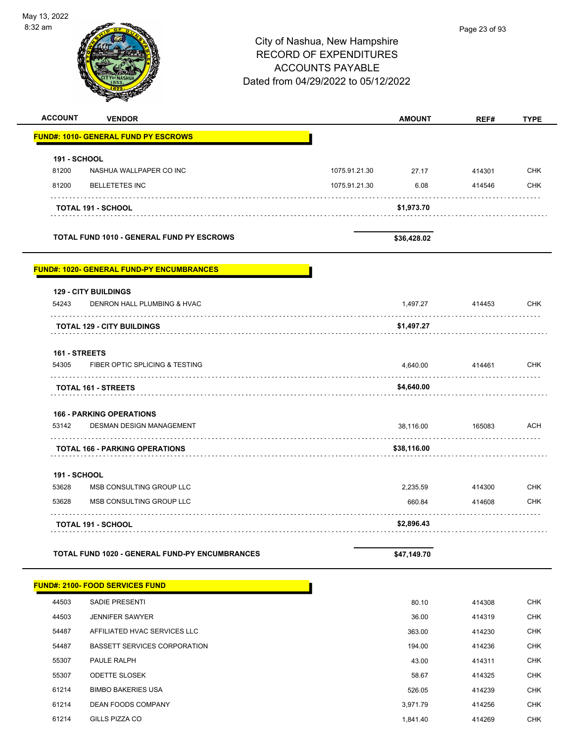# City of Nashua, New Hampshire
## RECORD OF EXPENDITURES
## ACCOUNTS PAYABLE
## Dated from 04/29/2022 to 05/12/2022

May 13, 2022
8:32 am

| ACCOUNT | VENDOR | | AMOUNT | REF# | TYPE |
|---|---|---|---|---|---|
| **FUND#: 1010- GENERAL FUND PY ESCROWS** | | | | | |
| **191 - SCHOOL** | | | | | |
| 81200 | NASHUA WALLPAPER CO INC | 1075.91.21.30 | 27.17 | 414301 | CHK |
| 81200 | BELLETETES INC | 1075.91.21.30 | 6.08 | 414546 | CHK |
| | **TOTAL 191 - SCHOOL** | | **$1,973.70** | | |
| | **TOTAL FUND 1010 - GENERAL FUND PY ESCROWS** | | **$36,428.02** | | |
| **FUND#: 1020- GENERAL FUND-PY ENCUMBRANCES** | | | | | |
| **129 - CITY BUILDINGS** | | | | | |
| 54243 | DENRON HALL PLUMBING & HVAC | | 1,497.27 | 414453 | CHK |
| | **TOTAL 129 - CITY BUILDINGS** | | **$1,497.27** | | |
| **161 - STREETS** | | | | | |
| 54305 | FIBER OPTIC SPLICING & TESTING | | 4,640.00 | 414461 | CHK |
| | **TOTAL 161 - STREETS** | | **$4,640.00** | | |
| **166 - PARKING OPERATIONS** | | | | | |
| 53142 | DESMAN DESIGN MANAGEMENT | | 38,116.00 | 165083 | ACH |
| | **TOTAL 166 - PARKING OPERATIONS** | | **$38,116.00** | | |
| **191 - SCHOOL** | | | | | |
| 53628 | MSB CONSULTING GROUP LLC | | 2,235.59 | 414300 | CHK |
| 53628 | MSB CONSULTING GROUP LLC | | 660.84 | 414608 | CHK |
| | **TOTAL 191 - SCHOOL** | | **$2,896.43** | | |
| | **TOTAL FUND 1020 - GENERAL FUND-PY ENCUMBRANCES** | | **$47,149.70** | | |
| **FUND#: 2100- FOOD SERVICES FUND** | | | | | |
| 44503 | SADIE PRESENTI | | 80.10 | 414308 | CHK |
| 44503 | JENNIFER SAWYER | | 36.00 | 414319 | CHK |
| 54487 | AFFILIATED HVAC SERVICES LLC | | 363.00 | 414230 | CHK |
| 54487 | BASSETT SERVICES CORPORATION | | 194.00 | 414236 | CHK |
| 55307 | PAULE RALPH | | 43.00 | 414311 | CHK |
| 55307 | ODETTE SLOSEK | | 58.67 | 414325 | CHK |
| 61214 | BIMBO BAKERIES USA | | 526.05 | 414239 | CHK |
| 61214 | DEAN FOODS COMPANY | | 3,971.79 | 414256 | CHK |
| 61214 | GILLS PIZZA CO | | 1,841.40 | 414269 | CHK |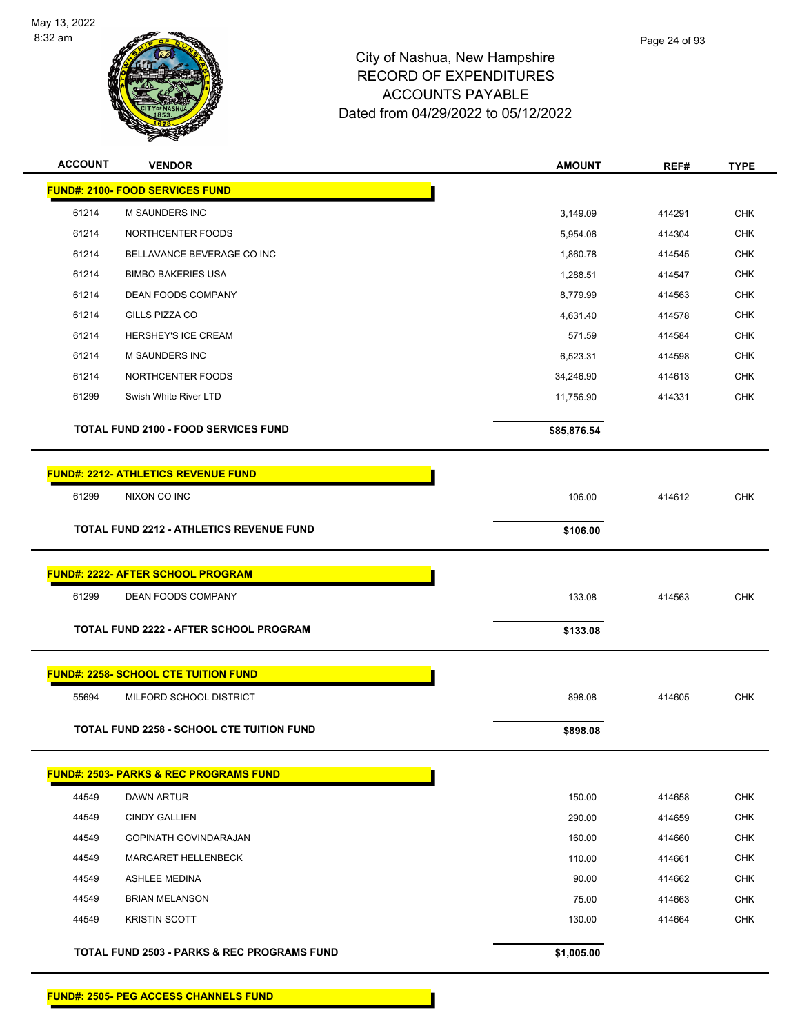City of Nashua, New Hampshire
RECORD OF EXPENDITURES
ACCOUNTS PAYABLE
Dated from 04/29/2022 to 05/12/2022

May 13, 2022
8:32 am

| ACCOUNT | VENDOR | AMOUNT | REF# | TYPE |
|---|---|---|---|---|
| **FUND#: 2100- FOOD SERVICES FUND** | | | | |
| 61214 | M SAUNDERS INC | 3,149.09 | 414291 | CHK |
| 61214 | NORTHCENTER FOODS | 5,954.06 | 414304 | CHK |
| 61214 | BELLAVANCE BEVERAGE CO INC | 1,860.78 | 414545 | CHK |
| 61214 | BIMBO BAKERIES USA | 1,288.51 | 414547 | CHK |
| 61214 | DEAN FOODS COMPANY | 8,779.99 | 414563 | CHK |
| 61214 | GILLS PIZZA CO | 4,631.40 | 414578 | CHK |
| 61214 | HERSHEY'S ICE CREAM | 571.59 | 414584 | CHK |
| 61214 | M SAUNDERS INC | 6,523.31 | 414598 | CHK |
| 61214 | NORTHCENTER FOODS | 34,246.90 | 414613 | CHK |
| 61299 | Swish White River LTD | 11,756.90 | 414331 | CHK |
| **TOTAL FUND 2100 - FOOD SERVICES FUND** | | **$85,876.54** | | |
| **FUND#: 2212- ATHLETICS REVENUE FUND** | | | | |
| 61299 | NIXON CO INC | 106.00 | 414612 | CHK |
| **TOTAL FUND 2212 - ATHLETICS REVENUE FUND** | | **$106.00** | | |
| **FUND#: 2222- AFTER SCHOOL PROGRAM** | | | | |
| 61299 | DEAN FOODS COMPANY | 133.08 | 414563 | CHK |
| **TOTAL FUND 2222 - AFTER SCHOOL PROGRAM** | | **$133.08** | | |
| **FUND#: 2258- SCHOOL CTE TUITION FUND** | | | | |
| 55694 | MILFORD SCHOOL DISTRICT | 898.08 | 414605 | CHK |
| **TOTAL FUND 2258 - SCHOOL CTE TUITION FUND** | | **$898.08** | | |
| **FUND#: 2503- PARKS & REC PROGRAMS FUND** | | | | |
| 44549 | DAWN ARTUR | 150.00 | 414658 | CHK |
| 44549 | CINDY GALLIEN | 290.00 | 414659 | CHK |
| 44549 | GOPINATH GOVINDARAJAN | 160.00 | 414660 | CHK |
| 44549 | MARGARET HELLENBECK | 110.00 | 414661 | CHK |
| 44549 | ASHLEE MEDINA | 90.00 | 414662 | CHK |
| 44549 | BRIAN MELANSON | 75.00 | 414663 | CHK |
| 44549 | KRISTIN SCOTT | 130.00 | 414664 | CHK |
| **TOTAL FUND 2503 - PARKS & REC PROGRAMS FUND** | | **$1,005.00** | | |
| **FUND#: 2505- PEG ACCESS CHANNELS FUND** | | | | |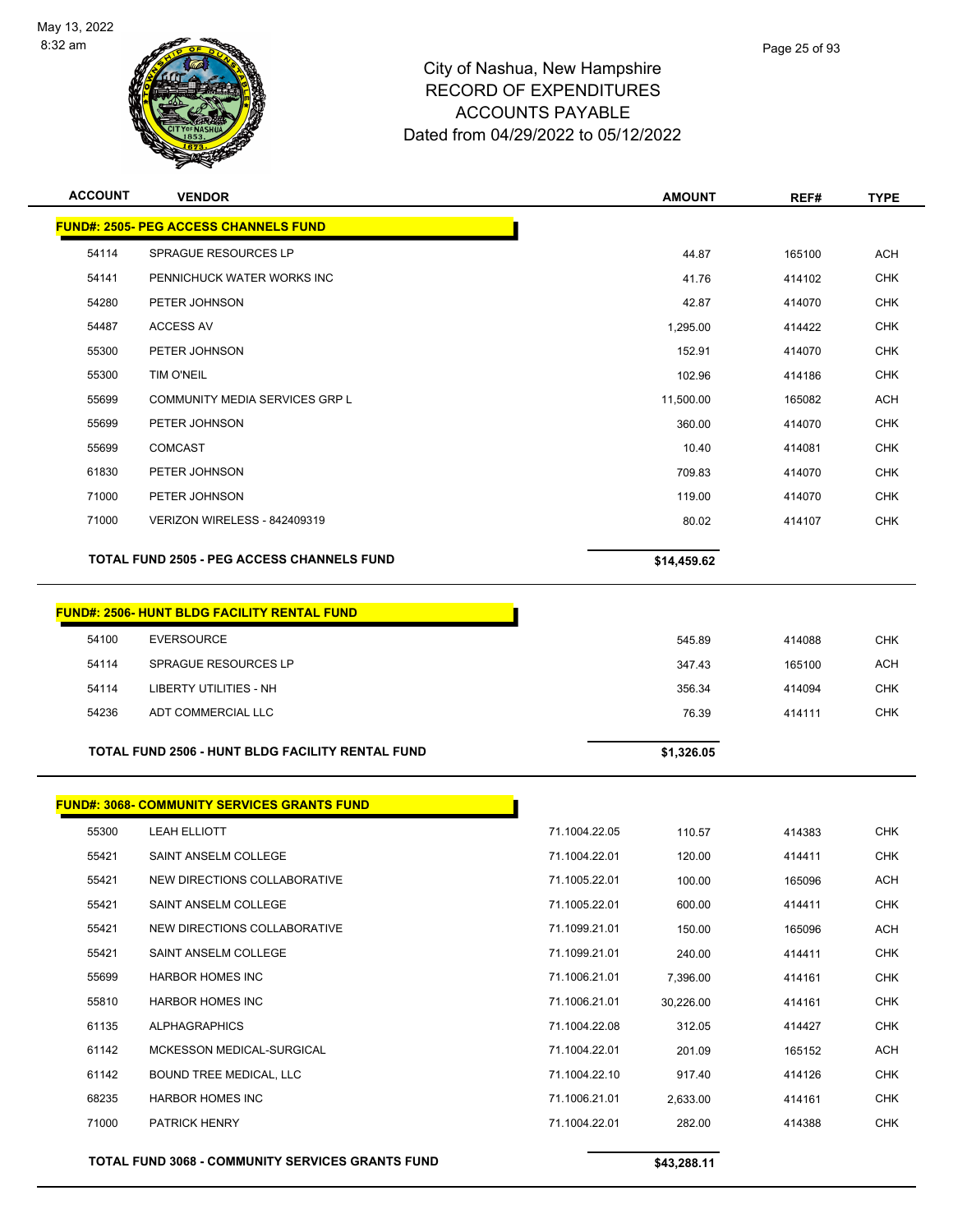# City of Nashua, New Hampshire
## RECORD OF EXPENDITURES
## ACCOUNTS PAYABLE
## Dated from 04/29/2022 to 05/12/2022

May 13, 2022
8:32 am

| ACCOUNT | VENDOR | | AMOUNT | REF# | TYPE |
|---|---|---|---|---|---|
| **FUND#: 2505- PEG ACCESS CHANNELS FUND** | | | | | |
| 54114 | SPRAGUE RESOURCES LP | | 44.87 | 165100 | ACH |
| 54141 | PENNICHUCK WATER WORKS INC | | 41.76 | 414102 | CHK |
| 54280 | PETER JOHNSON | | 42.87 | 414070 | CHK |
| 54487 | ACCESS AV | | 1,295.00 | 414422 | CHK |
| 55300 | PETER JOHNSON | | 152.91 | 414070 | CHK |
| 55300 | TIM O'NEIL | | 102.96 | 414186 | CHK |
| 55699 | COMMUNITY MEDIA SERVICES GRP L | | 11,500.00 | 165082 | ACH |
| 55699 | PETER JOHNSON | | 360.00 | 414070 | CHK |
| 55699 | COMCAST | | 10.40 | 414081 | CHK |
| 61830 | PETER JOHNSON | | 709.83 | 414070 | CHK |
| 71000 | PETER JOHNSON | | 119.00 | 414070 | CHK |
| 71000 | VERIZON WIRELESS - 842409319 | | 80.02 | 414107 | CHK |
| **TOTAL FUND 2505 - PEG ACCESS CHANNELS FUND** | | | **$14,459.62** | | |
| **FUND#: 2506- HUNT BLDG FACILITY RENTAL FUND** | | | | | |
| 54100 | EVERSOURCE | | 545.89 | 414088 | CHK |
| 54114 | SPRAGUE RESOURCES LP | | 347.43 | 165100 | ACH |
| 54114 | LIBERTY UTILITIES - NH | | 356.34 | 414094 | CHK |
| 54236 | ADT COMMERCIAL LLC | | 76.39 | 414111 | CHK |
| **TOTAL FUND 2506 - HUNT BLDG FACILITY RENTAL FUND** | | | **$1,326.05** | | |
| **FUND#: 3068- COMMUNITY SERVICES GRANTS FUND** | | | | | |
| 55300 | LEAH ELLIOTT | 71.1004.22.05 | 110.57 | 414383 | CHK |
| 55421 | SAINT ANSELM COLLEGE | 71.1004.22.01 | 120.00 | 414411 | CHK |
| 55421 | NEW DIRECTIONS COLLABORATIVE | 71.1005.22.01 | 100.00 | 165096 | ACH |
| 55421 | SAINT ANSELM COLLEGE | 71.1005.22.01 | 600.00 | 414411 | CHK |
| 55421 | NEW DIRECTIONS COLLABORATIVE | 71.1099.21.01 | 150.00 | 165096 | ACH |
| 55421 | SAINT ANSELM COLLEGE | 71.1099.21.01 | 240.00 | 414411 | CHK |
| 55699 | HARBOR HOMES INC | 71.1006.21.01 | 7,396.00 | 414161 | CHK |
| 55810 | HARBOR HOMES INC | 71.1006.21.01 | 30,226.00 | 414161 | CHK |
| 61135 | ALPHAGRAPHICS | 71.1004.22.08 | 312.05 | 414427 | CHK |
| 61142 | MCKESSON MEDICAL-SURGICAL | 71.1004.22.01 | 201.09 | 165152 | ACH |
| 61142 | BOUND TREE MEDICAL, LLC | 71.1004.22.10 | 917.40 | 414126 | CHK |
| 68235 | HARBOR HOMES INC | 71.1006.21.01 | 2,633.00 | 414161 | CHK |
| 71000 | PATRICK HENRY | 71.1004.22.01 | 282.00 | 414388 | CHK |
| **TOTAL FUND 3068 - COMMUNITY SERVICES GRANTS FUND** | | | **$43,288.11** | | |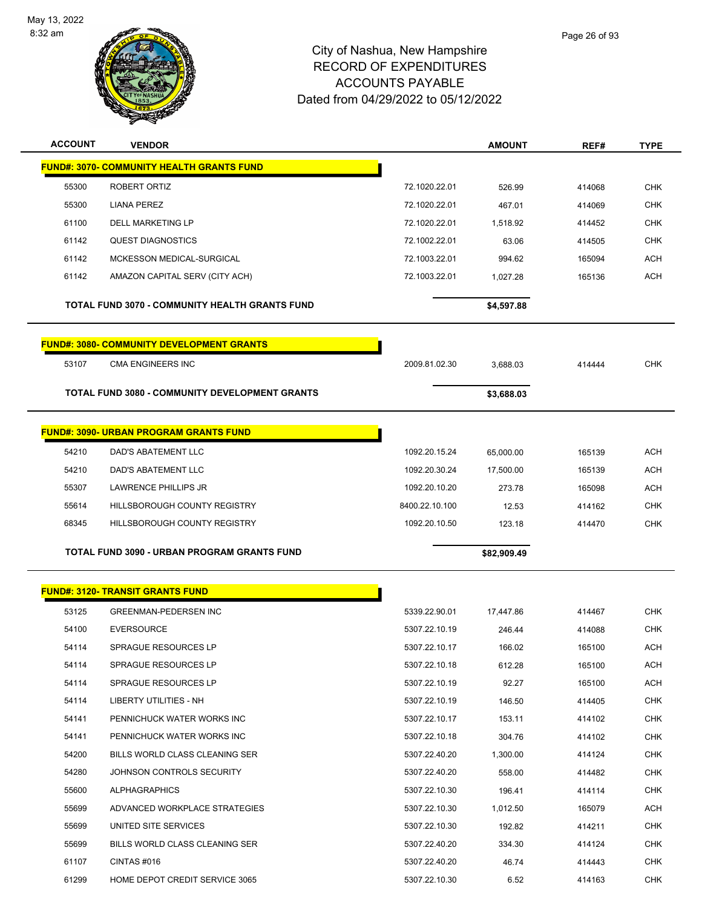# City of Nashua, New Hampshire
## RECORD OF EXPENDITURES
## ACCOUNTS PAYABLE
## Dated from 04/29/2022 to 05/12/2022

| ACCOUNT | VENDOR | | AMOUNT | REF# | TYPE |
|---|---|---|---|---|---|
| **FUND#: 3070- COMMUNITY HEALTH GRANTS FUND** | | | | | |
| 55300 | ROBERT ORTIZ | 72.1020.22.01 | 526.99 | 414068 | CHK |
| 55300 | LIANA PEREZ | 72.1020.22.01 | 467.01 | 414069 | CHK |
| 61100 | DELL MARKETING LP | 72.1020.22.01 | 1,518.92 | 414452 | CHK |
| 61142 | QUEST DIAGNOSTICS | 72.1002.22.01 | 63.06 | 414505 | CHK |
| 61142 | MCKESSON MEDICAL-SURGICAL | 72.1003.22.01 | 994.62 | 165094 | ACH |
| 61142 | AMAZON CAPITAL SERV (CITY ACH) | 72.1003.22.01 | 1,027.28 | 165136 | ACH |
| | **TOTAL FUND 3070 - COMMUNITY HEALTH GRANTS FUND** | | **$4,597.88** | | |
| **FUND#: 3080- COMMUNITY DEVELOPMENT GRANTS** | | | | | |
| 53107 | CMA ENGINEERS INC | 2009.81.02.30 | 3,688.03 | 414444 | CHK |
| | **TOTAL FUND 3080 - COMMUNITY DEVELOPMENT GRANTS** | | **$3,688.03** | | |
| **FUND#: 3090- URBAN PROGRAM GRANTS FUND** | | | | | |
| 54210 | DAD'S ABATEMENT LLC | 1092.20.15.24 | 65,000.00 | 165139 | ACH |
| 54210 | DAD'S ABATEMENT LLC | 1092.20.30.24 | 17,500.00 | 165139 | ACH |
| 55307 | LAWRENCE PHILLIPS JR | 1092.20.10.20 | 273.78 | 165098 | ACH |
| 55614 | HILLSBOROUGH COUNTY REGISTRY | 8400.22.10.100 | 12.53 | 414162 | CHK |
| 68345 | HILLSBOROUGH COUNTY REGISTRY | 1092.20.10.50 | 123.18 | 414470 | CHK |
| | **TOTAL FUND 3090 - URBAN PROGRAM GRANTS FUND** | | **$82,909.49** | | |
| **FUND#: 3120- TRANSIT GRANTS FUND** | | | | | |
| 53125 | GREENMAN-PEDERSEN INC | 5339.22.90.01 | 17,447.86 | 414467 | CHK |
| 54100 | EVERSOURCE | 5307.22.10.19 | 246.44 | 414088 | CHK |
| 54114 | SPRAGUE RESOURCES LP | 5307.22.10.17 | 166.02 | 165100 | ACH |
| 54114 | SPRAGUE RESOURCES LP | 5307.22.10.18 | 612.28 | 165100 | ACH |
| 54114 | SPRAGUE RESOURCES LP | 5307.22.10.19 | 92.27 | 165100 | ACH |
| 54114 | LIBERTY UTILITIES - NH | 5307.22.10.19 | 146.50 | 414405 | CHK |
| 54141 | PENNICHUCK WATER WORKS INC | 5307.22.10.17 | 153.11 | 414102 | CHK |
| 54141 | PENNICHUCK WATER WORKS INC | 5307.22.10.18 | 304.76 | 414102 | CHK |
| 54200 | BILLS WORLD CLASS CLEANING SER | 5307.22.40.20 | 1,300.00 | 414124 | CHK |
| 54280 | JOHNSON CONTROLS SECURITY | 5307.22.40.20 | 558.00 | 414482 | CHK |
| 55600 | ALPHAGRAPHICS | 5307.22.10.30 | 196.41 | 414114 | CHK |
| 55699 | ADVANCED WORKPLACE STRATEGIES | 5307.22.10.30 | 1,012.50 | 165079 | ACH |
| 55699 | UNITED SITE SERVICES | 5307.22.10.30 | 192.82 | 414211 | CHK |
| 55699 | BILLS WORLD CLASS CLEANING SER | 5307.22.40.20 | 334.30 | 414124 | CHK |
| 61107 | CINTAS #016 | 5307.22.40.20 | 46.74 | 414443 | CHK |
| 61299 | HOME DEPOT CREDIT SERVICE 3065 | 5307.22.10.30 | 6.52 | 414163 | CHK |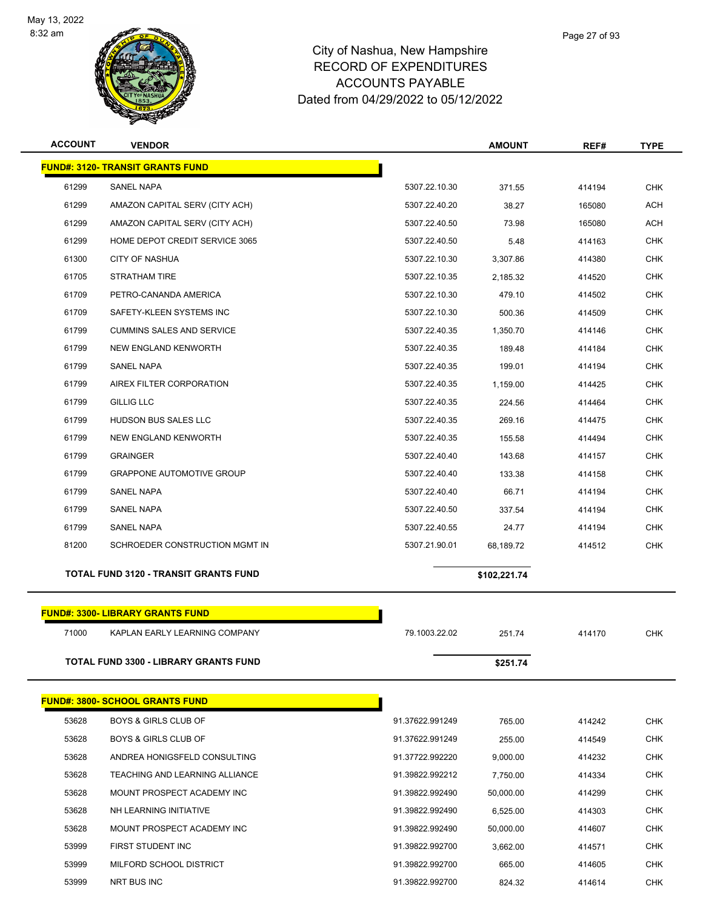City of Nashua, New Hampshire
RECORD OF EXPENDITURES
ACCOUNTS PAYABLE
Dated from 04/29/2022 to 05/12/2022

| ACCOUNT | VENDOR | | AMOUNT | REF# | TYPE |
|---|---|---|---|---|---|
| **FUND#: 3120- TRANSIT GRANTS FUND** | | | | | |
| 61299 | SANEL NAPA | 5307.22.10.30 | 371.55 | 414194 | CHK |
| 61299 | AMAZON CAPITAL SERV (CITY ACH) | 5307.22.40.20 | 38.27 | 165080 | ACH |
| 61299 | AMAZON CAPITAL SERV (CITY ACH) | 5307.22.40.50 | 73.98 | 165080 | ACH |
| 61299 | HOME DEPOT CREDIT SERVICE 3065 | 5307.22.40.50 | 5.48 | 414163 | CHK |
| 61300 | CITY OF NASHUA | 5307.22.10.30 | 3,307.86 | 414380 | CHK |
| 61705 | STRATHAM TIRE | 5307.22.10.35 | 2,185.32 | 414520 | CHK |
| 61709 | PETRO-CANANDA AMERICA | 5307.22.10.30 | 479.10 | 414502 | CHK |
| 61709 | SAFETY-KLEEN SYSTEMS INC | 5307.22.10.30 | 500.36 | 414509 | CHK |
| 61799 | CUMMINS SALES AND SERVICE | 5307.22.40.35 | 1,350.70 | 414146 | CHK |
| 61799 | NEW ENGLAND KENWORTH | 5307.22.40.35 | 189.48 | 414184 | CHK |
| 61799 | SANEL NAPA | 5307.22.40.35 | 199.01 | 414194 | CHK |
| 61799 | AIREX FILTER CORPORATION | 5307.22.40.35 | 1,159.00 | 414425 | CHK |
| 61799 | GILLIG LLC | 5307.22.40.35 | 224.56 | 414464 | CHK |
| 61799 | HUDSON BUS SALES LLC | 5307.22.40.35 | 269.16 | 414475 | CHK |
| 61799 | NEW ENGLAND KENWORTH | 5307.22.40.35 | 155.58 | 414494 | CHK |
| 61799 | GRAINGER | 5307.22.40.40 | 143.68 | 414157 | CHK |
| 61799 | GRAPPONE AUTOMOTIVE GROUP | 5307.22.40.40 | 133.38 | 414158 | CHK |
| 61799 | SANEL NAPA | 5307.22.40.40 | 66.71 | 414194 | CHK |
| 61799 | SANEL NAPA | 5307.22.40.50 | 337.54 | 414194 | CHK |
| 61799 | SANEL NAPA | 5307.22.40.55 | 24.77 | 414194 | CHK |
| 81200 | SCHROEDER CONSTRUCTION MGMT IN | 5307.21.90.01 | 68,189.72 | 414512 | CHK |
| **TOTAL FUND 3120 - TRANSIT GRANTS FUND** | | | **$102,221.74** | | |
| **FUND#: 3300- LIBRARY GRANTS FUND** | | | | | |
| 71000 | KAPLAN EARLY LEARNING COMPANY | 79.1003.22.02 | 251.74 | 414170 | CHK |
| **TOTAL FUND 3300 - LIBRARY GRANTS FUND** | | | **$251.74** | | |
| **FUND#: 3800- SCHOOL GRANTS FUND** | | | | | |
| 53628 | BOYS & GIRLS CLUB OF | 91.37622.991249 | 765.00 | 414242 | CHK |
| 53628 | BOYS & GIRLS CLUB OF | 91.37622.991249 | 255.00 | 414549 | CHK |
| 53628 | ANDREA HONIGSFELD CONSULTING | 91.37722.992220 | 9,000.00 | 414232 | CHK |
| 53628 | TEACHING AND LEARNING ALLIANCE | 91.39822.992212 | 7,750.00 | 414334 | CHK |
| 53628 | MOUNT PROSPECT ACADEMY INC | 91.39822.992490 | 50,000.00 | 414299 | CHK |
| 53628 | NH LEARNING INITIATIVE | 91.39822.992490 | 6,525.00 | 414303 | CHK |
| 53628 | MOUNT PROSPECT ACADEMY INC | 91.39822.992490 | 50,000.00 | 414607 | CHK |
| 53999 | FIRST STUDENT INC | 91.39822.992700 | 3,662.00 | 414571 | CHK |
| 53999 | MILFORD SCHOOL DISTRICT | 91.39822.992700 | 665.00 | 414605 | CHK |
| 53999 | NRT BUS INC | 91.39822.992700 | 824.32 | 414614 | CHK |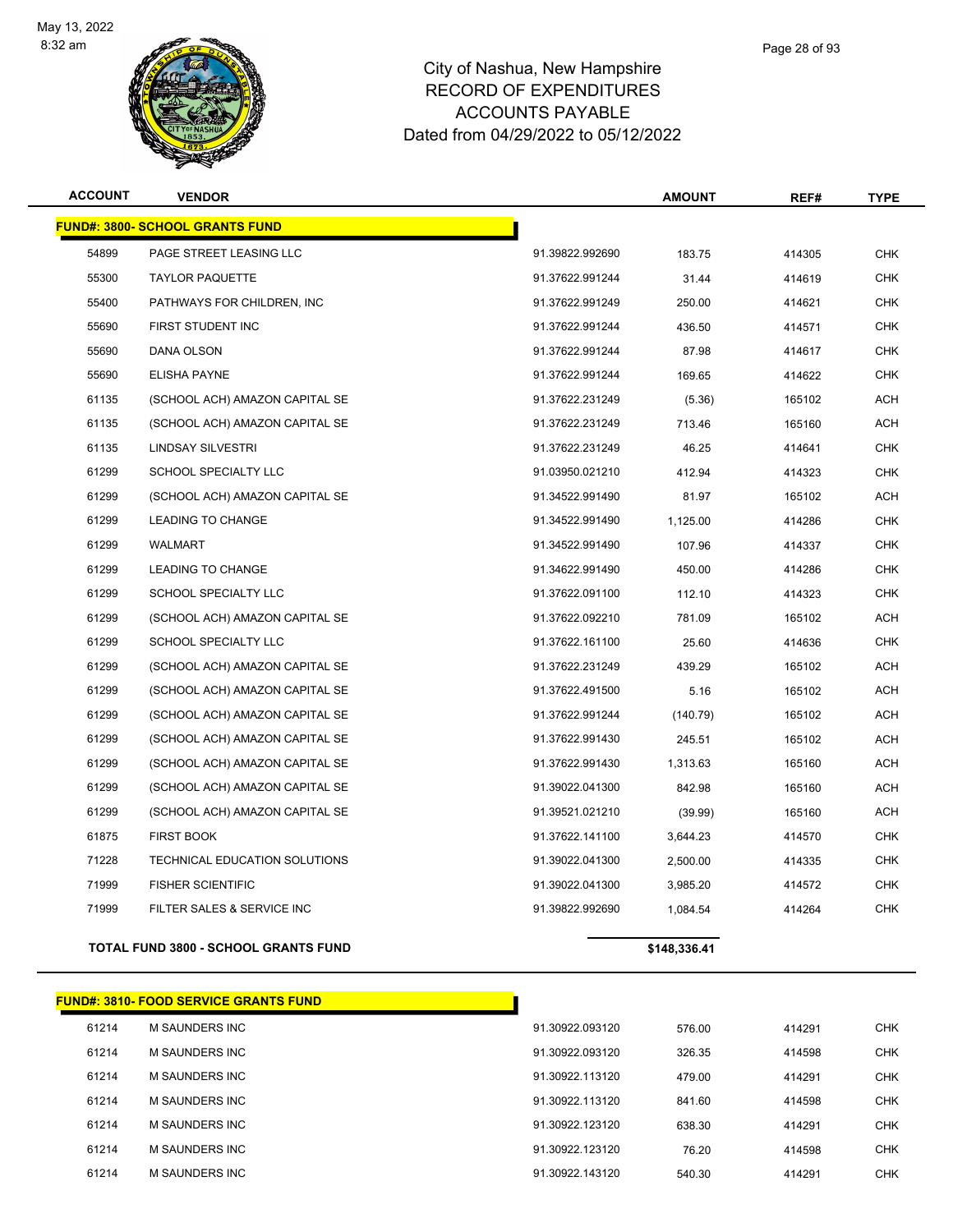City of Nashua, New Hampshire
RECORD OF EXPENDITURES
ACCOUNTS PAYABLE
Dated from 04/29/2022 to 05/12/2022

| ACCOUNT | VENDOR | | AMOUNT | REF# | TYPE |
|---|---|---|---|---|---|
| **FUND#: 3800- SCHOOL GRANTS FUND** | | | | | |
| 54899 | PAGE STREET LEASING LLC | 91.39822.992690 | 183.75 | 414305 | CHK |
| 55300 | TAYLOR PAQUETTE | 91.37622.991244 | 31.44 | 414619 | CHK |
| 55400 | PATHWAYS FOR CHILDREN, INC | 91.37622.991249 | 250.00 | 414621 | CHK |
| 55690 | FIRST STUDENT INC | 91.37622.991244 | 436.50 | 414571 | CHK |
| 55690 | DANA OLSON | 91.37622.991244 | 87.98 | 414617 | CHK |
| 55690 | ELISHA PAYNE | 91.37622.991244 | 169.65 | 414622 | CHK |
| 61135 | (SCHOOL ACH) AMAZON CAPITAL SE | 91.37622.231249 | (5.36) | 165102 | ACH |
| 61135 | (SCHOOL ACH) AMAZON CAPITAL SE | 91.37622.231249 | 713.46 | 165160 | ACH |
| 61135 | LINDSAY SILVESTRI | 91.37622.231249 | 46.25 | 414641 | CHK |
| 61299 | SCHOOL SPECIALTY LLC | 91.03950.021210 | 412.94 | 414323 | CHK |
| 61299 | (SCHOOL ACH) AMAZON CAPITAL SE | 91.34522.991490 | 81.97 | 165102 | ACH |
| 61299 | LEADING TO CHANGE | 91.34522.991490 | 1,125.00 | 414286 | CHK |
| 61299 | WALMART | 91.34522.991490 | 107.96 | 414337 | CHK |
| 61299 | LEADING TO CHANGE | 91.34622.991490 | 450.00 | 414286 | CHK |
| 61299 | SCHOOL SPECIALTY LLC | 91.37622.091100 | 112.10 | 414323 | CHK |
| 61299 | (SCHOOL ACH) AMAZON CAPITAL SE | 91.37622.092210 | 781.09 | 165102 | ACH |
| 61299 | SCHOOL SPECIALTY LLC | 91.37622.161100 | 25.60 | 414636 | CHK |
| 61299 | (SCHOOL ACH) AMAZON CAPITAL SE | 91.37622.231249 | 439.29 | 165102 | ACH |
| 61299 | (SCHOOL ACH) AMAZON CAPITAL SE | 91.37622.491500 | 5.16 | 165102 | ACH |
| 61299 | (SCHOOL ACH) AMAZON CAPITAL SE | 91.37622.991244 | (140.79) | 165102 | ACH |
| 61299 | (SCHOOL ACH) AMAZON CAPITAL SE | 91.37622.991430 | 245.51 | 165102 | ACH |
| 61299 | (SCHOOL ACH) AMAZON CAPITAL SE | 91.37622.991430 | 1,313.63 | 165160 | ACH |
| 61299 | (SCHOOL ACH) AMAZON CAPITAL SE | 91.39022.041300 | 842.98 | 165160 | ACH |
| 61299 | (SCHOOL ACH) AMAZON CAPITAL SE | 91.39521.021210 | (39.99) | 165160 | ACH |
| 61875 | FIRST BOOK | 91.37622.141100 | 3,644.23 | 414570 | CHK |
| 71228 | TECHNICAL EDUCATION SOLUTIONS | 91.39022.041300 | 2,500.00 | 414335 | CHK |
| 71999 | FISHER SCIENTIFIC | 91.39022.041300 | 3,985.20 | 414572 | CHK |
| 71999 | FILTER SALES & SERVICE INC | 91.39822.992690 | 1,084.54 | 414264 | CHK |
| **TOTAL FUND 3800 - SCHOOL GRANTS FUND** | | | **$148,336.41** | | |

| ACCOUNT | VENDOR | | AMOUNT | REF# | TYPE |
|---|---|---|---|---|---|
| **FUND#: 3810- FOOD SERVICE GRANTS FUND** | | | | | |
| 61214 | M SAUNDERS INC | 91.30922.093120 | 576.00 | 414291 | CHK |
| 61214 | M SAUNDERS INC | 91.30922.093120 | 326.35 | 414598 | CHK |
| 61214 | M SAUNDERS INC | 91.30922.113120 | 479.00 | 414291 | CHK |
| 61214 | M SAUNDERS INC | 91.30922.113120 | 841.60 | 414598 | CHK |
| 61214 | M SAUNDERS INC | 91.30922.123120 | 638.30 | 414291 | CHK |
| 61214 | M SAUNDERS INC | 91.30922.123120 | 76.20 | 414598 | CHK |
| 61214 | M SAUNDERS INC | 91.30922.143120 | 540.30 | 414291 | CHK |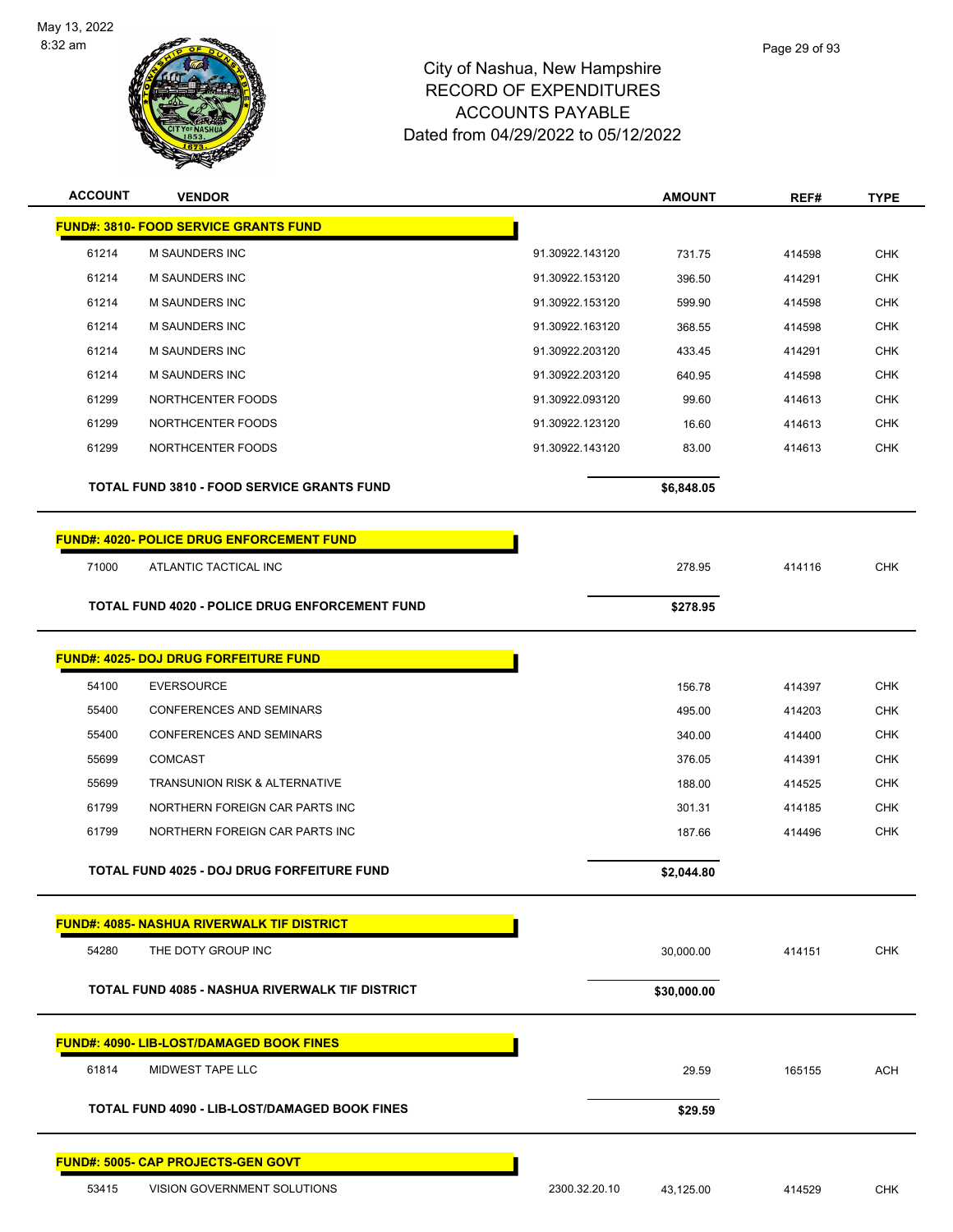City of Nashua, New Hampshire
RECORD OF EXPENDITURES
ACCOUNTS PAYABLE
Dated from 04/29/2022 to 05/12/2022

| ACCOUNT | VENDOR | | AMOUNT | REF# | TYPE |
|---|---|---|---|---|---|
| **FUND#: 3810- FOOD SERVICE GRANTS FUND** | | | | | |
| 61214 | M SAUNDERS INC | 91.30922.143120 | 731.75 | 414598 | CHK |
| 61214 | M SAUNDERS INC | 91.30922.153120 | 396.50 | 414291 | CHK |
| 61214 | M SAUNDERS INC | 91.30922.153120 | 599.90 | 414598 | CHK |
| 61214 | M SAUNDERS INC | 91.30922.163120 | 368.55 | 414598 | CHK |
| 61214 | M SAUNDERS INC | 91.30922.203120 | 433.45 | 414291 | CHK |
| 61214 | M SAUNDERS INC | 91.30922.203120 | 640.95 | 414598 | CHK |
| 61299 | NORTHCENTER FOODS | 91.30922.093120 | 99.60 | 414613 | CHK |
| 61299 | NORTHCENTER FOODS | 91.30922.123120 | 16.60 | 414613 | CHK |
| 61299 | NORTHCENTER FOODS | 91.30922.143120 | 83.00 | 414613 | CHK |
| **TOTAL FUND 3810 - FOOD SERVICE GRANTS FUND** | | | **$6,848.05** | | |
| **FUND#: 4020- POLICE DRUG ENFORCEMENT FUND** | | | | | |
| 71000 | ATLANTIC TACTICAL INC | | 278.95 | 414116 | CHK |
| **TOTAL FUND 4020 - POLICE DRUG ENFORCEMENT FUND** | | | **$278.95** | | |
| **FUND#: 4025- DOJ DRUG FORFEITURE FUND** | | | | | |
| 54100 | EVERSOURCE | | 156.78 | 414397 | CHK |
| 55400 | CONFERENCES AND SEMINARS | | 495.00 | 414203 | CHK |
| 55400 | CONFERENCES AND SEMINARS | | 340.00 | 414400 | CHK |
| 55699 | COMCAST | | 376.05 | 414391 | CHK |
| 55699 | TRANSUNION RISK & ALTERNATIVE | | 188.00 | 414525 | CHK |
| 61799 | NORTHERN FOREIGN CAR PARTS INC | | 301.31 | 414185 | CHK |
| 61799 | NORTHERN FOREIGN CAR PARTS INC | | 187.66 | 414496 | CHK |
| **TOTAL FUND 4025 - DOJ DRUG FORFEITURE FUND** | | | **$2,044.80** | | |
| **FUND#: 4085- NASHUA RIVERWALK TIF DISTRICT** | | | | | |
| 54280 | THE DOTY GROUP INC | | 30,000.00 | 414151 | CHK |
| **TOTAL FUND 4085 - NASHUA RIVERWALK TIF DISTRICT** | | | **$30,000.00** | | |
| **FUND#: 4090- LIB-LOST/DAMAGED BOOK FINES** | | | | | |
| 61814 | MIDWEST TAPE LLC | | 29.59 | 165155 | ACH |
| **TOTAL FUND 4090 - LIB-LOST/DAMAGED BOOK FINES** | | | **$29.59** | | |
| **FUND#: 5005- CAP PROJECTS-GEN GOVT** | | | | | |
| 53415 | VISION GOVERNMENT SOLUTIONS | 2300.32.20.10 | 43,125.00 | 414529 | CHK |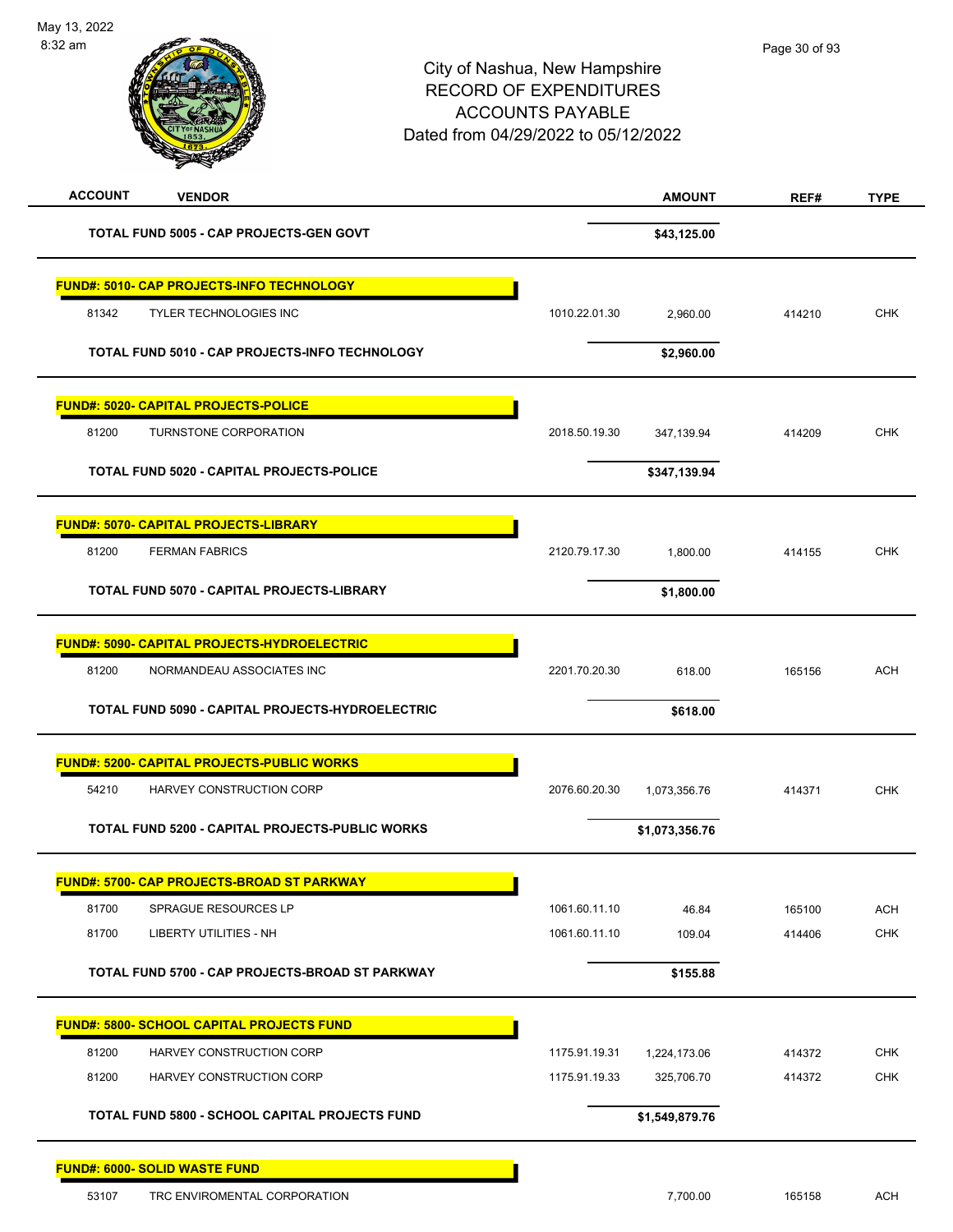City of Nashua, New Hampshire
RECORD OF EXPENDITURES
ACCOUNTS PAYABLE
Dated from 04/29/2022 to 05/12/2022

| ACCOUNT | VENDOR | | AMOUNT | REF# | TYPE |
|---|---|---|---|---|---|
| | **TOTAL FUND 5005 - CAP PROJECTS-GEN GOVT** | | **$43,125.00** | | |
| **FUND#: 5010- CAP PROJECTS-INFO TECHNOLOGY** | | | | | |
| 81342 | TYLER TECHNOLOGIES INC | 1010.22.01.30 | 2,960.00 | 414210 | CHK |
| | **TOTAL FUND 5010 - CAP PROJECTS-INFO TECHNOLOGY** | | **$2,960.00** | | |
| **FUND#: 5020- CAPITAL PROJECTS-POLICE** | | | | | |
| 81200 | TURNSTONE CORPORATION | 2018.50.19.30 | 347,139.94 | 414209 | CHK |
| | **TOTAL FUND 5020 - CAPITAL PROJECTS-POLICE** | | **$347,139.94** | | |
| **FUND#: 5070- CAPITAL PROJECTS-LIBRARY** | | | | | |
| 81200 | FERMAN FABRICS | 2120.79.17.30 | 1,800.00 | 414155 | CHK |
| | **TOTAL FUND 5070 - CAPITAL PROJECTS-LIBRARY** | | **$1,800.00** | | |
| **FUND#: 5090- CAPITAL PROJECTS-HYDROELECTRIC** | | | | | |
| 81200 | NORMANDEAU ASSOCIATES INC | 2201.70.20.30 | 618.00 | 165156 | ACH |
| | **TOTAL FUND 5090 - CAPITAL PROJECTS-HYDROELECTRIC** | | **$618.00** | | |
| **FUND#: 5200- CAPITAL PROJECTS-PUBLIC WORKS** | | | | | |
| 54210 | HARVEY CONSTRUCTION CORP | 2076.60.20.30 | 1,073,356.76 | 414371 | CHK |
| | **TOTAL FUND 5200 - CAPITAL PROJECTS-PUBLIC WORKS** | | **$1,073,356.76** | | |
| **FUND#: 5700- CAP PROJECTS-BROAD ST PARKWAY** | | | | | |
| 81700 | SPRAGUE RESOURCES LP | 1061.60.11.10 | 46.84 | 165100 | ACH |
| 81700 | LIBERTY UTILITIES - NH | 1061.60.11.10 | 109.04 | 414406 | CHK |
| | **TOTAL FUND 5700 - CAP PROJECTS-BROAD ST PARKWAY** | | **$155.88** | | |
| **FUND#: 5800- SCHOOL CAPITAL PROJECTS FUND** | | | | | |
| 81200 | HARVEY CONSTRUCTION CORP | 1175.91.19.31 | 1,224,173.06 | 414372 | CHK |
| 81200 | HARVEY CONSTRUCTION CORP | 1175.91.19.33 | 325,706.70 | 414372 | CHK |
| | **TOTAL FUND 5800 - SCHOOL CAPITAL PROJECTS FUND** | | **$1,549,879.76** | | |
| **FUND#: 6000- SOLID WASTE FUND** | | | | | |
| 53107 | TRC ENVIROMENTAL CORPORATION | | 7,700.00 | 165158 | ACH |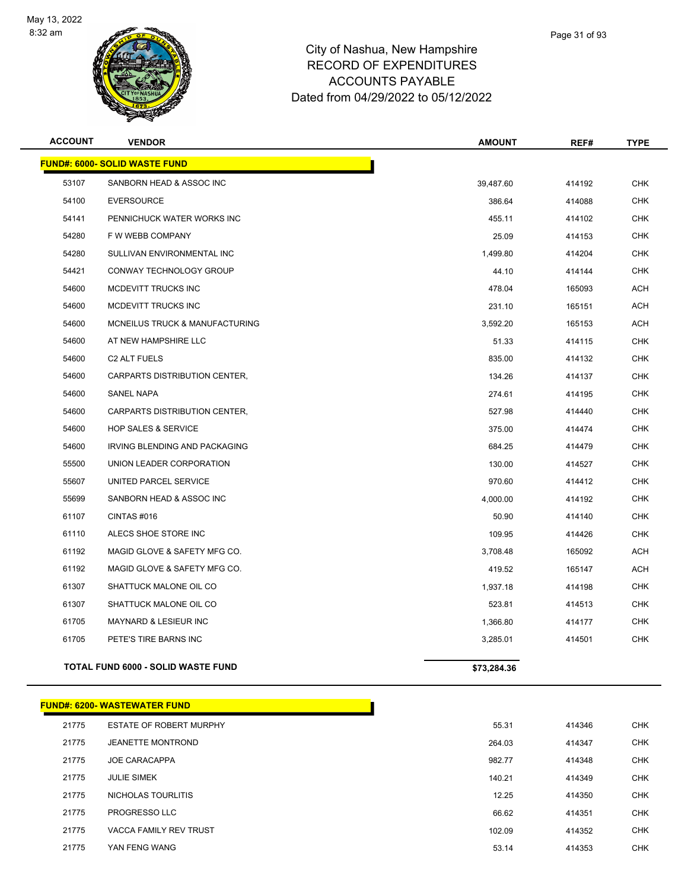# City of Nashua, New Hampshire
## RECORD OF EXPENDITURES
## ACCOUNTS PAYABLE
## Dated from 04/29/2022 to 05/12/2022

| ACCOUNT | VENDOR | AMOUNT | REF# | TYPE |
|---|---|---|---|---|
| **FUND#: 6000- SOLID WASTE FUND** | | | | |
| 53107 | SANBORN HEAD & ASSOC INC | 39,487.60 | 414192 | CHK |
| 54100 | EVERSOURCE | 386.64 | 414088 | CHK |
| 54141 | PENNICHUCK WATER WORKS INC | 455.11 | 414102 | CHK |
| 54280 | F W WEBB COMPANY | 25.09 | 414153 | CHK |
| 54280 | SULLIVAN ENVIRONMENTAL INC | 1,499.80 | 414204 | CHK |
| 54421 | CONWAY TECHNOLOGY GROUP | 44.10 | 414144 | CHK |
| 54600 | MCDEVITT TRUCKS INC | 478.04 | 165093 | ACH |
| 54600 | MCDEVITT TRUCKS INC | 231.10 | 165151 | ACH |
| 54600 | MCNEILUS TRUCK & MANUFACTURING | 3,592.20 | 165153 | ACH |
| 54600 | AT NEW HAMPSHIRE LLC | 51.33 | 414115 | CHK |
| 54600 | C2 ALT FUELS | 835.00 | 414132 | CHK |
| 54600 | CARPARTS DISTRIBUTION CENTER, | 134.26 | 414137 | CHK |
| 54600 | SANEL NAPA | 274.61 | 414195 | CHK |
| 54600 | CARPARTS DISTRIBUTION CENTER, | 527.98 | 414440 | CHK |
| 54600 | HOP SALES & SERVICE | 375.00 | 414474 | CHK |
| 54600 | IRVING BLENDING AND PACKAGING | 684.25 | 414479 | CHK |
| 55500 | UNION LEADER CORPORATION | 130.00 | 414527 | CHK |
| 55607 | UNITED PARCEL SERVICE | 970.60 | 414412 | CHK |
| 55699 | SANBORN HEAD & ASSOC INC | 4,000.00 | 414192 | CHK |
| 61107 | CINTAS #016 | 50.90 | 414140 | CHK |
| 61110 | ALECS SHOE STORE INC | 109.95 | 414426 | CHK |
| 61192 | MAGID GLOVE & SAFETY MFG CO. | 3,708.48 | 165092 | ACH |
| 61192 | MAGID GLOVE & SAFETY MFG CO. | 419.52 | 165147 | ACH |
| 61307 | SHATTUCK MALONE OIL CO | 1,937.18 | 414198 | CHK |
| 61307 | SHATTUCK MALONE OIL CO | 523.81 | 414513 | CHK |
| 61705 | MAYNARD & LESIEUR INC | 1,366.80 | 414177 | CHK |
| 61705 | PETE'S TIRE BARNS INC | 3,285.01 | 414501 | CHK |
| **TOTAL FUND 6000 - SOLID WASTE FUND** | | **$73,284.36** | | |
| **FUND#: 6200- WASTEWATER FUND** | | | | |
| 21775 | ESTATE OF ROBERT MURPHY | 55.31 | 414346 | CHK |
| 21775 | JEANETTE MONTROND | 264.03 | 414347 | CHK |
| 21775 | JOE CARACAPPA | 982.77 | 414348 | CHK |
| 21775 | JULIE SIMEK | 140.21 | 414349 | CHK |
| 21775 | NICHOLAS TOURLITIS | 12.25 | 414350 | CHK |
| 21775 | PROGRESSO LLC | 66.62 | 414351 | CHK |
| 21775 | VACCA FAMILY REV TRUST | 102.09 | 414352 | CHK |
| 21775 | YAN FENG WANG | 53.14 | 414353 | CHK |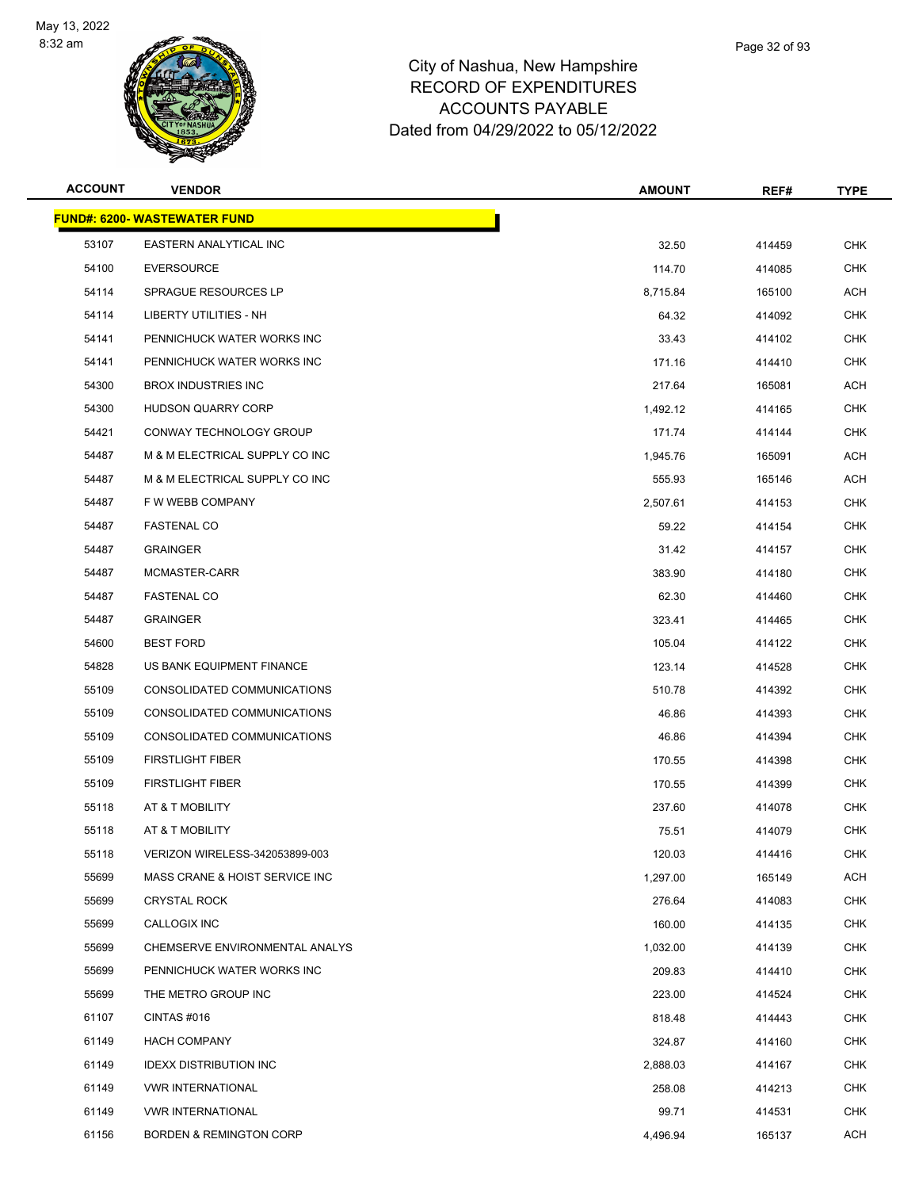# City of Nashua, New Hampshire
## RECORD OF EXPENDITURES
## ACCOUNTS PAYABLE
## Dated from 04/29/2022 to 05/12/2022

| ACCOUNT | VENDOR | AMOUNT | REF# | TYPE |
|---|---|---|---|---|
| **FUND#: 6200- WASTEWATER FUND** | | | | |
| 53107 | EASTERN ANALYTICAL INC | 32.50 | 414459 | CHK |
| 54100 | EVERSOURCE | 114.70 | 414085 | CHK |
| 54114 | SPRAGUE RESOURCES LP | 8,715.84 | 165100 | ACH |
| 54114 | LIBERTY UTILITIES - NH | 64.32 | 414092 | CHK |
| 54141 | PENNICHUCK WATER WORKS INC | 33.43 | 414102 | CHK |
| 54141 | PENNICHUCK WATER WORKS INC | 171.16 | 414410 | CHK |
| 54300 | BROX INDUSTRIES INC | 217.64 | 165081 | ACH |
| 54300 | HUDSON QUARRY CORP | 1,492.12 | 414165 | CHK |
| 54421 | CONWAY TECHNOLOGY GROUP | 171.74 | 414144 | CHK |
| 54487 | M & M ELECTRICAL SUPPLY CO INC | 1,945.76 | 165091 | ACH |
| 54487 | M & M ELECTRICAL SUPPLY CO INC | 555.93 | 165146 | ACH |
| 54487 | F W WEBB COMPANY | 2,507.61 | 414153 | CHK |
| 54487 | FASTENAL CO | 59.22 | 414154 | CHK |
| 54487 | GRAINGER | 31.42 | 414157 | CHK |
| 54487 | MCMASTER-CARR | 383.90 | 414180 | CHK |
| 54487 | FASTENAL CO | 62.30 | 414460 | CHK |
| 54487 | GRAINGER | 323.41 | 414465 | CHK |
| 54600 | BEST FORD | 105.04 | 414122 | CHK |
| 54828 | US BANK EQUIPMENT FINANCE | 123.14 | 414528 | CHK |
| 55109 | CONSOLIDATED COMMUNICATIONS | 510.78 | 414392 | CHK |
| 55109 | CONSOLIDATED COMMUNICATIONS | 46.86 | 414393 | CHK |
| 55109 | CONSOLIDATED COMMUNICATIONS | 46.86 | 414394 | CHK |
| 55109 | FIRSTLIGHT FIBER | 170.55 | 414398 | CHK |
| 55109 | FIRSTLIGHT FIBER | 170.55 | 414399 | CHK |
| 55118 | AT & T MOBILITY | 237.60 | 414078 | CHK |
| 55118 | AT & T MOBILITY | 75.51 | 414079 | CHK |
| 55118 | VERIZON WIRELESS-342053899-003 | 120.03 | 414416 | CHK |
| 55699 | MASS CRANE & HOIST SERVICE INC | 1,297.00 | 165149 | ACH |
| 55699 | CRYSTAL ROCK | 276.64 | 414083 | CHK |
| 55699 | CALLOGIX INC | 160.00 | 414135 | CHK |
| 55699 | CHEMSERVE ENVIRONMENTAL ANALYS | 1,032.00 | 414139 | CHK |
| 55699 | PENNICHUCK WATER WORKS INC | 209.83 | 414410 | CHK |
| 55699 | THE METRO GROUP INC | 223.00 | 414524 | CHK |
| 61107 | CINTAS #016 | 818.48 | 414443 | CHK |
| 61149 | HACH COMPANY | 324.87 | 414160 | CHK |
| 61149 | IDEXX DISTRIBUTION INC | 2,888.03 | 414167 | CHK |
| 61149 | VWR INTERNATIONAL | 258.08 | 414213 | CHK |
| 61149 | VWR INTERNATIONAL | 99.71 | 414531 | CHK |
| 61156 | BORDEN & REMINGTON CORP | 4,496.94 | 165137 | ACH |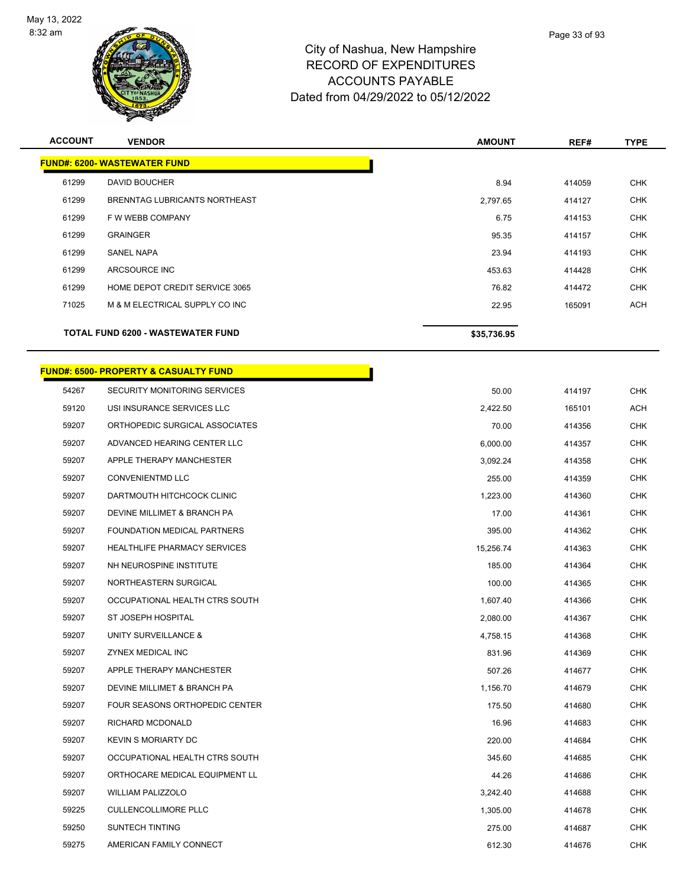# City of Nashua, New Hampshire
## RECORD OF EXPENDITURES
## ACCOUNTS PAYABLE
## Dated from 04/29/2022 to 05/12/2022

| ACCOUNT | VENDOR | AMOUNT | REF# | TYPE |
|---|---|---|---|---|
| **FUND#: 6200- WASTEWATER FUND** | | | | |
| 61299 | DAVID BOUCHER | 8.94 | 414059 | CHK |
| 61299 | BRENNTAG LUBRICANTS NORTHEAST | 2,797.65 | 414127 | CHK |
| 61299 | F W WEBB COMPANY | 6.75 | 414153 | CHK |
| 61299 | GRAINGER | 95.35 | 414157 | CHK |
| 61299 | SANEL NAPA | 23.94 | 414193 | CHK |
| 61299 | ARCSOURCE INC | 453.63 | 414428 | CHK |
| 61299 | HOME DEPOT CREDIT SERVICE 3065 | 76.82 | 414472 | CHK |
| 71025 | M & M ELECTRICAL SUPPLY CO INC | 22.95 | 165091 | ACH |
| **TOTAL FUND 6200 - WASTEWATER FUND** | | **$35,736.95** | | |

| ACCOUNT | VENDOR | AMOUNT | REF# | TYPE |
|---|---|---|---|---|
| **FUND#: 6500- PROPERTY & CASUALTY FUND** | | | | |
| 54267 | SECURITY MONITORING SERVICES | 50.00 | 414197 | CHK |
| 59120 | USI INSURANCE SERVICES LLC | 2,422.50 | 165101 | ACH |
| 59207 | ORTHOPEDIC SURGICAL ASSOCIATES | 70.00 | 414356 | CHK |
| 59207 | ADVANCED HEARING CENTER LLC | 6,000.00 | 414357 | CHK |
| 59207 | APPLE THERAPY MANCHESTER | 3,092.24 | 414358 | CHK |
| 59207 | CONVENIENTMD LLC | 255.00 | 414359 | CHK |
| 59207 | DARTMOUTH HITCHCOCK CLINIC | 1,223.00 | 414360 | CHK |
| 59207 | DEVINE MILLIMET & BRANCH PA | 17.00 | 414361 | CHK |
| 59207 | FOUNDATION MEDICAL PARTNERS | 395.00 | 414362 | CHK |
| 59207 | HEALTHLIFE PHARMACY SERVICES | 15,256.74 | 414363 | CHK |
| 59207 | NH NEUROSPINE INSTITUTE | 185.00 | 414364 | CHK |
| 59207 | NORTHEASTERN SURGICAL | 100.00 | 414365 | CHK |
| 59207 | OCCUPATIONAL HEALTH CTRS SOUTH | 1,607.40 | 414366 | CHK |
| 59207 | ST JOSEPH HOSPITAL | 2,080.00 | 414367 | CHK |
| 59207 | UNITY SURVEILLANCE & | 4,758.15 | 414368 | CHK |
| 59207 | ZYNEX MEDICAL INC | 831.96 | 414369 | CHK |
| 59207 | APPLE THERAPY MANCHESTER | 507.26 | 414677 | CHK |
| 59207 | DEVINE MILLIMET & BRANCH PA | 1,156.70 | 414679 | CHK |
| 59207 | FOUR SEASONS ORTHOPEDIC CENTER | 175.50 | 414680 | CHK |
| 59207 | RICHARD MCDONALD | 16.96 | 414683 | CHK |
| 59207 | KEVIN S MORIARTY DC | 220.00 | 414684 | CHK |
| 59207 | OCCUPATIONAL HEALTH CTRS SOUTH | 345.60 | 414685 | CHK |
| 59207 | ORTHOCARE MEDICAL EQUIPMENT LL | 44.26 | 414686 | CHK |
| 59207 | WILLIAM PALIZZOLO | 3,242.40 | 414688 | CHK |
| 59225 | CULLENCOLLIMORE PLLC | 1,305.00 | 414678 | CHK |
| 59250 | SUNTECH TINTING | 275.00 | 414687 | CHK |
| 59275 | AMERICAN FAMILY CONNECT | 612.30 | 414676 | CHK |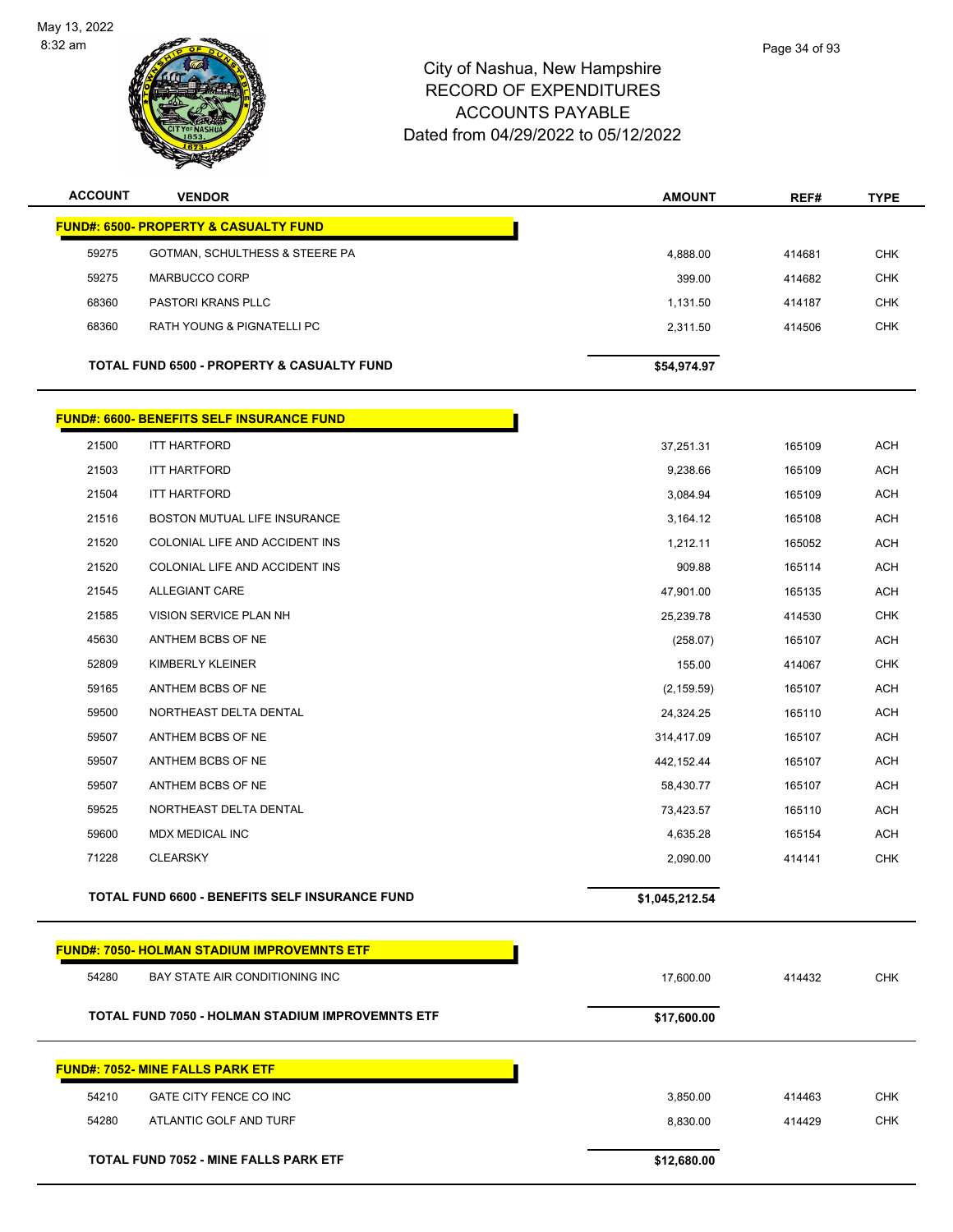City of Nashua, New Hampshire
RECORD OF EXPENDITURES
ACCOUNTS PAYABLE
Dated from 04/29/2022 to 05/12/2022

| ACCOUNT | VENDOR | AMOUNT | REF# | TYPE |
|---|---|---|---|---|
| **FUND#: 6500- PROPERTY & CASUALTY FUND** | | | | |
| 59275 | GOTMAN, SCHULTHESS & STEERE PA | 4,888.00 | 414681 | CHK |
| 59275 | MARBUCCO CORP | 399.00 | 414682 | CHK |
| 68360 | PASTORI KRANS PLLC | 1,131.50 | 414187 | CHK |
| 68360 | RATH YOUNG & PIGNATELLI PC | 2,311.50 | 414506 | CHK |
| **TOTAL FUND 6500 - PROPERTY & CASUALTY FUND** | | **$54,974.97** | | |
| **FUND#: 6600- BENEFITS SELF INSURANCE FUND** | | | | |
| 21500 | ITT HARTFORD | 37,251.31 | 165109 | ACH |
| 21503 | ITT HARTFORD | 9,238.66 | 165109 | ACH |
| 21504 | ITT HARTFORD | 3,084.94 | 165109 | ACH |
| 21516 | BOSTON MUTUAL LIFE INSURANCE | 3,164.12 | 165108 | ACH |
| 21520 | COLONIAL LIFE AND ACCIDENT INS | 1,212.11 | 165052 | ACH |
| 21520 | COLONIAL LIFE AND ACCIDENT INS | 909.88 | 165114 | ACH |
| 21545 | ALLEGIANT CARE | 47,901.00 | 165135 | ACH |
| 21585 | VISION SERVICE PLAN NH | 25,239.78 | 414530 | CHK |
| 45630 | ANTHEM BCBS OF NE | (258.07) | 165107 | ACH |
| 52809 | KIMBERLY KLEINER | 155.00 | 414067 | CHK |
| 59165 | ANTHEM BCBS OF NE | (2,159.59) | 165107 | ACH |
| 59500 | NORTHEAST DELTA DENTAL | 24,324.25 | 165110 | ACH |
| 59507 | ANTHEM BCBS OF NE | 314,417.09 | 165107 | ACH |
| 59507 | ANTHEM BCBS OF NE | 442,152.44 | 165107 | ACH |
| 59507 | ANTHEM BCBS OF NE | 58,430.77 | 165107 | ACH |
| 59525 | NORTHEAST DELTA DENTAL | 73,423.57 | 165110 | ACH |
| 59600 | MDX MEDICAL INC | 4,635.28 | 165154 | ACH |
| 71228 | CLEARSKY | 2,090.00 | 414141 | CHK |
| **TOTAL FUND 6600 - BENEFITS SELF INSURANCE FUND** | | **$1,045,212.54** | | |
| **FUND#: 7050- HOLMAN STADIUM IMPROVEMNTS ETF** | | | | |
| 54280 | BAY STATE AIR CONDITIONING INC | 17,600.00 | 414432 | CHK |
| **TOTAL FUND 7050 - HOLMAN STADIUM IMPROVEMNTS ETF** | | **$17,600.00** | | |
| **FUND#: 7052- MINE FALLS PARK ETF** | | | | |
| 54210 | GATE CITY FENCE CO INC | 3,850.00 | 414463 | CHK |
| 54280 | ATLANTIC GOLF AND TURF | 8,830.00 | 414429 | CHK |
| **TOTAL FUND 7052 - MINE FALLS PARK ETF** | | **$12,680.00** | | |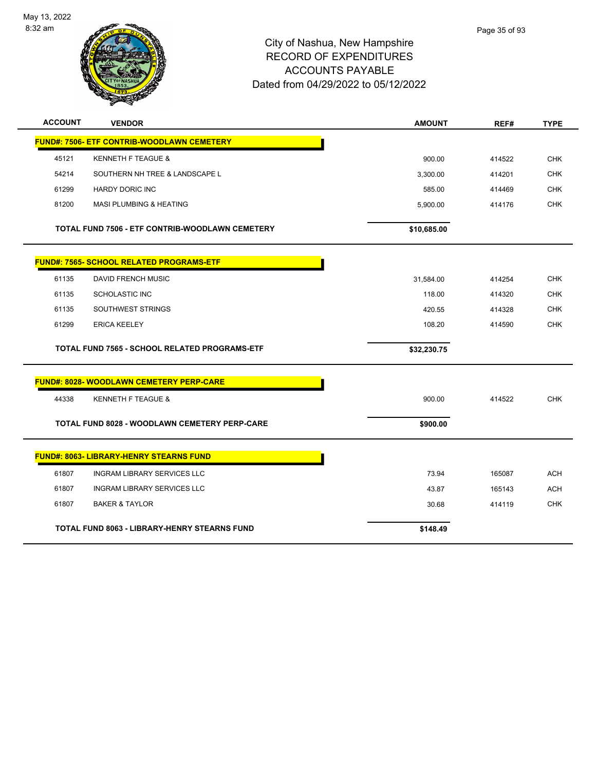# City of Nashua, New Hampshire
## RECORD OF EXPENDITURES
## ACCOUNTS PAYABLE
## Dated from 04/29/2022 to 05/12/2022

| ACCOUNT | VENDOR | AMOUNT | REF# | TYPE |
|---|---|---|---|---|
| **FUND#: 7506- ETF CONTRIB-WOODLAWN CEMETERY** | | | | |
| 45121 | KENNETH F TEAGUE & | 900.00 | 414522 | CHK |
| 54214 | SOUTHERN NH TREE & LANDSCAPE L | 3,300.00 | 414201 | CHK |
| 61299 | HARDY DORIC INC | 585.00 | 414469 | CHK |
| 81200 | MASI PLUMBING & HEATING | 5,900.00 | 414176 | CHK |
| | **TOTAL FUND 7506 - ETF CONTRIB-WOODLAWN CEMETERY** | **$10,685.00** | | |
| **FUND#: 7565- SCHOOL RELATED PROGRAMS-ETF** | | | | |
| 61135 | DAVID FRENCH MUSIC | 31,584.00 | 414254 | CHK |
| 61135 | SCHOLASTIC INC | 118.00 | 414320 | CHK |
| 61135 | SOUTHWEST STRINGS | 420.55 | 414328 | CHK |
| 61299 | ERICA KEELEY | 108.20 | 414590 | CHK |
| | **TOTAL FUND 7565 - SCHOOL RELATED PROGRAMS-ETF** | **$32,230.75** | | |
| **FUND#: 8028- WOODLAWN CEMETERY PERP-CARE** | | | | |
| 44338 | KENNETH F TEAGUE & | 900.00 | 414522 | CHK |
| | **TOTAL FUND 8028 - WOODLAWN CEMETERY PERP-CARE** | **$900.00** | | |
| **FUND#: 8063- LIBRARY-HENRY STEARNS FUND** | | | | |
| 61807 | INGRAM LIBRARY SERVICES LLC | 73.94 | 165087 | ACH |
| 61807 | INGRAM LIBRARY SERVICES LLC | 43.87 | 165143 | ACH |
| 61807 | BAKER & TAYLOR | 30.68 | 414119 | CHK |
| | **TOTAL FUND 8063 - LIBRARY-HENRY STEARNS FUND** | **$148.49** | | |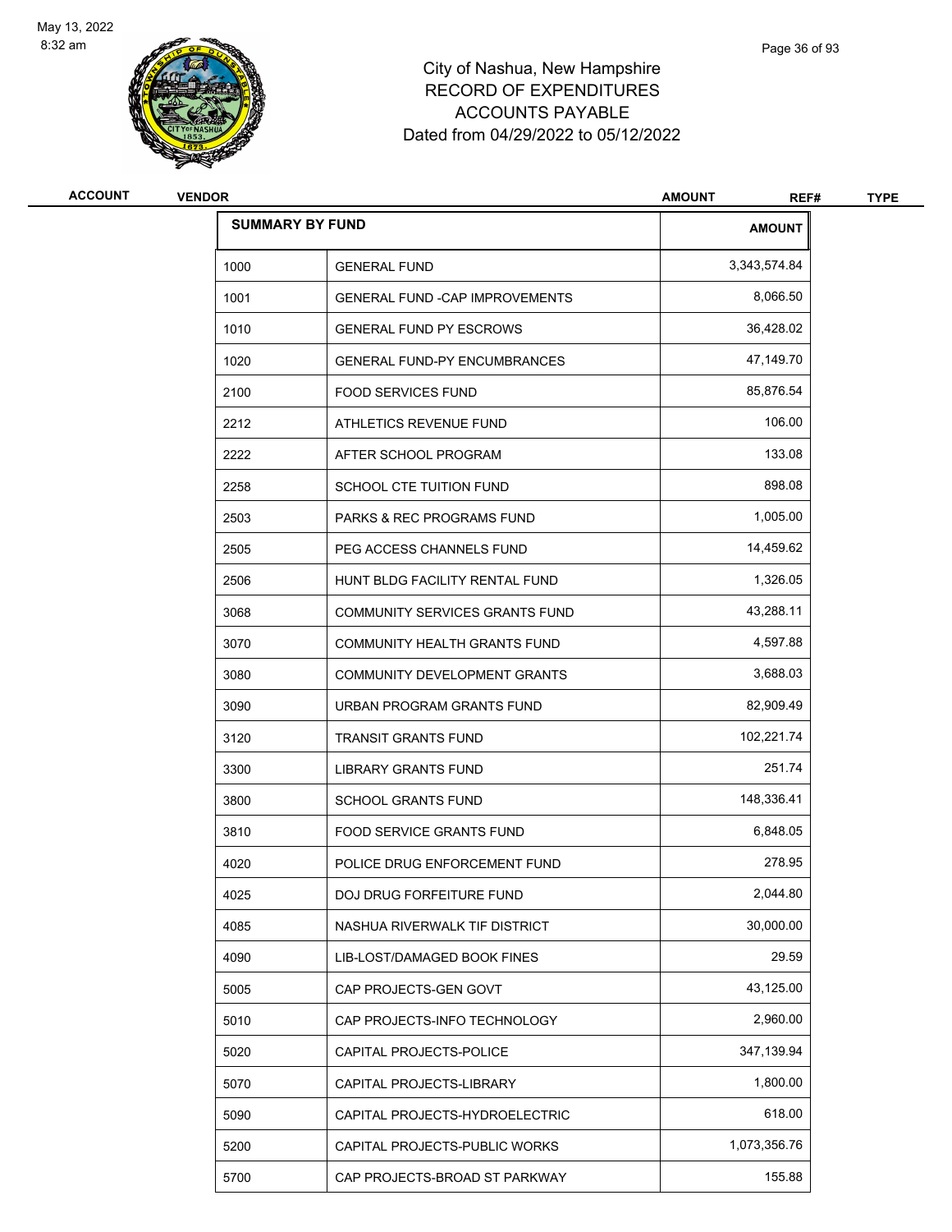# City of Nashua, New Hampshire
# RECORD OF EXPENDITURES
# ACCOUNTS PAYABLE
# Dated from 04/29/2022 to 05/12/2022

| ACCOUNT | VENDOR | AMOUNT | REF# | TYPE |
|---|---|---|---|---|

| SUMMARY BY FUND | | AMOUNT |
|---|---|---|
| 1000 | GENERAL FUND | 3,343,574.84 |
| 1001 | GENERAL FUND -CAP IMPROVEMENTS | 8,066.50 |
| 1010 | GENERAL FUND PY ESCROWS | 36,428.02 |
| 1020 | GENERAL FUND-PY ENCUMBRANCES | 47,149.70 |
| 2100 | FOOD SERVICES FUND | 85,876.54 |
| 2212 | ATHLETICS REVENUE FUND | 106.00 |
| 2222 | AFTER SCHOOL PROGRAM | 133.08 |
| 2258 | SCHOOL CTE TUITION FUND | 898.08 |
| 2503 | PARKS & REC PROGRAMS FUND | 1,005.00 |
| 2505 | PEG ACCESS CHANNELS FUND | 14,459.62 |
| 2506 | HUNT BLDG FACILITY RENTAL FUND | 1,326.05 |
| 3068 | COMMUNITY SERVICES GRANTS FUND | 43,288.11 |
| 3070 | COMMUNITY HEALTH GRANTS FUND | 4,597.88 |
| 3080 | COMMUNITY DEVELOPMENT GRANTS | 3,688.03 |
| 3090 | URBAN PROGRAM GRANTS FUND | 82,909.49 |
| 3120 | TRANSIT GRANTS FUND | 102,221.74 |
| 3300 | LIBRARY GRANTS FUND | 251.74 |
| 3800 | SCHOOL GRANTS FUND | 148,336.41 |
| 3810 | FOOD SERVICE GRANTS FUND | 6,848.05 |
| 4020 | POLICE DRUG ENFORCEMENT FUND | 278.95 |
| 4025 | DOJ DRUG FORFEITURE FUND | 2,044.80 |
| 4085 | NASHUA RIVERWALK TIF DISTRICT | 30,000.00 |
| 4090 | LIB-LOST/DAMAGED BOOK FINES | 29.59 |
| 5005 | CAP PROJECTS-GEN GOVT | 43,125.00 |
| 5010 | CAP PROJECTS-INFO TECHNOLOGY | 2,960.00 |
| 5020 | CAPITAL PROJECTS-POLICE | 347,139.94 |
| 5070 | CAPITAL PROJECTS-LIBRARY | 1,800.00 |
| 5090 | CAPITAL PROJECTS-HYDROELECTRIC | 618.00 |
| 5200 | CAPITAL PROJECTS-PUBLIC WORKS | 1,073,356.76 |
| 5700 | CAP PROJECTS-BROAD ST PARKWAY | 155.88 |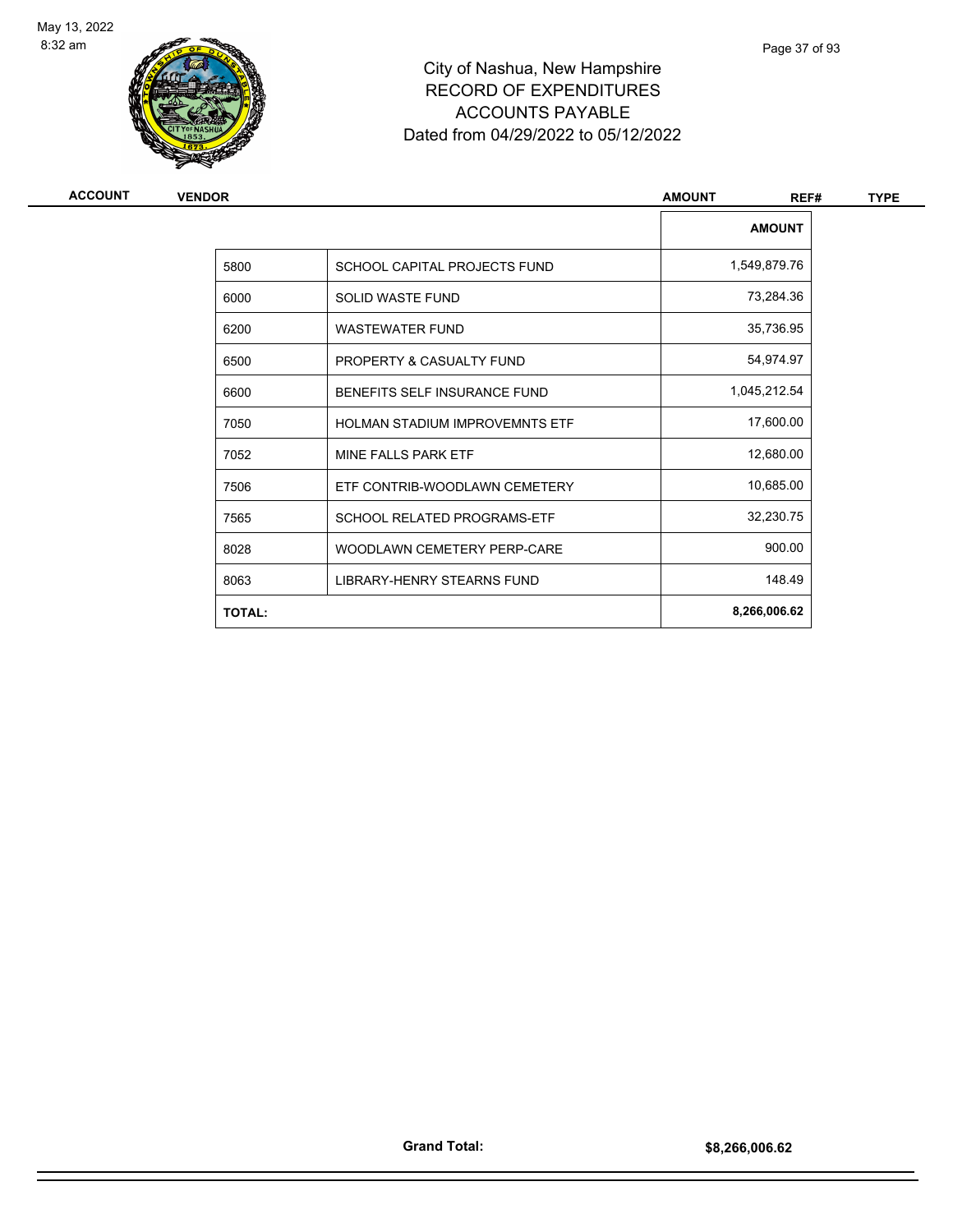| ACCOUNT | VENDOR | AMOUNT | REF# | TYPE |
|---|---|---|---|---|

| | | AMOUNT |
|---|---|---|
| 5800 | SCHOOL CAPITAL PROJECTS FUND | 1,549,879.76 |
| 6000 | SOLID WASTE FUND | 73,284.36 |
| 6200 | WASTEWATER FUND | 35,736.95 |
| 6500 | PROPERTY & CASUALTY FUND | 54,974.97 |
| 6600 | BENEFITS SELF INSURANCE FUND | 1,045,212.54 |
| 7050 | HOLMAN STADIUM IMPROVEMNTS ETF | 17,600.00 |
| 7052 | MINE FALLS PARK ETF | 12,680.00 |
| 7506 | ETF CONTRIB-WOODLAWN CEMETERY | 10,685.00 |
| 7565 | SCHOOL RELATED PROGRAMS-ETF | 32,230.75 |
| 8028 | WOODLAWN CEMETERY PERP-CARE | 900.00 |
| 8063 | LIBRARY-HENRY STEARNS FUND | 148.49 |
| **TOTAL:** | | **8,266,006.62** |

**Grand Total:** **$8,266,006.62**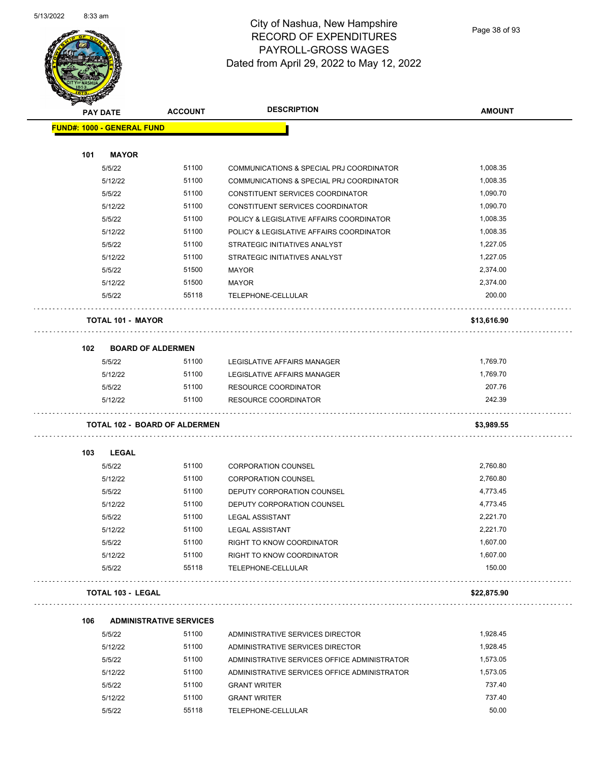# City of Nashua, New Hampshire
## RECORD OF EXPENDITURES
## PAYROLL-GROSS WAGES
## Dated from April 29, 2022 to May 12, 2022

5/13/2022 8:33 am

| PAY DATE | ACCOUNT | DESCRIPTION | AMOUNT |
|---|---|---|---|
| **FUND#: 1000 - GENERAL FUND** | | | |
| **101 MAYOR** | | | |
| 5/5/22 | 51100 | COMMUNICATIONS & SPECIAL PRJ COORDINATOR | 1,008.35 |
| 5/12/22 | 51100 | COMMUNICATIONS & SPECIAL PRJ COORDINATOR | 1,008.35 |
| 5/5/22 | 51100 | CONSTITUENT SERVICES COORDINATOR | 1,090.70 |
| 5/12/22 | 51100 | CONSTITUENT SERVICES COORDINATOR | 1,090.70 |
| 5/5/22 | 51100 | POLICY & LEGISLATIVE AFFAIRS COORDINATOR | 1,008.35 |
| 5/12/22 | 51100 | POLICY & LEGISLATIVE AFFAIRS COORDINATOR | 1,008.35 |
| 5/5/22 | 51100 | STRATEGIC INITIATIVES ANALYST | 1,227.05 |
| 5/12/22 | 51100 | STRATEGIC INITIATIVES ANALYST | 1,227.05 |
| 5/5/22 | 51500 | MAYOR | 2,374.00 |
| 5/12/22 | 51500 | MAYOR | 2,374.00 |
| 5/5/22 | 55118 | TELEPHONE-CELLULAR | 200.00 |
| **TOTAL 101 - MAYOR** | | | **$13,616.90** |
| **102 BOARD OF ALDERMEN** | | | |
| 5/5/22 | 51100 | LEGISLATIVE AFFAIRS MANAGER | 1,769.70 |
| 5/12/22 | 51100 | LEGISLATIVE AFFAIRS MANAGER | 1,769.70 |
| 5/5/22 | 51100 | RESOURCE COORDINATOR | 207.76 |
| 5/12/22 | 51100 | RESOURCE COORDINATOR | 242.39 |
| **TOTAL 102 - BOARD OF ALDERMEN** | | | **$3,989.55** |
| **103 LEGAL** | | | |
| 5/5/22 | 51100 | CORPORATION COUNSEL | 2,760.80 |
| 5/12/22 | 51100 | CORPORATION COUNSEL | 2,760.80 |
| 5/5/22 | 51100 | DEPUTY CORPORATION COUNSEL | 4,773.45 |
| 5/12/22 | 51100 | DEPUTY CORPORATION COUNSEL | 4,773.45 |
| 5/5/22 | 51100 | LEGAL ASSISTANT | 2,221.70 |
| 5/12/22 | 51100 | LEGAL ASSISTANT | 2,221.70 |
| 5/5/22 | 51100 | RIGHT TO KNOW COORDINATOR | 1,607.00 |
| 5/12/22 | 51100 | RIGHT TO KNOW COORDINATOR | 1,607.00 |
| 5/5/22 | 55118 | TELEPHONE-CELLULAR | 150.00 |
| **TOTAL 103 - LEGAL** | | | **$22,875.90** |
| **106 ADMINISTRATIVE SERVICES** | | | |
| 5/5/22 | 51100 | ADMINISTRATIVE SERVICES DIRECTOR | 1,928.45 |
| 5/12/22 | 51100 | ADMINISTRATIVE SERVICES DIRECTOR | 1,928.45 |
| 5/5/22 | 51100 | ADMINISTRATIVE SERVICES OFFICE ADMINISTRATOR | 1,573.05 |
| 5/12/22 | 51100 | ADMINISTRATIVE SERVICES OFFICE ADMINISTRATOR | 1,573.05 |
| 5/5/22 | 51100 | GRANT WRITER | 737.40 |
| 5/12/22 | 51100 | GRANT WRITER | 737.40 |
| 5/5/22 | 55118 | TELEPHONE-CELLULAR | 50.00 |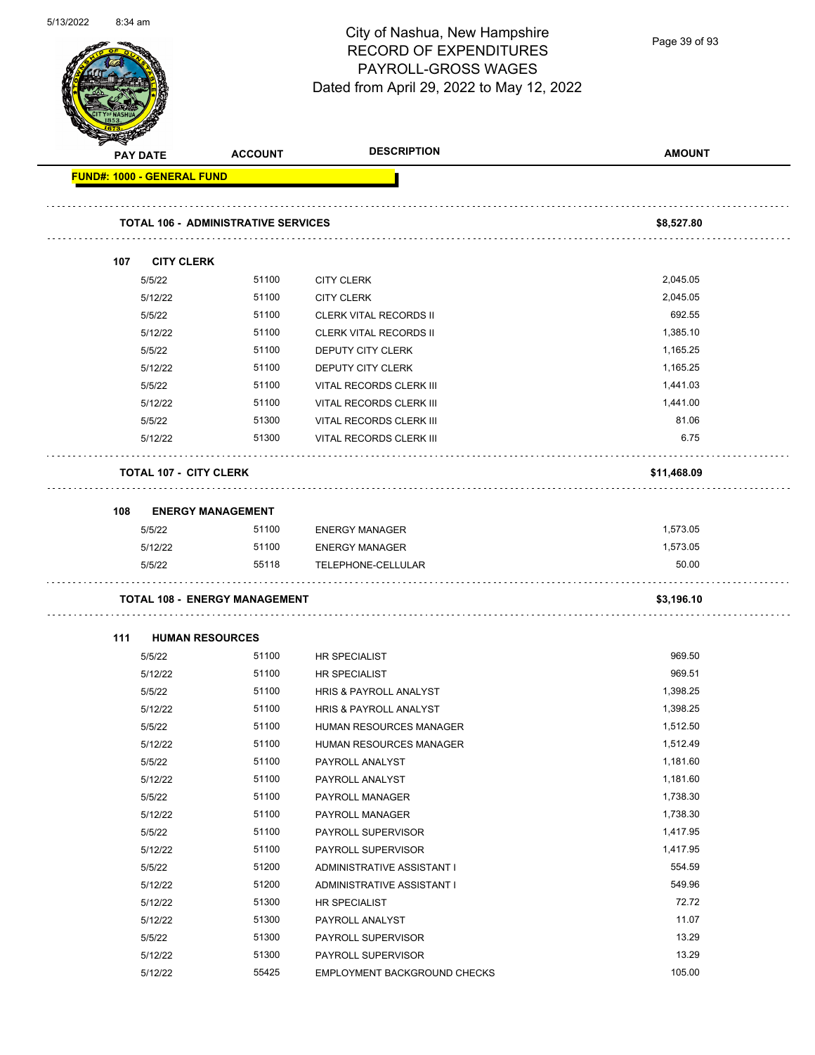# City of Nashua, New Hampshire
## RECORD OF EXPENDITURES
## PAYROLL-GROSS WAGES
## Dated from April 29, 2022 to May 12, 2022

| PAY DATE | ACCOUNT | DESCRIPTION | AMOUNT |
|---|---|---|---|
| **FUND#: 1000 - GENERAL FUND** | | | |
| **TOTAL 106 - ADMINISTRATIVE SERVICES** | | | **$8,527.80** |
| **107 CITY CLERK** | | | |
| 5/5/22 | 51100 | CITY CLERK | 2,045.05 |
| 5/12/22 | 51100 | CITY CLERK | 2,045.05 |
| 5/5/22 | 51100 | CLERK VITAL RECORDS II | 692.55 |
| 5/12/22 | 51100 | CLERK VITAL RECORDS II | 1,385.10 |
| 5/5/22 | 51100 | DEPUTY CITY CLERK | 1,165.25 |
| 5/12/22 | 51100 | DEPUTY CITY CLERK | 1,165.25 |
| 5/5/22 | 51100 | VITAL RECORDS CLERK III | 1,441.03 |
| 5/12/22 | 51100 | VITAL RECORDS CLERK III | 1,441.00 |
| 5/5/22 | 51300 | VITAL RECORDS CLERK III | 81.06 |
| 5/12/22 | 51300 | VITAL RECORDS CLERK III | 6.75 |
| **TOTAL 107 - CITY CLERK** | | | **$11,468.09** |
| **108 ENERGY MANAGEMENT** | | | |
| 5/5/22 | 51100 | ENERGY MANAGER | 1,573.05 |
| 5/12/22 | 51100 | ENERGY MANAGER | 1,573.05 |
| 5/5/22 | 55118 | TELEPHONE-CELLULAR | 50.00 |
| **TOTAL 108 - ENERGY MANAGEMENT** | | | **$3,196.10** |
| **111 HUMAN RESOURCES** | | | |
| 5/5/22 | 51100 | HR SPECIALIST | 969.50 |
| 5/12/22 | 51100 | HR SPECIALIST | 969.51 |
| 5/5/22 | 51100 | HRIS & PAYROLL ANALYST | 1,398.25 |
| 5/12/22 | 51100 | HRIS & PAYROLL ANALYST | 1,398.25 |
| 5/5/22 | 51100 | HUMAN RESOURCES MANAGER | 1,512.50 |
| 5/12/22 | 51100 | HUMAN RESOURCES MANAGER | 1,512.49 |
| 5/5/22 | 51100 | PAYROLL ANALYST | 1,181.60 |
| 5/12/22 | 51100 | PAYROLL ANALYST | 1,181.60 |
| 5/5/22 | 51100 | PAYROLL MANAGER | 1,738.30 |
| 5/12/22 | 51100 | PAYROLL MANAGER | 1,738.30 |
| 5/5/22 | 51100 | PAYROLL SUPERVISOR | 1,417.95 |
| 5/12/22 | 51100 | PAYROLL SUPERVISOR | 1,417.95 |
| 5/5/22 | 51200 | ADMINISTRATIVE ASSISTANT I | 554.59 |
| 5/12/22 | 51200 | ADMINISTRATIVE ASSISTANT I | 549.96 |
| 5/12/22 | 51300 | HR SPECIALIST | 72.72 |
| 5/12/22 | 51300 | PAYROLL ANALYST | 11.07 |
| 5/5/22 | 51300 | PAYROLL SUPERVISOR | 13.29 |
| 5/12/22 | 51300 | PAYROLL SUPERVISOR | 13.29 |
| 5/12/22 | 55425 | EMPLOYMENT BACKGROUND CHECKS | 105.00 |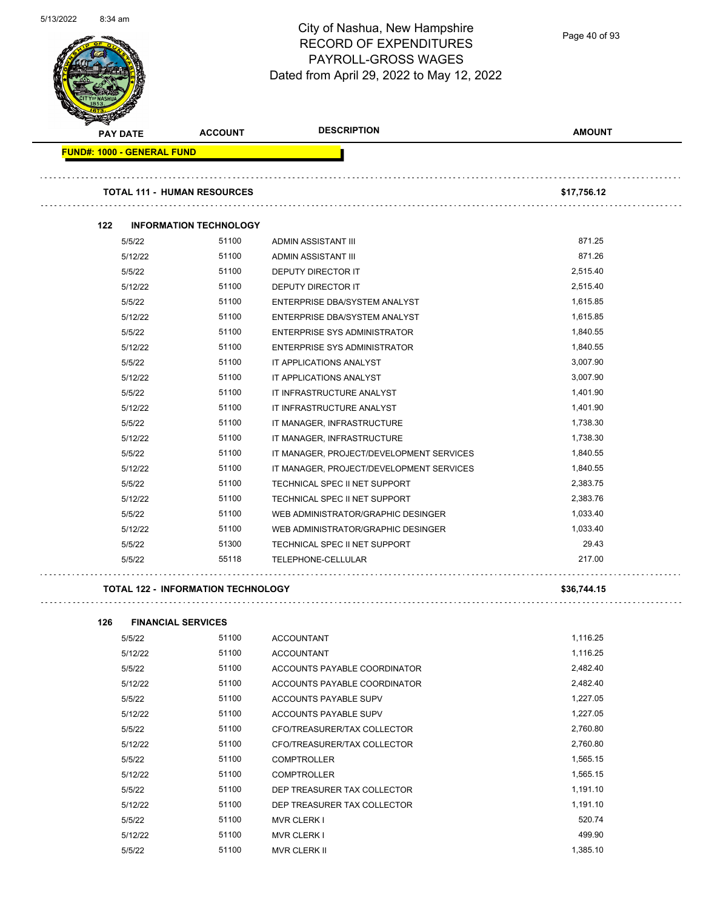# City of Nashua, New Hampshire
## RECORD OF EXPENDITURES
## PAYROLL-GROSS WAGES
## Dated from April 29, 2022 to May 12, 2022

| PAY DATE | ACCOUNT | DESCRIPTION | AMOUNT |
|---|---|---|---|
| **FUND#: 1000 - GENERAL FUND** | | | |
| **TOTAL 111 - HUMAN RESOURCES** | | | **$17,756.12** |
| **122 INFORMATION TECHNOLOGY** | | | |
| 5/5/22 | 51100 | ADMIN ASSISTANT III | 871.25 |
| 5/12/22 | 51100 | ADMIN ASSISTANT III | 871.26 |
| 5/5/22 | 51100 | DEPUTY DIRECTOR IT | 2,515.40 |
| 5/12/22 | 51100 | DEPUTY DIRECTOR IT | 2,515.40 |
| 5/5/22 | 51100 | ENTERPRISE DBA/SYSTEM ANALYST | 1,615.85 |
| 5/12/22 | 51100 | ENTERPRISE DBA/SYSTEM ANALYST | 1,615.85 |
| 5/5/22 | 51100 | ENTERPRISE SYS ADMINISTRATOR | 1,840.55 |
| 5/12/22 | 51100 | ENTERPRISE SYS ADMINISTRATOR | 1,840.55 |
| 5/5/22 | 51100 | IT APPLICATIONS ANALYST | 3,007.90 |
| 5/12/22 | 51100 | IT APPLICATIONS ANALYST | 3,007.90 |
| 5/5/22 | 51100 | IT INFRASTRUCTURE ANALYST | 1,401.90 |
| 5/12/22 | 51100 | IT INFRASTRUCTURE ANALYST | 1,401.90 |
| 5/5/22 | 51100 | IT MANAGER, INFRASTRUCTURE | 1,738.30 |
| 5/12/22 | 51100 | IT MANAGER, INFRASTRUCTURE | 1,738.30 |
| 5/5/22 | 51100 | IT MANAGER, PROJECT/DEVELOPMENT SERVICES | 1,840.55 |
| 5/12/22 | 51100 | IT MANAGER, PROJECT/DEVELOPMENT SERVICES | 1,840.55 |
| 5/5/22 | 51100 | TECHNICAL SPEC II NET SUPPORT | 2,383.75 |
| 5/12/22 | 51100 | TECHNICAL SPEC II NET SUPPORT | 2,383.76 |
| 5/5/22 | 51100 | WEB ADMINISTRATOR/GRAPHIC DESINGER | 1,033.40 |
| 5/12/22 | 51100 | WEB ADMINISTRATOR/GRAPHIC DESINGER | 1,033.40 |
| 5/5/22 | 51300 | TECHNICAL SPEC II NET SUPPORT | 29.43 |
| 5/5/22 | 55118 | TELEPHONE-CELLULAR | 217.00 |
| **TOTAL 122 - INFORMATION TECHNOLOGY** | | | **$36,744.15** |
| **126 FINANCIAL SERVICES** | | | |
| 5/5/22 | 51100 | ACCOUNTANT | 1,116.25 |
| 5/12/22 | 51100 | ACCOUNTANT | 1,116.25 |
| 5/5/22 | 51100 | ACCOUNTS PAYABLE COORDINATOR | 2,482.40 |
| 5/12/22 | 51100 | ACCOUNTS PAYABLE COORDINATOR | 2,482.40 |
| 5/5/22 | 51100 | ACCOUNTS PAYABLE SUPV | 1,227.05 |
| 5/12/22 | 51100 | ACCOUNTS PAYABLE SUPV | 1,227.05 |
| 5/5/22 | 51100 | CFO/TREASURER/TAX COLLECTOR | 2,760.80 |
| 5/12/22 | 51100 | CFO/TREASURER/TAX COLLECTOR | 2,760.80 |
| 5/5/22 | 51100 | COMPTROLLER | 1,565.15 |
| 5/12/22 | 51100 | COMPTROLLER | 1,565.15 |
| 5/5/22 | 51100 | DEP TREASURER TAX COLLECTOR | 1,191.10 |
| 5/12/22 | 51100 | DEP TREASURER TAX COLLECTOR | 1,191.10 |
| 5/5/22 | 51100 | MVR CLERK I | 520.74 |
| 5/12/22 | 51100 | MVR CLERK I | 499.90 |
| 5/5/22 | 51100 | MVR CLERK II | 1,385.10 |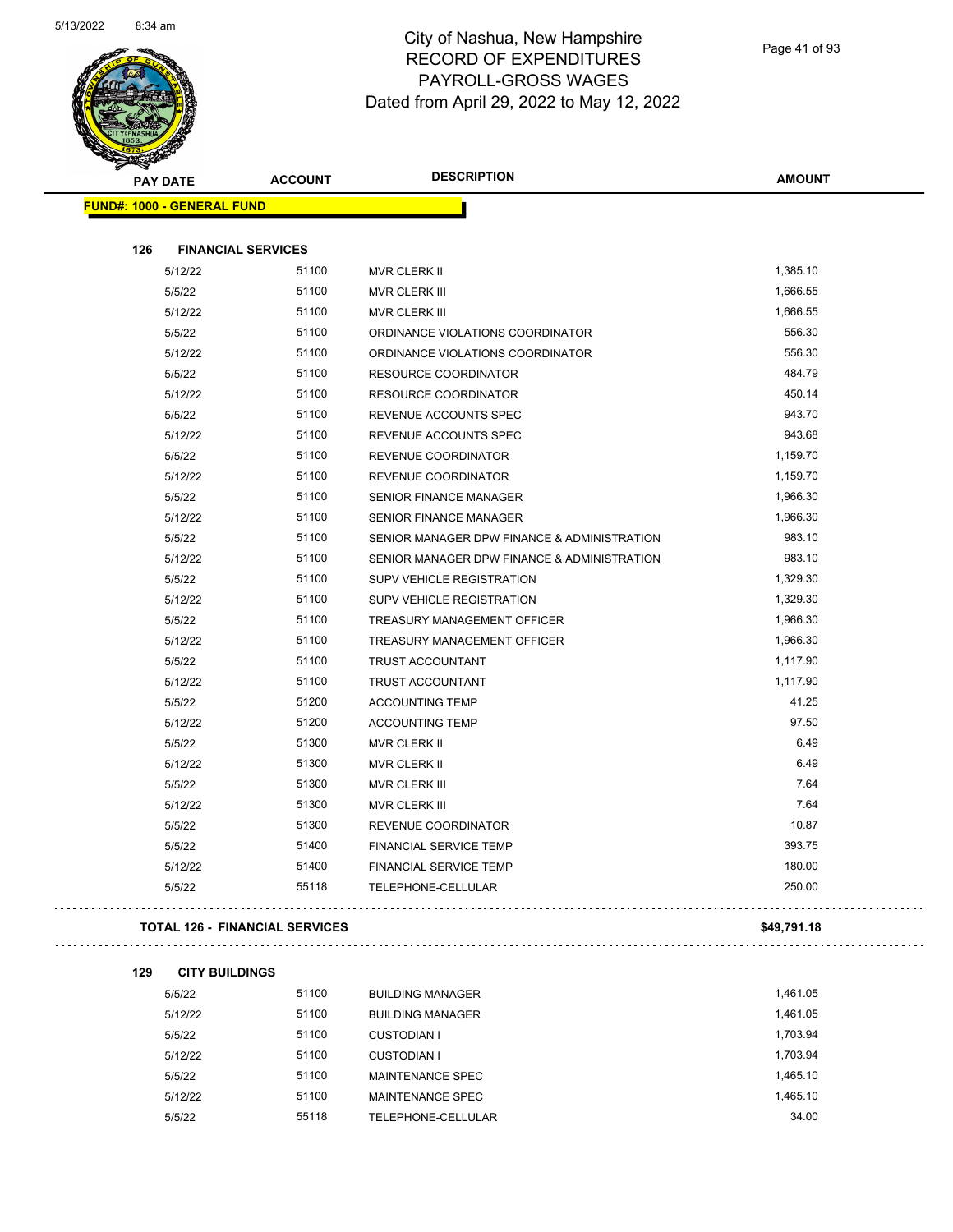# City of Nashua, New Hampshire
## RECORD OF EXPENDITURES
## PAYROLL-GROSS WAGES
### Dated from April 29, 2022 to May 12, 2022

| PAY DATE | ACCOUNT | DESCRIPTION | AMOUNT |
|---|---|---|---|
| **FUND#: 1000 - GENERAL FUND** | | | |
| **126 FINANCIAL SERVICES** | | | |
| 5/12/22 | 51100 | MVR CLERK II | 1,385.10 |
| 5/5/22 | 51100 | MVR CLERK III | 1,666.55 |
| 5/12/22 | 51100 | MVR CLERK III | 1,666.55 |
| 5/5/22 | 51100 | ORDINANCE VIOLATIONS COORDINATOR | 556.30 |
| 5/12/22 | 51100 | ORDINANCE VIOLATIONS COORDINATOR | 556.30 |
| 5/5/22 | 51100 | RESOURCE COORDINATOR | 484.79 |
| 5/12/22 | 51100 | RESOURCE COORDINATOR | 450.14 |
| 5/5/22 | 51100 | REVENUE ACCOUNTS SPEC | 943.70 |
| 5/12/22 | 51100 | REVENUE ACCOUNTS SPEC | 943.68 |
| 5/5/22 | 51100 | REVENUE COORDINATOR | 1,159.70 |
| 5/12/22 | 51100 | REVENUE COORDINATOR | 1,159.70 |
| 5/5/22 | 51100 | SENIOR FINANCE MANAGER | 1,966.30 |
| 5/12/22 | 51100 | SENIOR FINANCE MANAGER | 1,966.30 |
| 5/5/22 | 51100 | SENIOR MANAGER DPW FINANCE & ADMINISTRATION | 983.10 |
| 5/12/22 | 51100 | SENIOR MANAGER DPW FINANCE & ADMINISTRATION | 983.10 |
| 5/5/22 | 51100 | SUPV VEHICLE REGISTRATION | 1,329.30 |
| 5/12/22 | 51100 | SUPV VEHICLE REGISTRATION | 1,329.30 |
| 5/5/22 | 51100 | TREASURY MANAGEMENT OFFICER | 1,966.30 |
| 5/12/22 | 51100 | TREASURY MANAGEMENT OFFICER | 1,966.30 |
| 5/5/22 | 51100 | TRUST ACCOUNTANT | 1,117.90 |
| 5/12/22 | 51100 | TRUST ACCOUNTANT | 1,117.90 |
| 5/5/22 | 51200 | ACCOUNTING TEMP | 41.25 |
| 5/12/22 | 51200 | ACCOUNTING TEMP | 97.50 |
| 5/5/22 | 51300 | MVR CLERK II | 6.49 |
| 5/12/22 | 51300 | MVR CLERK II | 6.49 |
| 5/5/22 | 51300 | MVR CLERK III | 7.64 |
| 5/12/22 | 51300 | MVR CLERK III | 7.64 |
| 5/5/22 | 51300 | REVENUE COORDINATOR | 10.87 |
| 5/5/22 | 51400 | FINANCIAL SERVICE TEMP | 393.75 |
| 5/12/22 | 51400 | FINANCIAL SERVICE TEMP | 180.00 |
| 5/5/22 | 55118 | TELEPHONE-CELLULAR | 250.00 |
| **TOTAL 126 - FINANCIAL SERVICES** | | | **$49,791.18** |
| **129 CITY BUILDINGS** | | | |
| 5/5/22 | 51100 | BUILDING MANAGER | 1,461.05 |
| 5/12/22 | 51100 | BUILDING MANAGER | 1,461.05 |
| 5/5/22 | 51100 | CUSTODIAN I | 1,703.94 |
| 5/12/22 | 51100 | CUSTODIAN I | 1,703.94 |
| 5/5/22 | 51100 | MAINTENANCE SPEC | 1,465.10 |
| 5/12/22 | 51100 | MAINTENANCE SPEC | 1,465.10 |
| 5/5/22 | 55118 | TELEPHONE-CELLULAR | 34.00 |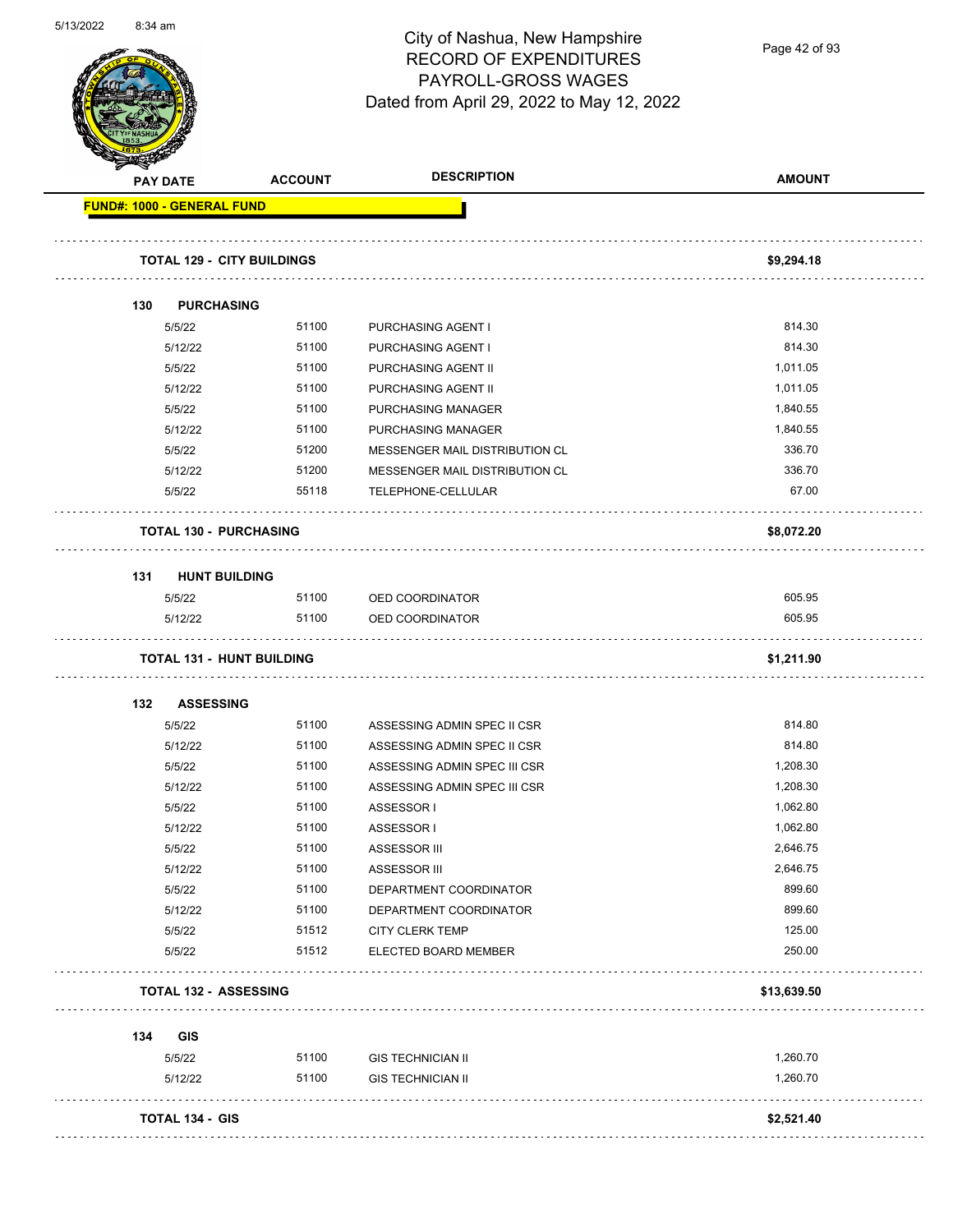# City of Nashua, New Hampshire
## RECORD OF EXPENDITURES
## PAYROLL-GROSS WAGES
## Dated from April 29, 2022 to May 12, 2022

| PAY DATE | ACCOUNT | DESCRIPTION | AMOUNT |
|---|---|---|---|
| **FUND#: 1000 - GENERAL FUND** | | | |
| **TOTAL 129 - CITY BUILDINGS** | | | **$9,294.18** |
| **130 PURCHASING** | | | |
| 5/5/22 | 51100 | PURCHASING AGENT I | 814.30 |
| 5/12/22 | 51100 | PURCHASING AGENT I | 814.30 |
| 5/5/22 | 51100 | PURCHASING AGENT II | 1,011.05 |
| 5/12/22 | 51100 | PURCHASING AGENT II | 1,011.05 |
| 5/5/22 | 51100 | PURCHASING MANAGER | 1,840.55 |
| 5/12/22 | 51100 | PURCHASING MANAGER | 1,840.55 |
| 5/5/22 | 51200 | MESSENGER MAIL DISTRIBUTION CL | 336.70 |
| 5/12/22 | 51200 | MESSENGER MAIL DISTRIBUTION CL | 336.70 |
| 5/5/22 | 55118 | TELEPHONE-CELLULAR | 67.00 |
| **TOTAL 130 - PURCHASING** | | | **$8,072.20** |
| **131 HUNT BUILDING** | | | |
| 5/5/22 | 51100 | OED COORDINATOR | 605.95 |
| 5/12/22 | 51100 | OED COORDINATOR | 605.95 |
| **TOTAL 131 - HUNT BUILDING** | | | **$1,211.90** |
| **132 ASSESSING** | | | |
| 5/5/22 | 51100 | ASSESSING ADMIN SPEC II CSR | 814.80 |
| 5/12/22 | 51100 | ASSESSING ADMIN SPEC II CSR | 814.80 |
| 5/5/22 | 51100 | ASSESSING ADMIN SPEC III CSR | 1,208.30 |
| 5/12/22 | 51100 | ASSESSING ADMIN SPEC III CSR | 1,208.30 |
| 5/5/22 | 51100 | ASSESSOR I | 1,062.80 |
| 5/12/22 | 51100 | ASSESSOR I | 1,062.80 |
| 5/5/22 | 51100 | ASSESSOR III | 2,646.75 |
| 5/12/22 | 51100 | ASSESSOR III | 2,646.75 |
| 5/5/22 | 51100 | DEPARTMENT COORDINATOR | 899.60 |
| 5/12/22 | 51100 | DEPARTMENT COORDINATOR | 899.60 |
| 5/5/22 | 51512 | CITY CLERK TEMP | 125.00 |
| 5/5/22 | 51512 | ELECTED BOARD MEMBER | 250.00 |
| **TOTAL 132 - ASSESSING** | | | **$13,639.50** |
| **134 GIS** | | | |
| 5/5/22 | 51100 | GIS TECHNICIAN II | 1,260.70 |
| 5/12/22 | 51100 | GIS TECHNICIAN II | 1,260.70 |
| **TOTAL 134 - GIS** | | | **$2,521.40** |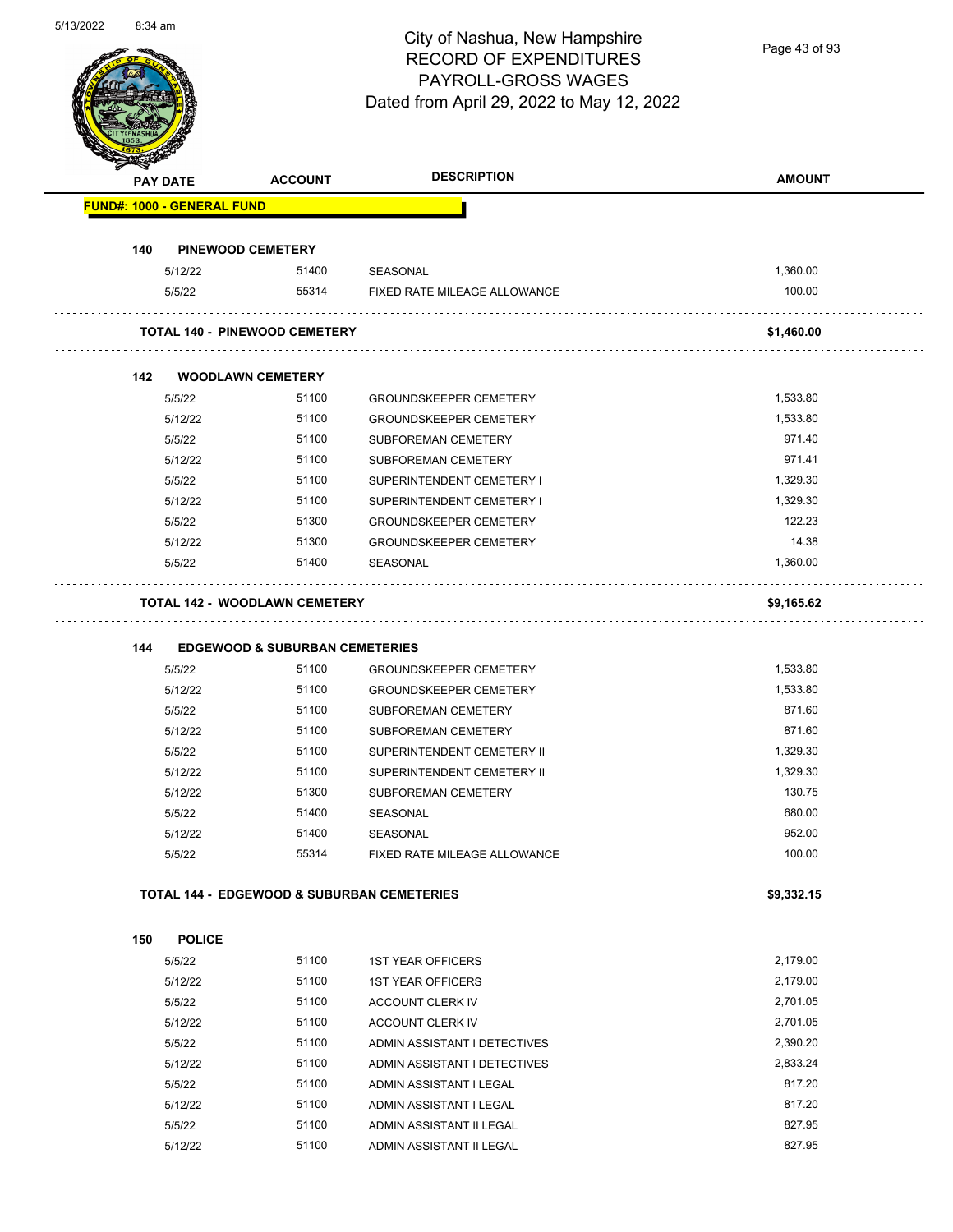# City of Nashua, New Hampshire
## RECORD OF EXPENDITURES
## PAYROLL-GROSS WAGES
## Dated from April 29, 2022 to May 12, 2022

| PAY DATE | ACCOUNT | DESCRIPTION | AMOUNT |
|---|---|---|---|
| **FUND#: 1000 - GENERAL FUND** | | | |
| **140 PINEWOOD CEMETERY** | | | |
| 5/12/22 | 51400 | SEASONAL | 1,360.00 |
| 5/5/22 | 55314 | FIXED RATE MILEAGE ALLOWANCE | 100.00 |
| **TOTAL 140 - PINEWOOD CEMETERY** | | | **$1,460.00** |
| **142 WOODLAWN CEMETERY** | | | |
| 5/5/22 | 51100 | GROUNDSKEEPER CEMETERY | 1,533.80 |
| 5/12/22 | 51100 | GROUNDSKEEPER CEMETERY | 1,533.80 |
| 5/5/22 | 51100 | SUBFOREMAN CEMETERY | 971.40 |
| 5/12/22 | 51100 | SUBFOREMAN CEMETERY | 971.41 |
| 5/5/22 | 51100 | SUPERINTENDENT CEMETERY I | 1,329.30 |
| 5/12/22 | 51100 | SUPERINTENDENT CEMETERY I | 1,329.30 |
| 5/5/22 | 51300 | GROUNDSKEEPER CEMETERY | 122.23 |
| 5/12/22 | 51300 | GROUNDSKEEPER CEMETERY | 14.38 |
| 5/5/22 | 51400 | SEASONAL | 1,360.00 |
| **TOTAL 142 - WOODLAWN CEMETERY** | | | **$9,165.62** |
| **144 EDGEWOOD & SUBURBAN CEMETERIES** | | | |
| 5/5/22 | 51100 | GROUNDSKEEPER CEMETERY | 1,533.80 |
| 5/12/22 | 51100 | GROUNDSKEEPER CEMETERY | 1,533.80 |
| 5/5/22 | 51100 | SUBFOREMAN CEMETERY | 871.60 |
| 5/12/22 | 51100 | SUBFOREMAN CEMETERY | 871.60 |
| 5/5/22 | 51100 | SUPERINTENDENT CEMETERY II | 1,329.30 |
| 5/12/22 | 51100 | SUPERINTENDENT CEMETERY II | 1,329.30 |
| 5/12/22 | 51300 | SUBFOREMAN CEMETERY | 130.75 |
| 5/5/22 | 51400 | SEASONAL | 680.00 |
| 5/12/22 | 51400 | SEASONAL | 952.00 |
| 5/5/22 | 55314 | FIXED RATE MILEAGE ALLOWANCE | 100.00 |
| **TOTAL 144 - EDGEWOOD & SUBURBAN CEMETERIES** | | | **$9,332.15** |
| **150 POLICE** | | | |
| 5/5/22 | 51100 | 1ST YEAR OFFICERS | 2,179.00 |
| 5/12/22 | 51100 | 1ST YEAR OFFICERS | 2,179.00 |
| 5/5/22 | 51100 | ACCOUNT CLERK IV | 2,701.05 |
| 5/12/22 | 51100 | ACCOUNT CLERK IV | 2,701.05 |
| 5/5/22 | 51100 | ADMIN ASSISTANT I DETECTIVES | 2,390.20 |
| 5/12/22 | 51100 | ADMIN ASSISTANT I DETECTIVES | 2,833.24 |
| 5/5/22 | 51100 | ADMIN ASSISTANT I LEGAL | 817.20 |
| 5/12/22 | 51100 | ADMIN ASSISTANT I LEGAL | 817.20 |
| 5/5/22 | 51100 | ADMIN ASSISTANT II LEGAL | 827.95 |
| 5/12/22 | 51100 | ADMIN ASSISTANT II LEGAL | 827.95 |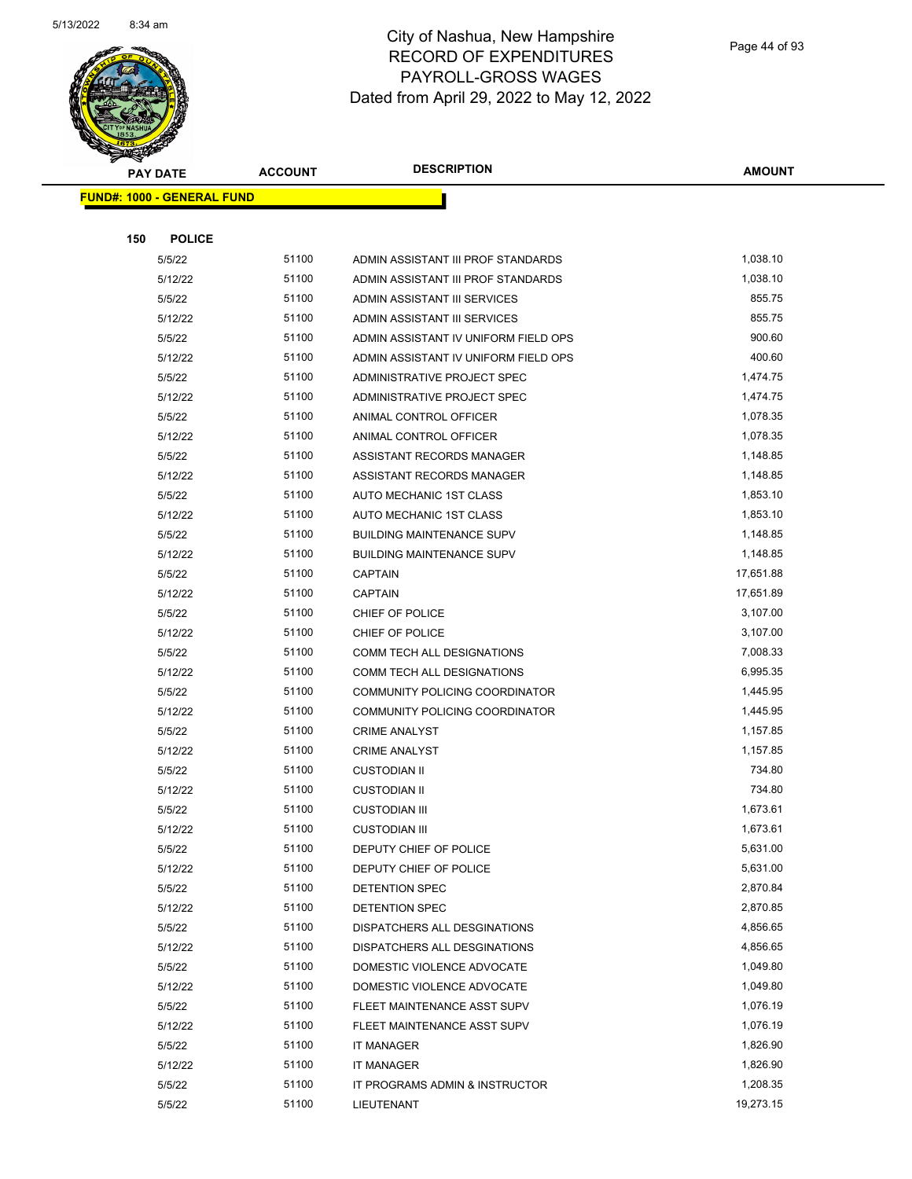# City of Nashua, New Hampshire
# RECORD OF EXPENDITURES
# PAYROLL-GROSS WAGES
# Dated from April 29, 2022 to May 12, 2022

| PAY DATE | ACCOUNT | DESCRIPTION | AMOUNT |
|---|---|---|---|
| **FUND#: 1000 - GENERAL FUND** | | | |
| **150 POLICE** | | | |
| 5/5/22 | 51100 | ADMIN ASSISTANT III PROF STANDARDS | 1,038.10 |
| 5/12/22 | 51100 | ADMIN ASSISTANT III PROF STANDARDS | 1,038.10 |
| 5/5/22 | 51100 | ADMIN ASSISTANT III SERVICES | 855.75 |
| 5/12/22 | 51100 | ADMIN ASSISTANT III SERVICES | 855.75 |
| 5/5/22 | 51100 | ADMIN ASSISTANT IV UNIFORM FIELD OPS | 900.60 |
| 5/12/22 | 51100 | ADMIN ASSISTANT IV UNIFORM FIELD OPS | 400.60 |
| 5/5/22 | 51100 | ADMINISTRATIVE PROJECT SPEC | 1,474.75 |
| 5/12/22 | 51100 | ADMINISTRATIVE PROJECT SPEC | 1,474.75 |
| 5/5/22 | 51100 | ANIMAL CONTROL OFFICER | 1,078.35 |
| 5/12/22 | 51100 | ANIMAL CONTROL OFFICER | 1,078.35 |
| 5/5/22 | 51100 | ASSISTANT RECORDS MANAGER | 1,148.85 |
| 5/12/22 | 51100 | ASSISTANT RECORDS MANAGER | 1,148.85 |
| 5/5/22 | 51100 | AUTO MECHANIC 1ST CLASS | 1,853.10 |
| 5/12/22 | 51100 | AUTO MECHANIC 1ST CLASS | 1,853.10 |
| 5/5/22 | 51100 | BUILDING MAINTENANCE SUPV | 1,148.85 |
| 5/12/22 | 51100 | BUILDING MAINTENANCE SUPV | 1,148.85 |
| 5/5/22 | 51100 | CAPTAIN | 17,651.88 |
| 5/12/22 | 51100 | CAPTAIN | 17,651.89 |
| 5/5/22 | 51100 | CHIEF OF POLICE | 3,107.00 |
| 5/12/22 | 51100 | CHIEF OF POLICE | 3,107.00 |
| 5/5/22 | 51100 | COMM TECH ALL DESIGNATIONS | 7,008.33 |
| 5/12/22 | 51100 | COMM TECH ALL DESIGNATIONS | 6,995.35 |
| 5/5/22 | 51100 | COMMUNITY POLICING COORDINATOR | 1,445.95 |
| 5/12/22 | 51100 | COMMUNITY POLICING COORDINATOR | 1,445.95 |
| 5/5/22 | 51100 | CRIME ANALYST | 1,157.85 |
| 5/12/22 | 51100 | CRIME ANALYST | 1,157.85 |
| 5/5/22 | 51100 | CUSTODIAN II | 734.80 |
| 5/12/22 | 51100 | CUSTODIAN II | 734.80 |
| 5/5/22 | 51100 | CUSTODIAN III | 1,673.61 |
| 5/12/22 | 51100 | CUSTODIAN III | 1,673.61 |
| 5/5/22 | 51100 | DEPUTY CHIEF OF POLICE | 5,631.00 |
| 5/12/22 | 51100 | DEPUTY CHIEF OF POLICE | 5,631.00 |
| 5/5/22 | 51100 | DETENTION SPEC | 2,870.84 |
| 5/12/22 | 51100 | DETENTION SPEC | 2,870.85 |
| 5/5/22 | 51100 | DISPATCHERS ALL DESGINATIONS | 4,856.65 |
| 5/12/22 | 51100 | DISPATCHERS ALL DESGINATIONS | 4,856.65 |
| 5/5/22 | 51100 | DOMESTIC VIOLENCE ADVOCATE | 1,049.80 |
| 5/12/22 | 51100 | DOMESTIC VIOLENCE ADVOCATE | 1,049.80 |
| 5/5/22 | 51100 | FLEET MAINTENANCE ASST SUPV | 1,076.19 |
| 5/12/22 | 51100 | FLEET MAINTENANCE ASST SUPV | 1,076.19 |
| 5/5/22 | 51100 | IT MANAGER | 1,826.90 |
| 5/12/22 | 51100 | IT MANAGER | 1,826.90 |
| 5/5/22 | 51100 | IT PROGRAMS ADMIN & INSTRUCTOR | 1,208.35 |
| 5/5/22 | 51100 | LIEUTENANT | 19,273.15 |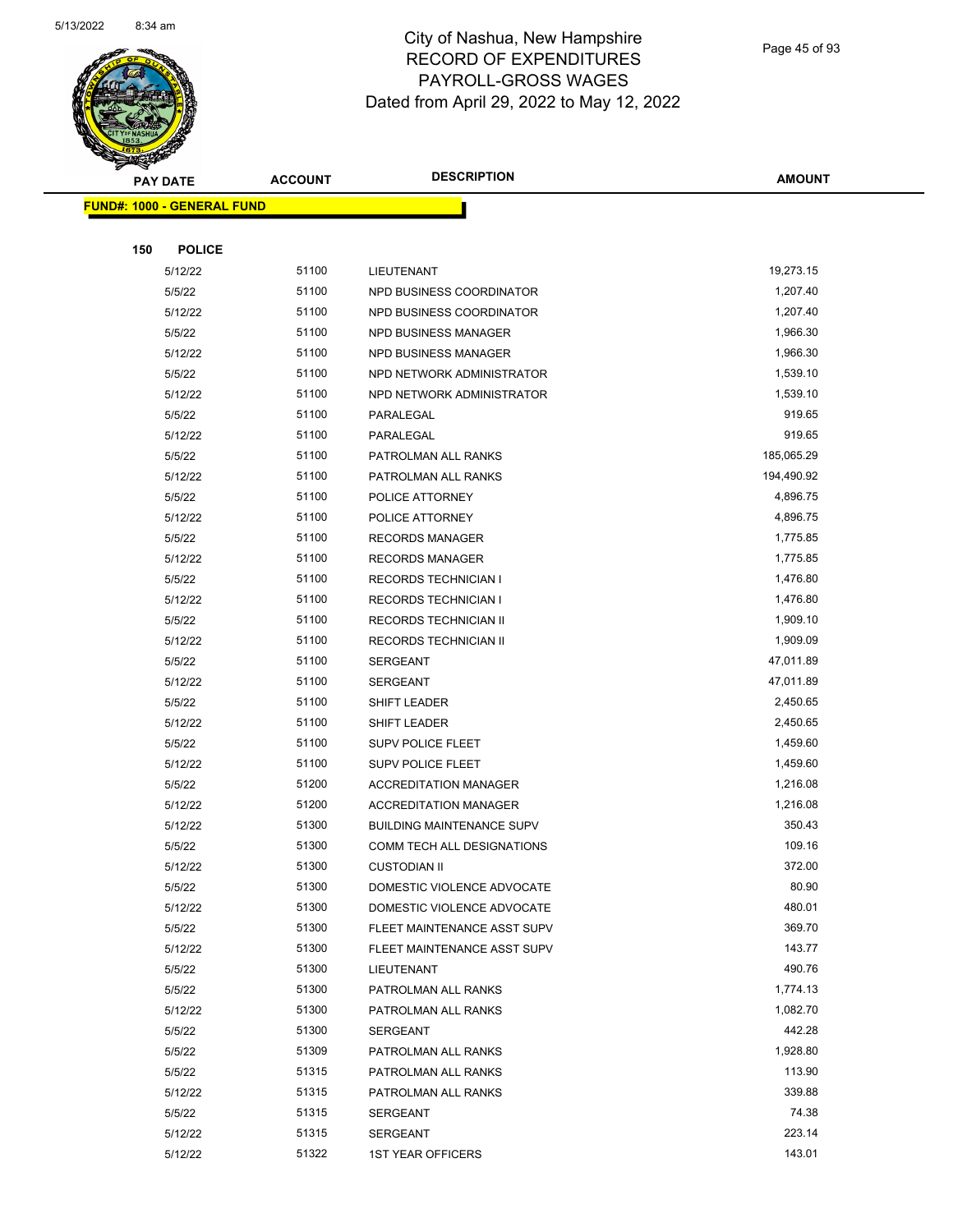# City of Nashua, New Hampshire
## RECORD OF EXPENDITURES
## PAYROLL-GROSS WAGES
## Dated from April 29, 2022 to May 12, 2022

**FUND#: 1000 - GENERAL FUND**

**150 POLICE**

| PAY DATE | ACCOUNT | DESCRIPTION | AMOUNT |
|---|---|---|---|
| 5/12/22 | 51100 | LIEUTENANT | 19,273.15 |
| 5/5/22 | 51100 | NPD BUSINESS COORDINATOR | 1,207.40 |
| 5/12/22 | 51100 | NPD BUSINESS COORDINATOR | 1,207.40 |
| 5/5/22 | 51100 | NPD BUSINESS MANAGER | 1,966.30 |
| 5/12/22 | 51100 | NPD BUSINESS MANAGER | 1,966.30 |
| 5/5/22 | 51100 | NPD NETWORK ADMINISTRATOR | 1,539.10 |
| 5/12/22 | 51100 | NPD NETWORK ADMINISTRATOR | 1,539.10 |
| 5/5/22 | 51100 | PARALEGAL | 919.65 |
| 5/12/22 | 51100 | PARALEGAL | 919.65 |
| 5/5/22 | 51100 | PATROLMAN ALL RANKS | 185,065.29 |
| 5/12/22 | 51100 | PATROLMAN ALL RANKS | 194,490.92 |
| 5/5/22 | 51100 | POLICE ATTORNEY | 4,896.75 |
| 5/12/22 | 51100 | POLICE ATTORNEY | 4,896.75 |
| 5/5/22 | 51100 | RECORDS MANAGER | 1,775.85 |
| 5/12/22 | 51100 | RECORDS MANAGER | 1,775.85 |
| 5/5/22 | 51100 | RECORDS TECHNICIAN I | 1,476.80 |
| 5/12/22 | 51100 | RECORDS TECHNICIAN I | 1,476.80 |
| 5/5/22 | 51100 | RECORDS TECHNICIAN II | 1,909.10 |
| 5/12/22 | 51100 | RECORDS TECHNICIAN II | 1,909.09 |
| 5/5/22 | 51100 | SERGEANT | 47,011.89 |
| 5/12/22 | 51100 | SERGEANT | 47,011.89 |
| 5/5/22 | 51100 | SHIFT LEADER | 2,450.65 |
| 5/12/22 | 51100 | SHIFT LEADER | 2,450.65 |
| 5/5/22 | 51100 | SUPV POLICE FLEET | 1,459.60 |
| 5/12/22 | 51100 | SUPV POLICE FLEET | 1,459.60 |
| 5/5/22 | 51200 | ACCREDITATION MANAGER | 1,216.08 |
| 5/12/22 | 51200 | ACCREDITATION MANAGER | 1,216.08 |
| 5/12/22 | 51300 | BUILDING MAINTENANCE SUPV | 350.43 |
| 5/5/22 | 51300 | COMM TECH ALL DESIGNATIONS | 109.16 |
| 5/12/22 | 51300 | CUSTODIAN II | 372.00 |
| 5/5/22 | 51300 | DOMESTIC VIOLENCE ADVOCATE | 80.90 |
| 5/12/22 | 51300 | DOMESTIC VIOLENCE ADVOCATE | 480.01 |
| 5/5/22 | 51300 | FLEET MAINTENANCE ASST SUPV | 369.70 |
| 5/12/22 | 51300 | FLEET MAINTENANCE ASST SUPV | 143.77 |
| 5/5/22 | 51300 | LIEUTENANT | 490.76 |
| 5/5/22 | 51300 | PATROLMAN ALL RANKS | 1,774.13 |
| 5/12/22 | 51300 | PATROLMAN ALL RANKS | 1,082.70 |
| 5/5/22 | 51300 | SERGEANT | 442.28 |
| 5/5/22 | 51309 | PATROLMAN ALL RANKS | 1,928.80 |
| 5/5/22 | 51315 | PATROLMAN ALL RANKS | 113.90 |
| 5/12/22 | 51315 | PATROLMAN ALL RANKS | 339.88 |
| 5/5/22 | 51315 | SERGEANT | 74.38 |
| 5/12/22 | 51315 | SERGEANT | 223.14 |
| 5/12/22 | 51322 | 1ST YEAR OFFICERS | 143.01 |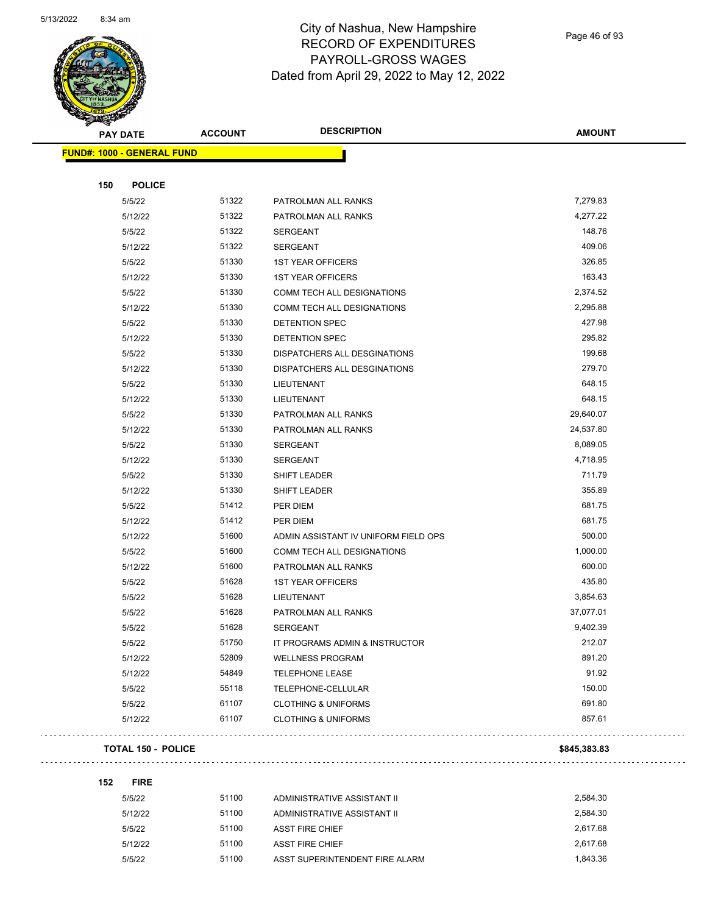# City of Nashua, New Hampshire
## RECORD OF EXPENDITURES
## PAYROLL-GROSS WAGES
## Dated from April 29, 2022 to May 12, 2022

| PAY DATE | ACCOUNT | DESCRIPTION | AMOUNT |
|---|---|---|---|
| **FUND#: 1000 - GENERAL FUND** | | | |
| **150 POLICE** | | | |
| 5/5/22 | 51322 | PATROLMAN ALL RANKS | 7,279.83 |
| 5/12/22 | 51322 | PATROLMAN ALL RANKS | 4,277.22 |
| 5/5/22 | 51322 | SERGEANT | 148.76 |
| 5/12/22 | 51322 | SERGEANT | 409.06 |
| 5/5/22 | 51330 | 1ST YEAR OFFICERS | 326.85 |
| 5/12/22 | 51330 | 1ST YEAR OFFICERS | 163.43 |
| 5/5/22 | 51330 | COMM TECH ALL DESIGNATIONS | 2,374.52 |
| 5/12/22 | 51330 | COMM TECH ALL DESIGNATIONS | 2,295.88 |
| 5/5/22 | 51330 | DETENTION SPEC | 427.98 |
| 5/12/22 | 51330 | DETENTION SPEC | 295.82 |
| 5/5/22 | 51330 | DISPATCHERS ALL DESGINATIONS | 199.68 |
| 5/12/22 | 51330 | DISPATCHERS ALL DESGINATIONS | 279.70 |
| 5/5/22 | 51330 | LIEUTENANT | 648.15 |
| 5/12/22 | 51330 | LIEUTENANT | 648.15 |
| 5/5/22 | 51330 | PATROLMAN ALL RANKS | 29,640.07 |
| 5/12/22 | 51330 | PATROLMAN ALL RANKS | 24,537.80 |
| 5/5/22 | 51330 | SERGEANT | 8,089.05 |
| 5/12/22 | 51330 | SERGEANT | 4,718.95 |
| 5/5/22 | 51330 | SHIFT LEADER | 711.79 |
| 5/12/22 | 51330 | SHIFT LEADER | 355.89 |
| 5/5/22 | 51412 | PER DIEM | 681.75 |
| 5/12/22 | 51412 | PER DIEM | 681.75 |
| 5/12/22 | 51600 | ADMIN ASSISTANT IV UNIFORM FIELD OPS | 500.00 |
| 5/5/22 | 51600 | COMM TECH ALL DESIGNATIONS | 1,000.00 |
| 5/12/22 | 51600 | PATROLMAN ALL RANKS | 600.00 |
| 5/5/22 | 51628 | 1ST YEAR OFFICERS | 435.80 |
| 5/5/22 | 51628 | LIEUTENANT | 3,854.63 |
| 5/5/22 | 51628 | PATROLMAN ALL RANKS | 37,077.01 |
| 5/5/22 | 51628 | SERGEANT | 9,402.39 |
| 5/5/22 | 51750 | IT PROGRAMS ADMIN & INSTRUCTOR | 212.07 |
| 5/12/22 | 52809 | WELLNESS PROGRAM | 891.20 |
| 5/12/22 | 54849 | TELEPHONE LEASE | 91.92 |
| 5/5/22 | 55118 | TELEPHONE-CELLULAR | 150.00 |
| 5/5/22 | 61107 | CLOTHING & UNIFORMS | 691.80 |
| 5/12/22 | 61107 | CLOTHING & UNIFORMS | 857.61 |
| **TOTAL 150 - POLICE** | | | **$845,383.83** |
| **152 FIRE** | | | |
| 5/5/22 | 51100 | ADMINISTRATIVE ASSISTANT II | 2,584.30 |
| 5/12/22 | 51100 | ADMINISTRATIVE ASSISTANT II | 2,584.30 |
| 5/5/22 | 51100 | ASST FIRE CHIEF | 2,617.68 |
| 5/12/22 | 51100 | ASST FIRE CHIEF | 2,617.68 |
| 5/5/22 | 51100 | ASST SUPERINTENDENT FIRE ALARM | 1,843.36 |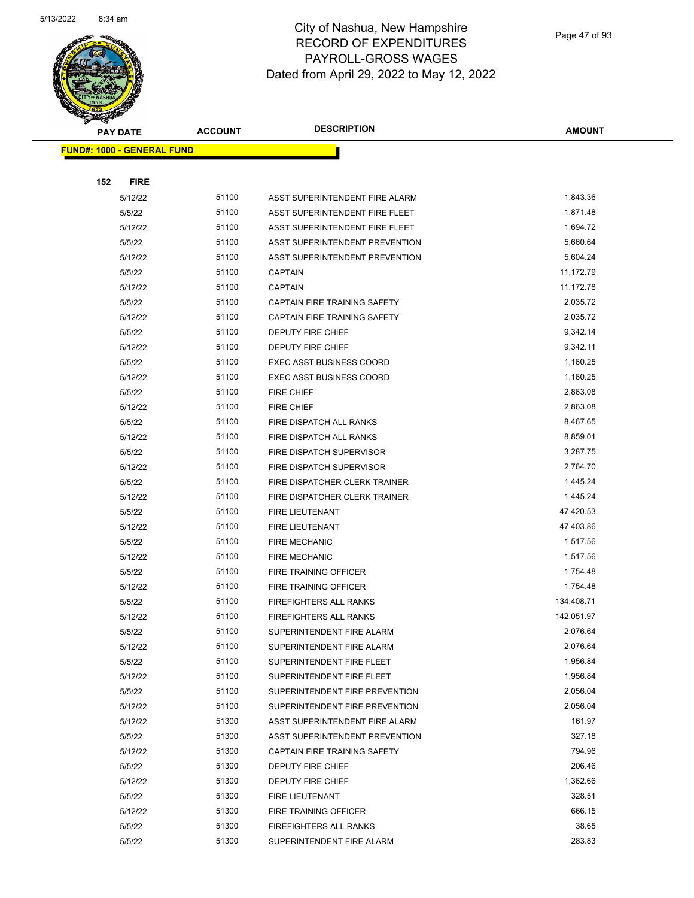# City of Nashua, New Hampshire
## RECORD OF EXPENDITURES
## PAYROLL-GROSS WAGES
## Dated from April 29, 2022 to May 12, 2022

| PAY DATE | ACCOUNT | DESCRIPTION | AMOUNT |
|---|---|---|---|
| **FUND#: 1000 - GENERAL FUND** | | | |
| **152 FIRE** | | | |
| 5/12/22 | 51100 | ASST SUPERINTENDENT FIRE ALARM | 1,843.36 |
| 5/5/22 | 51100 | ASST SUPERINTENDENT FIRE FLEET | 1,871.48 |
| 5/12/22 | 51100 | ASST SUPERINTENDENT FIRE FLEET | 1,694.72 |
| 5/5/22 | 51100 | ASST SUPERINTENDENT PREVENTION | 5,660.64 |
| 5/12/22 | 51100 | ASST SUPERINTENDENT PREVENTION | 5,604.24 |
| 5/5/22 | 51100 | CAPTAIN | 11,172.79 |
| 5/12/22 | 51100 | CAPTAIN | 11,172.78 |
| 5/5/22 | 51100 | CAPTAIN FIRE TRAINING SAFETY | 2,035.72 |
| 5/12/22 | 51100 | CAPTAIN FIRE TRAINING SAFETY | 2,035.72 |
| 5/5/22 | 51100 | DEPUTY FIRE CHIEF | 9,342.14 |
| 5/12/22 | 51100 | DEPUTY FIRE CHIEF | 9,342.11 |
| 5/5/22 | 51100 | EXEC ASST BUSINESS COORD | 1,160.25 |
| 5/12/22 | 51100 | EXEC ASST BUSINESS COORD | 1,160.25 |
| 5/5/22 | 51100 | FIRE CHIEF | 2,863.08 |
| 5/12/22 | 51100 | FIRE CHIEF | 2,863.08 |
| 5/5/22 | 51100 | FIRE DISPATCH ALL RANKS | 8,467.65 |
| 5/12/22 | 51100 | FIRE DISPATCH ALL RANKS | 8,859.01 |
| 5/5/22 | 51100 | FIRE DISPATCH SUPERVISOR | 3,287.75 |
| 5/12/22 | 51100 | FIRE DISPATCH SUPERVISOR | 2,764.70 |
| 5/5/22 | 51100 | FIRE DISPATCHER CLERK TRAINER | 1,445.24 |
| 5/12/22 | 51100 | FIRE DISPATCHER CLERK TRAINER | 1,445.24 |
| 5/5/22 | 51100 | FIRE LIEUTENANT | 47,420.53 |
| 5/12/22 | 51100 | FIRE LIEUTENANT | 47,403.86 |
| 5/5/22 | 51100 | FIRE MECHANIC | 1,517.56 |
| 5/12/22 | 51100 | FIRE MECHANIC | 1,517.56 |
| 5/5/22 | 51100 | FIRE TRAINING OFFICER | 1,754.48 |
| 5/12/22 | 51100 | FIRE TRAINING OFFICER | 1,754.48 |
| 5/5/22 | 51100 | FIREFIGHTERS ALL RANKS | 134,408.71 |
| 5/12/22 | 51100 | FIREFIGHTERS ALL RANKS | 142,051.97 |
| 5/5/22 | 51100 | SUPERINTENDENT FIRE ALARM | 2,076.64 |
| 5/12/22 | 51100 | SUPERINTENDENT FIRE ALARM | 2,076.64 |
| 5/5/22 | 51100 | SUPERINTENDENT FIRE FLEET | 1,956.84 |
| 5/12/22 | 51100 | SUPERINTENDENT FIRE FLEET | 1,956.84 |
| 5/5/22 | 51100 | SUPERINTENDENT FIRE PREVENTION | 2,056.04 |
| 5/12/22 | 51100 | SUPERINTENDENT FIRE PREVENTION | 2,056.04 |
| 5/12/22 | 51300 | ASST SUPERINTENDENT FIRE ALARM | 161.97 |
| 5/5/22 | 51300 | ASST SUPERINTENDENT PREVENTION | 327.18 |
| 5/12/22 | 51300 | CAPTAIN FIRE TRAINING SAFETY | 794.96 |
| 5/5/22 | 51300 | DEPUTY FIRE CHIEF | 206.46 |
| 5/12/22 | 51300 | DEPUTY FIRE CHIEF | 1,362.66 |
| 5/5/22 | 51300 | FIRE LIEUTENANT | 328.51 |
| 5/12/22 | 51300 | FIRE TRAINING OFFICER | 666.15 |
| 5/5/22 | 51300 | FIREFIGHTERS ALL RANKS | 38.65 |
| 5/5/22 | 51300 | SUPERINTENDENT FIRE ALARM | 283.83 |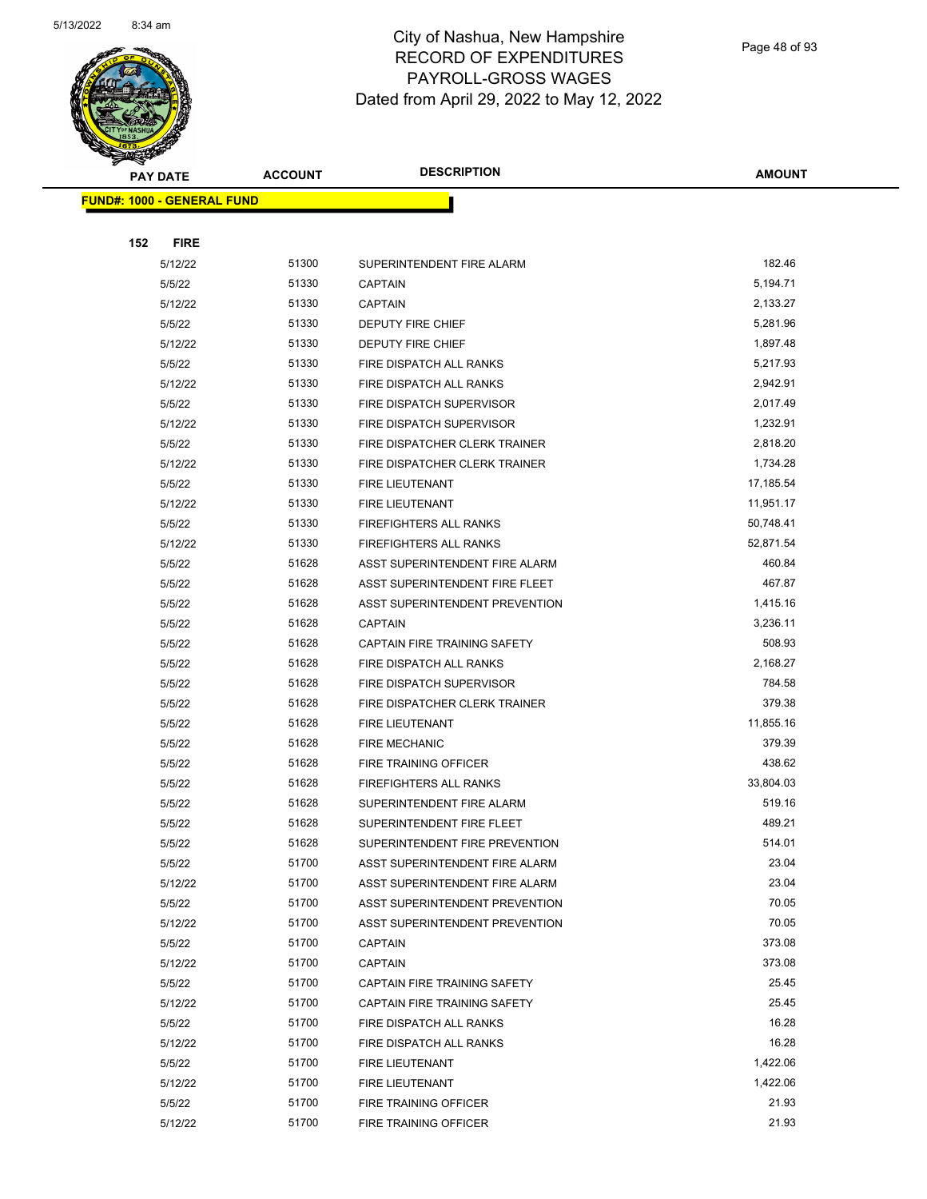City of Nashua, New Hampshire
RECORD OF EXPENDITURES
PAYROLL-GROSS WAGES
Dated from April 29, 2022 to May 12, 2022

| PAY DATE | ACCOUNT | DESCRIPTION | AMOUNT |
|---|---|---|---|
| **FUND#: 1000 - GENERAL FUND** | | | |
| **152 FIRE** | | | |
| 5/12/22 | 51300 | SUPERINTENDENT FIRE ALARM | 182.46 |
| 5/5/22 | 51330 | CAPTAIN | 5,194.71 |
| 5/12/22 | 51330 | CAPTAIN | 2,133.27 |
| 5/5/22 | 51330 | DEPUTY FIRE CHIEF | 5,281.96 |
| 5/12/22 | 51330 | DEPUTY FIRE CHIEF | 1,897.48 |
| 5/5/22 | 51330 | FIRE DISPATCH ALL RANKS | 5,217.93 |
| 5/12/22 | 51330 | FIRE DISPATCH ALL RANKS | 2,942.91 |
| 5/5/22 | 51330 | FIRE DISPATCH SUPERVISOR | 2,017.49 |
| 5/12/22 | 51330 | FIRE DISPATCH SUPERVISOR | 1,232.91 |
| 5/5/22 | 51330 | FIRE DISPATCHER CLERK TRAINER | 2,818.20 |
| 5/12/22 | 51330 | FIRE DISPATCHER CLERK TRAINER | 1,734.28 |
| 5/5/22 | 51330 | FIRE LIEUTENANT | 17,185.54 |
| 5/12/22 | 51330 | FIRE LIEUTENANT | 11,951.17 |
| 5/5/22 | 51330 | FIREFIGHTERS ALL RANKS | 50,748.41 |
| 5/12/22 | 51330 | FIREFIGHTERS ALL RANKS | 52,871.54 |
| 5/5/22 | 51628 | ASST SUPERINTENDENT FIRE ALARM | 460.84 |
| 5/5/22 | 51628 | ASST SUPERINTENDENT FIRE FLEET | 467.87 |
| 5/5/22 | 51628 | ASST SUPERINTENDENT PREVENTION | 1,415.16 |
| 5/5/22 | 51628 | CAPTAIN | 3,236.11 |
| 5/5/22 | 51628 | CAPTAIN FIRE TRAINING SAFETY | 508.93 |
| 5/5/22 | 51628 | FIRE DISPATCH ALL RANKS | 2,168.27 |
| 5/5/22 | 51628 | FIRE DISPATCH SUPERVISOR | 784.58 |
| 5/5/22 | 51628 | FIRE DISPATCHER CLERK TRAINER | 379.38 |
| 5/5/22 | 51628 | FIRE LIEUTENANT | 11,855.16 |
| 5/5/22 | 51628 | FIRE MECHANIC | 379.39 |
| 5/5/22 | 51628 | FIRE TRAINING OFFICER | 438.62 |
| 5/5/22 | 51628 | FIREFIGHTERS ALL RANKS | 33,804.03 |
| 5/5/22 | 51628 | SUPERINTENDENT FIRE ALARM | 519.16 |
| 5/5/22 | 51628 | SUPERINTENDENT FIRE FLEET | 489.21 |
| 5/5/22 | 51628 | SUPERINTENDENT FIRE PREVENTION | 514.01 |
| 5/5/22 | 51700 | ASST SUPERINTENDENT FIRE ALARM | 23.04 |
| 5/12/22 | 51700 | ASST SUPERINTENDENT FIRE ALARM | 23.04 |
| 5/5/22 | 51700 | ASST SUPERINTENDENT PREVENTION | 70.05 |
| 5/12/22 | 51700 | ASST SUPERINTENDENT PREVENTION | 70.05 |
| 5/5/22 | 51700 | CAPTAIN | 373.08 |
| 5/12/22 | 51700 | CAPTAIN | 373.08 |
| 5/5/22 | 51700 | CAPTAIN FIRE TRAINING SAFETY | 25.45 |
| 5/12/22 | 51700 | CAPTAIN FIRE TRAINING SAFETY | 25.45 |
| 5/5/22 | 51700 | FIRE DISPATCH ALL RANKS | 16.28 |
| 5/12/22 | 51700 | FIRE DISPATCH ALL RANKS | 16.28 |
| 5/5/22 | 51700 | FIRE LIEUTENANT | 1,422.06 |
| 5/12/22 | 51700 | FIRE LIEUTENANT | 1,422.06 |
| 5/5/22 | 51700 | FIRE TRAINING OFFICER | 21.93 |
| 5/12/22 | 51700 | FIRE TRAINING OFFICER | 21.93 |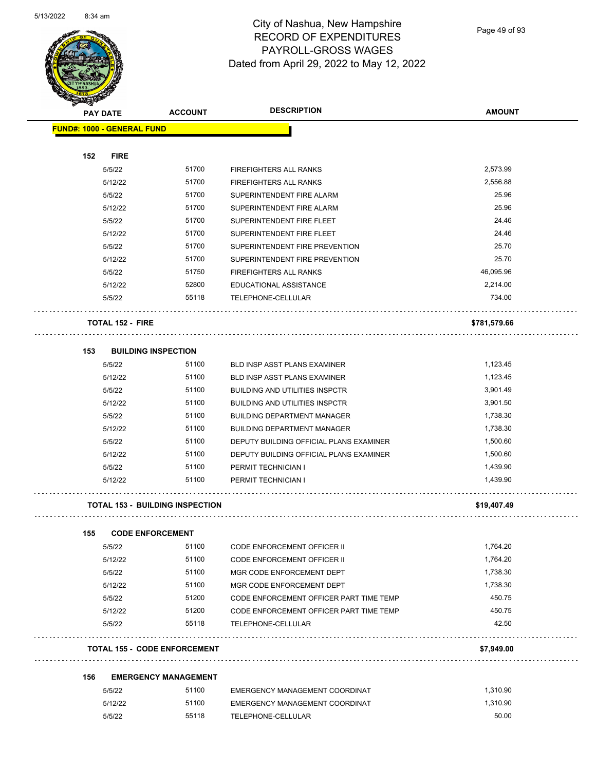City of Nashua, New Hampshire
RECORD OF EXPENDITURES
PAYROLL-GROSS WAGES
Dated from April 29, 2022 to May 12, 2022

| PAY DATE | ACCOUNT | DESCRIPTION | AMOUNT |
|---|---|---|---|
| **FUND#: 1000 - GENERAL FUND** | | | |
| **152 FIRE** | | | |
| 5/5/22 | 51700 | FIREFIGHTERS ALL RANKS | 2,573.99 |
| 5/12/22 | 51700 | FIREFIGHTERS ALL RANKS | 2,556.88 |
| 5/5/22 | 51700 | SUPERINTENDENT FIRE ALARM | 25.96 |
| 5/12/22 | 51700 | SUPERINTENDENT FIRE ALARM | 25.96 |
| 5/5/22 | 51700 | SUPERINTENDENT FIRE FLEET | 24.46 |
| 5/12/22 | 51700 | SUPERINTENDENT FIRE FLEET | 24.46 |
| 5/5/22 | 51700 | SUPERINTENDENT FIRE PREVENTION | 25.70 |
| 5/12/22 | 51700 | SUPERINTENDENT FIRE PREVENTION | 25.70 |
| 5/5/22 | 51750 | FIREFIGHTERS ALL RANKS | 46,095.96 |
| 5/12/22 | 52800 | EDUCATIONAL ASSISTANCE | 2,214.00 |
| 5/5/22 | 55118 | TELEPHONE-CELLULAR | 734.00 |
| **TOTAL 152 - FIRE** | | | **$781,579.66** |
| **153 BUILDING INSPECTION** | | | |
| 5/5/22 | 51100 | BLD INSP ASST PLANS EXAMINER | 1,123.45 |
| 5/12/22 | 51100 | BLD INSP ASST PLANS EXAMINER | 1,123.45 |
| 5/5/22 | 51100 | BUILDING AND UTILITIES INSPCTR | 3,901.49 |
| 5/12/22 | 51100 | BUILDING AND UTILITIES INSPCTR | 3,901.50 |
| 5/5/22 | 51100 | BUILDING DEPARTMENT MANAGER | 1,738.30 |
| 5/12/22 | 51100 | BUILDING DEPARTMENT MANAGER | 1,738.30 |
| 5/5/22 | 51100 | DEPUTY BUILDING OFFICIAL PLANS EXAMINER | 1,500.60 |
| 5/12/22 | 51100 | DEPUTY BUILDING OFFICIAL PLANS EXAMINER | 1,500.60 |
| 5/5/22 | 51100 | PERMIT TECHNICIAN I | 1,439.90 |
| 5/12/22 | 51100 | PERMIT TECHNICIAN I | 1,439.90 |
| **TOTAL 153 - BUILDING INSPECTION** | | | **$19,407.49** |
| **155 CODE ENFORCEMENT** | | | |
| 5/5/22 | 51100 | CODE ENFORCEMENT OFFICER II | 1,764.20 |
| 5/12/22 | 51100 | CODE ENFORCEMENT OFFICER II | 1,764.20 |
| 5/5/22 | 51100 | MGR CODE ENFORCEMENT DEPT | 1,738.30 |
| 5/12/22 | 51100 | MGR CODE ENFORCEMENT DEPT | 1,738.30 |
| 5/5/22 | 51200 | CODE ENFORCEMENT OFFICER PART TIME TEMP | 450.75 |
| 5/12/22 | 51200 | CODE ENFORCEMENT OFFICER PART TIME TEMP | 450.75 |
| 5/5/22 | 55118 | TELEPHONE-CELLULAR | 42.50 |
| **TOTAL 155 - CODE ENFORCEMENT** | | | **$7,949.00** |
| **156 EMERGENCY MANAGEMENT** | | | |
| 5/5/22 | 51100 | EMERGENCY MANAGEMENT COORDINAT | 1,310.90 |
| 5/12/22 | 51100 | EMERGENCY MANAGEMENT COORDINAT | 1,310.90 |
| 5/5/22 | 55118 | TELEPHONE-CELLULAR | 50.00 |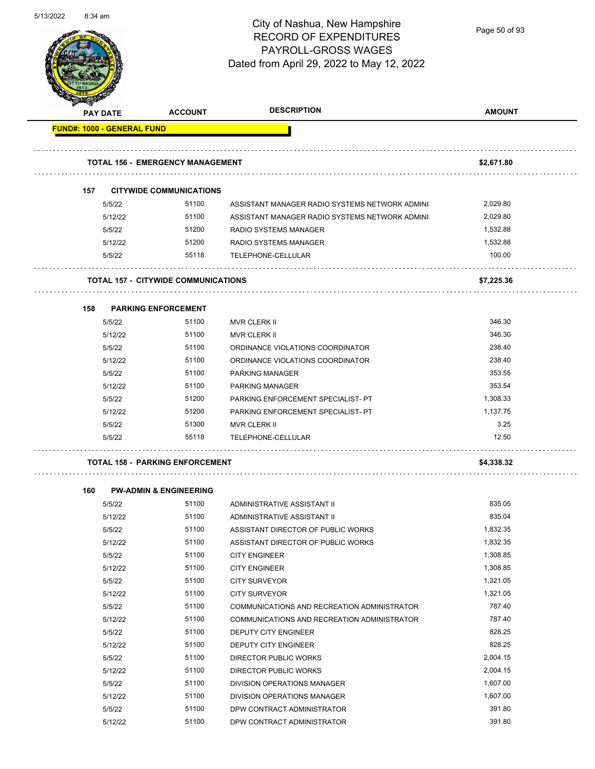# City of Nashua, New Hampshire
## RECORD OF EXPENDITURES
## PAYROLL-GROSS WAGES
### Dated from April 29, 2022 to May 12, 2022

| PAY DATE | ACCOUNT | DESCRIPTION | AMOUNT |
|---|---|---|---|
| **FUND#: 1000 - GENERAL FUND** | | | |
| **TOTAL 156 - EMERGENCY MANAGEMENT** | | | **$2,671.80** |
| **157 CITYWIDE COMMUNICATIONS** | | | |
| 5/5/22 | 51100 | ASSISTANT MANAGER RADIO SYSTEMS NETWORK ADMINI | 2,029.80 |
| 5/12/22 | 51100 | ASSISTANT MANAGER RADIO SYSTEMS NETWORK ADMINI | 2,029.80 |
| 5/5/22 | 51200 | RADIO SYSTEMS MANAGER | 1,532.88 |
| 5/12/22 | 51200 | RADIO SYSTEMS MANAGER | 1,532.88 |
| 5/5/22 | 55118 | TELEPHONE-CELLULAR | 100.00 |
| **TOTAL 157 - CITYWIDE COMMUNICATIONS** | | | **$7,225.36** |
| **158 PARKING ENFORCEMENT** | | | |
| 5/5/22 | 51100 | MVR CLERK II | 346.30 |
| 5/12/22 | 51100 | MVR CLERK II | 346.30 |
| 5/5/22 | 51100 | ORDINANCE VIOLATIONS COORDINATOR | 238.40 |
| 5/12/22 | 51100 | ORDINANCE VIOLATIONS COORDINATOR | 238.40 |
| 5/5/22 | 51100 | PARKING MANAGER | 353.55 |
| 5/12/22 | 51100 | PARKING MANAGER | 353.54 |
| 5/5/22 | 51200 | PARKING ENFORCEMENT SPECIALIST- PT | 1,308.33 |
| 5/12/22 | 51200 | PARKING ENFORCEMENT SPECIALIST- PT | 1,137.75 |
| 5/5/22 | 51300 | MVR CLERK II | 3.25 |
| 5/5/22 | 55118 | TELEPHONE-CELLULAR | 12.50 |
| **TOTAL 158 - PARKING ENFORCEMENT** | | | **$4,338.32** |
| **160 PW-ADMIN & ENGINEERING** | | | |
| 5/5/22 | 51100 | ADMINISTRATIVE ASSISTANT II | 835.05 |
| 5/12/22 | 51100 | ADMINISTRATIVE ASSISTANT II | 835.04 |
| 5/5/22 | 51100 | ASSISTANT DIRECTOR OF PUBLIC WORKS | 1,832.35 |
| 5/12/22 | 51100 | ASSISTANT DIRECTOR OF PUBLIC WORKS | 1,832.35 |
| 5/5/22 | 51100 | CITY ENGINEER | 1,308.85 |
| 5/12/22 | 51100 | CITY ENGINEER | 1,308.85 |
| 5/5/22 | 51100 | CITY SURVEYOR | 1,321.05 |
| 5/12/22 | 51100 | CITY SURVEYOR | 1,321.05 |
| 5/5/22 | 51100 | COMMUNICATIONS AND RECREATION ADMINISTRATOR | 787.40 |
| 5/12/22 | 51100 | COMMUNICATIONS AND RECREATION ADMINISTRATOR | 787.40 |
| 5/5/22 | 51100 | DEPUTY CITY ENGINEER | 828.25 |
| 5/12/22 | 51100 | DEPUTY CITY ENGINEER | 828.25 |
| 5/5/22 | 51100 | DIRECTOR PUBLIC WORKS | 2,004.15 |
| 5/12/22 | 51100 | DIRECTOR PUBLIC WORKS | 2,004.15 |
| 5/5/22 | 51100 | DIVISION OPERATIONS MANAGER | 1,607.00 |
| 5/12/22 | 51100 | DIVISION OPERATIONS MANAGER | 1,607.00 |
| 5/5/22 | 51100 | DPW CONTRACT ADMINISTRATOR | 391.80 |
| 5/12/22 | 51100 | DPW CONTRACT ADMINISTRATOR | 391.80 |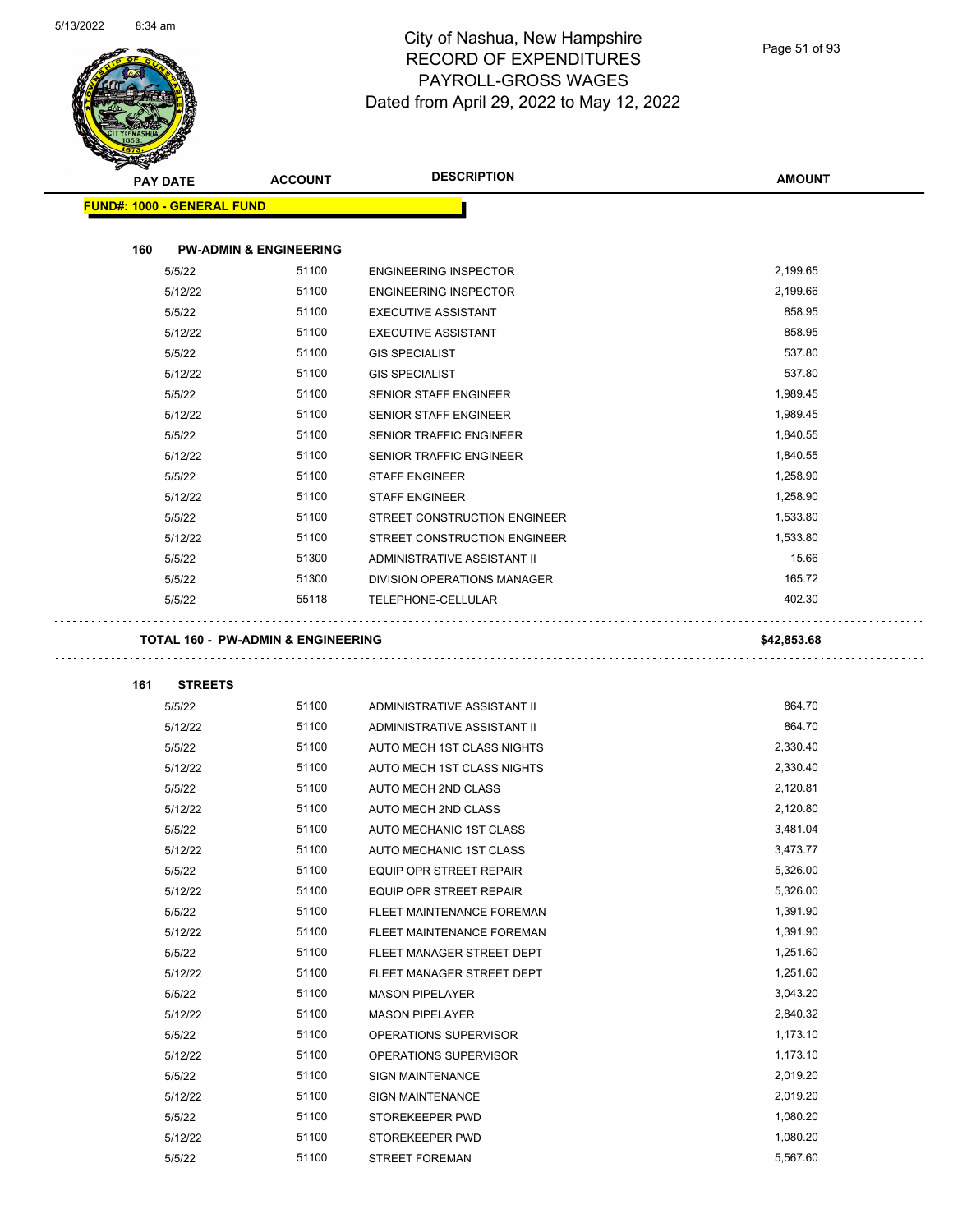# City of Nashua, New Hampshire
## RECORD OF EXPENDITURES
## PAYROLL-GROSS WAGES
## Dated from April 29, 2022 to May 12, 2022

| PAY DATE | ACCOUNT | DESCRIPTION | AMOUNT |
|---|---|---|---|
| **FUND#: 1000 - GENERAL FUND** | | | |
| **160 PW-ADMIN & ENGINEERING** | | | |
| 5/5/22 | 51100 | ENGINEERING INSPECTOR | 2,199.65 |
| 5/12/22 | 51100 | ENGINEERING INSPECTOR | 2,199.66 |
| 5/5/22 | 51100 | EXECUTIVE ASSISTANT | 858.95 |
| 5/12/22 | 51100 | EXECUTIVE ASSISTANT | 858.95 |
| 5/5/22 | 51100 | GIS SPECIALIST | 537.80 |
| 5/12/22 | 51100 | GIS SPECIALIST | 537.80 |
| 5/5/22 | 51100 | SENIOR STAFF ENGINEER | 1,989.45 |
| 5/12/22 | 51100 | SENIOR STAFF ENGINEER | 1,989.45 |
| 5/5/22 | 51100 | SENIOR TRAFFIC ENGINEER | 1,840.55 |
| 5/12/22 | 51100 | SENIOR TRAFFIC ENGINEER | 1,840.55 |
| 5/5/22 | 51100 | STAFF ENGINEER | 1,258.90 |
| 5/12/22 | 51100 | STAFF ENGINEER | 1,258.90 |
| 5/5/22 | 51100 | STREET CONSTRUCTION ENGINEER | 1,533.80 |
| 5/12/22 | 51100 | STREET CONSTRUCTION ENGINEER | 1,533.80 |
| 5/5/22 | 51300 | ADMINISTRATIVE ASSISTANT II | 15.66 |
| 5/5/22 | 51300 | DIVISION OPERATIONS MANAGER | 165.72 |
| 5/5/22 | 55118 | TELEPHONE-CELLULAR | 402.30 |
| **TOTAL 160 - PW-ADMIN & ENGINEERING** | | | **$42,853.68** |
| **161 STREETS** | | | |
| 5/5/22 | 51100 | ADMINISTRATIVE ASSISTANT II | 864.70 |
| 5/12/22 | 51100 | ADMINISTRATIVE ASSISTANT II | 864.70 |
| 5/5/22 | 51100 | AUTO MECH 1ST CLASS NIGHTS | 2,330.40 |
| 5/12/22 | 51100 | AUTO MECH 1ST CLASS NIGHTS | 2,330.40 |
| 5/5/22 | 51100 | AUTO MECH 2ND CLASS | 2,120.81 |
| 5/12/22 | 51100 | AUTO MECH 2ND CLASS | 2,120.80 |
| 5/5/22 | 51100 | AUTO MECHANIC 1ST CLASS | 3,481.04 |
| 5/12/22 | 51100 | AUTO MECHANIC 1ST CLASS | 3,473.77 |
| 5/5/22 | 51100 | EQUIP OPR STREET REPAIR | 5,326.00 |
| 5/12/22 | 51100 | EQUIP OPR STREET REPAIR | 5,326.00 |
| 5/5/22 | 51100 | FLEET MAINTENANCE FOREMAN | 1,391.90 |
| 5/12/22 | 51100 | FLEET MAINTENANCE FOREMAN | 1,391.90 |
| 5/5/22 | 51100 | FLEET MANAGER STREET DEPT | 1,251.60 |
| 5/12/22 | 51100 | FLEET MANAGER STREET DEPT | 1,251.60 |
| 5/5/22 | 51100 | MASON PIPELAYER | 3,043.20 |
| 5/12/22 | 51100 | MASON PIPELAYER | 2,840.32 |
| 5/5/22 | 51100 | OPERATIONS SUPERVISOR | 1,173.10 |
| 5/12/22 | 51100 | OPERATIONS SUPERVISOR | 1,173.10 |
| 5/5/22 | 51100 | SIGN MAINTENANCE | 2,019.20 |
| 5/12/22 | 51100 | SIGN MAINTENANCE | 2,019.20 |
| 5/5/22 | 51100 | STOREKEEPER PWD | 1,080.20 |
| 5/12/22 | 51100 | STOREKEEPER PWD | 1,080.20 |
| 5/5/22 | 51100 | STREET FOREMAN | 5,567.60 |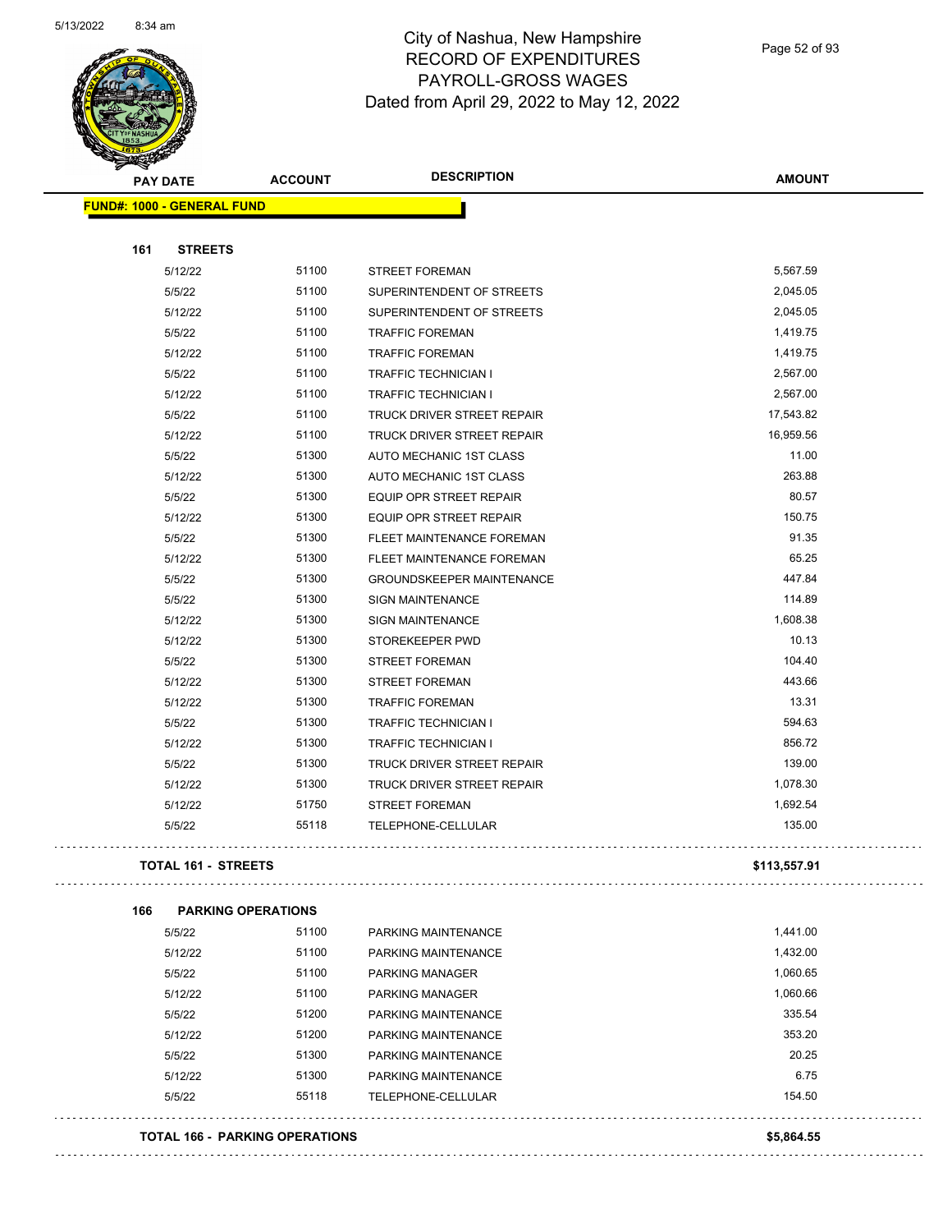# City of Nashua, New Hampshire
## RECORD OF EXPENDITURES
## PAYROLL-GROSS WAGES
## Dated from April 29, 2022 to May 12, 2022

| PAY DATE | ACCOUNT | DESCRIPTION | AMOUNT |
|---|---|---|---|

**FUND#: 1000 - GENERAL FUND**

### 161 STREETS

| PAY DATE | ACCOUNT | DESCRIPTION | AMOUNT |
|---|---|---|---|
| 5/12/22 | 51100 | STREET FOREMAN | 5,567.59 |
| 5/5/22 | 51100 | SUPERINTENDENT OF STREETS | 2,045.05 |
| 5/12/22 | 51100 | SUPERINTENDENT OF STREETS | 2,045.05 |
| 5/5/22 | 51100 | TRAFFIC FOREMAN | 1,419.75 |
| 5/12/22 | 51100 | TRAFFIC FOREMAN | 1,419.75 |
| 5/5/22 | 51100 | TRAFFIC TECHNICIAN I | 2,567.00 |
| 5/12/22 | 51100 | TRAFFIC TECHNICIAN I | 2,567.00 |
| 5/5/22 | 51100 | TRUCK DRIVER STREET REPAIR | 17,543.82 |
| 5/12/22 | 51100 | TRUCK DRIVER STREET REPAIR | 16,959.56 |
| 5/5/22 | 51300 | AUTO MECHANIC 1ST CLASS | 11.00 |
| 5/12/22 | 51300 | AUTO MECHANIC 1ST CLASS | 263.88 |
| 5/5/22 | 51300 | EQUIP OPR STREET REPAIR | 80.57 |
| 5/12/22 | 51300 | EQUIP OPR STREET REPAIR | 150.75 |
| 5/5/22 | 51300 | FLEET MAINTENANCE FOREMAN | 91.35 |
| 5/12/22 | 51300 | FLEET MAINTENANCE FOREMAN | 65.25 |
| 5/5/22 | 51300 | GROUNDSKEEPER MAINTENANCE | 447.84 |
| 5/5/22 | 51300 | SIGN MAINTENANCE | 114.89 |
| 5/12/22 | 51300 | SIGN MAINTENANCE | 1,608.38 |
| 5/12/22 | 51300 | STOREKEEPER PWD | 10.13 |
| 5/5/22 | 51300 | STREET FOREMAN | 104.40 |
| 5/12/22 | 51300 | STREET FOREMAN | 443.66 |
| 5/12/22 | 51300 | TRAFFIC FOREMAN | 13.31 |
| 5/5/22 | 51300 | TRAFFIC TECHNICIAN I | 594.63 |
| 5/12/22 | 51300 | TRAFFIC TECHNICIAN I | 856.72 |
| 5/5/22 | 51300 | TRUCK DRIVER STREET REPAIR | 139.00 |
| 5/12/22 | 51300 | TRUCK DRIVER STREET REPAIR | 1,078.30 |
| 5/12/22 | 51750 | STREET FOREMAN | 1,692.54 |
| 5/5/22 | 55118 | TELEPHONE-CELLULAR | 135.00 |

**TOTAL 161 - STREETS** **$113,557.91**

### 166 PARKING OPERATIONS

| PAY DATE | ACCOUNT | DESCRIPTION | AMOUNT |
|---|---|---|---|
| 5/5/22 | 51100 | PARKING MAINTENANCE | 1,441.00 |
| 5/12/22 | 51100 | PARKING MAINTENANCE | 1,432.00 |
| 5/5/22 | 51100 | PARKING MANAGER | 1,060.65 |
| 5/12/22 | 51100 | PARKING MANAGER | 1,060.66 |
| 5/5/22 | 51200 | PARKING MAINTENANCE | 335.54 |
| 5/12/22 | 51200 | PARKING MAINTENANCE | 353.20 |
| 5/5/22 | 51300 | PARKING MAINTENANCE | 20.25 |
| 5/12/22 | 51300 | PARKING MAINTENANCE | 6.75 |
| 5/5/22 | 55118 | TELEPHONE-CELLULAR | 154.50 |

**TOTAL 166 - PARKING OPERATIONS** **$5,864.55**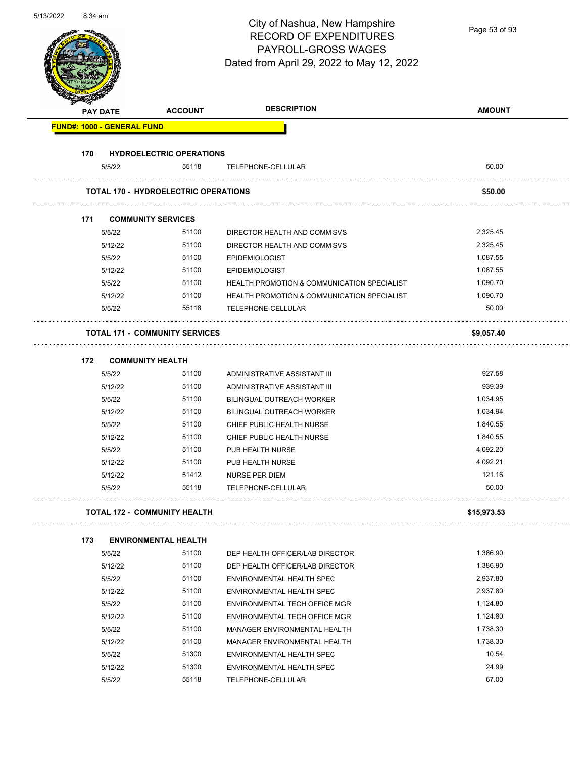# City of Nashua, New Hampshire
## RECORD OF EXPENDITURES
## PAYROLL-GROSS WAGES
## Dated from April 29, 2022 to May 12, 2022

| PAY DATE | ACCOUNT | DESCRIPTION | AMOUNT |
|---|---|---|---|
| **FUND#: 1000 - GENERAL FUND** | | | |
| **170 HYDROELECTRIC OPERATIONS** | | | |
| 5/5/22 | 55118 | TELEPHONE-CELLULAR | 50.00 |
| **TOTAL 170 - HYDROELECTRIC OPERATIONS** | | | **$50.00** |
| **171 COMMUNITY SERVICES** | | | |
| 5/5/22 | 51100 | DIRECTOR HEALTH AND COMM SVS | 2,325.45 |
| 5/12/22 | 51100 | DIRECTOR HEALTH AND COMM SVS | 2,325.45 |
| 5/5/22 | 51100 | EPIDEMIOLOGIST | 1,087.55 |
| 5/12/22 | 51100 | EPIDEMIOLOGIST | 1,087.55 |
| 5/5/22 | 51100 | HEALTH PROMOTION & COMMUNICATION SPECIALIST | 1,090.70 |
| 5/12/22 | 51100 | HEALTH PROMOTION & COMMUNICATION SPECIALIST | 1,090.70 |
| 5/5/22 | 55118 | TELEPHONE-CELLULAR | 50.00 |
| **TOTAL 171 - COMMUNITY SERVICES** | | | **$9,057.40** |
| **172 COMMUNITY HEALTH** | | | |
| 5/5/22 | 51100 | ADMINISTRATIVE ASSISTANT III | 927.58 |
| 5/12/22 | 51100 | ADMINISTRATIVE ASSISTANT III | 939.39 |
| 5/5/22 | 51100 | BILINGUAL OUTREACH WORKER | 1,034.95 |
| 5/12/22 | 51100 | BILINGUAL OUTREACH WORKER | 1,034.94 |
| 5/5/22 | 51100 | CHIEF PUBLIC HEALTH NURSE | 1,840.55 |
| 5/12/22 | 51100 | CHIEF PUBLIC HEALTH NURSE | 1,840.55 |
| 5/5/22 | 51100 | PUB HEALTH NURSE | 4,092.20 |
| 5/12/22 | 51100 | PUB HEALTH NURSE | 4,092.21 |
| 5/12/22 | 51412 | NURSE PER DIEM | 121.16 |
| 5/5/22 | 55118 | TELEPHONE-CELLULAR | 50.00 |
| **TOTAL 172 - COMMUNITY HEALTH** | | | **$15,973.53** |
| **173 ENVIRONMENTAL HEALTH** | | | |
| 5/5/22 | 51100 | DEP HEALTH OFFICER/LAB DIRECTOR | 1,386.90 |
| 5/12/22 | 51100 | DEP HEALTH OFFICER/LAB DIRECTOR | 1,386.90 |
| 5/5/22 | 51100 | ENVIRONMENTAL HEALTH SPEC | 2,937.80 |
| 5/12/22 | 51100 | ENVIRONMENTAL HEALTH SPEC | 2,937.80 |
| 5/5/22 | 51100 | ENVIRONMENTAL TECH OFFICE MGR | 1,124.80 |
| 5/12/22 | 51100 | ENVIRONMENTAL TECH OFFICE MGR | 1,124.80 |
| 5/5/22 | 51100 | MANAGER ENVIRONMENTAL HEALTH | 1,738.30 |
| 5/12/22 | 51100 | MANAGER ENVIRONMENTAL HEALTH | 1,738.30 |
| 5/5/22 | 51300 | ENVIRONMENTAL HEALTH SPEC | 10.54 |
| 5/12/22 | 51300 | ENVIRONMENTAL HEALTH SPEC | 24.99 |
| 5/5/22 | 55118 | TELEPHONE-CELLULAR | 67.00 |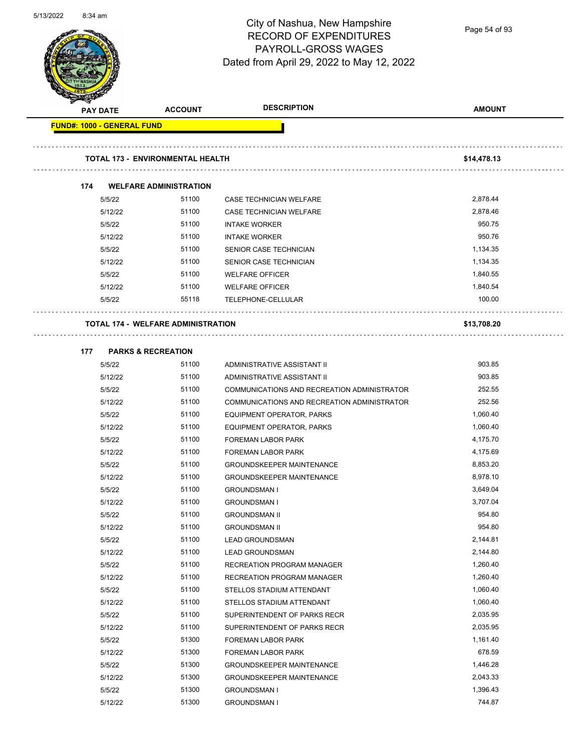# City of Nashua, New Hampshire
## RECORD OF EXPENDITURES
## PAYROLL-GROSS WAGES
Dated from April 29, 2022 to May 12, 2022

| PAY DATE | ACCOUNT | DESCRIPTION | AMOUNT |
|---|---|---|---|
| **FUND#: 1000 - GENERAL FUND** | | | |
| **TOTAL 173 - ENVIRONMENTAL HEALTH** | | | **$14,478.13** |
| **174 WELFARE ADMINISTRATION** | | | |
| 5/5/22 | 51100 | CASE TECHNICIAN WELFARE | 2,878.44 |
| 5/12/22 | 51100 | CASE TECHNICIAN WELFARE | 2,878.46 |
| 5/5/22 | 51100 | INTAKE WORKER | 950.75 |
| 5/12/22 | 51100 | INTAKE WORKER | 950.76 |
| 5/5/22 | 51100 | SENIOR CASE TECHNICIAN | 1,134.35 |
| 5/12/22 | 51100 | SENIOR CASE TECHNICIAN | 1,134.35 |
| 5/5/22 | 51100 | WELFARE OFFICER | 1,840.55 |
| 5/12/22 | 51100 | WELFARE OFFICER | 1,840.54 |
| 5/5/22 | 55118 | TELEPHONE-CELLULAR | 100.00 |
| **TOTAL 174 - WELFARE ADMINISTRATION** | | | **$13,708.20** |
| **177 PARKS & RECREATION** | | | |
| 5/5/22 | 51100 | ADMINISTRATIVE ASSISTANT II | 903.85 |
| 5/12/22 | 51100 | ADMINISTRATIVE ASSISTANT II | 903.85 |
| 5/5/22 | 51100 | COMMUNICATIONS AND RECREATION ADMINISTRATOR | 252.55 |
| 5/12/22 | 51100 | COMMUNICATIONS AND RECREATION ADMINISTRATOR | 252.56 |
| 5/5/22 | 51100 | EQUIPMENT OPERATOR, PARKS | 1,060.40 |
| 5/12/22 | 51100 | EQUIPMENT OPERATOR, PARKS | 1,060.40 |
| 5/5/22 | 51100 | FOREMAN LABOR PARK | 4,175.70 |
| 5/12/22 | 51100 | FOREMAN LABOR PARK | 4,175.69 |
| 5/5/22 | 51100 | GROUNDSKEEPER MAINTENANCE | 8,853.20 |
| 5/12/22 | 51100 | GROUNDSKEEPER MAINTENANCE | 8,978.10 |
| 5/5/22 | 51100 | GROUNDSMAN I | 3,649.04 |
| 5/12/22 | 51100 | GROUNDSMAN I | 3,707.04 |
| 5/5/22 | 51100 | GROUNDSMAN II | 954.80 |
| 5/12/22 | 51100 | GROUNDSMAN II | 954.80 |
| 5/5/22 | 51100 | LEAD GROUNDSMAN | 2,144.81 |
| 5/12/22 | 51100 | LEAD GROUNDSMAN | 2,144.80 |
| 5/5/22 | 51100 | RECREATION PROGRAM MANAGER | 1,260.40 |
| 5/12/22 | 51100 | RECREATION PROGRAM MANAGER | 1,260.40 |
| 5/5/22 | 51100 | STELLOS STADIUM ATTENDANT | 1,060.40 |
| 5/12/22 | 51100 | STELLOS STADIUM ATTENDANT | 1,060.40 |
| 5/5/22 | 51100 | SUPERINTENDENT OF PARKS RECR | 2,035.95 |
| 5/12/22 | 51100 | SUPERINTENDENT OF PARKS RECR | 2,035.95 |
| 5/5/22 | 51300 | FOREMAN LABOR PARK | 1,161.40 |
| 5/12/22 | 51300 | FOREMAN LABOR PARK | 678.59 |
| 5/5/22 | 51300 | GROUNDSKEEPER MAINTENANCE | 1,446.28 |
| 5/12/22 | 51300 | GROUNDSKEEPER MAINTENANCE | 2,043.33 |
| 5/5/22 | 51300 | GROUNDSMAN I | 1,396.43 |
| 5/12/22 | 51300 | GROUNDSMAN I | 744.87 |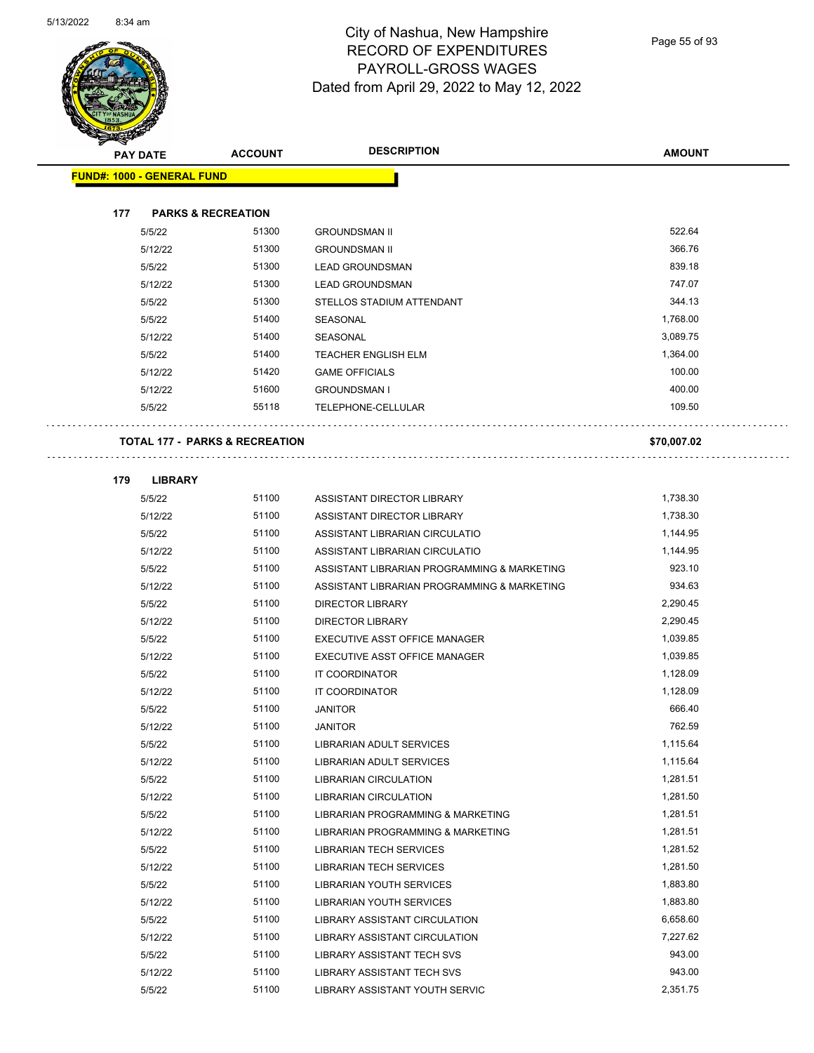# City of Nashua, New Hampshire
## RECORD OF EXPENDITURES
## PAYROLL-GROSS WAGES
## Dated from April 29, 2022 to May 12, 2022

| PAY DATE | ACCOUNT | DESCRIPTION | AMOUNT |
|---|---|---|---|
| **FUND#: 1000 - GENERAL FUND** | | | |
| **177 PARKS & RECREATION** | | | |
| 5/5/22 | 51300 | GROUNDSMAN II | 522.64 |
| 5/12/22 | 51300 | GROUNDSMAN II | 366.76 |
| 5/5/22 | 51300 | LEAD GROUNDSMAN | 839.18 |
| 5/12/22 | 51300 | LEAD GROUNDSMAN | 747.07 |
| 5/5/22 | 51300 | STELLOS STADIUM ATTENDANT | 344.13 |
| 5/5/22 | 51400 | SEASONAL | 1,768.00 |
| 5/12/22 | 51400 | SEASONAL | 3,089.75 |
| 5/5/22 | 51400 | TEACHER ENGLISH ELM | 1,364.00 |
| 5/12/22 | 51420 | GAME OFFICIALS | 100.00 |
| 5/12/22 | 51600 | GROUNDSMAN I | 400.00 |
| 5/5/22 | 55118 | TELEPHONE-CELLULAR | 109.50 |
| **TOTAL 177 - PARKS & RECREATION** | | | **$70,007.02** |
| **179 LIBRARY** | | | |
| 5/5/22 | 51100 | ASSISTANT DIRECTOR LIBRARY | 1,738.30 |
| 5/12/22 | 51100 | ASSISTANT DIRECTOR LIBRARY | 1,738.30 |
| 5/5/22 | 51100 | ASSISTANT LIBRARIAN CIRCULATIO | 1,144.95 |
| 5/12/22 | 51100 | ASSISTANT LIBRARIAN CIRCULATIO | 1,144.95 |
| 5/5/22 | 51100 | ASSISTANT LIBRARIAN PROGRAMMING & MARKETING | 923.10 |
| 5/12/22 | 51100 | ASSISTANT LIBRARIAN PROGRAMMING & MARKETING | 934.63 |
| 5/5/22 | 51100 | DIRECTOR LIBRARY | 2,290.45 |
| 5/12/22 | 51100 | DIRECTOR LIBRARY | 2,290.45 |
| 5/5/22 | 51100 | EXECUTIVE ASST OFFICE MANAGER | 1,039.85 |
| 5/12/22 | 51100 | EXECUTIVE ASST OFFICE MANAGER | 1,039.85 |
| 5/5/22 | 51100 | IT COORDINATOR | 1,128.09 |
| 5/12/22 | 51100 | IT COORDINATOR | 1,128.09 |
| 5/5/22 | 51100 | JANITOR | 666.40 |
| 5/12/22 | 51100 | JANITOR | 762.59 |
| 5/5/22 | 51100 | LIBRARIAN ADULT SERVICES | 1,115.64 |
| 5/12/22 | 51100 | LIBRARIAN ADULT SERVICES | 1,115.64 |
| 5/5/22 | 51100 | LIBRARIAN CIRCULATION | 1,281.51 |
| 5/12/22 | 51100 | LIBRARIAN CIRCULATION | 1,281.50 |
| 5/5/22 | 51100 | LIBRARIAN PROGRAMMING & MARKETING | 1,281.51 |
| 5/12/22 | 51100 | LIBRARIAN PROGRAMMING & MARKETING | 1,281.51 |
| 5/5/22 | 51100 | LIBRARIAN TECH SERVICES | 1,281.52 |
| 5/12/22 | 51100 | LIBRARIAN TECH SERVICES | 1,281.50 |
| 5/5/22 | 51100 | LIBRARIAN YOUTH SERVICES | 1,883.80 |
| 5/12/22 | 51100 | LIBRARIAN YOUTH SERVICES | 1,883.80 |
| 5/5/22 | 51100 | LIBRARY ASSISTANT CIRCULATION | 6,658.60 |
| 5/12/22 | 51100 | LIBRARY ASSISTANT CIRCULATION | 7,227.62 |
| 5/5/22 | 51100 | LIBRARY ASSISTANT TECH SVS | 943.00 |
| 5/12/22 | 51100 | LIBRARY ASSISTANT TECH SVS | 943.00 |
| 5/5/22 | 51100 | LIBRARY ASSISTANT YOUTH SERVIC | 2,351.75 |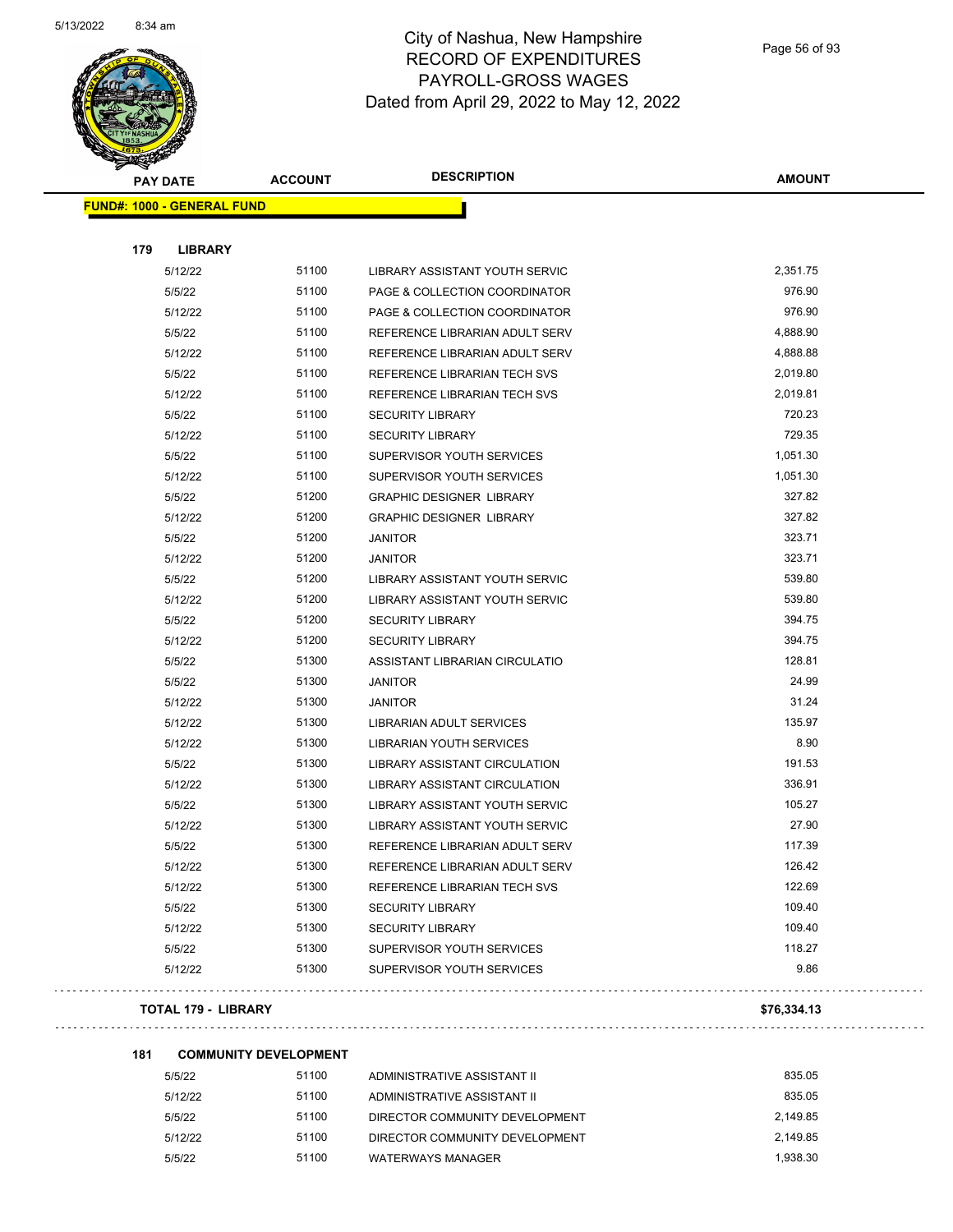# City of Nashua, New Hampshire
## RECORD OF EXPENDITURES
## PAYROLL-GROSS WAGES
### Dated from April 29, 2022 to May 12, 2022

| PAY DATE | ACCOUNT | DESCRIPTION | AMOUNT |
|---|---|---|---|
| **FUND#: 1000 - GENERAL FUND** | | | |
| **179 LIBRARY** | | | |
| 5/12/22 | 51100 | LIBRARY ASSISTANT YOUTH SERVIC | 2,351.75 |
| 5/5/22 | 51100 | PAGE & COLLECTION COORDINATOR | 976.90 |
| 5/12/22 | 51100 | PAGE & COLLECTION COORDINATOR | 976.90 |
| 5/5/22 | 51100 | REFERENCE LIBRARIAN ADULT SERV | 4,888.90 |
| 5/12/22 | 51100 | REFERENCE LIBRARIAN ADULT SERV | 4,888.88 |
| 5/5/22 | 51100 | REFERENCE LIBRARIAN TECH SVS | 2,019.80 |
| 5/12/22 | 51100 | REFERENCE LIBRARIAN TECH SVS | 2,019.81 |
| 5/5/22 | 51100 | SECURITY LIBRARY | 720.23 |
| 5/12/22 | 51100 | SECURITY LIBRARY | 729.35 |
| 5/5/22 | 51100 | SUPERVISOR YOUTH SERVICES | 1,051.30 |
| 5/12/22 | 51100 | SUPERVISOR YOUTH SERVICES | 1,051.30 |
| 5/5/22 | 51200 | GRAPHIC DESIGNER LIBRARY | 327.82 |
| 5/12/22 | 51200 | GRAPHIC DESIGNER LIBRARY | 327.82 |
| 5/5/22 | 51200 | JANITOR | 323.71 |
| 5/12/22 | 51200 | JANITOR | 323.71 |
| 5/5/22 | 51200 | LIBRARY ASSISTANT YOUTH SERVIC | 539.80 |
| 5/12/22 | 51200 | LIBRARY ASSISTANT YOUTH SERVIC | 539.80 |
| 5/5/22 | 51200 | SECURITY LIBRARY | 394.75 |
| 5/12/22 | 51200 | SECURITY LIBRARY | 394.75 |
| 5/5/22 | 51300 | ASSISTANT LIBRARIAN CIRCULATIO | 128.81 |
| 5/5/22 | 51300 | JANITOR | 24.99 |
| 5/12/22 | 51300 | JANITOR | 31.24 |
| 5/12/22 | 51300 | LIBRARIAN ADULT SERVICES | 135.97 |
| 5/12/22 | 51300 | LIBRARIAN YOUTH SERVICES | 8.90 |
| 5/5/22 | 51300 | LIBRARY ASSISTANT CIRCULATION | 191.53 |
| 5/12/22 | 51300 | LIBRARY ASSISTANT CIRCULATION | 336.91 |
| 5/5/22 | 51300 | LIBRARY ASSISTANT YOUTH SERVIC | 105.27 |
| 5/12/22 | 51300 | LIBRARY ASSISTANT YOUTH SERVIC | 27.90 |
| 5/5/22 | 51300 | REFERENCE LIBRARIAN ADULT SERV | 117.39 |
| 5/12/22 | 51300 | REFERENCE LIBRARIAN ADULT SERV | 126.42 |
| 5/12/22 | 51300 | REFERENCE LIBRARIAN TECH SVS | 122.69 |
| 5/5/22 | 51300 | SECURITY LIBRARY | 109.40 |
| 5/12/22 | 51300 | SECURITY LIBRARY | 109.40 |
| 5/5/22 | 51300 | SUPERVISOR YOUTH SERVICES | 118.27 |
| 5/12/22 | 51300 | SUPERVISOR YOUTH SERVICES | 9.86 |
| **TOTAL 179 - LIBRARY** | | | **$76,334.13** |
| **181 COMMUNITY DEVELOPMENT** | | | |
| 5/5/22 | 51100 | ADMINISTRATIVE ASSISTANT II | 835.05 |
| 5/12/22 | 51100 | ADMINISTRATIVE ASSISTANT II | 835.05 |
| 5/5/22 | 51100 | DIRECTOR COMMUNITY DEVELOPMENT | 2,149.85 |
| 5/12/22 | 51100 | DIRECTOR COMMUNITY DEVELOPMENT | 2,149.85 |
| 5/5/22 | 51100 | WATERWAYS MANAGER | 1,938.30 |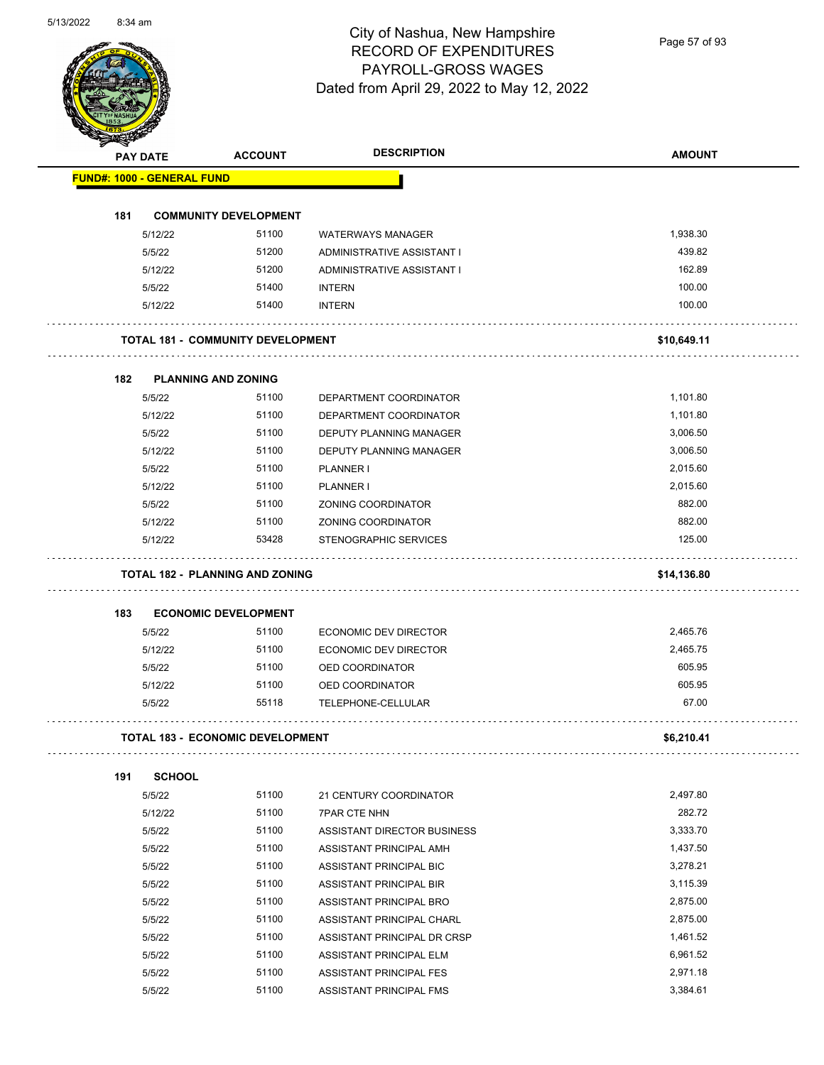City of Nashua, New Hampshire
RECORD OF EXPENDITURES
PAYROLL-GROSS WAGES
Dated from April 29, 2022 to May 12, 2022

| PAY DATE | ACCOUNT | DESCRIPTION | AMOUNT |
|---|---|---|---|
| **FUND#: 1000 - GENERAL FUND** | | | |
| **181 COMMUNITY DEVELOPMENT** | | | |
| 5/12/22 | 51100 | WATERWAYS MANAGER | 1,938.30 |
| 5/5/22 | 51200 | ADMINISTRATIVE ASSISTANT I | 439.82 |
| 5/12/22 | 51200 | ADMINISTRATIVE ASSISTANT I | 162.89 |
| 5/5/22 | 51400 | INTERN | 100.00 |
| 5/12/22 | 51400 | INTERN | 100.00 |
| **TOTAL 181 - COMMUNITY DEVELOPMENT** | | | **$10,649.11** |
| **182 PLANNING AND ZONING** | | | |
| 5/5/22 | 51100 | DEPARTMENT COORDINATOR | 1,101.80 |
| 5/12/22 | 51100 | DEPARTMENT COORDINATOR | 1,101.80 |
| 5/5/22 | 51100 | DEPUTY PLANNING MANAGER | 3,006.50 |
| 5/12/22 | 51100 | DEPUTY PLANNING MANAGER | 3,006.50 |
| 5/5/22 | 51100 | PLANNER I | 2,015.60 |
| 5/12/22 | 51100 | PLANNER I | 2,015.60 |
| 5/5/22 | 51100 | ZONING COORDINATOR | 882.00 |
| 5/12/22 | 51100 | ZONING COORDINATOR | 882.00 |
| 5/12/22 | 53428 | STENOGRAPHIC SERVICES | 125.00 |
| **TOTAL 182 - PLANNING AND ZONING** | | | **$14,136.80** |
| **183 ECONOMIC DEVELOPMENT** | | | |
| 5/5/22 | 51100 | ECONOMIC DEV DIRECTOR | 2,465.76 |
| 5/12/22 | 51100 | ECONOMIC DEV DIRECTOR | 2,465.75 |
| 5/5/22 | 51100 | OED COORDINATOR | 605.95 |
| 5/12/22 | 51100 | OED COORDINATOR | 605.95 |
| 5/5/22 | 55118 | TELEPHONE-CELLULAR | 67.00 |
| **TOTAL 183 - ECONOMIC DEVELOPMENT** | | | **$6,210.41** |
| **191 SCHOOL** | | | |
| 5/5/22 | 51100 | 21 CENTURY COORDINATOR | 2,497.80 |
| 5/12/22 | 51100 | 7PAR CTE NHN | 282.72 |
| 5/5/22 | 51100 | ASSISTANT DIRECTOR BUSINESS | 3,333.70 |
| 5/5/22 | 51100 | ASSISTANT PRINCIPAL AMH | 1,437.50 |
| 5/5/22 | 51100 | ASSISTANT PRINCIPAL BIC | 3,278.21 |
| 5/5/22 | 51100 | ASSISTANT PRINCIPAL BIR | 3,115.39 |
| 5/5/22 | 51100 | ASSISTANT PRINCIPAL BRO | 2,875.00 |
| 5/5/22 | 51100 | ASSISTANT PRINCIPAL CHARL | 2,875.00 |
| 5/5/22 | 51100 | ASSISTANT PRINCIPAL DR CRSP | 1,461.52 |
| 5/5/22 | 51100 | ASSISTANT PRINCIPAL ELM | 6,961.52 |
| 5/5/22 | 51100 | ASSISTANT PRINCIPAL FES | 2,971.18 |
| 5/5/22 | 51100 | ASSISTANT PRINCIPAL FMS | 3,384.61 |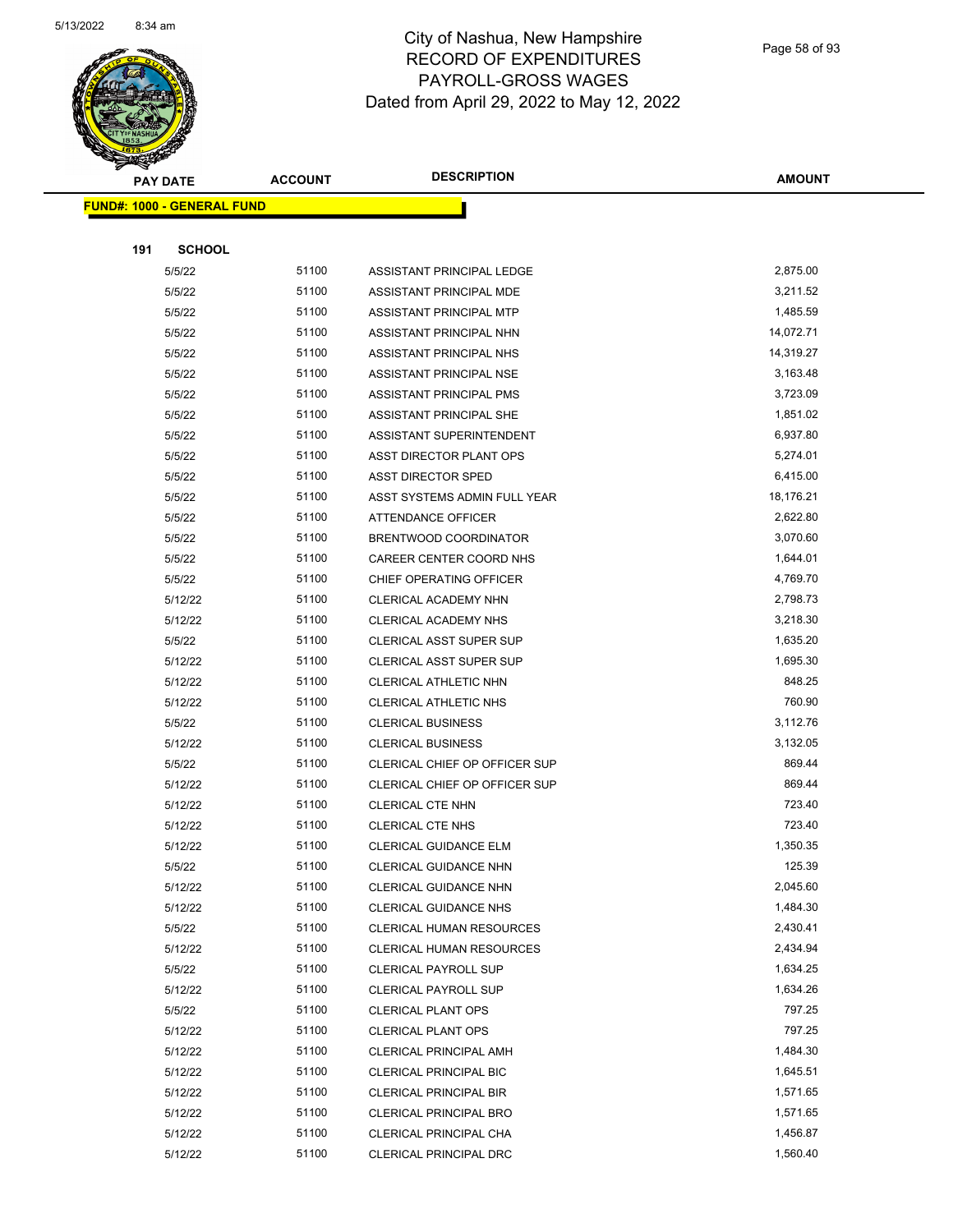# City of Nashua, New Hampshire
## RECORD OF EXPENDITURES
## PAYROLL-GROSS WAGES
## Dated from April 29, 2022 to May 12, 2022

**FUND#: 1000 - GENERAL FUND**

**191 SCHOOL**

| PAY DATE | ACCOUNT | DESCRIPTION | AMOUNT |
|---|---|---|---|
| 5/5/22 | 51100 | ASSISTANT PRINCIPAL LEDGE | 2,875.00 |
| 5/5/22 | 51100 | ASSISTANT PRINCIPAL MDE | 3,211.52 |
| 5/5/22 | 51100 | ASSISTANT PRINCIPAL MTP | 1,485.59 |
| 5/5/22 | 51100 | ASSISTANT PRINCIPAL NHN | 14,072.71 |
| 5/5/22 | 51100 | ASSISTANT PRINCIPAL NHS | 14,319.27 |
| 5/5/22 | 51100 | ASSISTANT PRINCIPAL NSE | 3,163.48 |
| 5/5/22 | 51100 | ASSISTANT PRINCIPAL PMS | 3,723.09 |
| 5/5/22 | 51100 | ASSISTANT PRINCIPAL SHE | 1,851.02 |
| 5/5/22 | 51100 | ASSISTANT SUPERINTENDENT | 6,937.80 |
| 5/5/22 | 51100 | ASST DIRECTOR PLANT OPS | 5,274.01 |
| 5/5/22 | 51100 | ASST DIRECTOR SPED | 6,415.00 |
| 5/5/22 | 51100 | ASST SYSTEMS ADMIN FULL YEAR | 18,176.21 |
| 5/5/22 | 51100 | ATTENDANCE OFFICER | 2,622.80 |
| 5/5/22 | 51100 | BRENTWOOD COORDINATOR | 3,070.60 |
| 5/5/22 | 51100 | CAREER CENTER COORD NHS | 1,644.01 |
| 5/5/22 | 51100 | CHIEF OPERATING OFFICER | 4,769.70 |
| 5/12/22 | 51100 | CLERICAL ACADEMY NHN | 2,798.73 |
| 5/12/22 | 51100 | CLERICAL ACADEMY NHS | 3,218.30 |
| 5/5/22 | 51100 | CLERICAL ASST SUPER SUP | 1,635.20 |
| 5/12/22 | 51100 | CLERICAL ASST SUPER SUP | 1,695.30 |
| 5/12/22 | 51100 | CLERICAL ATHLETIC NHN | 848.25 |
| 5/12/22 | 51100 | CLERICAL ATHLETIC NHS | 760.90 |
| 5/5/22 | 51100 | CLERICAL BUSINESS | 3,112.76 |
| 5/12/22 | 51100 | CLERICAL BUSINESS | 3,132.05 |
| 5/5/22 | 51100 | CLERICAL CHIEF OP OFFICER SUP | 869.44 |
| 5/12/22 | 51100 | CLERICAL CHIEF OP OFFICER SUP | 869.44 |
| 5/12/22 | 51100 | CLERICAL CTE NHN | 723.40 |
| 5/12/22 | 51100 | CLERICAL CTE NHS | 723.40 |
| 5/12/22 | 51100 | CLERICAL GUIDANCE ELM | 1,350.35 |
| 5/5/22 | 51100 | CLERICAL GUIDANCE NHN | 125.39 |
| 5/12/22 | 51100 | CLERICAL GUIDANCE NHN | 2,045.60 |
| 5/12/22 | 51100 | CLERICAL GUIDANCE NHS | 1,484.30 |
| 5/5/22 | 51100 | CLERICAL HUMAN RESOURCES | 2,430.41 |
| 5/12/22 | 51100 | CLERICAL HUMAN RESOURCES | 2,434.94 |
| 5/5/22 | 51100 | CLERICAL PAYROLL SUP | 1,634.25 |
| 5/12/22 | 51100 | CLERICAL PAYROLL SUP | 1,634.26 |
| 5/5/22 | 51100 | CLERICAL PLANT OPS | 797.25 |
| 5/12/22 | 51100 | CLERICAL PLANT OPS | 797.25 |
| 5/12/22 | 51100 | CLERICAL PRINCIPAL AMH | 1,484.30 |
| 5/12/22 | 51100 | CLERICAL PRINCIPAL BIC | 1,645.51 |
| 5/12/22 | 51100 | CLERICAL PRINCIPAL BIR | 1,571.65 |
| 5/12/22 | 51100 | CLERICAL PRINCIPAL BRO | 1,571.65 |
| 5/12/22 | 51100 | CLERICAL PRINCIPAL CHA | 1,456.87 |
| 5/12/22 | 51100 | CLERICAL PRINCIPAL DRC | 1,560.40 |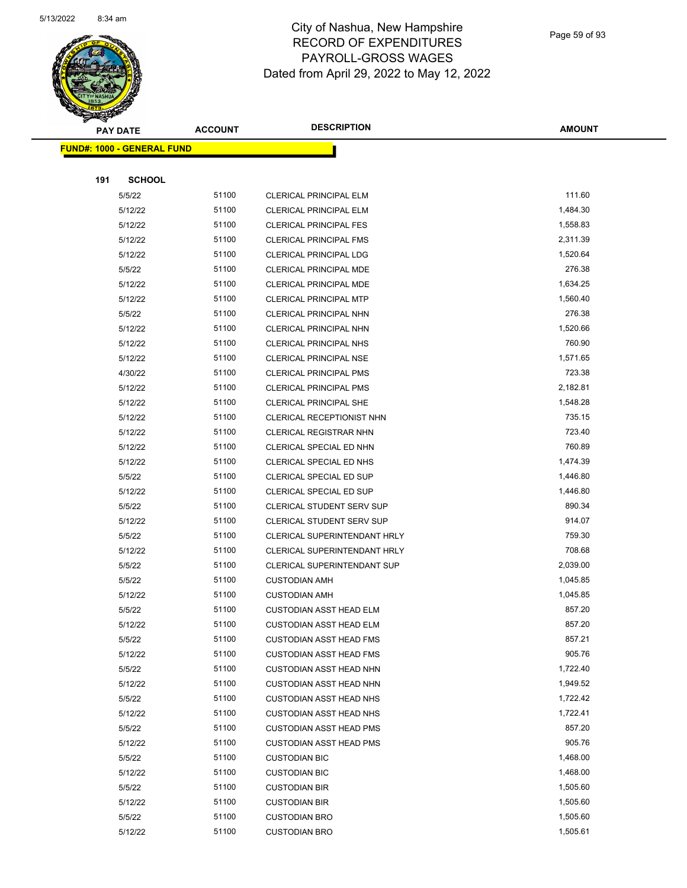# City of Nashua, New Hampshire
## RECORD OF EXPENDITURES
## PAYROLL-GROSS WAGES
### Dated from April 29, 2022 to May 12, 2022

**FUND#: 1000 - GENERAL FUND**

**191 SCHOOL**

| PAY DATE | ACCOUNT | DESCRIPTION | AMOUNT |
|---|---|---|---|
| 5/5/22 | 51100 | CLERICAL PRINCIPAL ELM | 111.60 |
| 5/12/22 | 51100 | CLERICAL PRINCIPAL ELM | 1,484.30 |
| 5/12/22 | 51100 | CLERICAL PRINCIPAL FES | 1,558.83 |
| 5/12/22 | 51100 | CLERICAL PRINCIPAL FMS | 2,311.39 |
| 5/12/22 | 51100 | CLERICAL PRINCIPAL LDG | 1,520.64 |
| 5/5/22 | 51100 | CLERICAL PRINCIPAL MDE | 276.38 |
| 5/12/22 | 51100 | CLERICAL PRINCIPAL MDE | 1,634.25 |
| 5/12/22 | 51100 | CLERICAL PRINCIPAL MTP | 1,560.40 |
| 5/5/22 | 51100 | CLERICAL PRINCIPAL NHN | 276.38 |
| 5/12/22 | 51100 | CLERICAL PRINCIPAL NHN | 1,520.66 |
| 5/12/22 | 51100 | CLERICAL PRINCIPAL NHS | 760.90 |
| 5/12/22 | 51100 | CLERICAL PRINCIPAL NSE | 1,571.65 |
| 4/30/22 | 51100 | CLERICAL PRINCIPAL PMS | 723.38 |
| 5/12/22 | 51100 | CLERICAL PRINCIPAL PMS | 2,182.81 |
| 5/12/22 | 51100 | CLERICAL PRINCIPAL SHE | 1,548.28 |
| 5/12/22 | 51100 | CLERICAL RECEPTIONIST NHN | 735.15 |
| 5/12/22 | 51100 | CLERICAL REGISTRAR NHN | 723.40 |
| 5/12/22 | 51100 | CLERICAL SPECIAL ED NHN | 760.89 |
| 5/12/22 | 51100 | CLERICAL SPECIAL ED NHS | 1,474.39 |
| 5/5/22 | 51100 | CLERICAL SPECIAL ED SUP | 1,446.80 |
| 5/12/22 | 51100 | CLERICAL SPECIAL ED SUP | 1,446.80 |
| 5/5/22 | 51100 | CLERICAL STUDENT SERV SUP | 890.34 |
| 5/12/22 | 51100 | CLERICAL STUDENT SERV SUP | 914.07 |
| 5/5/22 | 51100 | CLERICAL SUPERINTENDANT HRLY | 759.30 |
| 5/12/22 | 51100 | CLERICAL SUPERINTENDANT HRLY | 708.68 |
| 5/5/22 | 51100 | CLERICAL SUPERINTENDANT SUP | 2,039.00 |
| 5/5/22 | 51100 | CUSTODIAN AMH | 1,045.85 |
| 5/12/22 | 51100 | CUSTODIAN AMH | 1,045.85 |
| 5/5/22 | 51100 | CUSTODIAN ASST HEAD ELM | 857.20 |
| 5/12/22 | 51100 | CUSTODIAN ASST HEAD ELM | 857.20 |
| 5/5/22 | 51100 | CUSTODIAN ASST HEAD FMS | 857.21 |
| 5/12/22 | 51100 | CUSTODIAN ASST HEAD FMS | 905.76 |
| 5/5/22 | 51100 | CUSTODIAN ASST HEAD NHN | 1,722.40 |
| 5/12/22 | 51100 | CUSTODIAN ASST HEAD NHN | 1,949.52 |
| 5/5/22 | 51100 | CUSTODIAN ASST HEAD NHS | 1,722.42 |
| 5/12/22 | 51100 | CUSTODIAN ASST HEAD NHS | 1,722.41 |
| 5/5/22 | 51100 | CUSTODIAN ASST HEAD PMS | 857.20 |
| 5/12/22 | 51100 | CUSTODIAN ASST HEAD PMS | 905.76 |
| 5/5/22 | 51100 | CUSTODIAN BIC | 1,468.00 |
| 5/12/22 | 51100 | CUSTODIAN BIC | 1,468.00 |
| 5/5/22 | 51100 | CUSTODIAN BIR | 1,505.60 |
| 5/12/22 | 51100 | CUSTODIAN BIR | 1,505.60 |
| 5/5/22 | 51100 | CUSTODIAN BRO | 1,505.60 |
| 5/12/22 | 51100 | CUSTODIAN BRO | 1,505.61 |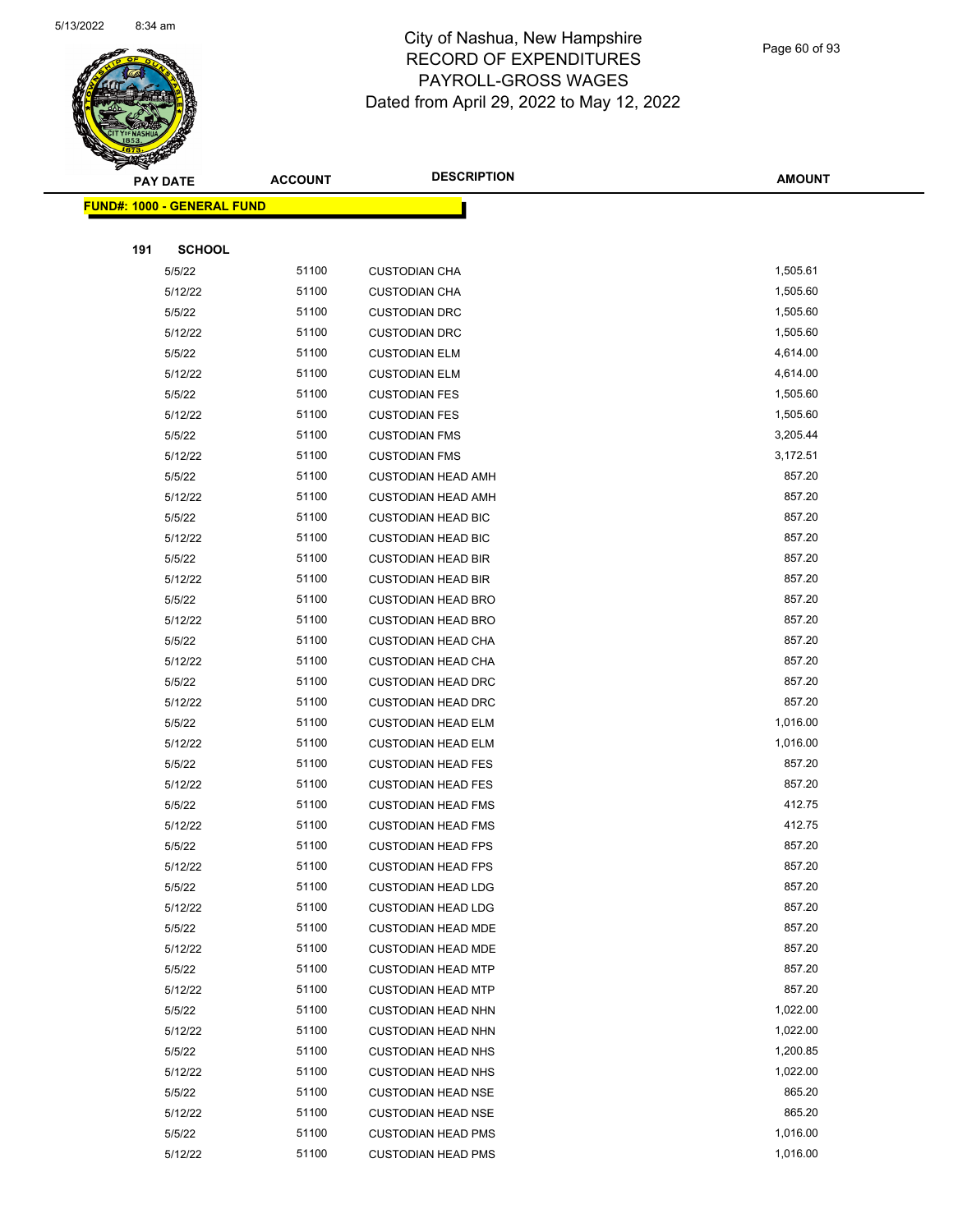# City of Nashua, New Hampshire
## RECORD OF EXPENDITURES
## PAYROLL-GROSS WAGES
## Dated from April 29, 2022 to May 12, 2022

**FUND#: 1000 - GENERAL FUND**

**191 SCHOOL**

| PAY DATE | ACCOUNT | DESCRIPTION | AMOUNT |
|---|---|---|---|
| 5/5/22 | 51100 | CUSTODIAN CHA | 1,505.61 |
| 5/12/22 | 51100 | CUSTODIAN CHA | 1,505.60 |
| 5/5/22 | 51100 | CUSTODIAN DRC | 1,505.60 |
| 5/12/22 | 51100 | CUSTODIAN DRC | 1,505.60 |
| 5/5/22 | 51100 | CUSTODIAN ELM | 4,614.00 |
| 5/12/22 | 51100 | CUSTODIAN ELM | 4,614.00 |
| 5/5/22 | 51100 | CUSTODIAN FES | 1,505.60 |
| 5/12/22 | 51100 | CUSTODIAN FES | 1,505.60 |
| 5/5/22 | 51100 | CUSTODIAN FMS | 3,205.44 |
| 5/12/22 | 51100 | CUSTODIAN FMS | 3,172.51 |
| 5/5/22 | 51100 | CUSTODIAN HEAD AMH | 857.20 |
| 5/12/22 | 51100 | CUSTODIAN HEAD AMH | 857.20 |
| 5/5/22 | 51100 | CUSTODIAN HEAD BIC | 857.20 |
| 5/12/22 | 51100 | CUSTODIAN HEAD BIC | 857.20 |
| 5/5/22 | 51100 | CUSTODIAN HEAD BIR | 857.20 |
| 5/12/22 | 51100 | CUSTODIAN HEAD BIR | 857.20 |
| 5/5/22 | 51100 | CUSTODIAN HEAD BRO | 857.20 |
| 5/12/22 | 51100 | CUSTODIAN HEAD BRO | 857.20 |
| 5/5/22 | 51100 | CUSTODIAN HEAD CHA | 857.20 |
| 5/12/22 | 51100 | CUSTODIAN HEAD CHA | 857.20 |
| 5/5/22 | 51100 | CUSTODIAN HEAD DRC | 857.20 |
| 5/12/22 | 51100 | CUSTODIAN HEAD DRC | 857.20 |
| 5/5/22 | 51100 | CUSTODIAN HEAD ELM | 1,016.00 |
| 5/12/22 | 51100 | CUSTODIAN HEAD ELM | 1,016.00 |
| 5/5/22 | 51100 | CUSTODIAN HEAD FES | 857.20 |
| 5/12/22 | 51100 | CUSTODIAN HEAD FES | 857.20 |
| 5/5/22 | 51100 | CUSTODIAN HEAD FMS | 412.75 |
| 5/12/22 | 51100 | CUSTODIAN HEAD FMS | 412.75 |
| 5/5/22 | 51100 | CUSTODIAN HEAD FPS | 857.20 |
| 5/12/22 | 51100 | CUSTODIAN HEAD FPS | 857.20 |
| 5/5/22 | 51100 | CUSTODIAN HEAD LDG | 857.20 |
| 5/12/22 | 51100 | CUSTODIAN HEAD LDG | 857.20 |
| 5/5/22 | 51100 | CUSTODIAN HEAD MDE | 857.20 |
| 5/12/22 | 51100 | CUSTODIAN HEAD MDE | 857.20 |
| 5/5/22 | 51100 | CUSTODIAN HEAD MTP | 857.20 |
| 5/12/22 | 51100 | CUSTODIAN HEAD MTP | 857.20 |
| 5/5/22 | 51100 | CUSTODIAN HEAD NHN | 1,022.00 |
| 5/12/22 | 51100 | CUSTODIAN HEAD NHN | 1,022.00 |
| 5/5/22 | 51100 | CUSTODIAN HEAD NHS | 1,200.85 |
| 5/12/22 | 51100 | CUSTODIAN HEAD NHS | 1,022.00 |
| 5/5/22 | 51100 | CUSTODIAN HEAD NSE | 865.20 |
| 5/12/22 | 51100 | CUSTODIAN HEAD NSE | 865.20 |
| 5/5/22 | 51100 | CUSTODIAN HEAD PMS | 1,016.00 |
| 5/12/22 | 51100 | CUSTODIAN HEAD PMS | 1,016.00 |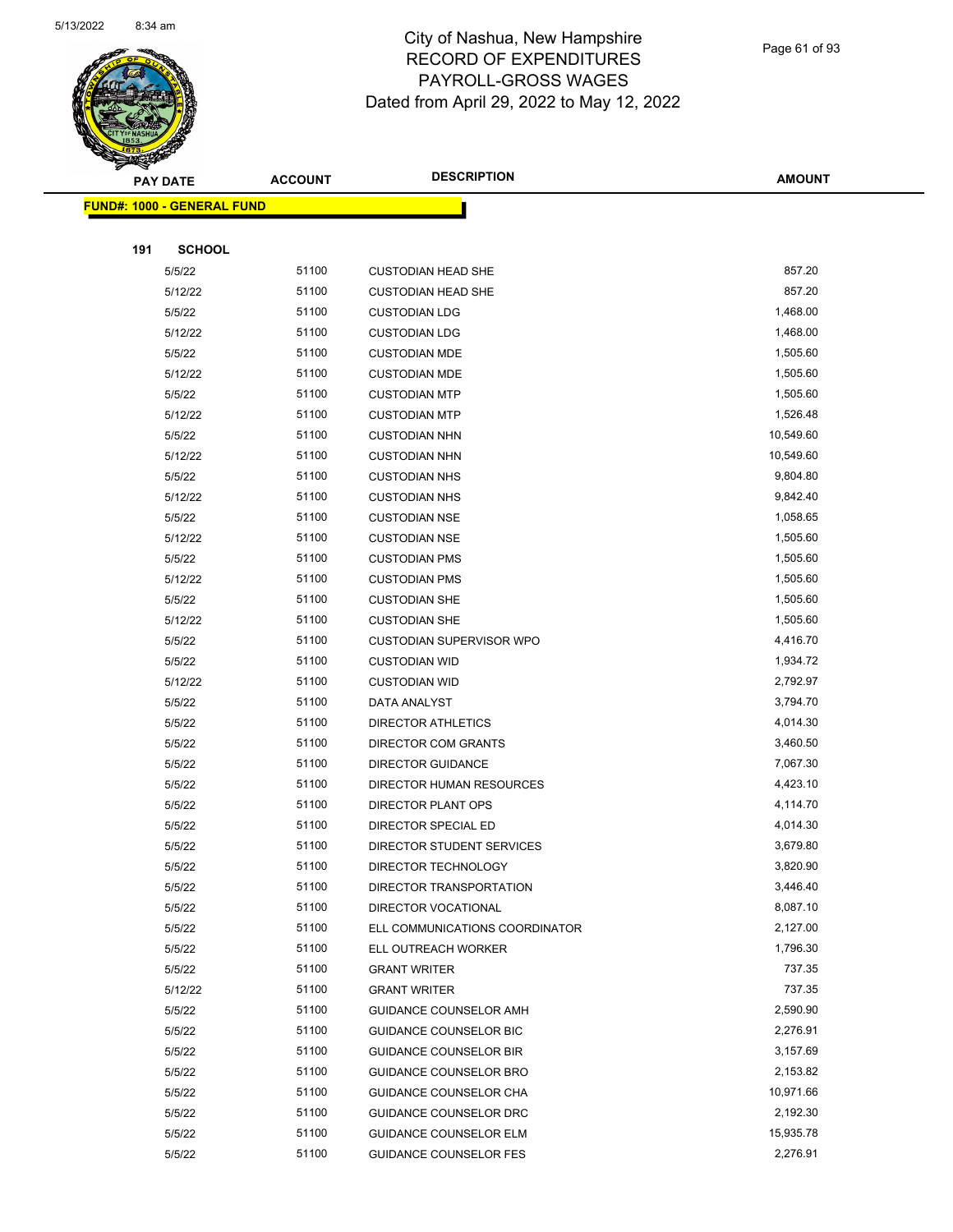City of Nashua, New Hampshire
RECORD OF EXPENDITURES
PAYROLL-GROSS WAGES
Dated from April 29, 2022 to May 12, 2022

| PAY DATE | ACCOUNT | DESCRIPTION | AMOUNT |
|---|---|---|---|
| **FUND#: 1000 - GENERAL FUND** | | | |
| **191 SCHOOL** | | | |
| 5/5/22 | 51100 | CUSTODIAN HEAD SHE | 857.20 |
| 5/12/22 | 51100 | CUSTODIAN HEAD SHE | 857.20 |
| 5/5/22 | 51100 | CUSTODIAN LDG | 1,468.00 |
| 5/12/22 | 51100 | CUSTODIAN LDG | 1,468.00 |
| 5/5/22 | 51100 | CUSTODIAN MDE | 1,505.60 |
| 5/12/22 | 51100 | CUSTODIAN MDE | 1,505.60 |
| 5/5/22 | 51100 | CUSTODIAN MTP | 1,505.60 |
| 5/12/22 | 51100 | CUSTODIAN MTP | 1,526.48 |
| 5/5/22 | 51100 | CUSTODIAN NHN | 10,549.60 |
| 5/12/22 | 51100 | CUSTODIAN NHN | 10,549.60 |
| 5/5/22 | 51100 | CUSTODIAN NHS | 9,804.80 |
| 5/12/22 | 51100 | CUSTODIAN NHS | 9,842.40 |
| 5/5/22 | 51100 | CUSTODIAN NSE | 1,058.65 |
| 5/12/22 | 51100 | CUSTODIAN NSE | 1,505.60 |
| 5/5/22 | 51100 | CUSTODIAN PMS | 1,505.60 |
| 5/12/22 | 51100 | CUSTODIAN PMS | 1,505.60 |
| 5/5/22 | 51100 | CUSTODIAN SHE | 1,505.60 |
| 5/12/22 | 51100 | CUSTODIAN SHE | 1,505.60 |
| 5/5/22 | 51100 | CUSTODIAN SUPERVISOR WPO | 4,416.70 |
| 5/5/22 | 51100 | CUSTODIAN WID | 1,934.72 |
| 5/12/22 | 51100 | CUSTODIAN WID | 2,792.97 |
| 5/5/22 | 51100 | DATA ANALYST | 3,794.70 |
| 5/5/22 | 51100 | DIRECTOR ATHLETICS | 4,014.30 |
| 5/5/22 | 51100 | DIRECTOR COM GRANTS | 3,460.50 |
| 5/5/22 | 51100 | DIRECTOR GUIDANCE | 7,067.30 |
| 5/5/22 | 51100 | DIRECTOR HUMAN RESOURCES | 4,423.10 |
| 5/5/22 | 51100 | DIRECTOR PLANT OPS | 4,114.70 |
| 5/5/22 | 51100 | DIRECTOR SPECIAL ED | 4,014.30 |
| 5/5/22 | 51100 | DIRECTOR STUDENT SERVICES | 3,679.80 |
| 5/5/22 | 51100 | DIRECTOR TECHNOLOGY | 3,820.90 |
| 5/5/22 | 51100 | DIRECTOR TRANSPORTATION | 3,446.40 |
| 5/5/22 | 51100 | DIRECTOR VOCATIONAL | 8,087.10 |
| 5/5/22 | 51100 | ELL COMMUNICATIONS COORDINATOR | 2,127.00 |
| 5/5/22 | 51100 | ELL OUTREACH WORKER | 1,796.30 |
| 5/5/22 | 51100 | GRANT WRITER | 737.35 |
| 5/12/22 | 51100 | GRANT WRITER | 737.35 |
| 5/5/22 | 51100 | GUIDANCE COUNSELOR AMH | 2,590.90 |
| 5/5/22 | 51100 | GUIDANCE COUNSELOR BIC | 2,276.91 |
| 5/5/22 | 51100 | GUIDANCE COUNSELOR BIR | 3,157.69 |
| 5/5/22 | 51100 | GUIDANCE COUNSELOR BRO | 2,153.82 |
| 5/5/22 | 51100 | GUIDANCE COUNSELOR CHA | 10,971.66 |
| 5/5/22 | 51100 | GUIDANCE COUNSELOR DRC | 2,192.30 |
| 5/5/22 | 51100 | GUIDANCE COUNSELOR ELM | 15,935.78 |
| 5/5/22 | 51100 | GUIDANCE COUNSELOR FES | 2,276.91 |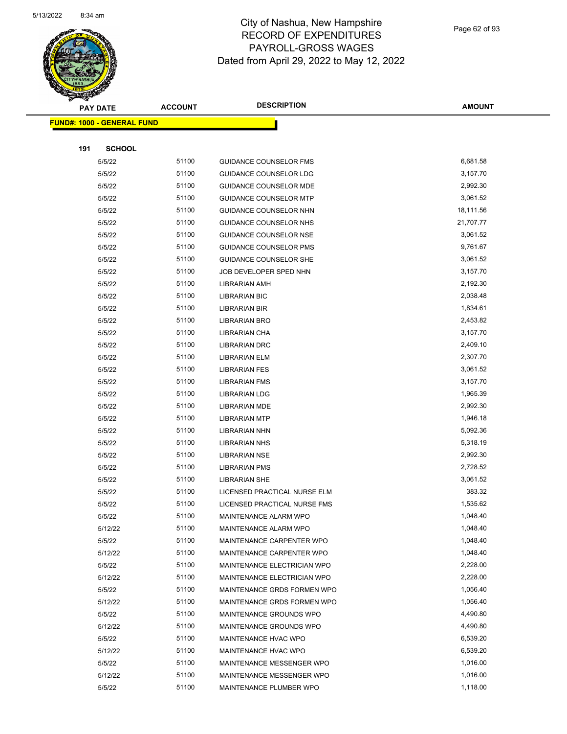City of Nashua, New Hampshire
RECORD OF EXPENDITURES
PAYROLL-GROSS WAGES
Dated from April 29, 2022 to May 12, 2022

**FUND#: 1000 - GENERAL FUND**

**191 SCHOOL**

| PAY DATE | ACCOUNT | DESCRIPTION | AMOUNT |
|---|---|---|---|
| 5/5/22 | 51100 | GUIDANCE COUNSELOR FMS | 6,681.58 |
| 5/5/22 | 51100 | GUIDANCE COUNSELOR LDG | 3,157.70 |
| 5/5/22 | 51100 | GUIDANCE COUNSELOR MDE | 2,992.30 |
| 5/5/22 | 51100 | GUIDANCE COUNSELOR MTP | 3,061.52 |
| 5/5/22 | 51100 | GUIDANCE COUNSELOR NHN | 18,111.56 |
| 5/5/22 | 51100 | GUIDANCE COUNSELOR NHS | 21,707.77 |
| 5/5/22 | 51100 | GUIDANCE COUNSELOR NSE | 3,061.52 |
| 5/5/22 | 51100 | GUIDANCE COUNSELOR PMS | 9,761.67 |
| 5/5/22 | 51100 | GUIDANCE COUNSELOR SHE | 3,061.52 |
| 5/5/22 | 51100 | JOB DEVELOPER SPED NHN | 3,157.70 |
| 5/5/22 | 51100 | LIBRARIAN AMH | 2,192.30 |
| 5/5/22 | 51100 | LIBRARIAN BIC | 2,038.48 |
| 5/5/22 | 51100 | LIBRARIAN BIR | 1,834.61 |
| 5/5/22 | 51100 | LIBRARIAN BRO | 2,453.82 |
| 5/5/22 | 51100 | LIBRARIAN CHA | 3,157.70 |
| 5/5/22 | 51100 | LIBRARIAN DRC | 2,409.10 |
| 5/5/22 | 51100 | LIBRARIAN ELM | 2,307.70 |
| 5/5/22 | 51100 | LIBRARIAN FES | 3,061.52 |
| 5/5/22 | 51100 | LIBRARIAN FMS | 3,157.70 |
| 5/5/22 | 51100 | LIBRARIAN LDG | 1,965.39 |
| 5/5/22 | 51100 | LIBRARIAN MDE | 2,992.30 |
| 5/5/22 | 51100 | LIBRARIAN MTP | 1,946.18 |
| 5/5/22 | 51100 | LIBRARIAN NHN | 5,092.36 |
| 5/5/22 | 51100 | LIBRARIAN NHS | 5,318.19 |
| 5/5/22 | 51100 | LIBRARIAN NSE | 2,992.30 |
| 5/5/22 | 51100 | LIBRARIAN PMS | 2,728.52 |
| 5/5/22 | 51100 | LIBRARIAN SHE | 3,061.52 |
| 5/5/22 | 51100 | LICENSED PRACTICAL NURSE ELM | 383.32 |
| 5/5/22 | 51100 | LICENSED PRACTICAL NURSE FMS | 1,535.62 |
| 5/5/22 | 51100 | MAINTENANCE ALARM WPO | 1,048.40 |
| 5/12/22 | 51100 | MAINTENANCE ALARM WPO | 1,048.40 |
| 5/5/22 | 51100 | MAINTENANCE CARPENTER WPO | 1,048.40 |
| 5/12/22 | 51100 | MAINTENANCE CARPENTER WPO | 1,048.40 |
| 5/5/22 | 51100 | MAINTENANCE ELECTRICIAN WPO | 2,228.00 |
| 5/12/22 | 51100 | MAINTENANCE ELECTRICIAN WPO | 2,228.00 |
| 5/5/22 | 51100 | MAINTENANCE GRDS FORMEN WPO | 1,056.40 |
| 5/12/22 | 51100 | MAINTENANCE GRDS FORMEN WPO | 1,056.40 |
| 5/5/22 | 51100 | MAINTENANCE GROUNDS WPO | 4,490.80 |
| 5/12/22 | 51100 | MAINTENANCE GROUNDS WPO | 4,490.80 |
| 5/5/22 | 51100 | MAINTENANCE HVAC WPO | 6,539.20 |
| 5/12/22 | 51100 | MAINTENANCE HVAC WPO | 6,539.20 |
| 5/5/22 | 51100 | MAINTENANCE MESSENGER WPO | 1,016.00 |
| 5/12/22 | 51100 | MAINTENANCE MESSENGER WPO | 1,016.00 |
| 5/5/22 | 51100 | MAINTENANCE PLUMBER WPO | 1,118.00 |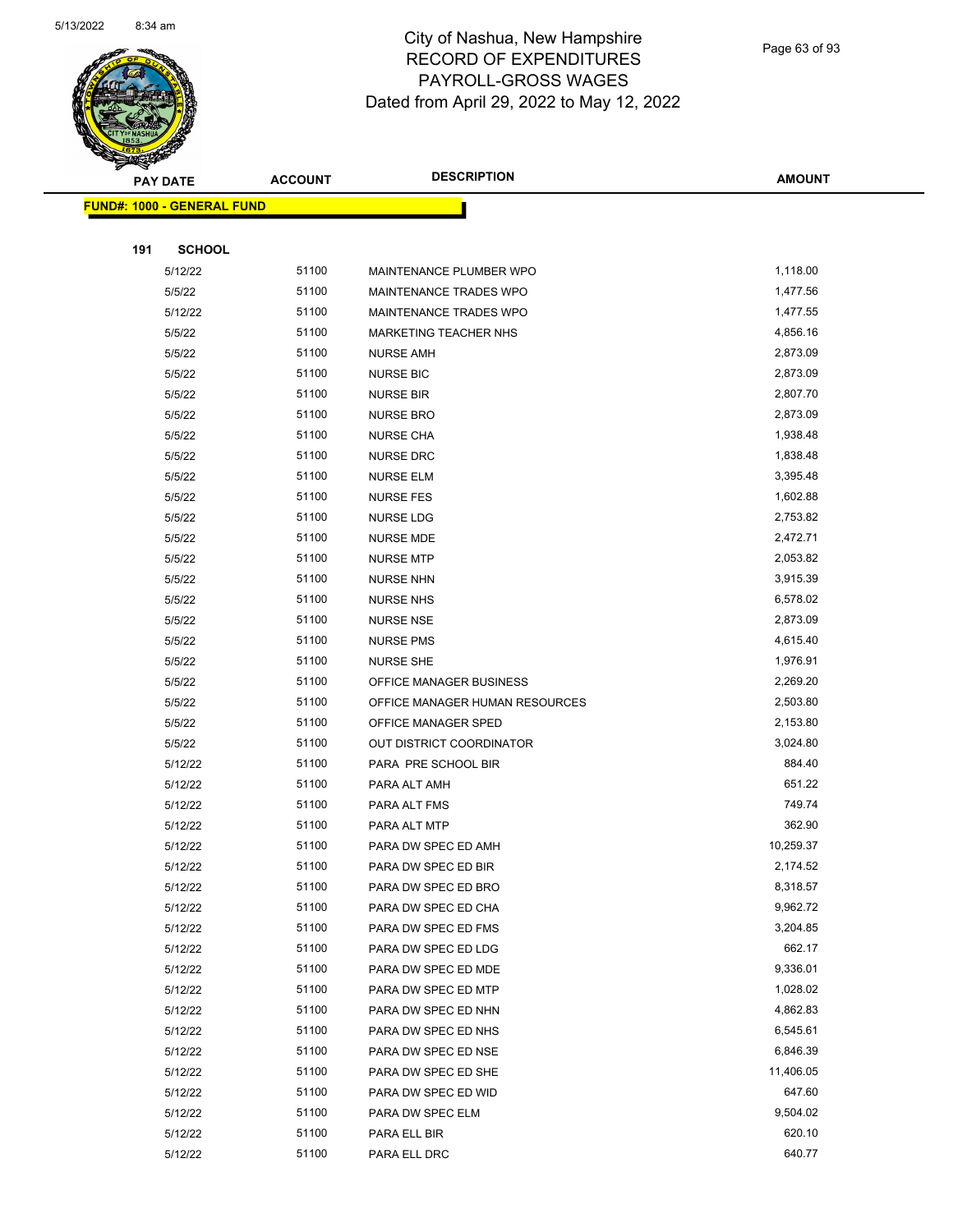# City of Nashua, New Hampshire
## RECORD OF EXPENDITURES
## PAYROLL-GROSS WAGES
## Dated from April 29, 2022 to May 12, 2022

| PAY DATE | ACCOUNT | DESCRIPTION | AMOUNT |
|---|---|---|---|
| **FUND#: 1000 - GENERAL FUND** | | | |
| **191 SCHOOL** | | | |
| 5/12/22 | 51100 | MAINTENANCE PLUMBER WPO | 1,118.00 |
| 5/5/22 | 51100 | MAINTENANCE TRADES WPO | 1,477.56 |
| 5/12/22 | 51100 | MAINTENANCE TRADES WPO | 1,477.55 |
| 5/5/22 | 51100 | MARKETING TEACHER NHS | 4,856.16 |
| 5/5/22 | 51100 | NURSE AMH | 2,873.09 |
| 5/5/22 | 51100 | NURSE BIC | 2,873.09 |
| 5/5/22 | 51100 | NURSE BIR | 2,807.70 |
| 5/5/22 | 51100 | NURSE BRO | 2,873.09 |
| 5/5/22 | 51100 | NURSE CHA | 1,938.48 |
| 5/5/22 | 51100 | NURSE DRC | 1,838.48 |
| 5/5/22 | 51100 | NURSE ELM | 3,395.48 |
| 5/5/22 | 51100 | NURSE FES | 1,602.88 |
| 5/5/22 | 51100 | NURSE LDG | 2,753.82 |
| 5/5/22 | 51100 | NURSE MDE | 2,472.71 |
| 5/5/22 | 51100 | NURSE MTP | 2,053.82 |
| 5/5/22 | 51100 | NURSE NHN | 3,915.39 |
| 5/5/22 | 51100 | NURSE NHS | 6,578.02 |
| 5/5/22 | 51100 | NURSE NSE | 2,873.09 |
| 5/5/22 | 51100 | NURSE PMS | 4,615.40 |
| 5/5/22 | 51100 | NURSE SHE | 1,976.91 |
| 5/5/22 | 51100 | OFFICE MANAGER BUSINESS | 2,269.20 |
| 5/5/22 | 51100 | OFFICE MANAGER HUMAN RESOURCES | 2,503.80 |
| 5/5/22 | 51100 | OFFICE MANAGER SPED | 2,153.80 |
| 5/5/22 | 51100 | OUT DISTRICT COORDINATOR | 3,024.80 |
| 5/12/22 | 51100 | PARA PRE SCHOOL BIR | 884.40 |
| 5/12/22 | 51100 | PARA ALT AMH | 651.22 |
| 5/12/22 | 51100 | PARA ALT FMS | 749.74 |
| 5/12/22 | 51100 | PARA ALT MTP | 362.90 |
| 5/12/22 | 51100 | PARA DW SPEC ED AMH | 10,259.37 |
| 5/12/22 | 51100 | PARA DW SPEC ED BIR | 2,174.52 |
| 5/12/22 | 51100 | PARA DW SPEC ED BRO | 8,318.57 |
| 5/12/22 | 51100 | PARA DW SPEC ED CHA | 9,962.72 |
| 5/12/22 | 51100 | PARA DW SPEC ED FMS | 3,204.85 |
| 5/12/22 | 51100 | PARA DW SPEC ED LDG | 662.17 |
| 5/12/22 | 51100 | PARA DW SPEC ED MDE | 9,336.01 |
| 5/12/22 | 51100 | PARA DW SPEC ED MTP | 1,028.02 |
| 5/12/22 | 51100 | PARA DW SPEC ED NHN | 4,862.83 |
| 5/12/22 | 51100 | PARA DW SPEC ED NHS | 6,545.61 |
| 5/12/22 | 51100 | PARA DW SPEC ED NSE | 6,846.39 |
| 5/12/22 | 51100 | PARA DW SPEC ED SHE | 11,406.05 |
| 5/12/22 | 51100 | PARA DW SPEC ED WID | 647.60 |
| 5/12/22 | 51100 | PARA DW SPEC ELM | 9,504.02 |
| 5/12/22 | 51100 | PARA ELL BIR | 620.10 |
| 5/12/22 | 51100 | PARA ELL DRC | 640.77 |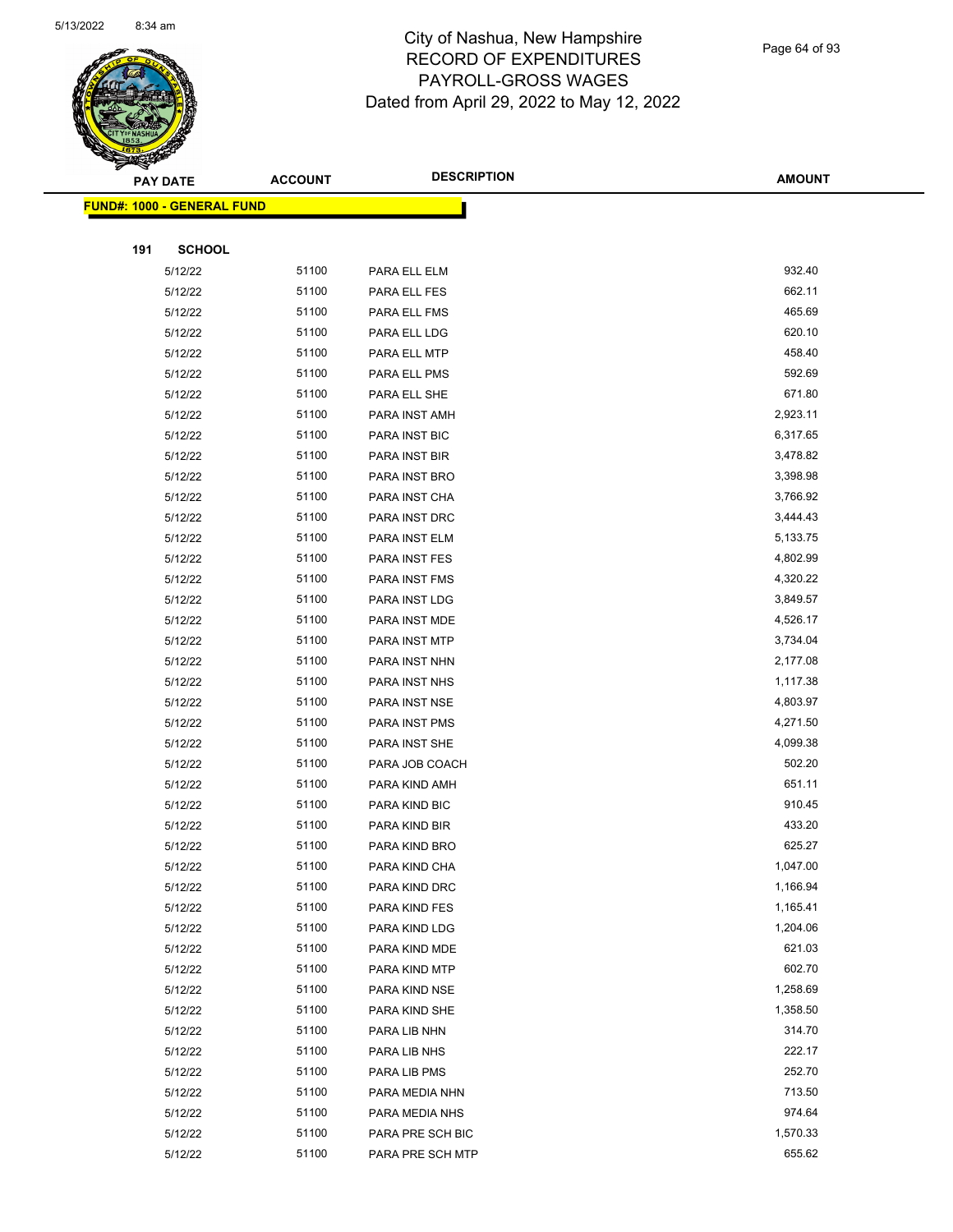City of Nashua, New Hampshire
RECORD OF EXPENDITURES
PAYROLL-GROSS WAGES
Dated from April 29, 2022 to May 12, 2022

| PAY DATE | ACCOUNT | DESCRIPTION | AMOUNT |
|---|---|---|---|
| **FUND#: 1000 - GENERAL FUND** | | | |
| **191 SCHOOL** | | | |
| 5/12/22 | 51100 | PARA ELL ELM | 932.40 |
| 5/12/22 | 51100 | PARA ELL FES | 662.11 |
| 5/12/22 | 51100 | PARA ELL FMS | 465.69 |
| 5/12/22 | 51100 | PARA ELL LDG | 620.10 |
| 5/12/22 | 51100 | PARA ELL MTP | 458.40 |
| 5/12/22 | 51100 | PARA ELL PMS | 592.69 |
| 5/12/22 | 51100 | PARA ELL SHE | 671.80 |
| 5/12/22 | 51100 | PARA INST AMH | 2,923.11 |
| 5/12/22 | 51100 | PARA INST BIC | 6,317.65 |
| 5/12/22 | 51100 | PARA INST BIR | 3,478.82 |
| 5/12/22 | 51100 | PARA INST BRO | 3,398.98 |
| 5/12/22 | 51100 | PARA INST CHA | 3,766.92 |
| 5/12/22 | 51100 | PARA INST DRC | 3,444.43 |
| 5/12/22 | 51100 | PARA INST ELM | 5,133.75 |
| 5/12/22 | 51100 | PARA INST FES | 4,802.99 |
| 5/12/22 | 51100 | PARA INST FMS | 4,320.22 |
| 5/12/22 | 51100 | PARA INST LDG | 3,849.57 |
| 5/12/22 | 51100 | PARA INST MDE | 4,526.17 |
| 5/12/22 | 51100 | PARA INST MTP | 3,734.04 |
| 5/12/22 | 51100 | PARA INST NHN | 2,177.08 |
| 5/12/22 | 51100 | PARA INST NHS | 1,117.38 |
| 5/12/22 | 51100 | PARA INST NSE | 4,803.97 |
| 5/12/22 | 51100 | PARA INST PMS | 4,271.50 |
| 5/12/22 | 51100 | PARA INST SHE | 4,099.38 |
| 5/12/22 | 51100 | PARA JOB COACH | 502.20 |
| 5/12/22 | 51100 | PARA KIND AMH | 651.11 |
| 5/12/22 | 51100 | PARA KIND BIC | 910.45 |
| 5/12/22 | 51100 | PARA KIND BIR | 433.20 |
| 5/12/22 | 51100 | PARA KIND BRO | 625.27 |
| 5/12/22 | 51100 | PARA KIND CHA | 1,047.00 |
| 5/12/22 | 51100 | PARA KIND DRC | 1,166.94 |
| 5/12/22 | 51100 | PARA KIND FES | 1,165.41 |
| 5/12/22 | 51100 | PARA KIND LDG | 1,204.06 |
| 5/12/22 | 51100 | PARA KIND MDE | 621.03 |
| 5/12/22 | 51100 | PARA KIND MTP | 602.70 |
| 5/12/22 | 51100 | PARA KIND NSE | 1,258.69 |
| 5/12/22 | 51100 | PARA KIND SHE | 1,358.50 |
| 5/12/22 | 51100 | PARA LIB NHN | 314.70 |
| 5/12/22 | 51100 | PARA LIB NHS | 222.17 |
| 5/12/22 | 51100 | PARA LIB PMS | 252.70 |
| 5/12/22 | 51100 | PARA MEDIA NHN | 713.50 |
| 5/12/22 | 51100 | PARA MEDIA NHS | 974.64 |
| 5/12/22 | 51100 | PARA PRE SCH BIC | 1,570.33 |
| 5/12/22 | 51100 | PARA PRE SCH MTP | 655.62 |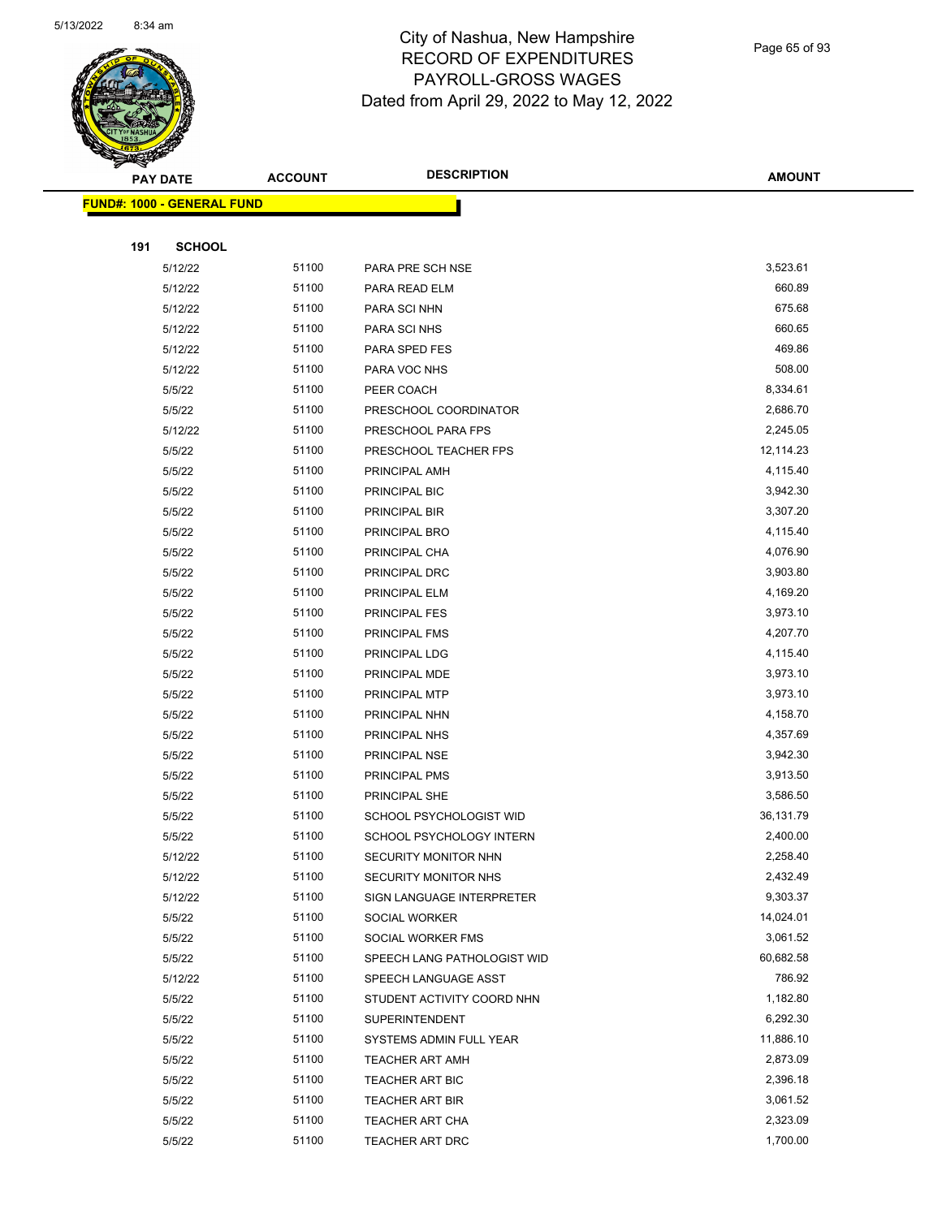# City of Nashua, New Hampshire
## RECORD OF EXPENDITURES
## PAYROLL-GROSS WAGES
## Dated from April 29, 2022 to May 12, 2022

**FUND#: 1000 - GENERAL FUND**

**191 SCHOOL**

| PAY DATE | ACCOUNT | DESCRIPTION | AMOUNT |
|---|---|---|---|
| 5/12/22 | 51100 | PARA PRE SCH NSE | 3,523.61 |
| 5/12/22 | 51100 | PARA READ ELM | 660.89 |
| 5/12/22 | 51100 | PARA SCI NHN | 675.68 |
| 5/12/22 | 51100 | PARA SCI NHS | 660.65 |
| 5/12/22 | 51100 | PARA SPED FES | 469.86 |
| 5/12/22 | 51100 | PARA VOC NHS | 508.00 |
| 5/5/22 | 51100 | PEER COACH | 8,334.61 |
| 5/5/22 | 51100 | PRESCHOOL COORDINATOR | 2,686.70 |
| 5/12/22 | 51100 | PRESCHOOL PARA FPS | 2,245.05 |
| 5/5/22 | 51100 | PRESCHOOL TEACHER FPS | 12,114.23 |
| 5/5/22 | 51100 | PRINCIPAL AMH | 4,115.40 |
| 5/5/22 | 51100 | PRINCIPAL BIC | 3,942.30 |
| 5/5/22 | 51100 | PRINCIPAL BIR | 3,307.20 |
| 5/5/22 | 51100 | PRINCIPAL BRO | 4,115.40 |
| 5/5/22 | 51100 | PRINCIPAL CHA | 4,076.90 |
| 5/5/22 | 51100 | PRINCIPAL DRC | 3,903.80 |
| 5/5/22 | 51100 | PRINCIPAL ELM | 4,169.20 |
| 5/5/22 | 51100 | PRINCIPAL FES | 3,973.10 |
| 5/5/22 | 51100 | PRINCIPAL FMS | 4,207.70 |
| 5/5/22 | 51100 | PRINCIPAL LDG | 4,115.40 |
| 5/5/22 | 51100 | PRINCIPAL MDE | 3,973.10 |
| 5/5/22 | 51100 | PRINCIPAL MTP | 3,973.10 |
| 5/5/22 | 51100 | PRINCIPAL NHN | 4,158.70 |
| 5/5/22 | 51100 | PRINCIPAL NHS | 4,357.69 |
| 5/5/22 | 51100 | PRINCIPAL NSE | 3,942.30 |
| 5/5/22 | 51100 | PRINCIPAL PMS | 3,913.50 |
| 5/5/22 | 51100 | PRINCIPAL SHE | 3,586.50 |
| 5/5/22 | 51100 | SCHOOL PSYCHOLOGIST WID | 36,131.79 |
| 5/5/22 | 51100 | SCHOOL PSYCHOLOGY INTERN | 2,400.00 |
| 5/12/22 | 51100 | SECURITY MONITOR NHN | 2,258.40 |
| 5/12/22 | 51100 | SECURITY MONITOR NHS | 2,432.49 |
| 5/12/22 | 51100 | SIGN LANGUAGE INTERPRETER | 9,303.37 |
| 5/5/22 | 51100 | SOCIAL WORKER | 14,024.01 |
| 5/5/22 | 51100 | SOCIAL WORKER FMS | 3,061.52 |
| 5/5/22 | 51100 | SPEECH LANG PATHOLOGIST WID | 60,682.58 |
| 5/12/22 | 51100 | SPEECH LANGUAGE ASST | 786.92 |
| 5/5/22 | 51100 | STUDENT ACTIVITY COORD NHN | 1,182.80 |
| 5/5/22 | 51100 | SUPERINTENDENT | 6,292.30 |
| 5/5/22 | 51100 | SYSTEMS ADMIN FULL YEAR | 11,886.10 |
| 5/5/22 | 51100 | TEACHER ART AMH | 2,873.09 |
| 5/5/22 | 51100 | TEACHER ART BIC | 2,396.18 |
| 5/5/22 | 51100 | TEACHER ART BIR | 3,061.52 |
| 5/5/22 | 51100 | TEACHER ART CHA | 2,323.09 |
| 5/5/22 | 51100 | TEACHER ART DRC | 1,700.00 |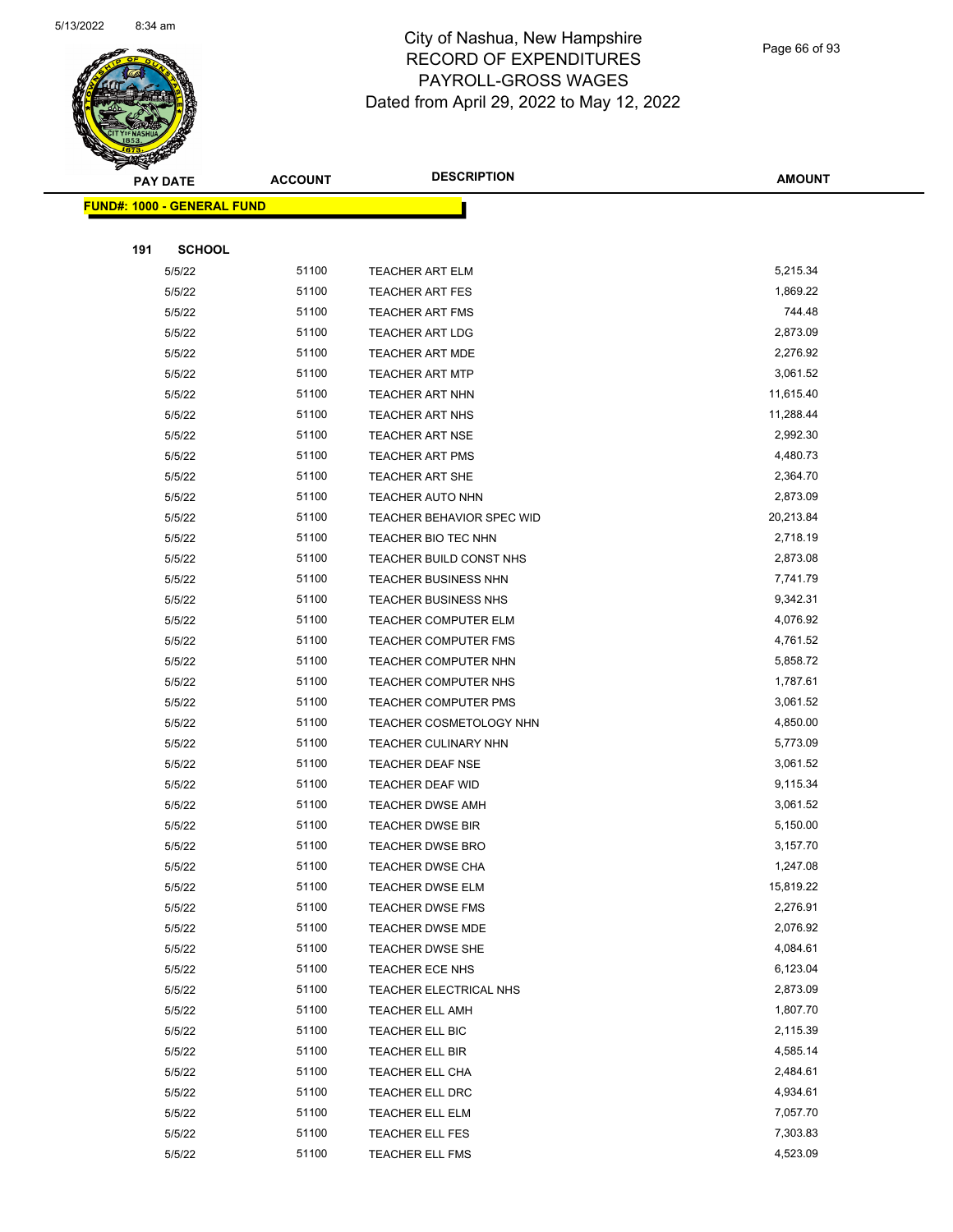# City of Nashua, New Hampshire
## RECORD OF EXPENDITURES
## PAYROLL-GROSS WAGES
### Dated from April 29, 2022 to May 12, 2022

**FUND#: 1000 - GENERAL FUND**

**191 SCHOOL**

| PAY DATE | ACCOUNT | DESCRIPTION | AMOUNT |
|---|---|---|---|
| 5/5/22 | 51100 | TEACHER ART ELM | 5,215.34 |
| 5/5/22 | 51100 | TEACHER ART FES | 1,869.22 |
| 5/5/22 | 51100 | TEACHER ART FMS | 744.48 |
| 5/5/22 | 51100 | TEACHER ART LDG | 2,873.09 |
| 5/5/22 | 51100 | TEACHER ART MDE | 2,276.92 |
| 5/5/22 | 51100 | TEACHER ART MTP | 3,061.52 |
| 5/5/22 | 51100 | TEACHER ART NHN | 11,615.40 |
| 5/5/22 | 51100 | TEACHER ART NHS | 11,288.44 |
| 5/5/22 | 51100 | TEACHER ART NSE | 2,992.30 |
| 5/5/22 | 51100 | TEACHER ART PMS | 4,480.73 |
| 5/5/22 | 51100 | TEACHER ART SHE | 2,364.70 |
| 5/5/22 | 51100 | TEACHER AUTO NHN | 2,873.09 |
| 5/5/22 | 51100 | TEACHER BEHAVIOR SPEC WID | 20,213.84 |
| 5/5/22 | 51100 | TEACHER BIO TEC NHN | 2,718.19 |
| 5/5/22 | 51100 | TEACHER BUILD CONST NHS | 2,873.08 |
| 5/5/22 | 51100 | TEACHER BUSINESS NHN | 7,741.79 |
| 5/5/22 | 51100 | TEACHER BUSINESS NHS | 9,342.31 |
| 5/5/22 | 51100 | TEACHER COMPUTER ELM | 4,076.92 |
| 5/5/22 | 51100 | TEACHER COMPUTER FMS | 4,761.52 |
| 5/5/22 | 51100 | TEACHER COMPUTER NHN | 5,858.72 |
| 5/5/22 | 51100 | TEACHER COMPUTER NHS | 1,787.61 |
| 5/5/22 | 51100 | TEACHER COMPUTER PMS | 3,061.52 |
| 5/5/22 | 51100 | TEACHER COSMETOLOGY NHN | 4,850.00 |
| 5/5/22 | 51100 | TEACHER CULINARY NHN | 5,773.09 |
| 5/5/22 | 51100 | TEACHER DEAF NSE | 3,061.52 |
| 5/5/22 | 51100 | TEACHER DEAF WID | 9,115.34 |
| 5/5/22 | 51100 | TEACHER DWSE AMH | 3,061.52 |
| 5/5/22 | 51100 | TEACHER DWSE BIR | 5,150.00 |
| 5/5/22 | 51100 | TEACHER DWSE BRO | 3,157.70 |
| 5/5/22 | 51100 | TEACHER DWSE CHA | 1,247.08 |
| 5/5/22 | 51100 | TEACHER DWSE ELM | 15,819.22 |
| 5/5/22 | 51100 | TEACHER DWSE FMS | 2,276.91 |
| 5/5/22 | 51100 | TEACHER DWSE MDE | 2,076.92 |
| 5/5/22 | 51100 | TEACHER DWSE SHE | 4,084.61 |
| 5/5/22 | 51100 | TEACHER ECE NHS | 6,123.04 |
| 5/5/22 | 51100 | TEACHER ELECTRICAL NHS | 2,873.09 |
| 5/5/22 | 51100 | TEACHER ELL AMH | 1,807.70 |
| 5/5/22 | 51100 | TEACHER ELL BIC | 2,115.39 |
| 5/5/22 | 51100 | TEACHER ELL BIR | 4,585.14 |
| 5/5/22 | 51100 | TEACHER ELL CHA | 2,484.61 |
| 5/5/22 | 51100 | TEACHER ELL DRC | 4,934.61 |
| 5/5/22 | 51100 | TEACHER ELL ELM | 7,057.70 |
| 5/5/22 | 51100 | TEACHER ELL FES | 7,303.83 |
| 5/5/22 | 51100 | TEACHER ELL FMS | 4,523.09 |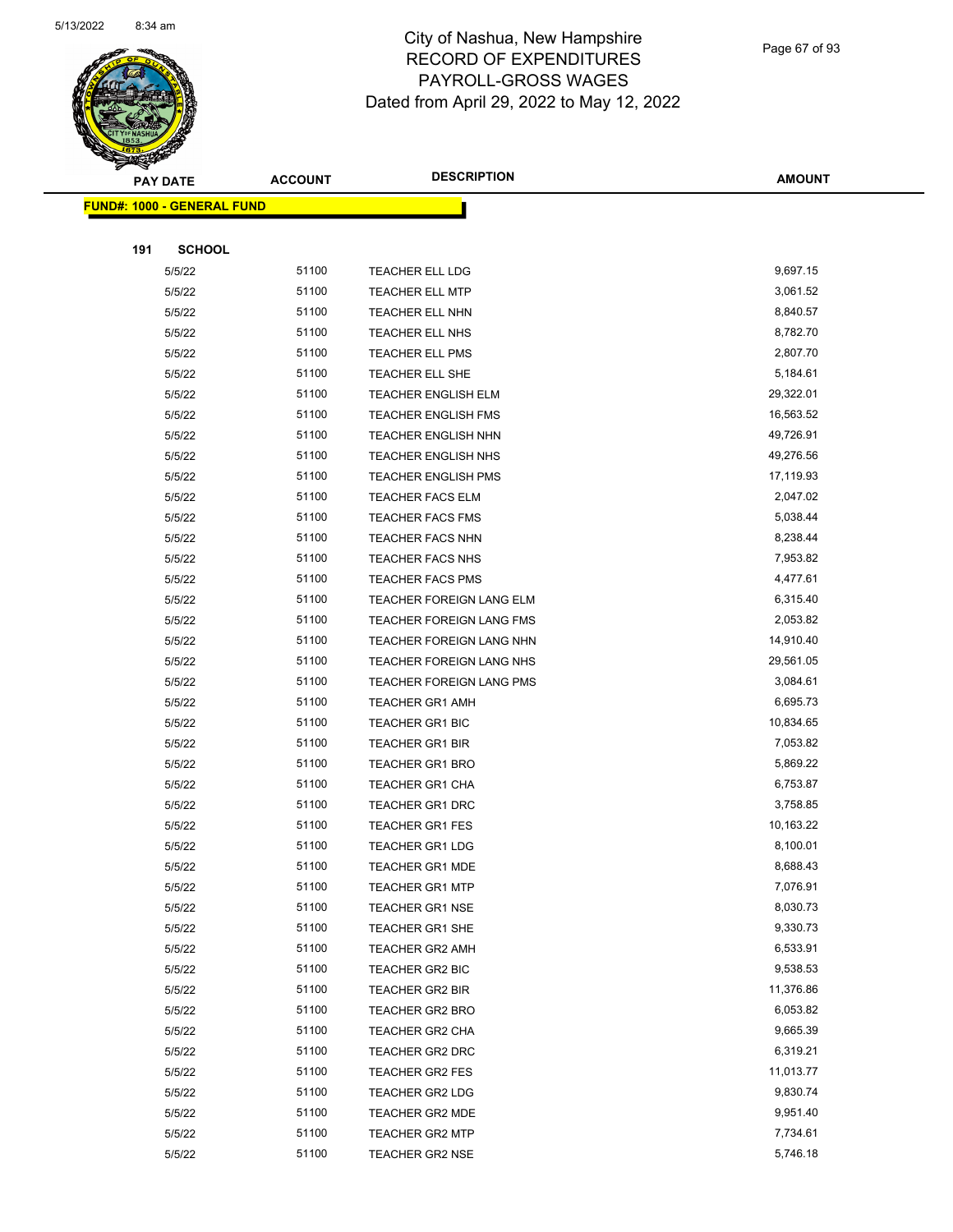# City of Nashua, New Hampshire
## RECORD OF EXPENDITURES
## PAYROLL-GROSS WAGES
## Dated from April 29, 2022 to May 12, 2022

| PAY DATE | ACCOUNT | DESCRIPTION | AMOUNT |
|---|---|---|---|
| **FUND#: 1000 - GENERAL FUND** | | | |
| **191 SCHOOL** | | | |
| 5/5/22 | 51100 | TEACHER ELL LDG | 9,697.15 |
| 5/5/22 | 51100 | TEACHER ELL MTP | 3,061.52 |
| 5/5/22 | 51100 | TEACHER ELL NHN | 8,840.57 |
| 5/5/22 | 51100 | TEACHER ELL NHS | 8,782.70 |
| 5/5/22 | 51100 | TEACHER ELL PMS | 2,807.70 |
| 5/5/22 | 51100 | TEACHER ELL SHE | 5,184.61 |
| 5/5/22 | 51100 | TEACHER ENGLISH ELM | 29,322.01 |
| 5/5/22 | 51100 | TEACHER ENGLISH FMS | 16,563.52 |
| 5/5/22 | 51100 | TEACHER ENGLISH NHN | 49,726.91 |
| 5/5/22 | 51100 | TEACHER ENGLISH NHS | 49,276.56 |
| 5/5/22 | 51100 | TEACHER ENGLISH PMS | 17,119.93 |
| 5/5/22 | 51100 | TEACHER FACS ELM | 2,047.02 |
| 5/5/22 | 51100 | TEACHER FACS FMS | 5,038.44 |
| 5/5/22 | 51100 | TEACHER FACS NHN | 8,238.44 |
| 5/5/22 | 51100 | TEACHER FACS NHS | 7,953.82 |
| 5/5/22 | 51100 | TEACHER FACS PMS | 4,477.61 |
| 5/5/22 | 51100 | TEACHER FOREIGN LANG ELM | 6,315.40 |
| 5/5/22 | 51100 | TEACHER FOREIGN LANG FMS | 2,053.82 |
| 5/5/22 | 51100 | TEACHER FOREIGN LANG NHN | 14,910.40 |
| 5/5/22 | 51100 | TEACHER FOREIGN LANG NHS | 29,561.05 |
| 5/5/22 | 51100 | TEACHER FOREIGN LANG PMS | 3,084.61 |
| 5/5/22 | 51100 | TEACHER GR1 AMH | 6,695.73 |
| 5/5/22 | 51100 | TEACHER GR1 BIC | 10,834.65 |
| 5/5/22 | 51100 | TEACHER GR1 BIR | 7,053.82 |
| 5/5/22 | 51100 | TEACHER GR1 BRO | 5,869.22 |
| 5/5/22 | 51100 | TEACHER GR1 CHA | 6,753.87 |
| 5/5/22 | 51100 | TEACHER GR1 DRC | 3,758.85 |
| 5/5/22 | 51100 | TEACHER GR1 FES | 10,163.22 |
| 5/5/22 | 51100 | TEACHER GR1 LDG | 8,100.01 |
| 5/5/22 | 51100 | TEACHER GR1 MDE | 8,688.43 |
| 5/5/22 | 51100 | TEACHER GR1 MTP | 7,076.91 |
| 5/5/22 | 51100 | TEACHER GR1 NSE | 8,030.73 |
| 5/5/22 | 51100 | TEACHER GR1 SHE | 9,330.73 |
| 5/5/22 | 51100 | TEACHER GR2 AMH | 6,533.91 |
| 5/5/22 | 51100 | TEACHER GR2 BIC | 9,538.53 |
| 5/5/22 | 51100 | TEACHER GR2 BIR | 11,376.86 |
| 5/5/22 | 51100 | TEACHER GR2 BRO | 6,053.82 |
| 5/5/22 | 51100 | TEACHER GR2 CHA | 9,665.39 |
| 5/5/22 | 51100 | TEACHER GR2 DRC | 6,319.21 |
| 5/5/22 | 51100 | TEACHER GR2 FES | 11,013.77 |
| 5/5/22 | 51100 | TEACHER GR2 LDG | 9,830.74 |
| 5/5/22 | 51100 | TEACHER GR2 MDE | 9,951.40 |
| 5/5/22 | 51100 | TEACHER GR2 MTP | 7,734.61 |
| 5/5/22 | 51100 | TEACHER GR2 NSE | 5,746.18 |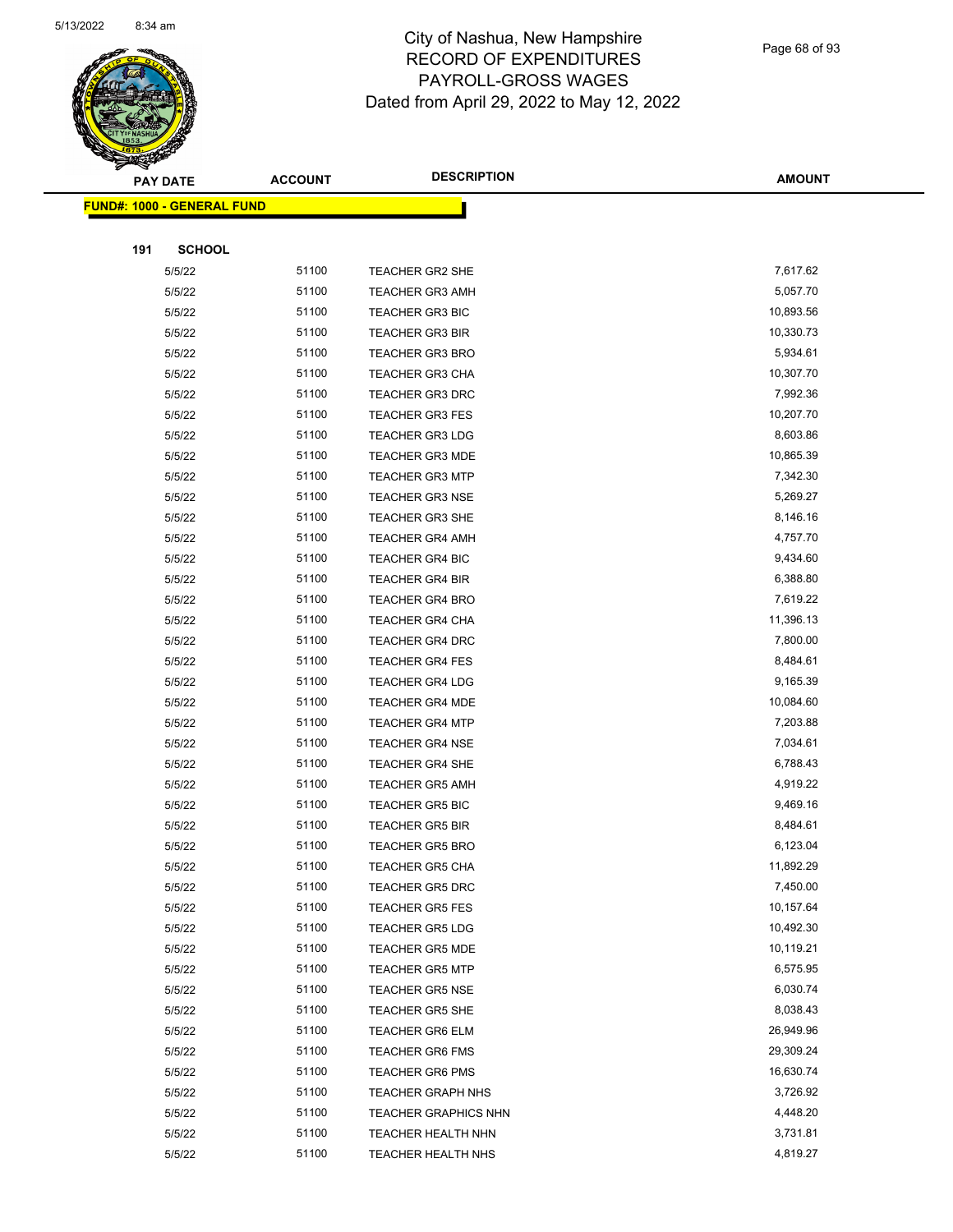# City of Nashua, New Hampshire
## RECORD OF EXPENDITURES
## PAYROLL-GROSS WAGES
### Dated from April 29, 2022 to May 12, 2022

| PAY DATE | ACCOUNT | DESCRIPTION | AMOUNT |
|---|---|---|---|
| **FUND#: 1000 - GENERAL FUND** | | | |
| **191 SCHOOL** | | | |
| 5/5/22 | 51100 | TEACHER GR2 SHE | 7,617.62 |
| 5/5/22 | 51100 | TEACHER GR3 AMH | 5,057.70 |
| 5/5/22 | 51100 | TEACHER GR3 BIC | 10,893.56 |
| 5/5/22 | 51100 | TEACHER GR3 BIR | 10,330.73 |
| 5/5/22 | 51100 | TEACHER GR3 BRO | 5,934.61 |
| 5/5/22 | 51100 | TEACHER GR3 CHA | 10,307.70 |
| 5/5/22 | 51100 | TEACHER GR3 DRC | 7,992.36 |
| 5/5/22 | 51100 | TEACHER GR3 FES | 10,207.70 |
| 5/5/22 | 51100 | TEACHER GR3 LDG | 8,603.86 |
| 5/5/22 | 51100 | TEACHER GR3 MDE | 10,865.39 |
| 5/5/22 | 51100 | TEACHER GR3 MTP | 7,342.30 |
| 5/5/22 | 51100 | TEACHER GR3 NSE | 5,269.27 |
| 5/5/22 | 51100 | TEACHER GR3 SHE | 8,146.16 |
| 5/5/22 | 51100 | TEACHER GR4 AMH | 4,757.70 |
| 5/5/22 | 51100 | TEACHER GR4 BIC | 9,434.60 |
| 5/5/22 | 51100 | TEACHER GR4 BIR | 6,388.80 |
| 5/5/22 | 51100 | TEACHER GR4 BRO | 7,619.22 |
| 5/5/22 | 51100 | TEACHER GR4 CHA | 11,396.13 |
| 5/5/22 | 51100 | TEACHER GR4 DRC | 7,800.00 |
| 5/5/22 | 51100 | TEACHER GR4 FES | 8,484.61 |
| 5/5/22 | 51100 | TEACHER GR4 LDG | 9,165.39 |
| 5/5/22 | 51100 | TEACHER GR4 MDE | 10,084.60 |
| 5/5/22 | 51100 | TEACHER GR4 MTP | 7,203.88 |
| 5/5/22 | 51100 | TEACHER GR4 NSE | 7,034.61 |
| 5/5/22 | 51100 | TEACHER GR4 SHE | 6,788.43 |
| 5/5/22 | 51100 | TEACHER GR5 AMH | 4,919.22 |
| 5/5/22 | 51100 | TEACHER GR5 BIC | 9,469.16 |
| 5/5/22 | 51100 | TEACHER GR5 BIR | 8,484.61 |
| 5/5/22 | 51100 | TEACHER GR5 BRO | 6,123.04 |
| 5/5/22 | 51100 | TEACHER GR5 CHA | 11,892.29 |
| 5/5/22 | 51100 | TEACHER GR5 DRC | 7,450.00 |
| 5/5/22 | 51100 | TEACHER GR5 FES | 10,157.64 |
| 5/5/22 | 51100 | TEACHER GR5 LDG | 10,492.30 |
| 5/5/22 | 51100 | TEACHER GR5 MDE | 10,119.21 |
| 5/5/22 | 51100 | TEACHER GR5 MTP | 6,575.95 |
| 5/5/22 | 51100 | TEACHER GR5 NSE | 6,030.74 |
| 5/5/22 | 51100 | TEACHER GR5 SHE | 8,038.43 |
| 5/5/22 | 51100 | TEACHER GR6 ELM | 26,949.96 |
| 5/5/22 | 51100 | TEACHER GR6 FMS | 29,309.24 |
| 5/5/22 | 51100 | TEACHER GR6 PMS | 16,630.74 |
| 5/5/22 | 51100 | TEACHER GRAPH NHS | 3,726.92 |
| 5/5/22 | 51100 | TEACHER GRAPHICS NHN | 4,448.20 |
| 5/5/22 | 51100 | TEACHER HEALTH NHN | 3,731.81 |
| 5/5/22 | 51100 | TEACHER HEALTH NHS | 4,819.27 |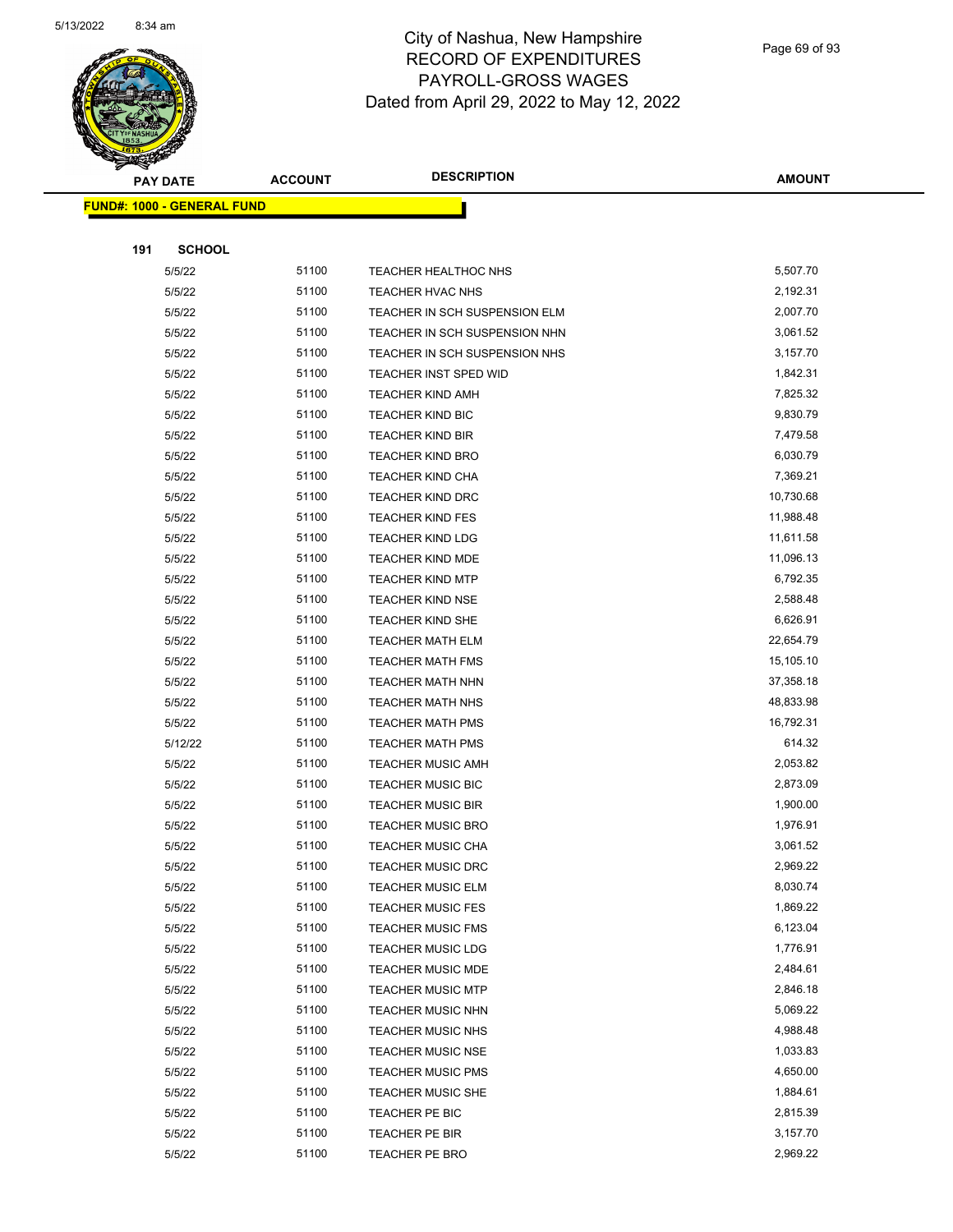# City of Nashua, New Hampshire
# RECORD OF EXPENDITURES
# PAYROLL-GROSS WAGES
# Dated from April 29, 2022 to May 12, 2022

**FUND#: 1000 - GENERAL FUND**

**191 SCHOOL**

| PAY DATE | ACCOUNT | DESCRIPTION | AMOUNT |
|---|---|---|---|
| 5/5/22 | 51100 | TEACHER HEALTHOC NHS | 5,507.70 |
| 5/5/22 | 51100 | TEACHER HVAC NHS | 2,192.31 |
| 5/5/22 | 51100 | TEACHER IN SCH SUSPENSION ELM | 2,007.70 |
| 5/5/22 | 51100 | TEACHER IN SCH SUSPENSION NHN | 3,061.52 |
| 5/5/22 | 51100 | TEACHER IN SCH SUSPENSION NHS | 3,157.70 |
| 5/5/22 | 51100 | TEACHER INST SPED WID | 1,842.31 |
| 5/5/22 | 51100 | TEACHER KIND AMH | 7,825.32 |
| 5/5/22 | 51100 | TEACHER KIND BIC | 9,830.79 |
| 5/5/22 | 51100 | TEACHER KIND BIR | 7,479.58 |
| 5/5/22 | 51100 | TEACHER KIND BRO | 6,030.79 |
| 5/5/22 | 51100 | TEACHER KIND CHA | 7,369.21 |
| 5/5/22 | 51100 | TEACHER KIND DRC | 10,730.68 |
| 5/5/22 | 51100 | TEACHER KIND FES | 11,988.48 |
| 5/5/22 | 51100 | TEACHER KIND LDG | 11,611.58 |
| 5/5/22 | 51100 | TEACHER KIND MDE | 11,096.13 |
| 5/5/22 | 51100 | TEACHER KIND MTP | 6,792.35 |
| 5/5/22 | 51100 | TEACHER KIND NSE | 2,588.48 |
| 5/5/22 | 51100 | TEACHER KIND SHE | 6,626.91 |
| 5/5/22 | 51100 | TEACHER MATH ELM | 22,654.79 |
| 5/5/22 | 51100 | TEACHER MATH FMS | 15,105.10 |
| 5/5/22 | 51100 | TEACHER MATH NHN | 37,358.18 |
| 5/5/22 | 51100 | TEACHER MATH NHS | 48,833.98 |
| 5/5/22 | 51100 | TEACHER MATH PMS | 16,792.31 |
| 5/12/22 | 51100 | TEACHER MATH PMS | 614.32 |
| 5/5/22 | 51100 | TEACHER MUSIC AMH | 2,053.82 |
| 5/5/22 | 51100 | TEACHER MUSIC BIC | 2,873.09 |
| 5/5/22 | 51100 | TEACHER MUSIC BIR | 1,900.00 |
| 5/5/22 | 51100 | TEACHER MUSIC BRO | 1,976.91 |
| 5/5/22 | 51100 | TEACHER MUSIC CHA | 3,061.52 |
| 5/5/22 | 51100 | TEACHER MUSIC DRC | 2,969.22 |
| 5/5/22 | 51100 | TEACHER MUSIC ELM | 8,030.74 |
| 5/5/22 | 51100 | TEACHER MUSIC FES | 1,869.22 |
| 5/5/22 | 51100 | TEACHER MUSIC FMS | 6,123.04 |
| 5/5/22 | 51100 | TEACHER MUSIC LDG | 1,776.91 |
| 5/5/22 | 51100 | TEACHER MUSIC MDE | 2,484.61 |
| 5/5/22 | 51100 | TEACHER MUSIC MTP | 2,846.18 |
| 5/5/22 | 51100 | TEACHER MUSIC NHN | 5,069.22 |
| 5/5/22 | 51100 | TEACHER MUSIC NHS | 4,988.48 |
| 5/5/22 | 51100 | TEACHER MUSIC NSE | 1,033.83 |
| 5/5/22 | 51100 | TEACHER MUSIC PMS | 4,650.00 |
| 5/5/22 | 51100 | TEACHER MUSIC SHE | 1,884.61 |
| 5/5/22 | 51100 | TEACHER PE BIC | 2,815.39 |
| 5/5/22 | 51100 | TEACHER PE BIR | 3,157.70 |
| 5/5/22 | 51100 | TEACHER PE BRO | 2,969.22 |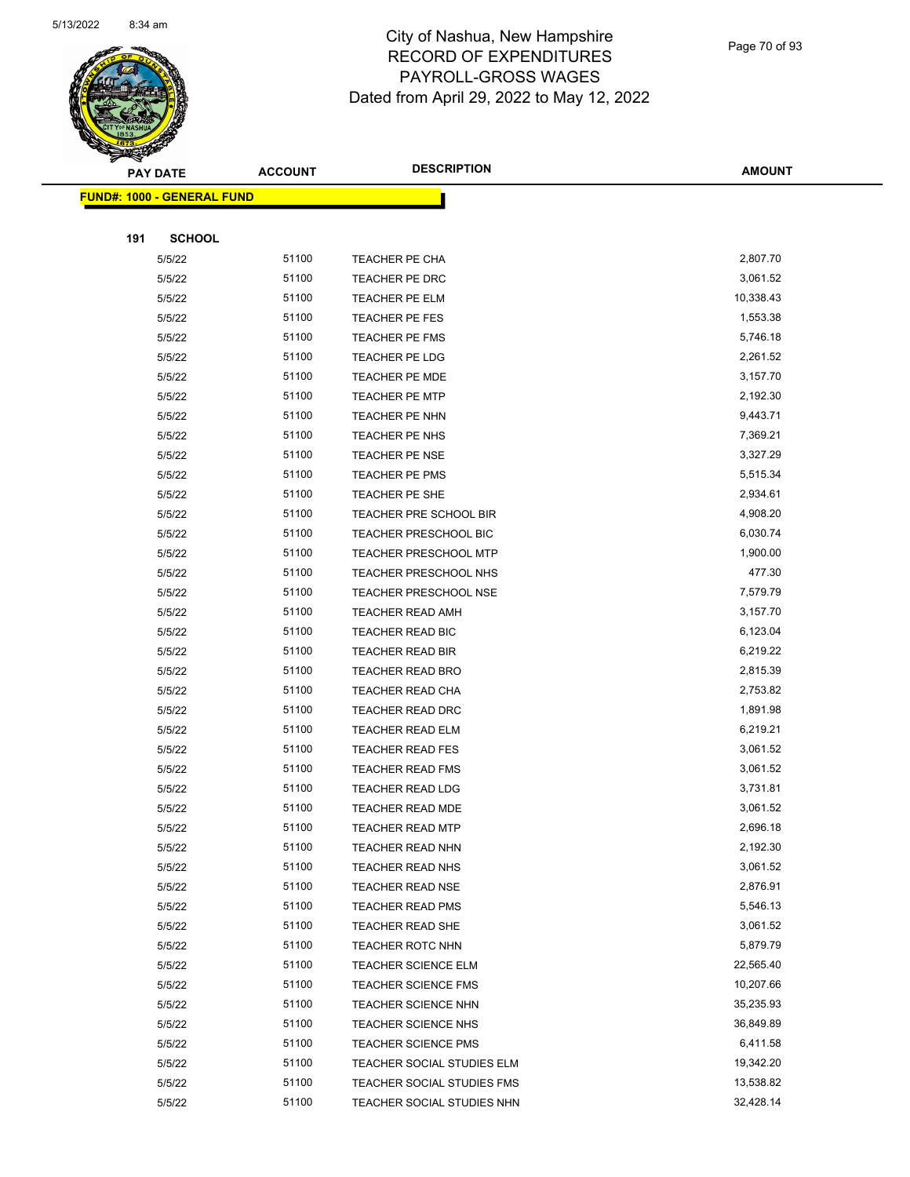# City of Nashua, New Hampshire
## RECORD OF EXPENDITURES
## PAYROLL-GROSS WAGES
## Dated from April 29, 2022 to May 12, 2022

| PAY DATE | ACCOUNT | DESCRIPTION | AMOUNT |
|---|---|---|---|
| **FUND#: 1000 - GENERAL FUND** | | | |
| **191 SCHOOL** | | | |
| 5/5/22 | 51100 | TEACHER PE CHA | 2,807.70 |
| 5/5/22 | 51100 | TEACHER PE DRC | 3,061.52 |
| 5/5/22 | 51100 | TEACHER PE ELM | 10,338.43 |
| 5/5/22 | 51100 | TEACHER PE FES | 1,553.38 |
| 5/5/22 | 51100 | TEACHER PE FMS | 5,746.18 |
| 5/5/22 | 51100 | TEACHER PE LDG | 2,261.52 |
| 5/5/22 | 51100 | TEACHER PE MDE | 3,157.70 |
| 5/5/22 | 51100 | TEACHER PE MTP | 2,192.30 |
| 5/5/22 | 51100 | TEACHER PE NHN | 9,443.71 |
| 5/5/22 | 51100 | TEACHER PE NHS | 7,369.21 |
| 5/5/22 | 51100 | TEACHER PE NSE | 3,327.29 |
| 5/5/22 | 51100 | TEACHER PE PMS | 5,515.34 |
| 5/5/22 | 51100 | TEACHER PE SHE | 2,934.61 |
| 5/5/22 | 51100 | TEACHER PRE SCHOOL BIR | 4,908.20 |
| 5/5/22 | 51100 | TEACHER PRESCHOOL BIC | 6,030.74 |
| 5/5/22 | 51100 | TEACHER PRESCHOOL MTP | 1,900.00 |
| 5/5/22 | 51100 | TEACHER PRESCHOOL NHS | 477.30 |
| 5/5/22 | 51100 | TEACHER PRESCHOOL NSE | 7,579.79 |
| 5/5/22 | 51100 | TEACHER READ AMH | 3,157.70 |
| 5/5/22 | 51100 | TEACHER READ BIC | 6,123.04 |
| 5/5/22 | 51100 | TEACHER READ BIR | 6,219.22 |
| 5/5/22 | 51100 | TEACHER READ BRO | 2,815.39 |
| 5/5/22 | 51100 | TEACHER READ CHA | 2,753.82 |
| 5/5/22 | 51100 | TEACHER READ DRC | 1,891.98 |
| 5/5/22 | 51100 | TEACHER READ ELM | 6,219.21 |
| 5/5/22 | 51100 | TEACHER READ FES | 3,061.52 |
| 5/5/22 | 51100 | TEACHER READ FMS | 3,061.52 |
| 5/5/22 | 51100 | TEACHER READ LDG | 3,731.81 |
| 5/5/22 | 51100 | TEACHER READ MDE | 3,061.52 |
| 5/5/22 | 51100 | TEACHER READ MTP | 2,696.18 |
| 5/5/22 | 51100 | TEACHER READ NHN | 2,192.30 |
| 5/5/22 | 51100 | TEACHER READ NHS | 3,061.52 |
| 5/5/22 | 51100 | TEACHER READ NSE | 2,876.91 |
| 5/5/22 | 51100 | TEACHER READ PMS | 5,546.13 |
| 5/5/22 | 51100 | TEACHER READ SHE | 3,061.52 |
| 5/5/22 | 51100 | TEACHER ROTC NHN | 5,879.79 |
| 5/5/22 | 51100 | TEACHER SCIENCE ELM | 22,565.40 |
| 5/5/22 | 51100 | TEACHER SCIENCE FMS | 10,207.66 |
| 5/5/22 | 51100 | TEACHER SCIENCE NHN | 35,235.93 |
| 5/5/22 | 51100 | TEACHER SCIENCE NHS | 36,849.89 |
| 5/5/22 | 51100 | TEACHER SCIENCE PMS | 6,411.58 |
| 5/5/22 | 51100 | TEACHER SOCIAL STUDIES ELM | 19,342.20 |
| 5/5/22 | 51100 | TEACHER SOCIAL STUDIES FMS | 13,538.82 |
| 5/5/22 | 51100 | TEACHER SOCIAL STUDIES NHN | 32,428.14 |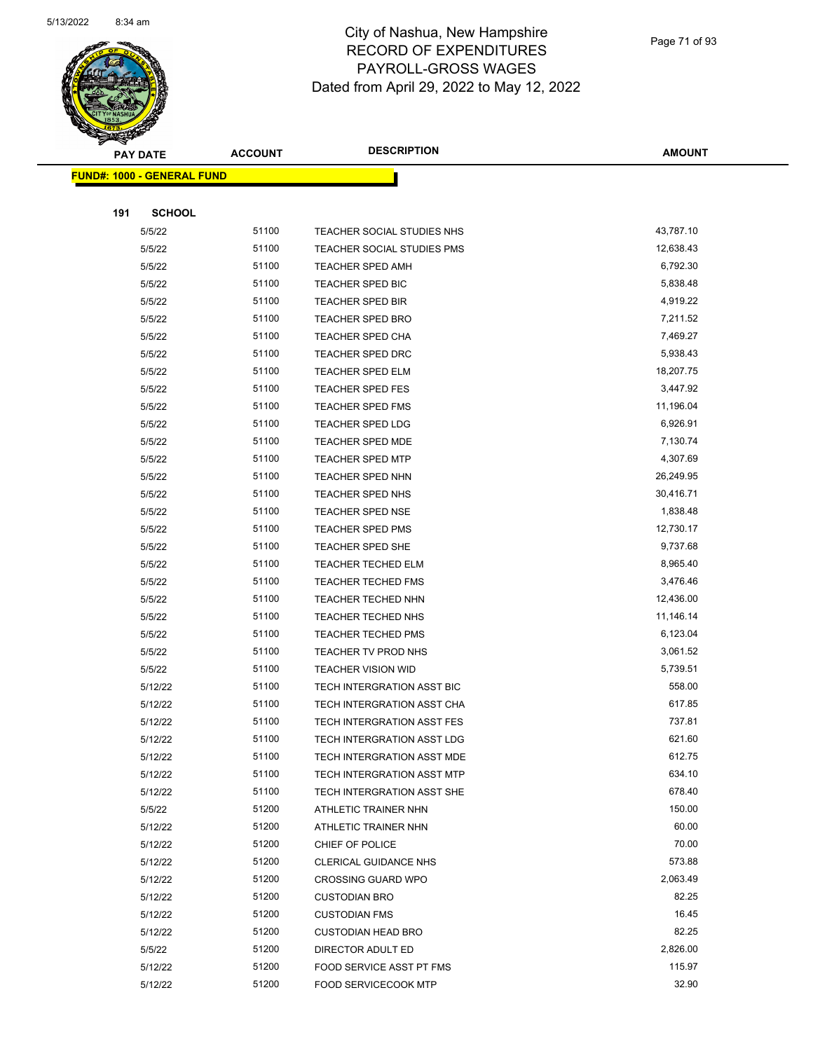# City of Nashua, New Hampshire
## RECORD OF EXPENDITURES
## PAYROLL-GROSS WAGES
## Dated from April 29, 2022 to May 12, 2022

**FUND#: 1000 - GENERAL FUND**

**191 SCHOOL**

| PAY DATE | ACCOUNT | DESCRIPTION | AMOUNT |
|---|---|---|---|
| 5/5/22 | 51100 | TEACHER SOCIAL STUDIES NHS | 43,787.10 |
| 5/5/22 | 51100 | TEACHER SOCIAL STUDIES PMS | 12,638.43 |
| 5/5/22 | 51100 | TEACHER SPED AMH | 6,792.30 |
| 5/5/22 | 51100 | TEACHER SPED BIC | 5,838.48 |
| 5/5/22 | 51100 | TEACHER SPED BIR | 4,919.22 |
| 5/5/22 | 51100 | TEACHER SPED BRO | 7,211.52 |
| 5/5/22 | 51100 | TEACHER SPED CHA | 7,469.27 |
| 5/5/22 | 51100 | TEACHER SPED DRC | 5,938.43 |
| 5/5/22 | 51100 | TEACHER SPED ELM | 18,207.75 |
| 5/5/22 | 51100 | TEACHER SPED FES | 3,447.92 |
| 5/5/22 | 51100 | TEACHER SPED FMS | 11,196.04 |
| 5/5/22 | 51100 | TEACHER SPED LDG | 6,926.91 |
| 5/5/22 | 51100 | TEACHER SPED MDE | 7,130.74 |
| 5/5/22 | 51100 | TEACHER SPED MTP | 4,307.69 |
| 5/5/22 | 51100 | TEACHER SPED NHN | 26,249.95 |
| 5/5/22 | 51100 | TEACHER SPED NHS | 30,416.71 |
| 5/5/22 | 51100 | TEACHER SPED NSE | 1,838.48 |
| 5/5/22 | 51100 | TEACHER SPED PMS | 12,730.17 |
| 5/5/22 | 51100 | TEACHER SPED SHE | 9,737.68 |
| 5/5/22 | 51100 | TEACHER TECHED ELM | 8,965.40 |
| 5/5/22 | 51100 | TEACHER TECHED FMS | 3,476.46 |
| 5/5/22 | 51100 | TEACHER TECHED NHN | 12,436.00 |
| 5/5/22 | 51100 | TEACHER TECHED NHS | 11,146.14 |
| 5/5/22 | 51100 | TEACHER TECHED PMS | 6,123.04 |
| 5/5/22 | 51100 | TEACHER TV PROD NHS | 3,061.52 |
| 5/5/22 | 51100 | TEACHER VISION WID | 5,739.51 |
| 5/12/22 | 51100 | TECH INTERGRATION ASST BIC | 558.00 |
| 5/12/22 | 51100 | TECH INTERGRATION ASST CHA | 617.85 |
| 5/12/22 | 51100 | TECH INTERGRATION ASST FES | 737.81 |
| 5/12/22 | 51100 | TECH INTERGRATION ASST LDG | 621.60 |
| 5/12/22 | 51100 | TECH INTERGRATION ASST MDE | 612.75 |
| 5/12/22 | 51100 | TECH INTERGRATION ASST MTP | 634.10 |
| 5/12/22 | 51100 | TECH INTERGRATION ASST SHE | 678.40 |
| 5/5/22 | 51200 | ATHLETIC TRAINER NHN | 150.00 |
| 5/12/22 | 51200 | ATHLETIC TRAINER NHN | 60.00 |
| 5/12/22 | 51200 | CHIEF OF POLICE | 70.00 |
| 5/12/22 | 51200 | CLERICAL GUIDANCE NHS | 573.88 |
| 5/12/22 | 51200 | CROSSING GUARD WPO | 2,063.49 |
| 5/12/22 | 51200 | CUSTODIAN BRO | 82.25 |
| 5/12/22 | 51200 | CUSTODIAN FMS | 16.45 |
| 5/12/22 | 51200 | CUSTODIAN HEAD BRO | 82.25 |
| 5/5/22 | 51200 | DIRECTOR ADULT ED | 2,826.00 |
| 5/12/22 | 51200 | FOOD SERVICE ASST PT FMS | 115.97 |
| 5/12/22 | 51200 | FOOD SERVICECOOK MTP | 32.90 |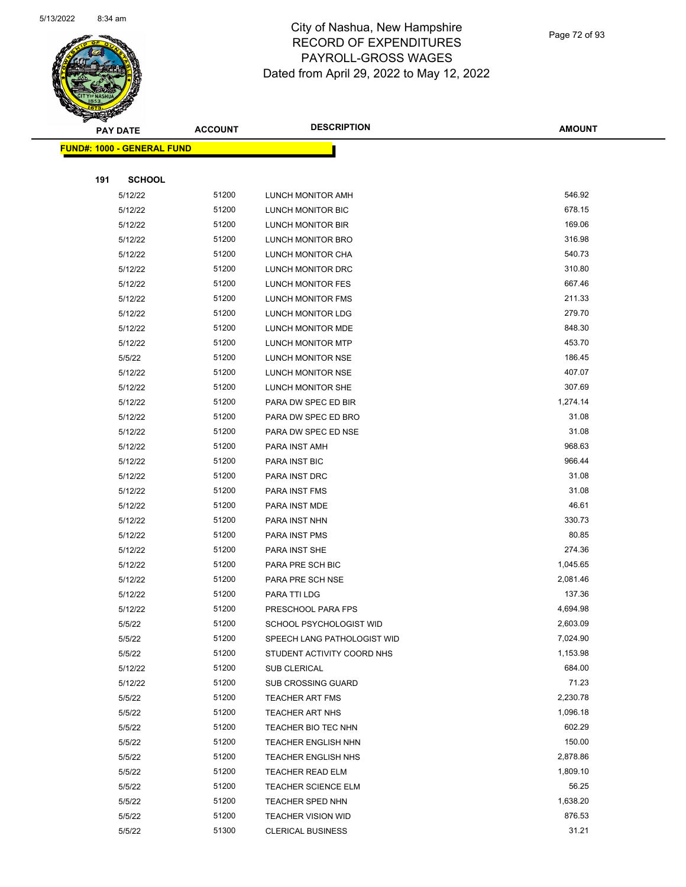# City of Nashua, New Hampshire
## RECORD OF EXPENDITURES
## PAYROLL-GROSS WAGES
## Dated from April 29, 2022 to May 12, 2022

| PAY DATE | ACCOUNT | DESCRIPTION | AMOUNT |
|---|---|---|---|
| **FUND#: 1000 - GENERAL FUND** | | | |
| **191 SCHOOL** | | | |
| 5/12/22 | 51200 | LUNCH MONITOR AMH | 546.92 |
| 5/12/22 | 51200 | LUNCH MONITOR BIC | 678.15 |
| 5/12/22 | 51200 | LUNCH MONITOR BIR | 169.06 |
| 5/12/22 | 51200 | LUNCH MONITOR BRO | 316.98 |
| 5/12/22 | 51200 | LUNCH MONITOR CHA | 540.73 |
| 5/12/22 | 51200 | LUNCH MONITOR DRC | 310.80 |
| 5/12/22 | 51200 | LUNCH MONITOR FES | 667.46 |
| 5/12/22 | 51200 | LUNCH MONITOR FMS | 211.33 |
| 5/12/22 | 51200 | LUNCH MONITOR LDG | 279.70 |
| 5/12/22 | 51200 | LUNCH MONITOR MDE | 848.30 |
| 5/12/22 | 51200 | LUNCH MONITOR MTP | 453.70 |
| 5/5/22 | 51200 | LUNCH MONITOR NSE | 186.45 |
| 5/12/22 | 51200 | LUNCH MONITOR NSE | 407.07 |
| 5/12/22 | 51200 | LUNCH MONITOR SHE | 307.69 |
| 5/12/22 | 51200 | PARA DW SPEC ED BIR | 1,274.14 |
| 5/12/22 | 51200 | PARA DW SPEC ED BRO | 31.08 |
| 5/12/22 | 51200 | PARA DW SPEC ED NSE | 31.08 |
| 5/12/22 | 51200 | PARA INST AMH | 968.63 |
| 5/12/22 | 51200 | PARA INST BIC | 966.44 |
| 5/12/22 | 51200 | PARA INST DRC | 31.08 |
| 5/12/22 | 51200 | PARA INST FMS | 31.08 |
| 5/12/22 | 51200 | PARA INST MDE | 46.61 |
| 5/12/22 | 51200 | PARA INST NHN | 330.73 |
| 5/12/22 | 51200 | PARA INST PMS | 80.85 |
| 5/12/22 | 51200 | PARA INST SHE | 274.36 |
| 5/12/22 | 51200 | PARA PRE SCH BIC | 1,045.65 |
| 5/12/22 | 51200 | PARA PRE SCH NSE | 2,081.46 |
| 5/12/22 | 51200 | PARA TTI LDG | 137.36 |
| 5/12/22 | 51200 | PRESCHOOL PARA FPS | 4,694.98 |
| 5/5/22 | 51200 | SCHOOL PSYCHOLOGIST WID | 2,603.09 |
| 5/5/22 | 51200 | SPEECH LANG PATHOLOGIST WID | 7,024.90 |
| 5/5/22 | 51200 | STUDENT ACTIVITY COORD NHS | 1,153.98 |
| 5/12/22 | 51200 | SUB CLERICAL | 684.00 |
| 5/12/22 | 51200 | SUB CROSSING GUARD | 71.23 |
| 5/5/22 | 51200 | TEACHER ART FMS | 2,230.78 |
| 5/5/22 | 51200 | TEACHER ART NHS | 1,096.18 |
| 5/5/22 | 51200 | TEACHER BIO TEC NHN | 602.29 |
| 5/5/22 | 51200 | TEACHER ENGLISH NHN | 150.00 |
| 5/5/22 | 51200 | TEACHER ENGLISH NHS | 2,878.86 |
| 5/5/22 | 51200 | TEACHER READ ELM | 1,809.10 |
| 5/5/22 | 51200 | TEACHER SCIENCE ELM | 56.25 |
| 5/5/22 | 51200 | TEACHER SPED NHN | 1,638.20 |
| 5/5/22 | 51200 | TEACHER VISION WID | 876.53 |
| 5/5/22 | 51300 | CLERICAL BUSINESS | 31.21 |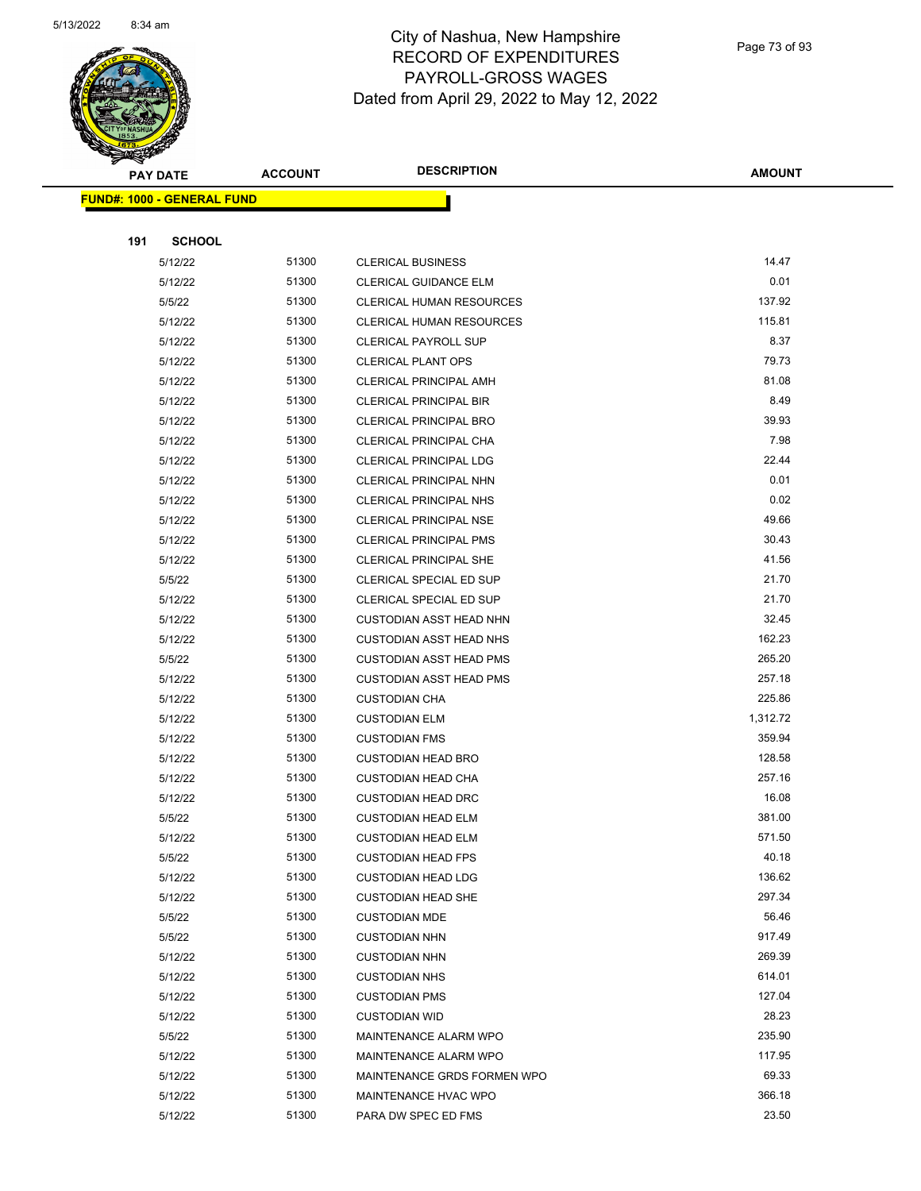# City of Nashua, New Hampshire
## RECORD OF EXPENDITURES
## PAYROLL-GROSS WAGES
## Dated from April 29, 2022 to May 12, 2022

| PAY DATE | ACCOUNT | DESCRIPTION | AMOUNT |
|---|---|---|---|
| **FUND#: 1000 - GENERAL FUND** | | | |
| **191 SCHOOL** | | | |
| 5/12/22 | 51300 | CLERICAL BUSINESS | 14.47 |
| 5/12/22 | 51300 | CLERICAL GUIDANCE ELM | 0.01 |
| 5/5/22 | 51300 | CLERICAL HUMAN RESOURCES | 137.92 |
| 5/12/22 | 51300 | CLERICAL HUMAN RESOURCES | 115.81 |
| 5/12/22 | 51300 | CLERICAL PAYROLL SUP | 8.37 |
| 5/12/22 | 51300 | CLERICAL PLANT OPS | 79.73 |
| 5/12/22 | 51300 | CLERICAL PRINCIPAL AMH | 81.08 |
| 5/12/22 | 51300 | CLERICAL PRINCIPAL BIR | 8.49 |
| 5/12/22 | 51300 | CLERICAL PRINCIPAL BRO | 39.93 |
| 5/12/22 | 51300 | CLERICAL PRINCIPAL CHA | 7.98 |
| 5/12/22 | 51300 | CLERICAL PRINCIPAL LDG | 22.44 |
| 5/12/22 | 51300 | CLERICAL PRINCIPAL NHN | 0.01 |
| 5/12/22 | 51300 | CLERICAL PRINCIPAL NHS | 0.02 |
| 5/12/22 | 51300 | CLERICAL PRINCIPAL NSE | 49.66 |
| 5/12/22 | 51300 | CLERICAL PRINCIPAL PMS | 30.43 |
| 5/12/22 | 51300 | CLERICAL PRINCIPAL SHE | 41.56 |
| 5/5/22 | 51300 | CLERICAL SPECIAL ED SUP | 21.70 |
| 5/12/22 | 51300 | CLERICAL SPECIAL ED SUP | 21.70 |
| 5/12/22 | 51300 | CUSTODIAN ASST HEAD NHN | 32.45 |
| 5/12/22 | 51300 | CUSTODIAN ASST HEAD NHS | 162.23 |
| 5/5/22 | 51300 | CUSTODIAN ASST HEAD PMS | 265.20 |
| 5/12/22 | 51300 | CUSTODIAN ASST HEAD PMS | 257.18 |
| 5/12/22 | 51300 | CUSTODIAN CHA | 225.86 |
| 5/12/22 | 51300 | CUSTODIAN ELM | 1,312.72 |
| 5/12/22 | 51300 | CUSTODIAN FMS | 359.94 |
| 5/12/22 | 51300 | CUSTODIAN HEAD BRO | 128.58 |
| 5/12/22 | 51300 | CUSTODIAN HEAD CHA | 257.16 |
| 5/12/22 | 51300 | CUSTODIAN HEAD DRC | 16.08 |
| 5/5/22 | 51300 | CUSTODIAN HEAD ELM | 381.00 |
| 5/12/22 | 51300 | CUSTODIAN HEAD ELM | 571.50 |
| 5/5/22 | 51300 | CUSTODIAN HEAD FPS | 40.18 |
| 5/12/22 | 51300 | CUSTODIAN HEAD LDG | 136.62 |
| 5/12/22 | 51300 | CUSTODIAN HEAD SHE | 297.34 |
| 5/5/22 | 51300 | CUSTODIAN MDE | 56.46 |
| 5/5/22 | 51300 | CUSTODIAN NHN | 917.49 |
| 5/12/22 | 51300 | CUSTODIAN NHN | 269.39 |
| 5/12/22 | 51300 | CUSTODIAN NHS | 614.01 |
| 5/12/22 | 51300 | CUSTODIAN PMS | 127.04 |
| 5/12/22 | 51300 | CUSTODIAN WID | 28.23 |
| 5/5/22 | 51300 | MAINTENANCE ALARM WPO | 235.90 |
| 5/12/22 | 51300 | MAINTENANCE ALARM WPO | 117.95 |
| 5/12/22 | 51300 | MAINTENANCE GRDS FORMEN WPO | 69.33 |
| 5/12/22 | 51300 | MAINTENANCE HVAC WPO | 366.18 |
| 5/12/22 | 51300 | PARA DW SPEC ED FMS | 23.50 |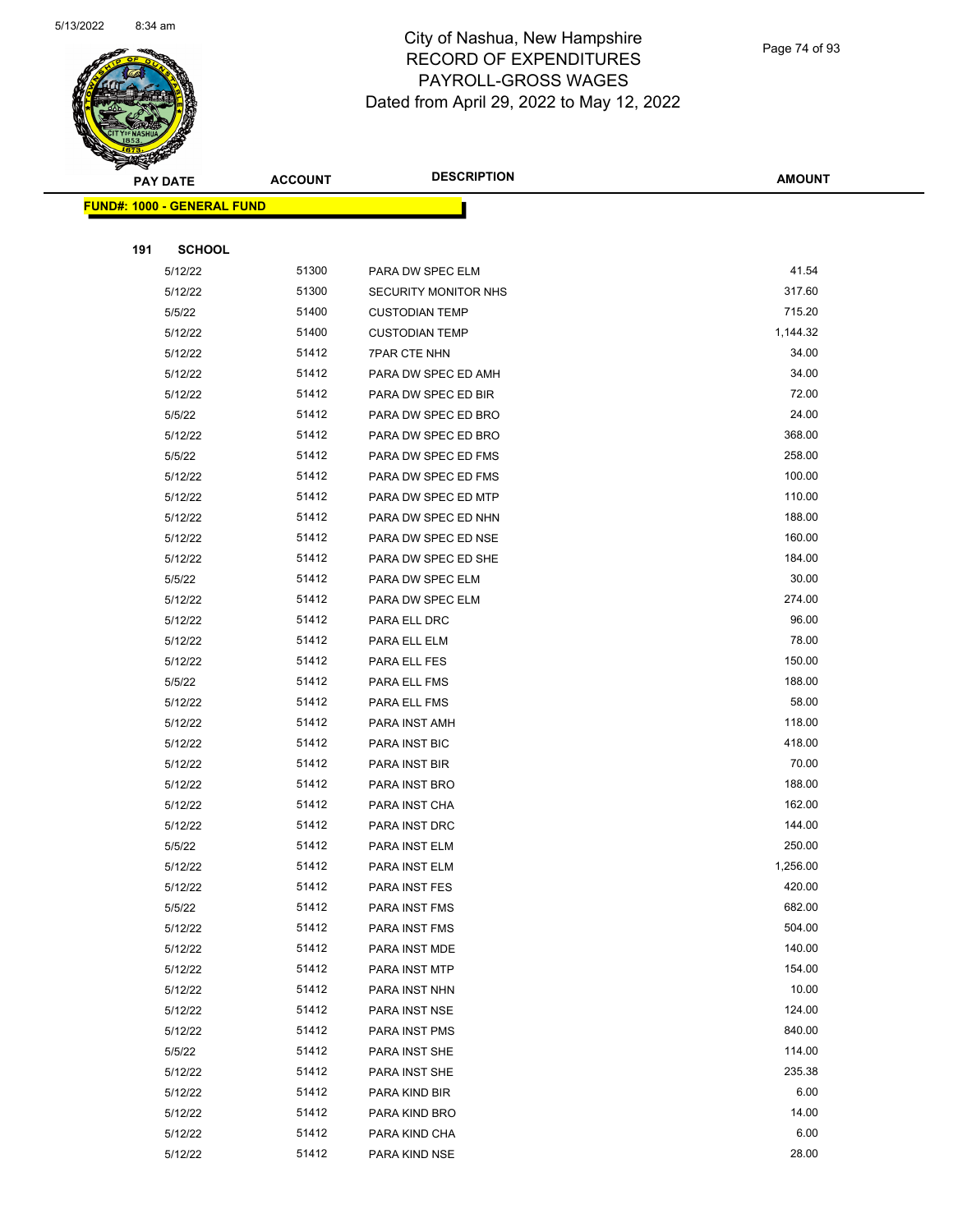# City of Nashua, New Hampshire
## RECORD OF EXPENDITURES
## PAYROLL-GROSS WAGES
## Dated from April 29, 2022 to May 12, 2022

| PAY DATE | ACCOUNT | DESCRIPTION | AMOUNT |
|---|---|---|---|

**FUND#: 1000 - GENERAL FUND**

**191 SCHOOL**

| PAY DATE | ACCOUNT | DESCRIPTION | AMOUNT |
|---|---|---|---|
| 5/12/22 | 51300 | PARA DW SPEC ELM | 41.54 |
| 5/12/22 | 51300 | SECURITY MONITOR NHS | 317.60 |
| 5/5/22 | 51400 | CUSTODIAN TEMP | 715.20 |
| 5/12/22 | 51400 | CUSTODIAN TEMP | 1,144.32 |
| 5/12/22 | 51412 | 7PAR CTE NHN | 34.00 |
| 5/12/22 | 51412 | PARA DW SPEC ED AMH | 34.00 |
| 5/12/22 | 51412 | PARA DW SPEC ED BIR | 72.00 |
| 5/5/22 | 51412 | PARA DW SPEC ED BRO | 24.00 |
| 5/12/22 | 51412 | PARA DW SPEC ED BRO | 368.00 |
| 5/5/22 | 51412 | PARA DW SPEC ED FMS | 258.00 |
| 5/12/22 | 51412 | PARA DW SPEC ED FMS | 100.00 |
| 5/12/22 | 51412 | PARA DW SPEC ED MTP | 110.00 |
| 5/12/22 | 51412 | PARA DW SPEC ED NHN | 188.00 |
| 5/12/22 | 51412 | PARA DW SPEC ED NSE | 160.00 |
| 5/12/22 | 51412 | PARA DW SPEC ED SHE | 184.00 |
| 5/5/22 | 51412 | PARA DW SPEC ELM | 30.00 |
| 5/12/22 | 51412 | PARA DW SPEC ELM | 274.00 |
| 5/12/22 | 51412 | PARA ELL DRC | 96.00 |
| 5/12/22 | 51412 | PARA ELL ELM | 78.00 |
| 5/12/22 | 51412 | PARA ELL FES | 150.00 |
| 5/5/22 | 51412 | PARA ELL FMS | 188.00 |
| 5/12/22 | 51412 | PARA ELL FMS | 58.00 |
| 5/12/22 | 51412 | PARA INST AMH | 118.00 |
| 5/12/22 | 51412 | PARA INST BIC | 418.00 |
| 5/12/22 | 51412 | PARA INST BIR | 70.00 |
| 5/12/22 | 51412 | PARA INST BRO | 188.00 |
| 5/12/22 | 51412 | PARA INST CHA | 162.00 |
| 5/12/22 | 51412 | PARA INST DRC | 144.00 |
| 5/5/22 | 51412 | PARA INST ELM | 250.00 |
| 5/12/22 | 51412 | PARA INST ELM | 1,256.00 |
| 5/12/22 | 51412 | PARA INST FES | 420.00 |
| 5/5/22 | 51412 | PARA INST FMS | 682.00 |
| 5/12/22 | 51412 | PARA INST FMS | 504.00 |
| 5/12/22 | 51412 | PARA INST MDE | 140.00 |
| 5/12/22 | 51412 | PARA INST MTP | 154.00 |
| 5/12/22 | 51412 | PARA INST NHN | 10.00 |
| 5/12/22 | 51412 | PARA INST NSE | 124.00 |
| 5/12/22 | 51412 | PARA INST PMS | 840.00 |
| 5/5/22 | 51412 | PARA INST SHE | 114.00 |
| 5/12/22 | 51412 | PARA INST SHE | 235.38 |
| 5/12/22 | 51412 | PARA KIND BIR | 6.00 |
| 5/12/22 | 51412 | PARA KIND BRO | 14.00 |
| 5/12/22 | 51412 | PARA KIND CHA | 6.00 |
| 5/12/22 | 51412 | PARA KIND NSE | 28.00 |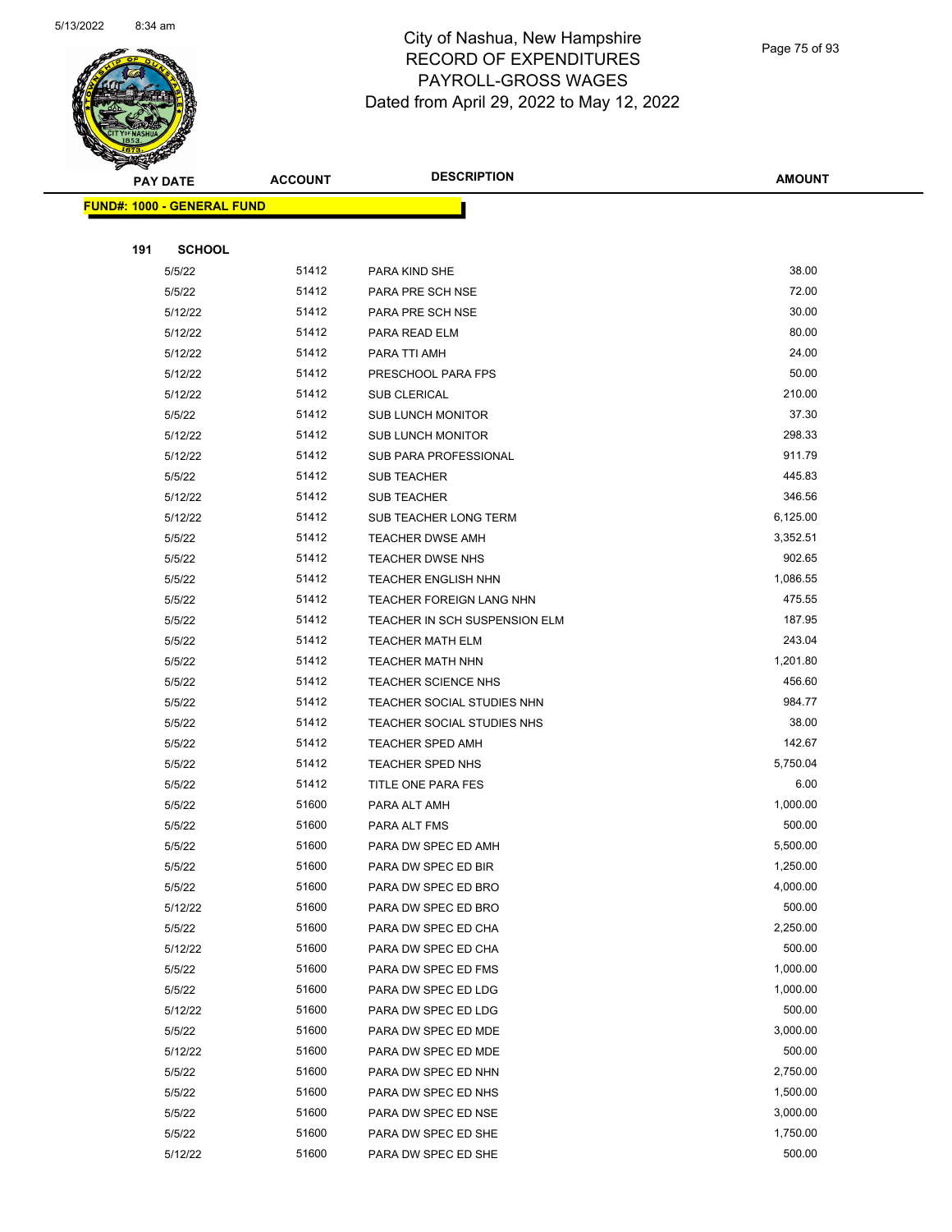# City of Nashua, New Hampshire
## RECORD OF EXPENDITURES
## PAYROLL-GROSS WAGES
## Dated from April 29, 2022 to May 12, 2022

| PAY DATE | ACCOUNT | DESCRIPTION | AMOUNT |
|---|---|---|---|

**FUND#: 1000 - GENERAL FUND**

**191 SCHOOL**

| PAY DATE | ACCOUNT | DESCRIPTION | AMOUNT |
|---|---|---|---|
| 5/5/22 | 51412 | PARA KIND SHE | 38.00 |
| 5/5/22 | 51412 | PARA PRE SCH NSE | 72.00 |
| 5/12/22 | 51412 | PARA PRE SCH NSE | 30.00 |
| 5/12/22 | 51412 | PARA READ ELM | 80.00 |
| 5/12/22 | 51412 | PARA TTI AMH | 24.00 |
| 5/12/22 | 51412 | PRESCHOOL PARA FPS | 50.00 |
| 5/12/22 | 51412 | SUB CLERICAL | 210.00 |
| 5/5/22 | 51412 | SUB LUNCH MONITOR | 37.30 |
| 5/12/22 | 51412 | SUB LUNCH MONITOR | 298.33 |
| 5/12/22 | 51412 | SUB PARA PROFESSIONAL | 911.79 |
| 5/5/22 | 51412 | SUB TEACHER | 445.83 |
| 5/12/22 | 51412 | SUB TEACHER | 346.56 |
| 5/12/22 | 51412 | SUB TEACHER LONG TERM | 6,125.00 |
| 5/5/22 | 51412 | TEACHER DWSE AMH | 3,352.51 |
| 5/5/22 | 51412 | TEACHER DWSE NHS | 902.65 |
| 5/5/22 | 51412 | TEACHER ENGLISH NHN | 1,086.55 |
| 5/5/22 | 51412 | TEACHER FOREIGN LANG NHN | 475.55 |
| 5/5/22 | 51412 | TEACHER IN SCH SUSPENSION ELM | 187.95 |
| 5/5/22 | 51412 | TEACHER MATH ELM | 243.04 |
| 5/5/22 | 51412 | TEACHER MATH NHN | 1,201.80 |
| 5/5/22 | 51412 | TEACHER SCIENCE NHS | 456.60 |
| 5/5/22 | 51412 | TEACHER SOCIAL STUDIES NHN | 984.77 |
| 5/5/22 | 51412 | TEACHER SOCIAL STUDIES NHS | 38.00 |
| 5/5/22 | 51412 | TEACHER SPED AMH | 142.67 |
| 5/5/22 | 51412 | TEACHER SPED NHS | 5,750.04 |
| 5/5/22 | 51412 | TITLE ONE PARA FES | 6.00 |
| 5/5/22 | 51600 | PARA ALT AMH | 1,000.00 |
| 5/5/22 | 51600 | PARA ALT FMS | 500.00 |
| 5/5/22 | 51600 | PARA DW SPEC ED AMH | 5,500.00 |
| 5/5/22 | 51600 | PARA DW SPEC ED BIR | 1,250.00 |
| 5/5/22 | 51600 | PARA DW SPEC ED BRO | 4,000.00 |
| 5/12/22 | 51600 | PARA DW SPEC ED BRO | 500.00 |
| 5/5/22 | 51600 | PARA DW SPEC ED CHA | 2,250.00 |
| 5/12/22 | 51600 | PARA DW SPEC ED CHA | 500.00 |
| 5/5/22 | 51600 | PARA DW SPEC ED FMS | 1,000.00 |
| 5/5/22 | 51600 | PARA DW SPEC ED LDG | 1,000.00 |
| 5/12/22 | 51600 | PARA DW SPEC ED LDG | 500.00 |
| 5/5/22 | 51600 | PARA DW SPEC ED MDE | 3,000.00 |
| 5/12/22 | 51600 | PARA DW SPEC ED MDE | 500.00 |
| 5/5/22 | 51600 | PARA DW SPEC ED NHN | 2,750.00 |
| 5/5/22 | 51600 | PARA DW SPEC ED NHS | 1,500.00 |
| 5/5/22 | 51600 | PARA DW SPEC ED NSE | 3,000.00 |
| 5/5/22 | 51600 | PARA DW SPEC ED SHE | 1,750.00 |
| 5/12/22 | 51600 | PARA DW SPEC ED SHE | 500.00 |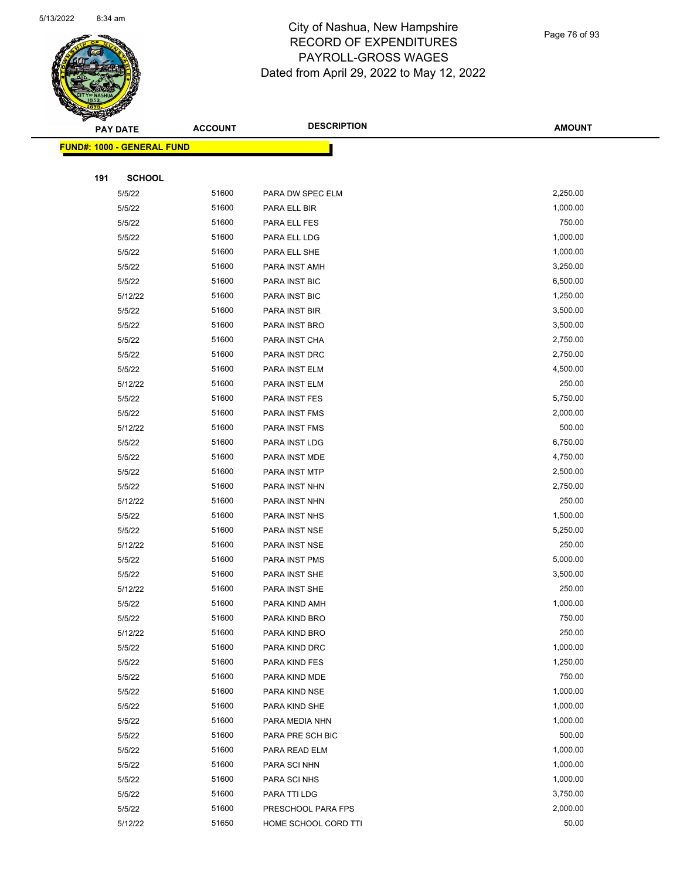City of Nashua, New Hampshire
RECORD OF EXPENDITURES
PAYROLL-GROSS WAGES
Dated from April 29, 2022 to May 12, 2022

| PAY DATE | ACCOUNT | DESCRIPTION | AMOUNT |
|---|---|---|---|
| **FUND#: 1000 - GENERAL FUND** | | | |
| **191 SCHOOL** | | | |
| 5/5/22 | 51600 | PARA DW SPEC ELM | 2,250.00 |
| 5/5/22 | 51600 | PARA ELL BIR | 1,000.00 |
| 5/5/22 | 51600 | PARA ELL FES | 750.00 |
| 5/5/22 | 51600 | PARA ELL LDG | 1,000.00 |
| 5/5/22 | 51600 | PARA ELL SHE | 1,000.00 |
| 5/5/22 | 51600 | PARA INST AMH | 3,250.00 |
| 5/5/22 | 51600 | PARA INST BIC | 6,500.00 |
| 5/12/22 | 51600 | PARA INST BIC | 1,250.00 |
| 5/5/22 | 51600 | PARA INST BIR | 3,500.00 |
| 5/5/22 | 51600 | PARA INST BRO | 3,500.00 |
| 5/5/22 | 51600 | PARA INST CHA | 2,750.00 |
| 5/5/22 | 51600 | PARA INST DRC | 2,750.00 |
| 5/5/22 | 51600 | PARA INST ELM | 4,500.00 |
| 5/12/22 | 51600 | PARA INST ELM | 250.00 |
| 5/5/22 | 51600 | PARA INST FES | 5,750.00 |
| 5/5/22 | 51600 | PARA INST FMS | 2,000.00 |
| 5/12/22 | 51600 | PARA INST FMS | 500.00 |
| 5/5/22 | 51600 | PARA INST LDG | 6,750.00 |
| 5/5/22 | 51600 | PARA INST MDE | 4,750.00 |
| 5/5/22 | 51600 | PARA INST MTP | 2,500.00 |
| 5/5/22 | 51600 | PARA INST NHN | 2,750.00 |
| 5/12/22 | 51600 | PARA INST NHN | 250.00 |
| 5/5/22 | 51600 | PARA INST NHS | 1,500.00 |
| 5/5/22 | 51600 | PARA INST NSE | 5,250.00 |
| 5/12/22 | 51600 | PARA INST NSE | 250.00 |
| 5/5/22 | 51600 | PARA INST PMS | 5,000.00 |
| 5/5/22 | 51600 | PARA INST SHE | 3,500.00 |
| 5/12/22 | 51600 | PARA INST SHE | 250.00 |
| 5/5/22 | 51600 | PARA KIND AMH | 1,000.00 |
| 5/5/22 | 51600 | PARA KIND BRO | 750.00 |
| 5/12/22 | 51600 | PARA KIND BRO | 250.00 |
| 5/5/22 | 51600 | PARA KIND DRC | 1,000.00 |
| 5/5/22 | 51600 | PARA KIND FES | 1,250.00 |
| 5/5/22 | 51600 | PARA KIND MDE | 750.00 |
| 5/5/22 | 51600 | PARA KIND NSE | 1,000.00 |
| 5/5/22 | 51600 | PARA KIND SHE | 1,000.00 |
| 5/5/22 | 51600 | PARA MEDIA NHN | 1,000.00 |
| 5/5/22 | 51600 | PARA PRE SCH BIC | 500.00 |
| 5/5/22 | 51600 | PARA READ ELM | 1,000.00 |
| 5/5/22 | 51600 | PARA SCI NHN | 1,000.00 |
| 5/5/22 | 51600 | PARA SCI NHS | 1,000.00 |
| 5/5/22 | 51600 | PARA TTI LDG | 3,750.00 |
| 5/5/22 | 51600 | PRESCHOOL PARA FPS | 2,000.00 |
| 5/12/22 | 51650 | HOME SCHOOL CORD TTI | 50.00 |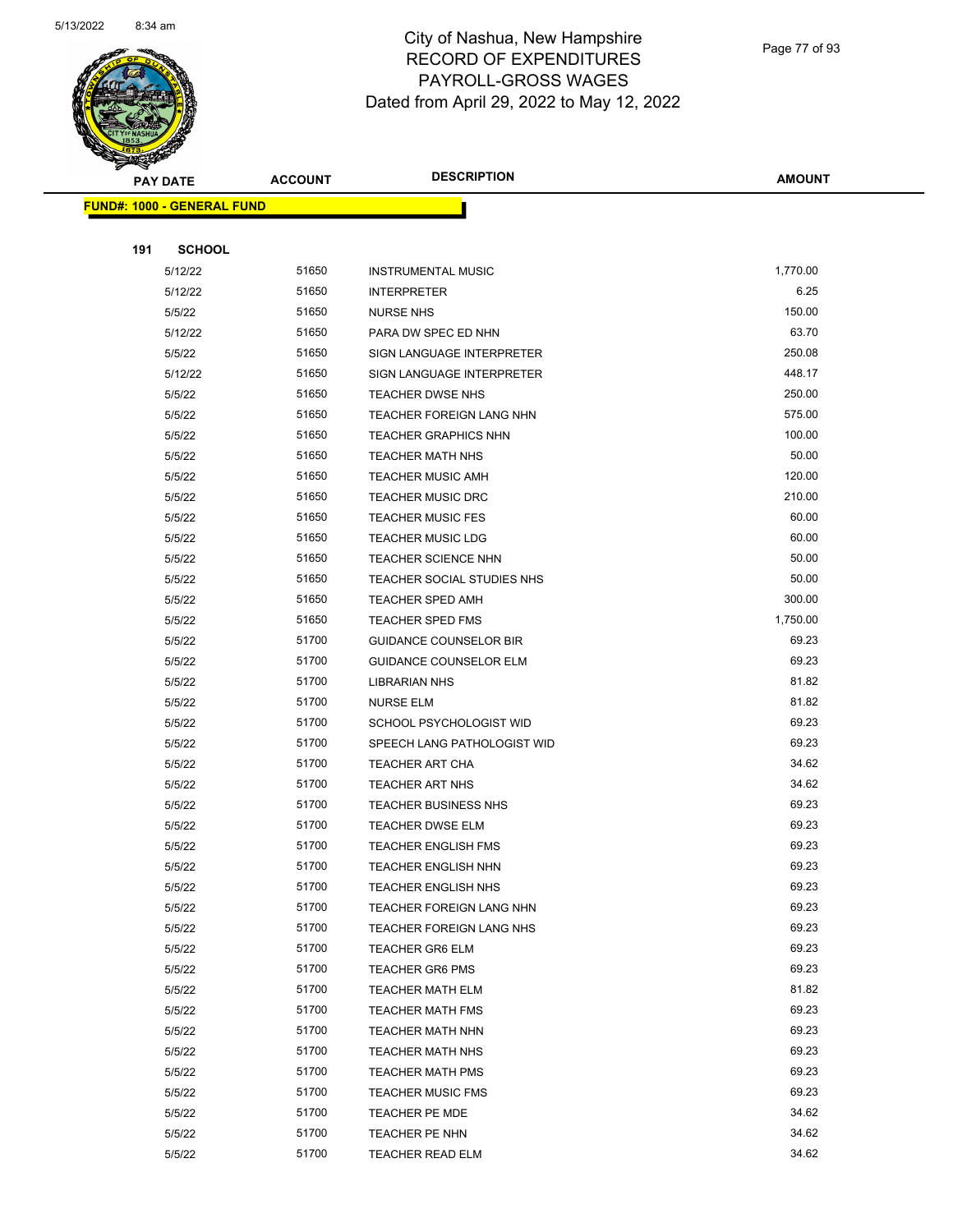# City of Nashua, New Hampshire
## RECORD OF EXPENDITURES
## PAYROLL-GROSS WAGES
## Dated from April 29, 2022 to May 12, 2022

| PAY DATE | ACCOUNT | DESCRIPTION | AMOUNT |
|---|---|---|---|
| **FUND#: 1000 - GENERAL FUND** | | | |
| **191 SCHOOL** | | | |
| 5/12/22 | 51650 | INSTRUMENTAL MUSIC | 1,770.00 |
| 5/12/22 | 51650 | INTERPRETER | 6.25 |
| 5/5/22 | 51650 | NURSE NHS | 150.00 |
| 5/12/22 | 51650 | PARA DW SPEC ED NHN | 63.70 |
| 5/5/22 | 51650 | SIGN LANGUAGE INTERPRETER | 250.08 |
| 5/12/22 | 51650 | SIGN LANGUAGE INTERPRETER | 448.17 |
| 5/5/22 | 51650 | TEACHER DWSE NHS | 250.00 |
| 5/5/22 | 51650 | TEACHER FOREIGN LANG NHN | 575.00 |
| 5/5/22 | 51650 | TEACHER GRAPHICS NHN | 100.00 |
| 5/5/22 | 51650 | TEACHER MATH NHS | 50.00 |
| 5/5/22 | 51650 | TEACHER MUSIC AMH | 120.00 |
| 5/5/22 | 51650 | TEACHER MUSIC DRC | 210.00 |
| 5/5/22 | 51650 | TEACHER MUSIC FES | 60.00 |
| 5/5/22 | 51650 | TEACHER MUSIC LDG | 60.00 |
| 5/5/22 | 51650 | TEACHER SCIENCE NHN | 50.00 |
| 5/5/22 | 51650 | TEACHER SOCIAL STUDIES NHS | 50.00 |
| 5/5/22 | 51650 | TEACHER SPED AMH | 300.00 |
| 5/5/22 | 51650 | TEACHER SPED FMS | 1,750.00 |
| 5/5/22 | 51700 | GUIDANCE COUNSELOR BIR | 69.23 |
| 5/5/22 | 51700 | GUIDANCE COUNSELOR ELM | 69.23 |
| 5/5/22 | 51700 | LIBRARIAN NHS | 81.82 |
| 5/5/22 | 51700 | NURSE ELM | 81.82 |
| 5/5/22 | 51700 | SCHOOL PSYCHOLOGIST WID | 69.23 |
| 5/5/22 | 51700 | SPEECH LANG PATHOLOGIST WID | 69.23 |
| 5/5/22 | 51700 | TEACHER ART CHA | 34.62 |
| 5/5/22 | 51700 | TEACHER ART NHS | 34.62 |
| 5/5/22 | 51700 | TEACHER BUSINESS NHS | 69.23 |
| 5/5/22 | 51700 | TEACHER DWSE ELM | 69.23 |
| 5/5/22 | 51700 | TEACHER ENGLISH FMS | 69.23 |
| 5/5/22 | 51700 | TEACHER ENGLISH NHN | 69.23 |
| 5/5/22 | 51700 | TEACHER ENGLISH NHS | 69.23 |
| 5/5/22 | 51700 | TEACHER FOREIGN LANG NHN | 69.23 |
| 5/5/22 | 51700 | TEACHER FOREIGN LANG NHS | 69.23 |
| 5/5/22 | 51700 | TEACHER GR6 ELM | 69.23 |
| 5/5/22 | 51700 | TEACHER GR6 PMS | 69.23 |
| 5/5/22 | 51700 | TEACHER MATH ELM | 81.82 |
| 5/5/22 | 51700 | TEACHER MATH FMS | 69.23 |
| 5/5/22 | 51700 | TEACHER MATH NHN | 69.23 |
| 5/5/22 | 51700 | TEACHER MATH NHS | 69.23 |
| 5/5/22 | 51700 | TEACHER MATH PMS | 69.23 |
| 5/5/22 | 51700 | TEACHER MUSIC FMS | 69.23 |
| 5/5/22 | 51700 | TEACHER PE MDE | 34.62 |
| 5/5/22 | 51700 | TEACHER PE NHN | 34.62 |
| 5/5/22 | 51700 | TEACHER READ ELM | 34.62 |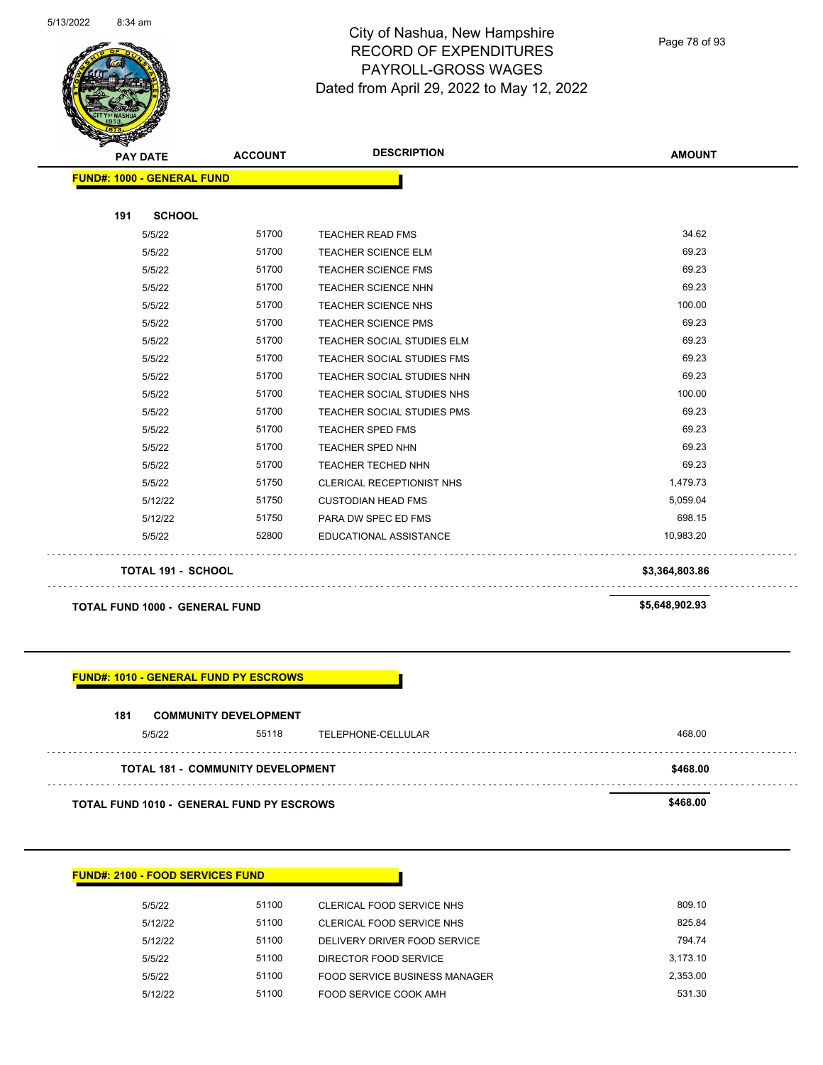# City of Nashua, New Hampshire
## RECORD OF EXPENDITURES
## PAYROLL-GROSS WAGES
### Dated from April 29, 2022 to May 12, 2022

| PAY DATE | ACCOUNT | DESCRIPTION | AMOUNT |
|---|---|---|---|
| **FUND#: 1000 - GENERAL FUND** | | | |
| **191 SCHOOL** | | | |
| 5/5/22 | 51700 | TEACHER READ FMS | 34.62 |
| 5/5/22 | 51700 | TEACHER SCIENCE ELM | 69.23 |
| 5/5/22 | 51700 | TEACHER SCIENCE FMS | 69.23 |
| 5/5/22 | 51700 | TEACHER SCIENCE NHN | 69.23 |
| 5/5/22 | 51700 | TEACHER SCIENCE NHS | 100.00 |
| 5/5/22 | 51700 | TEACHER SCIENCE PMS | 69.23 |
| 5/5/22 | 51700 | TEACHER SOCIAL STUDIES ELM | 69.23 |
| 5/5/22 | 51700 | TEACHER SOCIAL STUDIES FMS | 69.23 |
| 5/5/22 | 51700 | TEACHER SOCIAL STUDIES NHN | 69.23 |
| 5/5/22 | 51700 | TEACHER SOCIAL STUDIES NHS | 100.00 |
| 5/5/22 | 51700 | TEACHER SOCIAL STUDIES PMS | 69.23 |
| 5/5/22 | 51700 | TEACHER SPED FMS | 69.23 |
| 5/5/22 | 51700 | TEACHER SPED NHN | 69.23 |
| 5/5/22 | 51700 | TEACHER TECHED NHN | 69.23 |
| 5/5/22 | 51750 | CLERICAL RECEPTIONIST NHS | 1,479.73 |
| 5/12/22 | 51750 | CUSTODIAN HEAD FMS | 5,059.04 |
| 5/12/22 | 51750 | PARA DW SPEC ED FMS | 698.15 |
| 5/5/22 | 52800 | EDUCATIONAL ASSISTANCE | 10,983.20 |
| **TOTAL 191 - SCHOOL** | | | **$3,364,803.86** |
| **TOTAL FUND 1000 - GENERAL FUND** | | | **$5,648,902.93** |

| PAY DATE | ACCOUNT | DESCRIPTION | AMOUNT |
|---|---|---|---|
| **FUND#: 1010 - GENERAL FUND PY ESCROWS** | | | |
| **181 COMMUNITY DEVELOPMENT** | | | |
| 5/5/22 | 55118 | TELEPHONE-CELLULAR | 468.00 |
| **TOTAL 181 - COMMUNITY DEVELOPMENT** | | | **$468.00** |
| **TOTAL FUND 1010 - GENERAL FUND PY ESCROWS** | | | **$468.00** |

| PAY DATE | ACCOUNT | DESCRIPTION | AMOUNT |
|---|---|---|---|
| **FUND#: 2100 - FOOD SERVICES FUND** | | | |
| 5/5/22 | 51100 | CLERICAL FOOD SERVICE NHS | 809.10 |
| 5/12/22 | 51100 | CLERICAL FOOD SERVICE NHS | 825.84 |
| 5/12/22 | 51100 | DELIVERY DRIVER FOOD SERVICE | 794.74 |
| 5/5/22 | 51100 | DIRECTOR FOOD SERVICE | 3,173.10 |
| 5/5/22 | 51100 | FOOD SERVICE BUSINESS MANAGER | 2,353.00 |
| 5/12/22 | 51100 | FOOD SERVICE COOK AMH | 531.30 |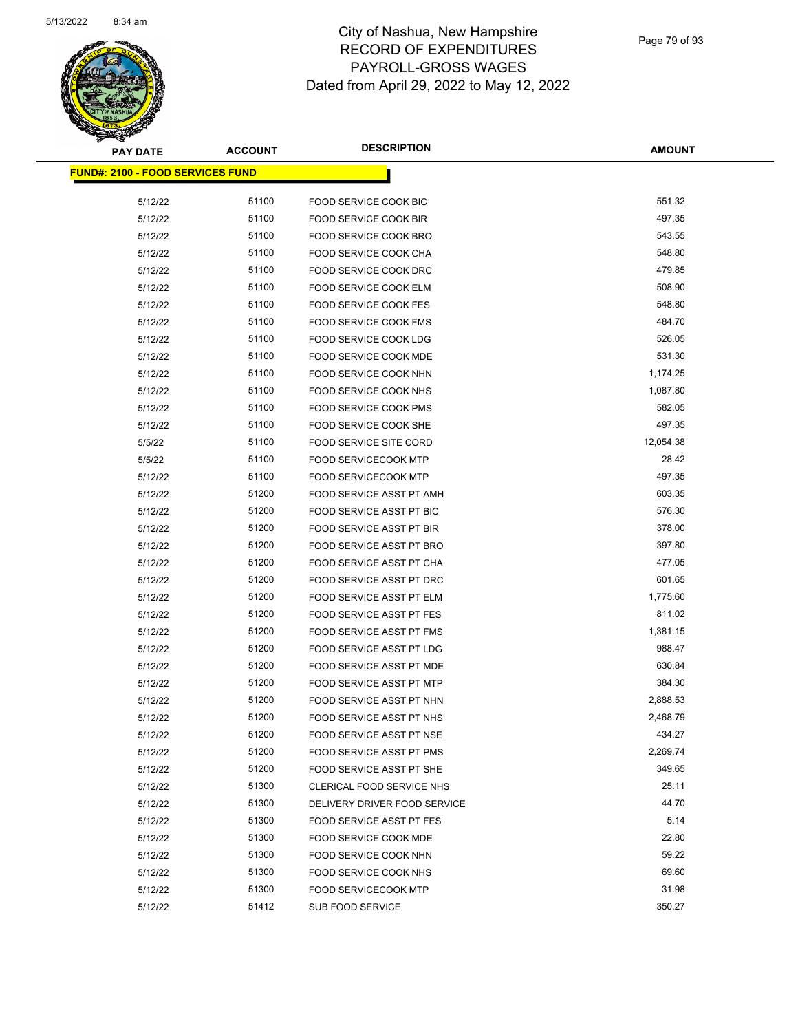# City of Nashua, New Hampshire
## RECORD OF EXPENDITURES
## PAYROLL-GROSS WAGES
## Dated from April 29, 2022 to May 12, 2022

| PAY DATE | ACCOUNT | DESCRIPTION | AMOUNT |
|---|---|---|---|
| **FUND#: 2100 - FOOD SERVICES FUND** | | | |
| 5/12/22 | 51100 | FOOD SERVICE COOK BIC | 551.32 |
| 5/12/22 | 51100 | FOOD SERVICE COOK BIR | 497.35 |
| 5/12/22 | 51100 | FOOD SERVICE COOK BRO | 543.55 |
| 5/12/22 | 51100 | FOOD SERVICE COOK CHA | 548.80 |
| 5/12/22 | 51100 | FOOD SERVICE COOK DRC | 479.85 |
| 5/12/22 | 51100 | FOOD SERVICE COOK ELM | 508.90 |
| 5/12/22 | 51100 | FOOD SERVICE COOK FES | 548.80 |
| 5/12/22 | 51100 | FOOD SERVICE COOK FMS | 484.70 |
| 5/12/22 | 51100 | FOOD SERVICE COOK LDG | 526.05 |
| 5/12/22 | 51100 | FOOD SERVICE COOK MDE | 531.30 |
| 5/12/22 | 51100 | FOOD SERVICE COOK NHN | 1,174.25 |
| 5/12/22 | 51100 | FOOD SERVICE COOK NHS | 1,087.80 |
| 5/12/22 | 51100 | FOOD SERVICE COOK PMS | 582.05 |
| 5/12/22 | 51100 | FOOD SERVICE COOK SHE | 497.35 |
| 5/5/22 | 51100 | FOOD SERVICE SITE CORD | 12,054.38 |
| 5/5/22 | 51100 | FOOD SERVICECOOK MTP | 28.42 |
| 5/12/22 | 51100 | FOOD SERVICECOOK MTP | 497.35 |
| 5/12/22 | 51200 | FOOD SERVICE ASST PT AMH | 603.35 |
| 5/12/22 | 51200 | FOOD SERVICE ASST PT BIC | 576.30 |
| 5/12/22 | 51200 | FOOD SERVICE ASST PT BIR | 378.00 |
| 5/12/22 | 51200 | FOOD SERVICE ASST PT BRO | 397.80 |
| 5/12/22 | 51200 | FOOD SERVICE ASST PT CHA | 477.05 |
| 5/12/22 | 51200 | FOOD SERVICE ASST PT DRC | 601.65 |
| 5/12/22 | 51200 | FOOD SERVICE ASST PT ELM | 1,775.60 |
| 5/12/22 | 51200 | FOOD SERVICE ASST PT FES | 811.02 |
| 5/12/22 | 51200 | FOOD SERVICE ASST PT FMS | 1,381.15 |
| 5/12/22 | 51200 | FOOD SERVICE ASST PT LDG | 988.47 |
| 5/12/22 | 51200 | FOOD SERVICE ASST PT MDE | 630.84 |
| 5/12/22 | 51200 | FOOD SERVICE ASST PT MTP | 384.30 |
| 5/12/22 | 51200 | FOOD SERVICE ASST PT NHN | 2,888.53 |
| 5/12/22 | 51200 | FOOD SERVICE ASST PT NHS | 2,468.79 |
| 5/12/22 | 51200 | FOOD SERVICE ASST PT NSE | 434.27 |
| 5/12/22 | 51200 | FOOD SERVICE ASST PT PMS | 2,269.74 |
| 5/12/22 | 51200 | FOOD SERVICE ASST PT SHE | 349.65 |
| 5/12/22 | 51300 | CLERICAL FOOD SERVICE NHS | 25.11 |
| 5/12/22 | 51300 | DELIVERY DRIVER FOOD SERVICE | 44.70 |
| 5/12/22 | 51300 | FOOD SERVICE ASST PT FES | 5.14 |
| 5/12/22 | 51300 | FOOD SERVICE COOK MDE | 22.80 |
| 5/12/22 | 51300 | FOOD SERVICE COOK NHN | 59.22 |
| 5/12/22 | 51300 | FOOD SERVICE COOK NHS | 69.60 |
| 5/12/22 | 51300 | FOOD SERVICECOOK MTP | 31.98 |
| 5/12/22 | 51412 | SUB FOOD SERVICE | 350.27 |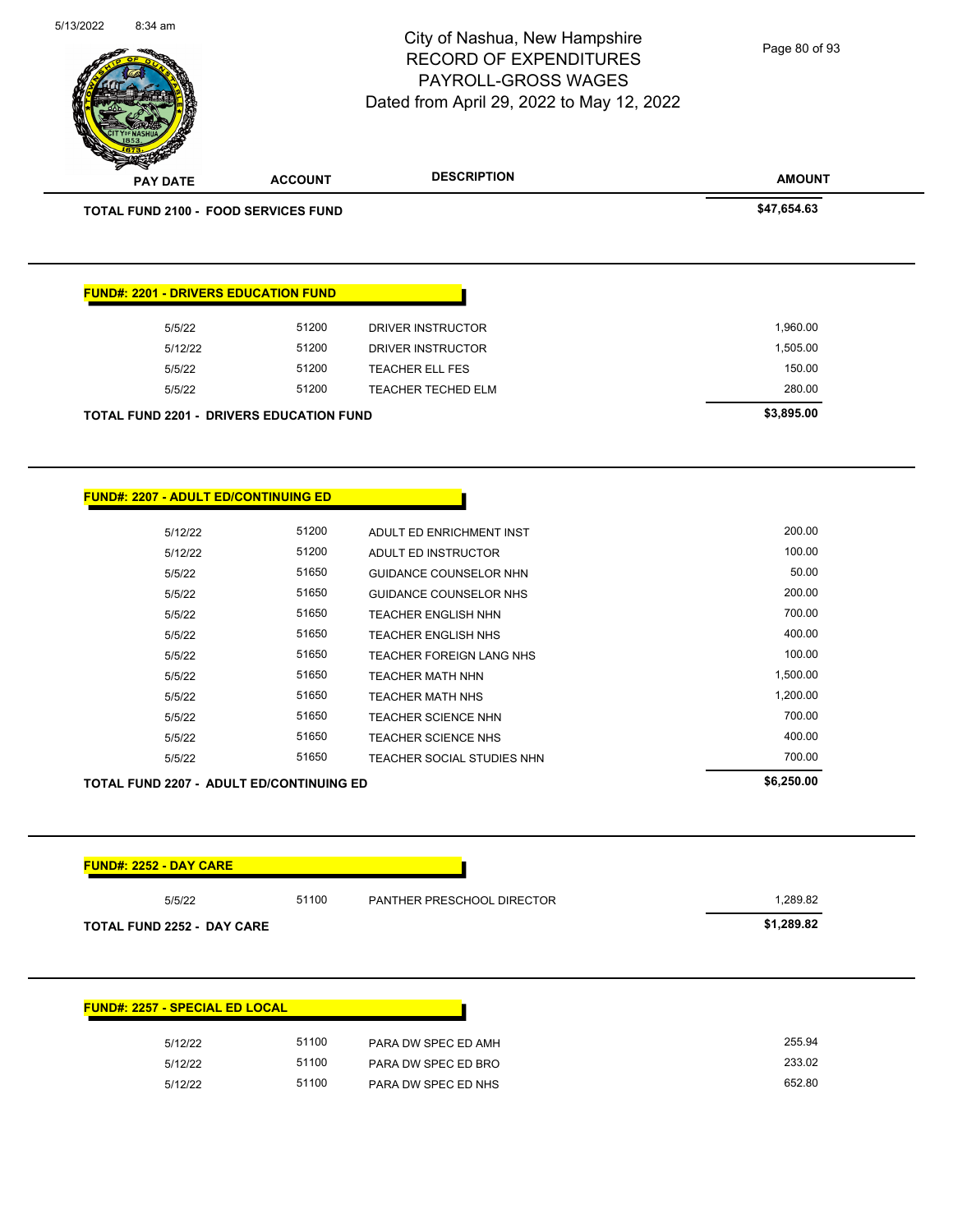City of Nashua, New Hampshire
RECORD OF EXPENDITURES
PAYROLL-GROSS WAGES
Dated from April 29, 2022 to May 12, 2022

| PAY DATE | ACCOUNT | DESCRIPTION | AMOUNT |
|---|---|---|---|
| **TOTAL FUND 2100 - FOOD SERVICES FUND** | | | **$47,654.63** |

**FUND#: 2201 - DRIVERS EDUCATION FUND**

| PAY DATE | ACCOUNT | DESCRIPTION | AMOUNT |
|---|---|---|---|
| 5/5/22 | 51200 | DRIVER INSTRUCTOR | 1,960.00 |
| 5/12/22 | 51200 | DRIVER INSTRUCTOR | 1,505.00 |
| 5/5/22 | 51200 | TEACHER ELL FES | 150.00 |
| 5/5/22 | 51200 | TEACHER TECHED ELM | 280.00 |
| **TOTAL FUND 2201 - DRIVERS EDUCATION FUND** | | | **$3,895.00** |

**FUND#: 2207 - ADULT ED/CONTINUING ED**

| PAY DATE | ACCOUNT | DESCRIPTION | AMOUNT |
|---|---|---|---|
| 5/12/22 | 51200 | ADULT ED ENRICHMENT INST | 200.00 |
| 5/12/22 | 51200 | ADULT ED INSTRUCTOR | 100.00 |
| 5/5/22 | 51650 | GUIDANCE COUNSELOR NHN | 50.00 |
| 5/5/22 | 51650 | GUIDANCE COUNSELOR NHS | 200.00 |
| 5/5/22 | 51650 | TEACHER ENGLISH NHN | 700.00 |
| 5/5/22 | 51650 | TEACHER ENGLISH NHS | 400.00 |
| 5/5/22 | 51650 | TEACHER FOREIGN LANG NHS | 100.00 |
| 5/5/22 | 51650 | TEACHER MATH NHN | 1,500.00 |
| 5/5/22 | 51650 | TEACHER MATH NHS | 1,200.00 |
| 5/5/22 | 51650 | TEACHER SCIENCE NHN | 700.00 |
| 5/5/22 | 51650 | TEACHER SCIENCE NHS | 400.00 |
| 5/5/22 | 51650 | TEACHER SOCIAL STUDIES NHN | 700.00 |
| **TOTAL FUND 2207 - ADULT ED/CONTINUING ED** | | | **$6,250.00** |

**FUND#: 2252 - DAY CARE**

| PAY DATE | ACCOUNT | DESCRIPTION | AMOUNT |
|---|---|---|---|
| 5/5/22 | 51100 | PANTHER PRESCHOOL DIRECTOR | 1,289.82 |
| **TOTAL FUND 2252 - DAY CARE** | | | **$1,289.82** |

**FUND#: 2257 - SPECIAL ED LOCAL**

| PAY DATE | ACCOUNT | DESCRIPTION | AMOUNT |
|---|---|---|---|
| 5/12/22 | 51100 | PARA DW SPEC ED AMH | 255.94 |
| 5/12/22 | 51100 | PARA DW SPEC ED BRO | 233.02 |
| 5/12/22 | 51100 | PARA DW SPEC ED NHS | 652.80 |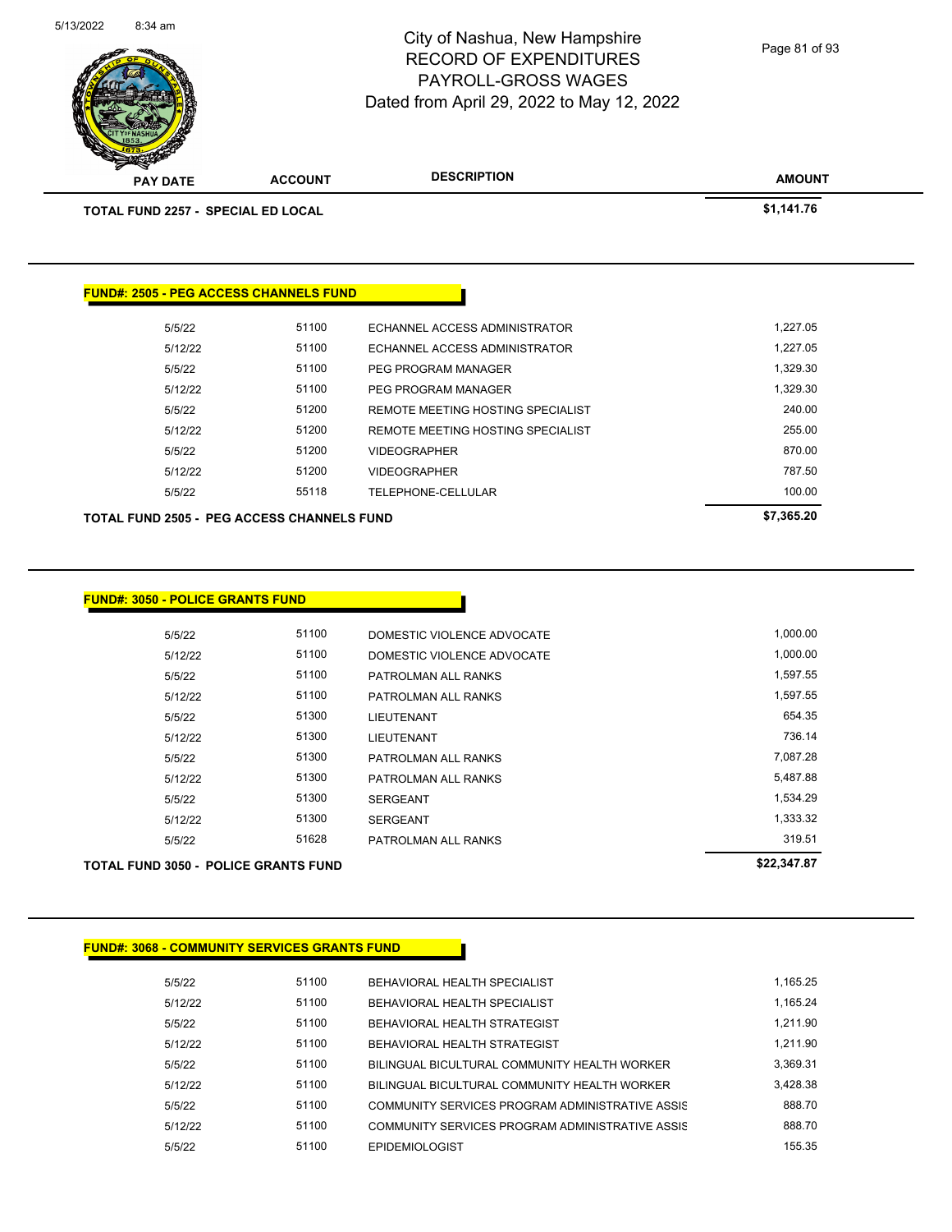| PAY DATE | ACCOUNT | DESCRIPTION | AMOUNT |
|---|---|---|---|
| **TOTAL FUND 2257 - SPECIAL ED LOCAL** | | | **$1,141.76** |

**FUND#: 2505 - PEG ACCESS CHANNELS FUND**

| PAY DATE | ACCOUNT | DESCRIPTION | AMOUNT |
|---|---|---|---|
| 5/5/22 | 51100 | ECHANNEL ACCESS ADMINISTRATOR | 1,227.05 |
| 5/12/22 | 51100 | ECHANNEL ACCESS ADMINISTRATOR | 1,227.05 |
| 5/5/22 | 51100 | PEG PROGRAM MANAGER | 1,329.30 |
| 5/12/22 | 51100 | PEG PROGRAM MANAGER | 1,329.30 |
| 5/5/22 | 51200 | REMOTE MEETING HOSTING SPECIALIST | 240.00 |
| 5/12/22 | 51200 | REMOTE MEETING HOSTING SPECIALIST | 255.00 |
| 5/5/22 | 51200 | VIDEOGRAPHER | 870.00 |
| 5/12/22 | 51200 | VIDEOGRAPHER | 787.50 |
| 5/5/22 | 55118 | TELEPHONE-CELLULAR | 100.00 |
| **TOTAL FUND 2505 - PEG ACCESS CHANNELS FUND** | | | **$7,365.20** |

**FUND#: 3050 - POLICE GRANTS FUND**

| PAY DATE | ACCOUNT | DESCRIPTION | AMOUNT |
|---|---|---|---|
| 5/5/22 | 51100 | DOMESTIC VIOLENCE ADVOCATE | 1,000.00 |
| 5/12/22 | 51100 | DOMESTIC VIOLENCE ADVOCATE | 1,000.00 |
| 5/5/22 | 51100 | PATROLMAN ALL RANKS | 1,597.55 |
| 5/12/22 | 51100 | PATROLMAN ALL RANKS | 1,597.55 |
| 5/5/22 | 51300 | LIEUTENANT | 654.35 |
| 5/12/22 | 51300 | LIEUTENANT | 736.14 |
| 5/5/22 | 51300 | PATROLMAN ALL RANKS | 7,087.28 |
| 5/12/22 | 51300 | PATROLMAN ALL RANKS | 5,487.88 |
| 5/5/22 | 51300 | SERGEANT | 1,534.29 |
| 5/12/22 | 51300 | SERGEANT | 1,333.32 |
| 5/5/22 | 51628 | PATROLMAN ALL RANKS | 319.51 |
| **TOTAL FUND 3050 - POLICE GRANTS FUND** | | | **$22,347.87** |

**FUND#: 3068 - COMMUNITY SERVICES GRANTS FUND**

| PAY DATE | ACCOUNT | DESCRIPTION | AMOUNT |
|---|---|---|---|
| 5/5/22 | 51100 | BEHAVIORAL HEALTH SPECIALIST | 1,165.25 |
| 5/12/22 | 51100 | BEHAVIORAL HEALTH SPECIALIST | 1,165.24 |
| 5/5/22 | 51100 | BEHAVIORAL HEALTH STRATEGIST | 1,211.90 |
| 5/12/22 | 51100 | BEHAVIORAL HEALTH STRATEGIST | 1,211.90 |
| 5/5/22 | 51100 | BILINGUAL BICULTURAL COMMUNITY HEALTH WORKER | 3,369.31 |
| 5/12/22 | 51100 | BILINGUAL BICULTURAL COMMUNITY HEALTH WORKER | 3,428.38 |
| 5/5/22 | 51100 | COMMUNITY SERVICES PROGRAM ADMINISTRATIVE ASSIS | 888.70 |
| 5/12/22 | 51100 | COMMUNITY SERVICES PROGRAM ADMINISTRATIVE ASSIS | 888.70 |
| 5/5/22 | 51100 | EPIDEMIOLOGIST | 155.35 |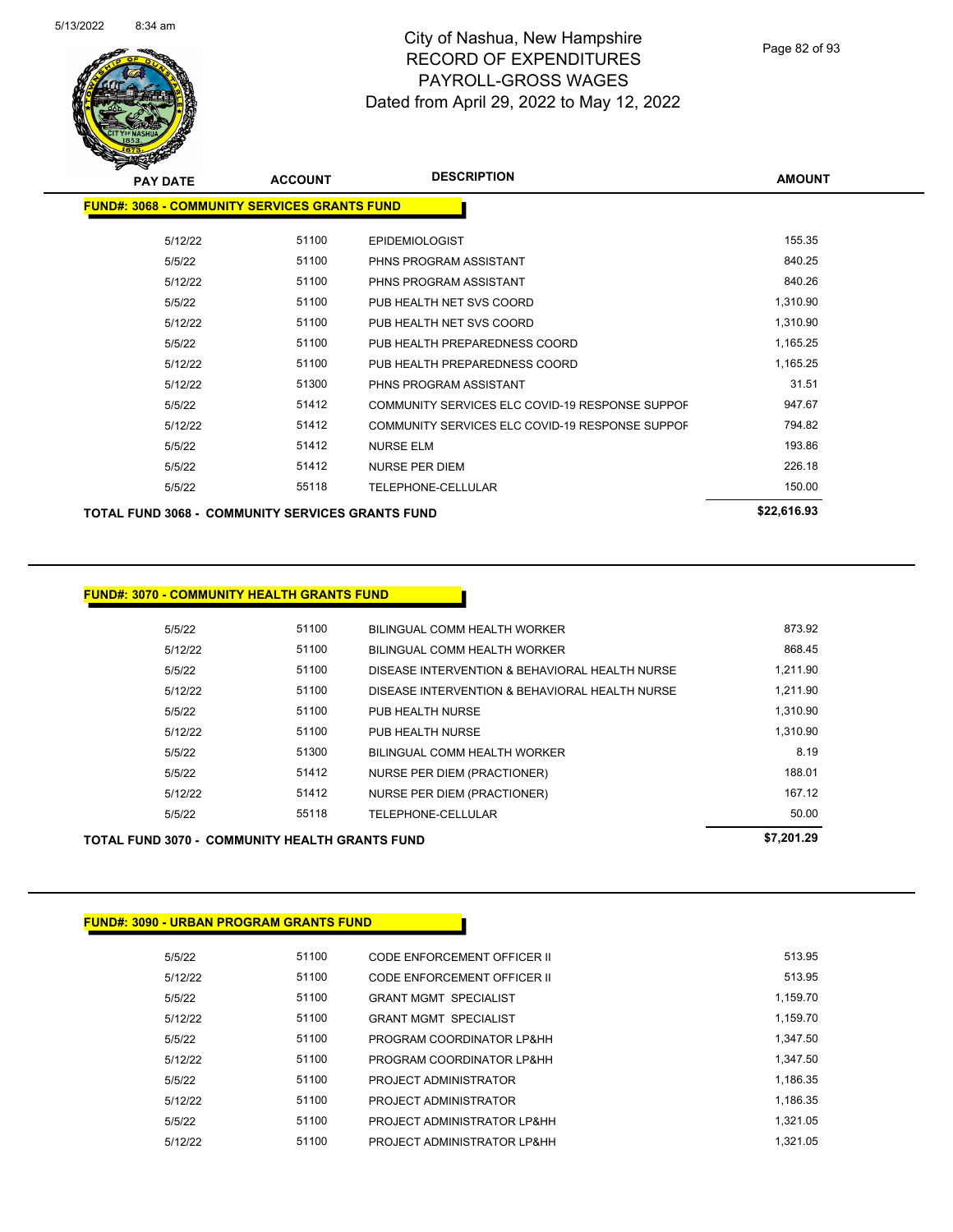# City of Nashua, New Hampshire
## RECORD OF EXPENDITURES
## PAYROLL-GROSS WAGES
## Dated from April 29, 2022 to May 12, 2022

5/13/2022 8:34 am

| PAY DATE | ACCOUNT | DESCRIPTION | AMOUNT |
|---|---|---|---|
| **FUND#: 3068 - COMMUNITY SERVICES GRANTS FUND** | | | |
| 5/12/22 | 51100 | EPIDEMIOLOGIST | 155.35 |
| 5/5/22 | 51100 | PHNS PROGRAM ASSISTANT | 840.25 |
| 5/12/22 | 51100 | PHNS PROGRAM ASSISTANT | 840.26 |
| 5/5/22 | 51100 | PUB HEALTH NET SVS COORD | 1,310.90 |
| 5/12/22 | 51100 | PUB HEALTH NET SVS COORD | 1,310.90 |
| 5/5/22 | 51100 | PUB HEALTH PREPAREDNESS COORD | 1,165.25 |
| 5/12/22 | 51100 | PUB HEALTH PREPAREDNESS COORD | 1,165.25 |
| 5/12/22 | 51300 | PHNS PROGRAM ASSISTANT | 31.51 |
| 5/5/22 | 51412 | COMMUNITY SERVICES ELC COVID-19 RESPONSE SUPPOF | 947.67 |
| 5/12/22 | 51412 | COMMUNITY SERVICES ELC COVID-19 RESPONSE SUPPOF | 794.82 |
| 5/5/22 | 51412 | NURSE ELM | 193.86 |
| 5/5/22 | 51412 | NURSE PER DIEM | 226.18 |
| 5/5/22 | 55118 | TELEPHONE-CELLULAR | 150.00 |
| **TOTAL FUND 3068 - COMMUNITY SERVICES GRANTS FUND** | | | **$22,616.93** |

| PAY DATE | ACCOUNT | DESCRIPTION | AMOUNT |
|---|---|---|---|
| **FUND#: 3070 - COMMUNITY HEALTH GRANTS FUND** | | | |
| 5/5/22 | 51100 | BILINGUAL COMM HEALTH WORKER | 873.92 |
| 5/12/22 | 51100 | BILINGUAL COMM HEALTH WORKER | 868.45 |
| 5/5/22 | 51100 | DISEASE INTERVENTION & BEHAVIORAL HEALTH NURSE | 1,211.90 |
| 5/12/22 | 51100 | DISEASE INTERVENTION & BEHAVIORAL HEALTH NURSE | 1,211.90 |
| 5/5/22 | 51100 | PUB HEALTH NURSE | 1,310.90 |
| 5/12/22 | 51100 | PUB HEALTH NURSE | 1,310.90 |
| 5/5/22 | 51300 | BILINGUAL COMM HEALTH WORKER | 8.19 |
| 5/5/22 | 51412 | NURSE PER DIEM (PRACTIONER) | 188.01 |
| 5/12/22 | 51412 | NURSE PER DIEM (PRACTIONER) | 167.12 |
| 5/5/22 | 55118 | TELEPHONE-CELLULAR | 50.00 |
| **TOTAL FUND 3070 - COMMUNITY HEALTH GRANTS FUND** | | | **$7,201.29** |

| PAY DATE | ACCOUNT | DESCRIPTION | AMOUNT |
|---|---|---|---|
| **FUND#: 3090 - URBAN PROGRAM GRANTS FUND** | | | |
| 5/5/22 | 51100 | CODE ENFORCEMENT OFFICER II | 513.95 |
| 5/12/22 | 51100 | CODE ENFORCEMENT OFFICER II | 513.95 |
| 5/5/22 | 51100 | GRANT MGMT SPECIALIST | 1,159.70 |
| 5/12/22 | 51100 | GRANT MGMT SPECIALIST | 1,159.70 |
| 5/5/22 | 51100 | PROGRAM COORDINATOR LP&HH | 1,347.50 |
| 5/12/22 | 51100 | PROGRAM COORDINATOR LP&HH | 1,347.50 |
| 5/5/22 | 51100 | PROJECT ADMINISTRATOR | 1,186.35 |
| 5/12/22 | 51100 | PROJECT ADMINISTRATOR | 1,186.35 |
| 5/5/22 | 51100 | PROJECT ADMINISTRATOR LP&HH | 1,321.05 |
| 5/12/22 | 51100 | PROJECT ADMINISTRATOR LP&HH | 1,321.05 |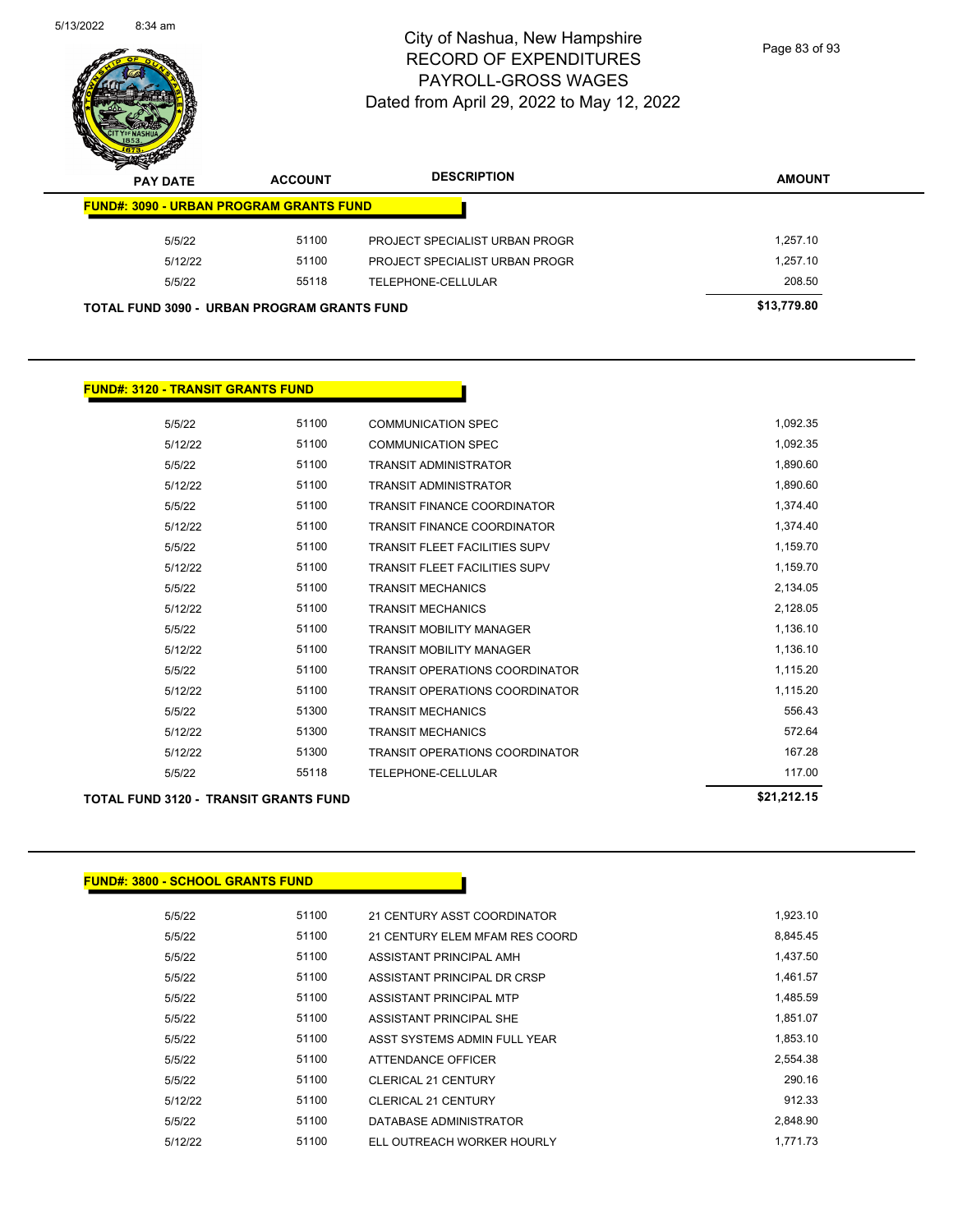# City of Nashua, New Hampshire
## RECORD OF EXPENDITURES
## PAYROLL-GROSS WAGES
## Dated from April 29, 2022 to May 12, 2022

**FUND#: 3090 - URBAN PROGRAM GRANTS FUND**

| PAY DATE | ACCOUNT | DESCRIPTION | AMOUNT |
|---|---|---|---|
| 5/5/22 | 51100 | PROJECT SPECIALIST URBAN PROGR | 1,257.10 |
| 5/12/22 | 51100 | PROJECT SPECIALIST URBAN PROGR | 1,257.10 |
| 5/5/22 | 55118 | TELEPHONE-CELLULAR | 208.50 |
| **TOTAL FUND 3090 - URBAN PROGRAM GRANTS FUND** | | | **$13,779.80** |

**FUND#: 3120 - TRANSIT GRANTS FUND**

| PAY DATE | ACCOUNT | DESCRIPTION | AMOUNT |
|---|---|---|---|
| 5/5/22 | 51100 | COMMUNICATION SPEC | 1,092.35 |
| 5/12/22 | 51100 | COMMUNICATION SPEC | 1,092.35 |
| 5/5/22 | 51100 | TRANSIT ADMINISTRATOR | 1,890.60 |
| 5/12/22 | 51100 | TRANSIT ADMINISTRATOR | 1,890.60 |
| 5/5/22 | 51100 | TRANSIT FINANCE COORDINATOR | 1,374.40 |
| 5/12/22 | 51100 | TRANSIT FINANCE COORDINATOR | 1,374.40 |
| 5/5/22 | 51100 | TRANSIT FLEET FACILITIES SUPV | 1,159.70 |
| 5/12/22 | 51100 | TRANSIT FLEET FACILITIES SUPV | 1,159.70 |
| 5/5/22 | 51100 | TRANSIT MECHANICS | 2,134.05 |
| 5/12/22 | 51100 | TRANSIT MECHANICS | 2,128.05 |
| 5/5/22 | 51100 | TRANSIT MOBILITY MANAGER | 1,136.10 |
| 5/12/22 | 51100 | TRANSIT MOBILITY MANAGER | 1,136.10 |
| 5/5/22 | 51100 | TRANSIT OPERATIONS COORDINATOR | 1,115.20 |
| 5/12/22 | 51100 | TRANSIT OPERATIONS COORDINATOR | 1,115.20 |
| 5/5/22 | 51300 | TRANSIT MECHANICS | 556.43 |
| 5/12/22 | 51300 | TRANSIT MECHANICS | 572.64 |
| 5/12/22 | 51300 | TRANSIT OPERATIONS COORDINATOR | 167.28 |
| 5/5/22 | 55118 | TELEPHONE-CELLULAR | 117.00 |
| **TOTAL FUND 3120 - TRANSIT GRANTS FUND** | | | **$21,212.15** |

**FUND#: 3800 - SCHOOL GRANTS FUND**

| PAY DATE | ACCOUNT | DESCRIPTION | AMOUNT |
|---|---|---|---|
| 5/5/22 | 51100 | 21 CENTURY ASST COORDINATOR | 1,923.10 |
| 5/5/22 | 51100 | 21 CENTURY ELEM MFAM RES COORD | 8,845.45 |
| 5/5/22 | 51100 | ASSISTANT PRINCIPAL AMH | 1,437.50 |
| 5/5/22 | 51100 | ASSISTANT PRINCIPAL DR CRSP | 1,461.57 |
| 5/5/22 | 51100 | ASSISTANT PRINCIPAL MTP | 1,485.59 |
| 5/5/22 | 51100 | ASSISTANT PRINCIPAL SHE | 1,851.07 |
| 5/5/22 | 51100 | ASST SYSTEMS ADMIN FULL YEAR | 1,853.10 |
| 5/5/22 | 51100 | ATTENDANCE OFFICER | 2,554.38 |
| 5/5/22 | 51100 | CLERICAL 21 CENTURY | 290.16 |
| 5/12/22 | 51100 | CLERICAL 21 CENTURY | 912.33 |
| 5/5/22 | 51100 | DATABASE ADMINISTRATOR | 2,848.90 |
| 5/12/22 | 51100 | ELL OUTREACH WORKER HOURLY | 1,771.73 |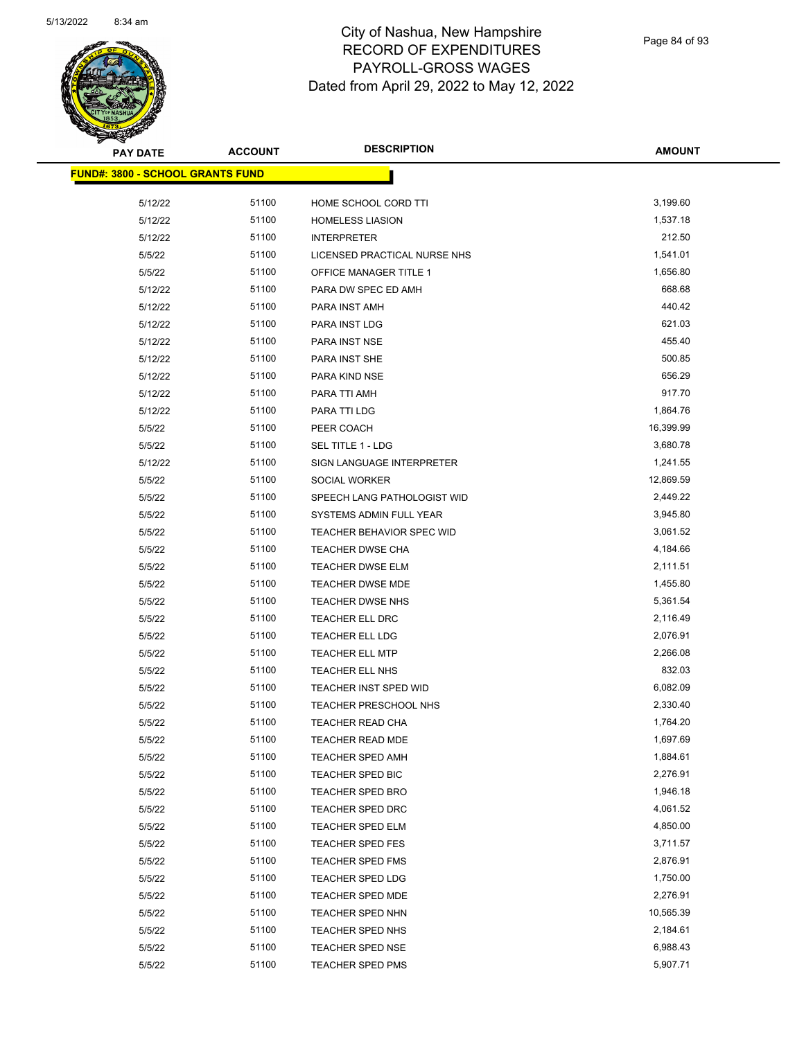# City of Nashua, New Hampshire
## RECORD OF EXPENDITURES
## PAYROLL-GROSS WAGES
## Dated from April 29, 2022 to May 12, 2022

| PAY DATE | ACCOUNT | DESCRIPTION | AMOUNT |
|---|---|---|---|
| **FUND#: 3800 - SCHOOL GRANTS FUND** | | | |
| 5/12/22 | 51100 | HOME SCHOOL CORD TTI | 3,199.60 |
| 5/12/22 | 51100 | HOMELESS LIASION | 1,537.18 |
| 5/12/22 | 51100 | INTERPRETER | 212.50 |
| 5/5/22 | 51100 | LICENSED PRACTICAL NURSE NHS | 1,541.01 |
| 5/5/22 | 51100 | OFFICE MANAGER TITLE 1 | 1,656.80 |
| 5/12/22 | 51100 | PARA DW SPEC ED AMH | 668.68 |
| 5/12/22 | 51100 | PARA INST AMH | 440.42 |
| 5/12/22 | 51100 | PARA INST LDG | 621.03 |
| 5/12/22 | 51100 | PARA INST NSE | 455.40 |
| 5/12/22 | 51100 | PARA INST SHE | 500.85 |
| 5/12/22 | 51100 | PARA KIND NSE | 656.29 |
| 5/12/22 | 51100 | PARA TTI AMH | 917.70 |
| 5/12/22 | 51100 | PARA TTI LDG | 1,864.76 |
| 5/5/22 | 51100 | PEER COACH | 16,399.99 |
| 5/5/22 | 51100 | SEL TITLE 1 - LDG | 3,680.78 |
| 5/12/22 | 51100 | SIGN LANGUAGE INTERPRETER | 1,241.55 |
| 5/5/22 | 51100 | SOCIAL WORKER | 12,869.59 |
| 5/5/22 | 51100 | SPEECH LANG PATHOLOGIST WID | 2,449.22 |
| 5/5/22 | 51100 | SYSTEMS ADMIN FULL YEAR | 3,945.80 |
| 5/5/22 | 51100 | TEACHER BEHAVIOR SPEC WID | 3,061.52 |
| 5/5/22 | 51100 | TEACHER DWSE CHA | 4,184.66 |
| 5/5/22 | 51100 | TEACHER DWSE ELM | 2,111.51 |
| 5/5/22 | 51100 | TEACHER DWSE MDE | 1,455.80 |
| 5/5/22 | 51100 | TEACHER DWSE NHS | 5,361.54 |
| 5/5/22 | 51100 | TEACHER ELL DRC | 2,116.49 |
| 5/5/22 | 51100 | TEACHER ELL LDG | 2,076.91 |
| 5/5/22 | 51100 | TEACHER ELL MTP | 2,266.08 |
| 5/5/22 | 51100 | TEACHER ELL NHS | 832.03 |
| 5/5/22 | 51100 | TEACHER INST SPED WID | 6,082.09 |
| 5/5/22 | 51100 | TEACHER PRESCHOOL NHS | 2,330.40 |
| 5/5/22 | 51100 | TEACHER READ CHA | 1,764.20 |
| 5/5/22 | 51100 | TEACHER READ MDE | 1,697.69 |
| 5/5/22 | 51100 | TEACHER SPED AMH | 1,884.61 |
| 5/5/22 | 51100 | TEACHER SPED BIC | 2,276.91 |
| 5/5/22 | 51100 | TEACHER SPED BRO | 1,946.18 |
| 5/5/22 | 51100 | TEACHER SPED DRC | 4,061.52 |
| 5/5/22 | 51100 | TEACHER SPED ELM | 4,850.00 |
| 5/5/22 | 51100 | TEACHER SPED FES | 3,711.57 |
| 5/5/22 | 51100 | TEACHER SPED FMS | 2,876.91 |
| 5/5/22 | 51100 | TEACHER SPED LDG | 1,750.00 |
| 5/5/22 | 51100 | TEACHER SPED MDE | 2,276.91 |
| 5/5/22 | 51100 | TEACHER SPED NHN | 10,565.39 |
| 5/5/22 | 51100 | TEACHER SPED NHS | 2,184.61 |
| 5/5/22 | 51100 | TEACHER SPED NSE | 6,988.43 |
| 5/5/22 | 51100 | TEACHER SPED PMS | 5,907.71 |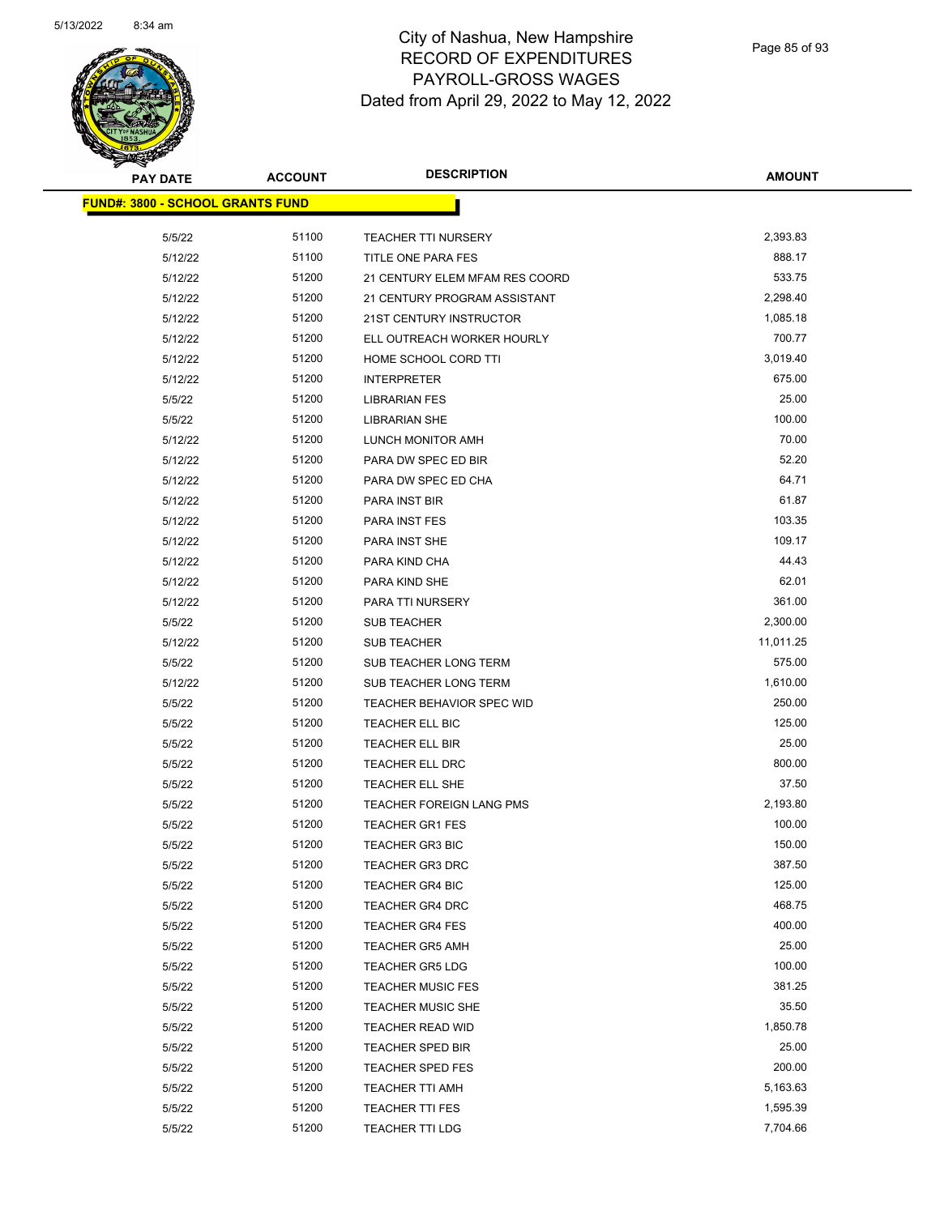# City of Nashua, New Hampshire
## RECORD OF EXPENDITURES
## PAYROLL-GROSS WAGES
## Dated from April 29, 2022 to May 12, 2022

**FUND#: 3800 - SCHOOL GRANTS FUND**

| PAY DATE | ACCOUNT | DESCRIPTION | AMOUNT |
|---|---|---|---|
| 5/5/22 | 51100 | TEACHER TTI NURSERY | 2,393.83 |
| 5/12/22 | 51100 | TITLE ONE PARA FES | 888.17 |
| 5/12/22 | 51200 | 21 CENTURY ELEM MFAM RES COORD | 533.75 |
| 5/12/22 | 51200 | 21 CENTURY PROGRAM ASSISTANT | 2,298.40 |
| 5/12/22 | 51200 | 21ST CENTURY INSTRUCTOR | 1,085.18 |
| 5/12/22 | 51200 | ELL OUTREACH WORKER HOURLY | 700.77 |
| 5/12/22 | 51200 | HOME SCHOOL CORD TTI | 3,019.40 |
| 5/12/22 | 51200 | INTERPRETER | 675.00 |
| 5/5/22 | 51200 | LIBRARIAN FES | 25.00 |
| 5/5/22 | 51200 | LIBRARIAN SHE | 100.00 |
| 5/12/22 | 51200 | LUNCH MONITOR AMH | 70.00 |
| 5/12/22 | 51200 | PARA DW SPEC ED BIR | 52.20 |
| 5/12/22 | 51200 | PARA DW SPEC ED CHA | 64.71 |
| 5/12/22 | 51200 | PARA INST BIR | 61.87 |
| 5/12/22 | 51200 | PARA INST FES | 103.35 |
| 5/12/22 | 51200 | PARA INST SHE | 109.17 |
| 5/12/22 | 51200 | PARA KIND CHA | 44.43 |
| 5/12/22 | 51200 | PARA KIND SHE | 62.01 |
| 5/12/22 | 51200 | PARA TTI NURSERY | 361.00 |
| 5/5/22 | 51200 | SUB TEACHER | 2,300.00 |
| 5/12/22 | 51200 | SUB TEACHER | 11,011.25 |
| 5/5/22 | 51200 | SUB TEACHER LONG TERM | 575.00 |
| 5/12/22 | 51200 | SUB TEACHER LONG TERM | 1,610.00 |
| 5/5/22 | 51200 | TEACHER BEHAVIOR SPEC WID | 250.00 |
| 5/5/22 | 51200 | TEACHER ELL BIC | 125.00 |
| 5/5/22 | 51200 | TEACHER ELL BIR | 25.00 |
| 5/5/22 | 51200 | TEACHER ELL DRC | 800.00 |
| 5/5/22 | 51200 | TEACHER ELL SHE | 37.50 |
| 5/5/22 | 51200 | TEACHER FOREIGN LANG PMS | 2,193.80 |
| 5/5/22 | 51200 | TEACHER GR1 FES | 100.00 |
| 5/5/22 | 51200 | TEACHER GR3 BIC | 150.00 |
| 5/5/22 | 51200 | TEACHER GR3 DRC | 387.50 |
| 5/5/22 | 51200 | TEACHER GR4 BIC | 125.00 |
| 5/5/22 | 51200 | TEACHER GR4 DRC | 468.75 |
| 5/5/22 | 51200 | TEACHER GR4 FES | 400.00 |
| 5/5/22 | 51200 | TEACHER GR5 AMH | 25.00 |
| 5/5/22 | 51200 | TEACHER GR5 LDG | 100.00 |
| 5/5/22 | 51200 | TEACHER MUSIC FES | 381.25 |
| 5/5/22 | 51200 | TEACHER MUSIC SHE | 35.50 |
| 5/5/22 | 51200 | TEACHER READ WID | 1,850.78 |
| 5/5/22 | 51200 | TEACHER SPED BIR | 25.00 |
| 5/5/22 | 51200 | TEACHER SPED FES | 200.00 |
| 5/5/22 | 51200 | TEACHER TTI AMH | 5,163.63 |
| 5/5/22 | 51200 | TEACHER TTI FES | 1,595.39 |
| 5/5/22 | 51200 | TEACHER TTI LDG | 7,704.66 |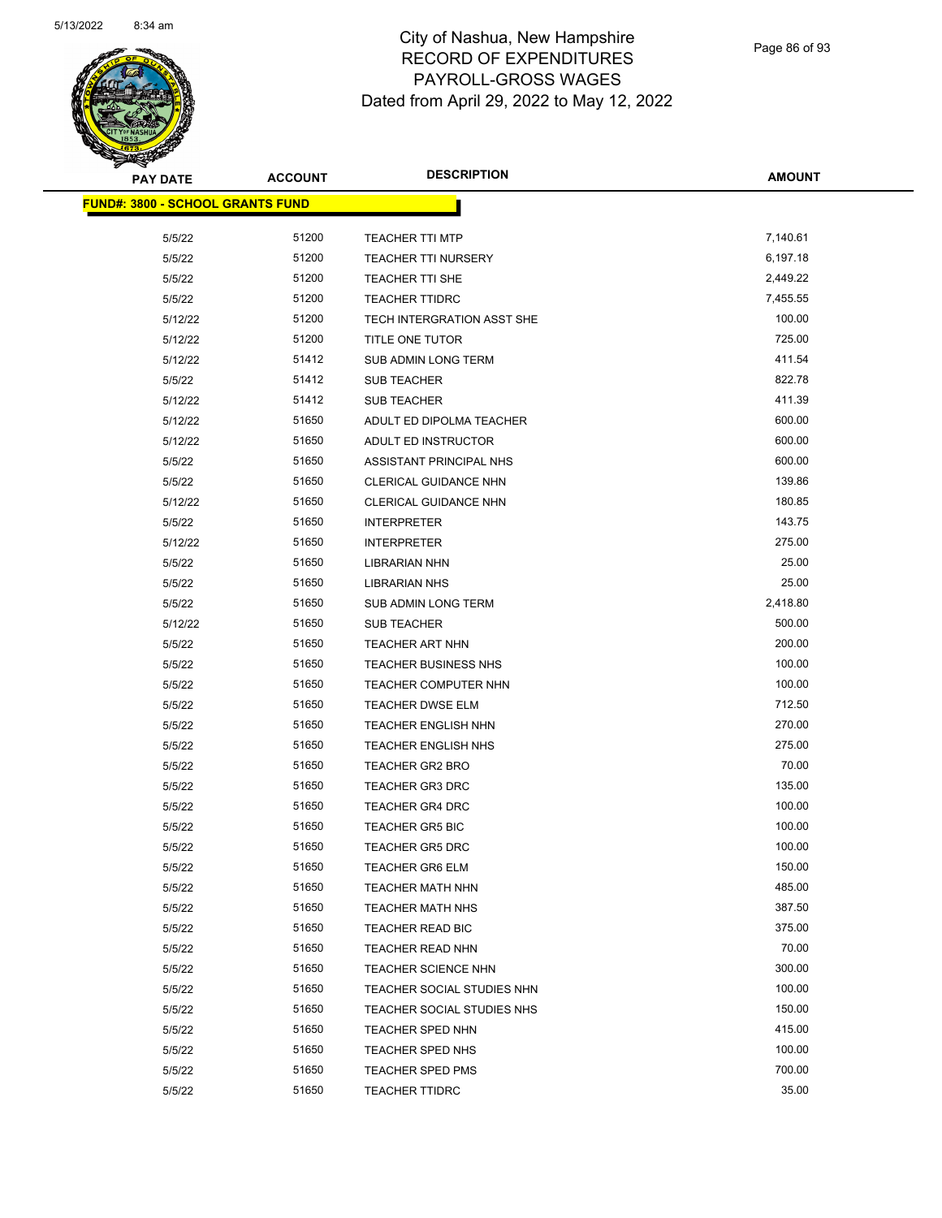# City of Nashua, New Hampshire
## RECORD OF EXPENDITURES
## PAYROLL-GROSS WAGES
## Dated from April 29, 2022 to May 12, 2022

| PAY DATE | ACCOUNT | DESCRIPTION | AMOUNT |
|---|---|---|---|
| **FUND#: 3800 - SCHOOL GRANTS FUND** | | | |
| 5/5/22 | 51200 | TEACHER TTI MTP | 7,140.61 |
| 5/5/22 | 51200 | TEACHER TTI NURSERY | 6,197.18 |
| 5/5/22 | 51200 | TEACHER TTI SHE | 2,449.22 |
| 5/5/22 | 51200 | TEACHER TTIDRC | 7,455.55 |
| 5/12/22 | 51200 | TECH INTERGRATION ASST SHE | 100.00 |
| 5/12/22 | 51200 | TITLE ONE TUTOR | 725.00 |
| 5/12/22 | 51412 | SUB ADMIN LONG TERM | 411.54 |
| 5/5/22 | 51412 | SUB TEACHER | 822.78 |
| 5/12/22 | 51412 | SUB TEACHER | 411.39 |
| 5/12/22 | 51650 | ADULT ED DIPOLMA TEACHER | 600.00 |
| 5/12/22 | 51650 | ADULT ED INSTRUCTOR | 600.00 |
| 5/5/22 | 51650 | ASSISTANT PRINCIPAL NHS | 600.00 |
| 5/5/22 | 51650 | CLERICAL GUIDANCE NHN | 139.86 |
| 5/12/22 | 51650 | CLERICAL GUIDANCE NHN | 180.85 |
| 5/5/22 | 51650 | INTERPRETER | 143.75 |
| 5/12/22 | 51650 | INTERPRETER | 275.00 |
| 5/5/22 | 51650 | LIBRARIAN NHN | 25.00 |
| 5/5/22 | 51650 | LIBRARIAN NHS | 25.00 |
| 5/5/22 | 51650 | SUB ADMIN LONG TERM | 2,418.80 |
| 5/12/22 | 51650 | SUB TEACHER | 500.00 |
| 5/5/22 | 51650 | TEACHER ART NHN | 200.00 |
| 5/5/22 | 51650 | TEACHER BUSINESS NHS | 100.00 |
| 5/5/22 | 51650 | TEACHER COMPUTER NHN | 100.00 |
| 5/5/22 | 51650 | TEACHER DWSE ELM | 712.50 |
| 5/5/22 | 51650 | TEACHER ENGLISH NHN | 270.00 |
| 5/5/22 | 51650 | TEACHER ENGLISH NHS | 275.00 |
| 5/5/22 | 51650 | TEACHER GR2 BRO | 70.00 |
| 5/5/22 | 51650 | TEACHER GR3 DRC | 135.00 |
| 5/5/22 | 51650 | TEACHER GR4 DRC | 100.00 |
| 5/5/22 | 51650 | TEACHER GR5 BIC | 100.00 |
| 5/5/22 | 51650 | TEACHER GR5 DRC | 100.00 |
| 5/5/22 | 51650 | TEACHER GR6 ELM | 150.00 |
| 5/5/22 | 51650 | TEACHER MATH NHN | 485.00 |
| 5/5/22 | 51650 | TEACHER MATH NHS | 387.50 |
| 5/5/22 | 51650 | TEACHER READ BIC | 375.00 |
| 5/5/22 | 51650 | TEACHER READ NHN | 70.00 |
| 5/5/22 | 51650 | TEACHER SCIENCE NHN | 300.00 |
| 5/5/22 | 51650 | TEACHER SOCIAL STUDIES NHN | 100.00 |
| 5/5/22 | 51650 | TEACHER SOCIAL STUDIES NHS | 150.00 |
| 5/5/22 | 51650 | TEACHER SPED NHN | 415.00 |
| 5/5/22 | 51650 | TEACHER SPED NHS | 100.00 |
| 5/5/22 | 51650 | TEACHER SPED PMS | 700.00 |
| 5/5/22 | 51650 | TEACHER TTIDRC | 35.00 |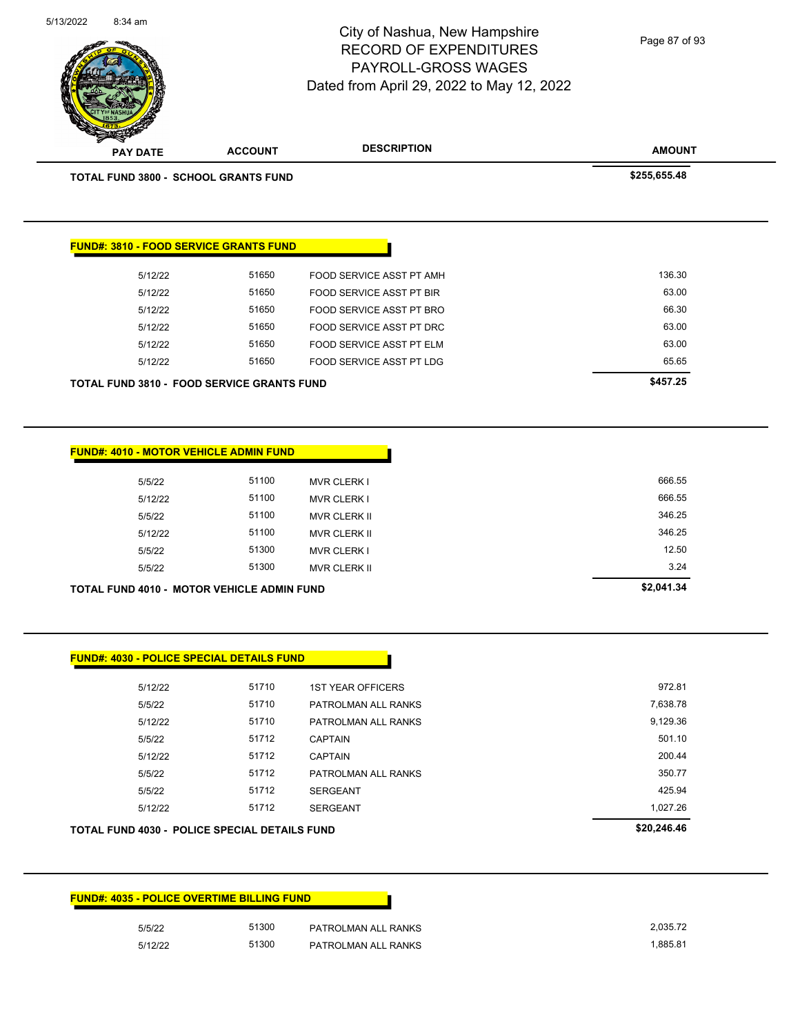| PAY DATE | ACCOUNT | DESCRIPTION | AMOUNT |
|---|---|---|---|
| **TOTAL FUND 3800 - SCHOOL GRANTS FUND** | | | **$255,655.48** |

**FUND#: 3810 - FOOD SERVICE GRANTS FUND**

| PAY DATE | ACCOUNT | DESCRIPTION | AMOUNT |
|---|---|---|---|
| 5/12/22 | 51650 | FOOD SERVICE ASST PT AMH | 136.30 |
| 5/12/22 | 51650 | FOOD SERVICE ASST PT BIR | 63.00 |
| 5/12/22 | 51650 | FOOD SERVICE ASST PT BRO | 66.30 |
| 5/12/22 | 51650 | FOOD SERVICE ASST PT DRC | 63.00 |
| 5/12/22 | 51650 | FOOD SERVICE ASST PT ELM | 63.00 |
| 5/12/22 | 51650 | FOOD SERVICE ASST PT LDG | 65.65 |
| **TOTAL FUND 3810 - FOOD SERVICE GRANTS FUND** | | | **$457.25** |

**FUND#: 4010 - MOTOR VEHICLE ADMIN FUND**

| PAY DATE | ACCOUNT | DESCRIPTION | AMOUNT |
|---|---|---|---|
| 5/5/22 | 51100 | MVR CLERK I | 666.55 |
| 5/12/22 | 51100 | MVR CLERK I | 666.55 |
| 5/5/22 | 51100 | MVR CLERK II | 346.25 |
| 5/12/22 | 51100 | MVR CLERK II | 346.25 |
| 5/5/22 | 51300 | MVR CLERK I | 12.50 |
| 5/5/22 | 51300 | MVR CLERK II | 3.24 |
| **TOTAL FUND 4010 - MOTOR VEHICLE ADMIN FUND** | | | **$2,041.34** |

**FUND#: 4030 - POLICE SPECIAL DETAILS FUND**

| PAY DATE | ACCOUNT | DESCRIPTION | AMOUNT |
|---|---|---|---|
| 5/12/22 | 51710 | 1ST YEAR OFFICERS | 972.81 |
| 5/5/22 | 51710 | PATROLMAN ALL RANKS | 7,638.78 |
| 5/12/22 | 51710 | PATROLMAN ALL RANKS | 9,129.36 |
| 5/5/22 | 51712 | CAPTAIN | 501.10 |
| 5/12/22 | 51712 | CAPTAIN | 200.44 |
| 5/5/22 | 51712 | PATROLMAN ALL RANKS | 350.77 |
| 5/5/22 | 51712 | SERGEANT | 425.94 |
| 5/12/22 | 51712 | SERGEANT | 1,027.26 |
| **TOTAL FUND 4030 - POLICE SPECIAL DETAILS FUND** | | | **$20,246.46** |

**FUND#: 4035 - POLICE OVERTIME BILLING FUND**

| PAY DATE | ACCOUNT | DESCRIPTION | AMOUNT |
|---|---|---|---|
| 5/5/22 | 51300 | PATROLMAN ALL RANKS | 2,035.72 |
| 5/12/22 | 51300 | PATROLMAN ALL RANKS | 1,885.81 |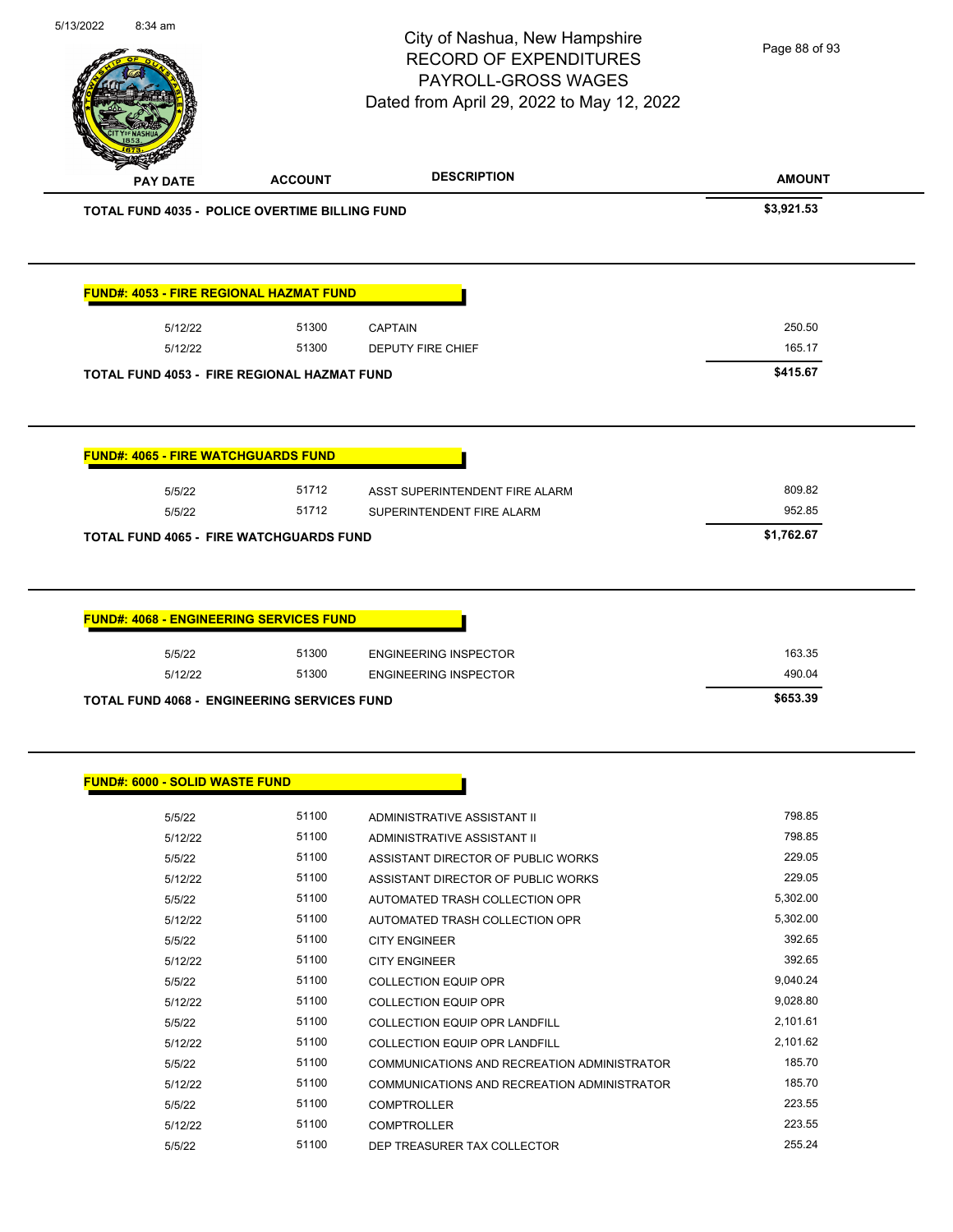# City of Nashua, New Hampshire
## RECORD OF EXPENDITURES
## PAYROLL-GROSS WAGES
## Dated from April 29, 2022 to May 12, 2022

| PAY DATE | ACCOUNT | DESCRIPTION | AMOUNT |
|---|---|---|---|
| **TOTAL FUND 4035 - POLICE OVERTIME BILLING FUND** | | | **$3,921.53** |

**FUND#: 4053 - FIRE REGIONAL HAZMAT FUND**

| PAY DATE | ACCOUNT | DESCRIPTION | AMOUNT |
|---|---|---|---|
| 5/12/22 | 51300 | CAPTAIN | 250.50 |
| 5/12/22 | 51300 | DEPUTY FIRE CHIEF | 165.17 |
| **TOTAL FUND 4053 - FIRE REGIONAL HAZMAT FUND** | | | **$415.67** |

**FUND#: 4065 - FIRE WATCHGUARDS FUND**

| PAY DATE | ACCOUNT | DESCRIPTION | AMOUNT |
|---|---|---|---|
| 5/5/22 | 51712 | ASST SUPERINTENDENT FIRE ALARM | 809.82 |
| 5/5/22 | 51712 | SUPERINTENDENT FIRE ALARM | 952.85 |
| **TOTAL FUND 4065 - FIRE WATCHGUARDS FUND** | | | **$1,762.67** |

**FUND#: 4068 - ENGINEERING SERVICES FUND**

| PAY DATE | ACCOUNT | DESCRIPTION | AMOUNT |
|---|---|---|---|
| 5/5/22 | 51300 | ENGINEERING INSPECTOR | 163.35 |
| 5/12/22 | 51300 | ENGINEERING INSPECTOR | 490.04 |
| **TOTAL FUND 4068 - ENGINEERING SERVICES FUND** | | | **$653.39** |

**FUND#: 6000 - SOLID WASTE FUND**

| PAY DATE | ACCOUNT | DESCRIPTION | AMOUNT |
|---|---|---|---|
| 5/5/22 | 51100 | ADMINISTRATIVE ASSISTANT II | 798.85 |
| 5/12/22 | 51100 | ADMINISTRATIVE ASSISTANT II | 798.85 |
| 5/5/22 | 51100 | ASSISTANT DIRECTOR OF PUBLIC WORKS | 229.05 |
| 5/12/22 | 51100 | ASSISTANT DIRECTOR OF PUBLIC WORKS | 229.05 |
| 5/5/22 | 51100 | AUTOMATED TRASH COLLECTION OPR | 5,302.00 |
| 5/12/22 | 51100 | AUTOMATED TRASH COLLECTION OPR | 5,302.00 |
| 5/5/22 | 51100 | CITY ENGINEER | 392.65 |
| 5/12/22 | 51100 | CITY ENGINEER | 392.65 |
| 5/5/22 | 51100 | COLLECTION EQUIP OPR | 9,040.24 |
| 5/12/22 | 51100 | COLLECTION EQUIP OPR | 9,028.80 |
| 5/5/22 | 51100 | COLLECTION EQUIP OPR LANDFILL | 2,101.61 |
| 5/12/22 | 51100 | COLLECTION EQUIP OPR LANDFILL | 2,101.62 |
| 5/5/22 | 51100 | COMMUNICATIONS AND RECREATION ADMINISTRATOR | 185.70 |
| 5/12/22 | 51100 | COMMUNICATIONS AND RECREATION ADMINISTRATOR | 185.70 |
| 5/5/22 | 51100 | COMPTROLLER | 223.55 |
| 5/12/22 | 51100 | COMPTROLLER | 223.55 |
| 5/5/22 | 51100 | DEP TREASURER TAX COLLECTOR | 255.24 |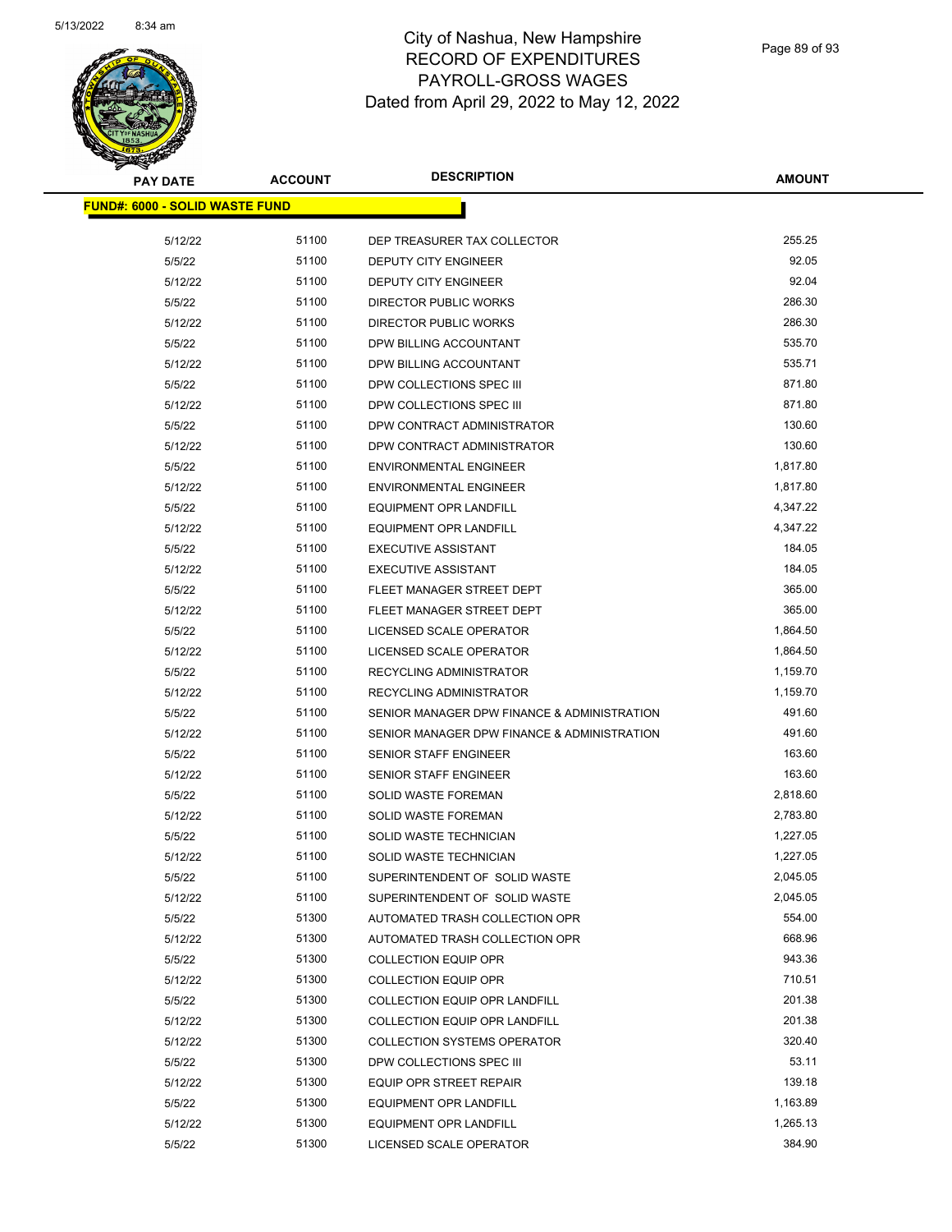# City of Nashua, New Hampshire
## RECORD OF EXPENDITURES
## PAYROLL-GROSS WAGES
## Dated from April 29, 2022 to May 12, 2022

| PAY DATE | ACCOUNT | DESCRIPTION | AMOUNT |
|---|---|---|---|
| **FUND#: 6000 - SOLID WASTE FUND** | | | |
| 5/12/22 | 51100 | DEP TREASURER TAX COLLECTOR | 255.25 |
| 5/5/22 | 51100 | DEPUTY CITY ENGINEER | 92.05 |
| 5/12/22 | 51100 | DEPUTY CITY ENGINEER | 92.04 |
| 5/5/22 | 51100 | DIRECTOR PUBLIC WORKS | 286.30 |
| 5/12/22 | 51100 | DIRECTOR PUBLIC WORKS | 286.30 |
| 5/5/22 | 51100 | DPW BILLING ACCOUNTANT | 535.70 |
| 5/12/22 | 51100 | DPW BILLING ACCOUNTANT | 535.71 |
| 5/5/22 | 51100 | DPW COLLECTIONS SPEC III | 871.80 |
| 5/12/22 | 51100 | DPW COLLECTIONS SPEC III | 871.80 |
| 5/5/22 | 51100 | DPW CONTRACT ADMINISTRATOR | 130.60 |
| 5/12/22 | 51100 | DPW CONTRACT ADMINISTRATOR | 130.60 |
| 5/5/22 | 51100 | ENVIRONMENTAL ENGINEER | 1,817.80 |
| 5/12/22 | 51100 | ENVIRONMENTAL ENGINEER | 1,817.80 |
| 5/5/22 | 51100 | EQUIPMENT OPR LANDFILL | 4,347.22 |
| 5/12/22 | 51100 | EQUIPMENT OPR LANDFILL | 4,347.22 |
| 5/5/22 | 51100 | EXECUTIVE ASSISTANT | 184.05 |
| 5/12/22 | 51100 | EXECUTIVE ASSISTANT | 184.05 |
| 5/5/22 | 51100 | FLEET MANAGER STREET DEPT | 365.00 |
| 5/12/22 | 51100 | FLEET MANAGER STREET DEPT | 365.00 |
| 5/5/22 | 51100 | LICENSED SCALE OPERATOR | 1,864.50 |
| 5/12/22 | 51100 | LICENSED SCALE OPERATOR | 1,864.50 |
| 5/5/22 | 51100 | RECYCLING ADMINISTRATOR | 1,159.70 |
| 5/12/22 | 51100 | RECYCLING ADMINISTRATOR | 1,159.70 |
| 5/5/22 | 51100 | SENIOR MANAGER DPW FINANCE & ADMINISTRATION | 491.60 |
| 5/12/22 | 51100 | SENIOR MANAGER DPW FINANCE & ADMINISTRATION | 491.60 |
| 5/5/22 | 51100 | SENIOR STAFF ENGINEER | 163.60 |
| 5/12/22 | 51100 | SENIOR STAFF ENGINEER | 163.60 |
| 5/5/22 | 51100 | SOLID WASTE FOREMAN | 2,818.60 |
| 5/12/22 | 51100 | SOLID WASTE FOREMAN | 2,783.80 |
| 5/5/22 | 51100 | SOLID WASTE TECHNICIAN | 1,227.05 |
| 5/12/22 | 51100 | SOLID WASTE TECHNICIAN | 1,227.05 |
| 5/5/22 | 51100 | SUPERINTENDENT OF SOLID WASTE | 2,045.05 |
| 5/12/22 | 51100 | SUPERINTENDENT OF SOLID WASTE | 2,045.05 |
| 5/5/22 | 51300 | AUTOMATED TRASH COLLECTION OPR | 554.00 |
| 5/12/22 | 51300 | AUTOMATED TRASH COLLECTION OPR | 668.96 |
| 5/5/22 | 51300 | COLLECTION EQUIP OPR | 943.36 |
| 5/12/22 | 51300 | COLLECTION EQUIP OPR | 710.51 |
| 5/5/22 | 51300 | COLLECTION EQUIP OPR LANDFILL | 201.38 |
| 5/12/22 | 51300 | COLLECTION EQUIP OPR LANDFILL | 201.38 |
| 5/12/22 | 51300 | COLLECTION SYSTEMS OPERATOR | 320.40 |
| 5/5/22 | 51300 | DPW COLLECTIONS SPEC III | 53.11 |
| 5/12/22 | 51300 | EQUIP OPR STREET REPAIR | 139.18 |
| 5/5/22 | 51300 | EQUIPMENT OPR LANDFILL | 1,163.89 |
| 5/12/22 | 51300 | EQUIPMENT OPR LANDFILL | 1,265.13 |
| 5/5/22 | 51300 | LICENSED SCALE OPERATOR | 384.90 |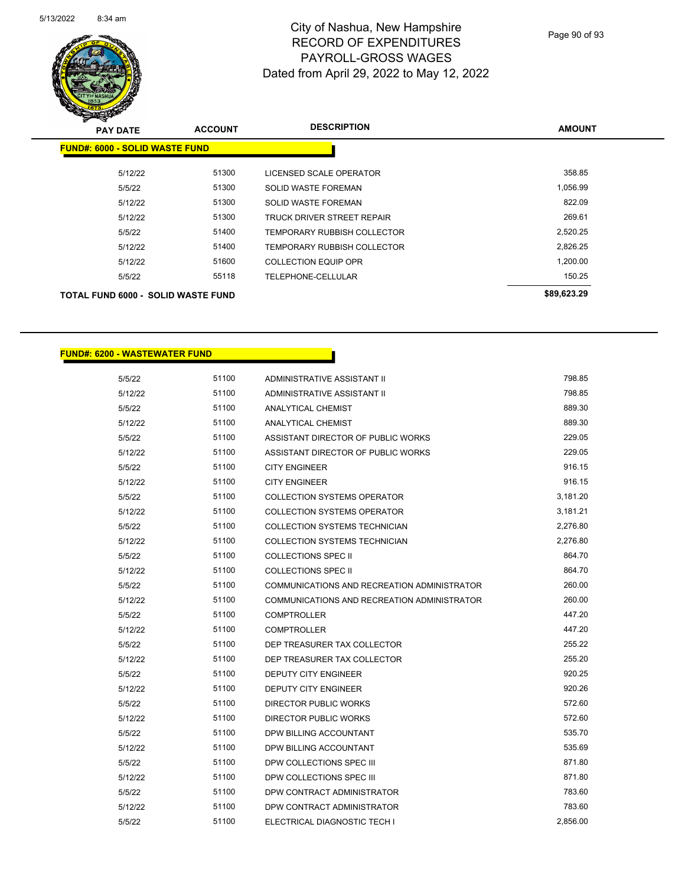City of Nashua, New Hampshire
RECORD OF EXPENDITURES
PAYROLL-GROSS WAGES
Dated from April 29, 2022 to May 12, 2022

| PAY DATE | ACCOUNT | DESCRIPTION | AMOUNT |
|---|---|---|---|
| **FUND#: 6000 - SOLID WASTE FUND** | | | |
| 5/12/22 | 51300 | LICENSED SCALE OPERATOR | 358.85 |
| 5/5/22 | 51300 | SOLID WASTE FOREMAN | 1,056.99 |
| 5/12/22 | 51300 | SOLID WASTE FOREMAN | 822.09 |
| 5/12/22 | 51300 | TRUCK DRIVER STREET REPAIR | 269.61 |
| 5/5/22 | 51400 | TEMPORARY RUBBISH COLLECTOR | 2,520.25 |
| 5/12/22 | 51400 | TEMPORARY RUBBISH COLLECTOR | 2,826.25 |
| 5/12/22 | 51600 | COLLECTION EQUIP OPR | 1,200.00 |
| 5/5/22 | 55118 | TELEPHONE-CELLULAR | 150.25 |
| **TOTAL FUND 6000 - SOLID WASTE FUND** | | | **$89,623.29** |

| PAY DATE | ACCOUNT | DESCRIPTION | AMOUNT |
|---|---|---|---|
| **FUND#: 6200 - WASTEWATER FUND** | | | |
| 5/5/22 | 51100 | ADMINISTRATIVE ASSISTANT II | 798.85 |
| 5/12/22 | 51100 | ADMINISTRATIVE ASSISTANT II | 798.85 |
| 5/5/22 | 51100 | ANALYTICAL CHEMIST | 889.30 |
| 5/12/22 | 51100 | ANALYTICAL CHEMIST | 889.30 |
| 5/5/22 | 51100 | ASSISTANT DIRECTOR OF PUBLIC WORKS | 229.05 |
| 5/12/22 | 51100 | ASSISTANT DIRECTOR OF PUBLIC WORKS | 229.05 |
| 5/5/22 | 51100 | CITY ENGINEER | 916.15 |
| 5/12/22 | 51100 | CITY ENGINEER | 916.15 |
| 5/5/22 | 51100 | COLLECTION SYSTEMS OPERATOR | 3,181.20 |
| 5/12/22 | 51100 | COLLECTION SYSTEMS OPERATOR | 3,181.21 |
| 5/5/22 | 51100 | COLLECTION SYSTEMS TECHNICIAN | 2,276.80 |
| 5/12/22 | 51100 | COLLECTION SYSTEMS TECHNICIAN | 2,276.80 |
| 5/5/22 | 51100 | COLLECTIONS SPEC II | 864.70 |
| 5/12/22 | 51100 | COLLECTIONS SPEC II | 864.70 |
| 5/5/22 | 51100 | COMMUNICATIONS AND RECREATION ADMINISTRATOR | 260.00 |
| 5/12/22 | 51100 | COMMUNICATIONS AND RECREATION ADMINISTRATOR | 260.00 |
| 5/5/22 | 51100 | COMPTROLLER | 447.20 |
| 5/12/22 | 51100 | COMPTROLLER | 447.20 |
| 5/5/22 | 51100 | DEP TREASURER TAX COLLECTOR | 255.22 |
| 5/12/22 | 51100 | DEP TREASURER TAX COLLECTOR | 255.20 |
| 5/5/22 | 51100 | DEPUTY CITY ENGINEER | 920.25 |
| 5/12/22 | 51100 | DEPUTY CITY ENGINEER | 920.26 |
| 5/5/22 | 51100 | DIRECTOR PUBLIC WORKS | 572.60 |
| 5/12/22 | 51100 | DIRECTOR PUBLIC WORKS | 572.60 |
| 5/5/22 | 51100 | DPW BILLING ACCOUNTANT | 535.70 |
| 5/12/22 | 51100 | DPW BILLING ACCOUNTANT | 535.69 |
| 5/5/22 | 51100 | DPW COLLECTIONS SPEC III | 871.80 |
| 5/12/22 | 51100 | DPW COLLECTIONS SPEC III | 871.80 |
| 5/5/22 | 51100 | DPW CONTRACT ADMINISTRATOR | 783.60 |
| 5/12/22 | 51100 | DPW CONTRACT ADMINISTRATOR | 783.60 |
| 5/5/22 | 51100 | ELECTRICAL DIAGNOSTIC TECH I | 2,856.00 |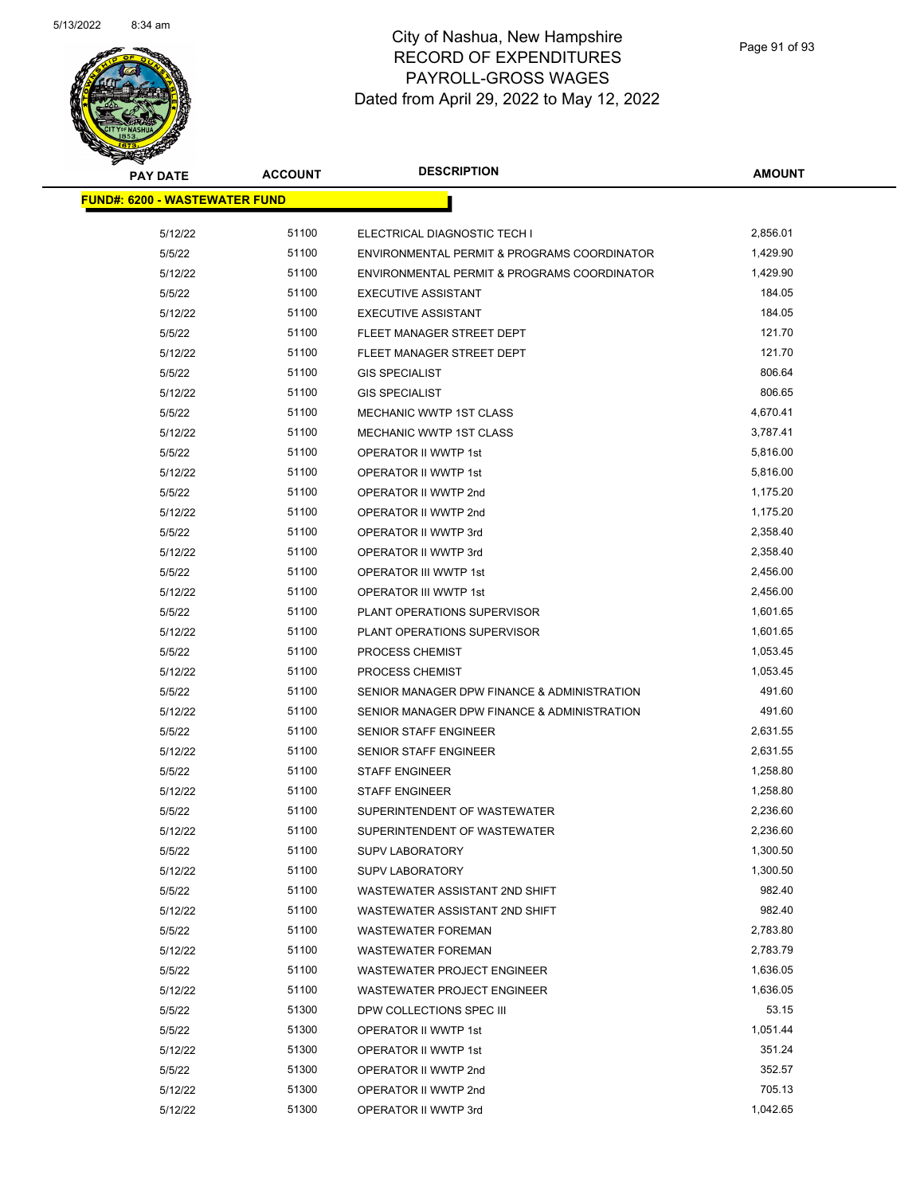# City of Nashua, New Hampshire
# RECORD OF EXPENDITURES
# PAYROLL-GROSS WAGES
# Dated from April 29, 2022 to May 12, 2022

**FUND#: 6200 - WASTEWATER FUND**

| PAY DATE | ACCOUNT | DESCRIPTION | AMOUNT |
|---|---|---|---|
| 5/12/22 | 51100 | ELECTRICAL DIAGNOSTIC TECH I | 2,856.01 |
| 5/5/22 | 51100 | ENVIRONMENTAL PERMIT & PROGRAMS COORDINATOR | 1,429.90 |
| 5/12/22 | 51100 | ENVIRONMENTAL PERMIT & PROGRAMS COORDINATOR | 1,429.90 |
| 5/5/22 | 51100 | EXECUTIVE ASSISTANT | 184.05 |
| 5/12/22 | 51100 | EXECUTIVE ASSISTANT | 184.05 |
| 5/5/22 | 51100 | FLEET MANAGER STREET DEPT | 121.70 |
| 5/12/22 | 51100 | FLEET MANAGER STREET DEPT | 121.70 |
| 5/5/22 | 51100 | GIS SPECIALIST | 806.64 |
| 5/12/22 | 51100 | GIS SPECIALIST | 806.65 |
| 5/5/22 | 51100 | MECHANIC WWTP 1ST CLASS | 4,670.41 |
| 5/12/22 | 51100 | MECHANIC WWTP 1ST CLASS | 3,787.41 |
| 5/5/22 | 51100 | OPERATOR II WWTP 1st | 5,816.00 |
| 5/12/22 | 51100 | OPERATOR II WWTP 1st | 5,816.00 |
| 5/5/22 | 51100 | OPERATOR II WWTP 2nd | 1,175.20 |
| 5/12/22 | 51100 | OPERATOR II WWTP 2nd | 1,175.20 |
| 5/5/22 | 51100 | OPERATOR II WWTP 3rd | 2,358.40 |
| 5/12/22 | 51100 | OPERATOR II WWTP 3rd | 2,358.40 |
| 5/5/22 | 51100 | OPERATOR III WWTP 1st | 2,456.00 |
| 5/12/22 | 51100 | OPERATOR III WWTP 1st | 2,456.00 |
| 5/5/22 | 51100 | PLANT OPERATIONS SUPERVISOR | 1,601.65 |
| 5/12/22 | 51100 | PLANT OPERATIONS SUPERVISOR | 1,601.65 |
| 5/5/22 | 51100 | PROCESS CHEMIST | 1,053.45 |
| 5/12/22 | 51100 | PROCESS CHEMIST | 1,053.45 |
| 5/5/22 | 51100 | SENIOR MANAGER DPW FINANCE & ADMINISTRATION | 491.60 |
| 5/12/22 | 51100 | SENIOR MANAGER DPW FINANCE & ADMINISTRATION | 491.60 |
| 5/5/22 | 51100 | SENIOR STAFF ENGINEER | 2,631.55 |
| 5/12/22 | 51100 | SENIOR STAFF ENGINEER | 2,631.55 |
| 5/5/22 | 51100 | STAFF ENGINEER | 1,258.80 |
| 5/12/22 | 51100 | STAFF ENGINEER | 1,258.80 |
| 5/5/22 | 51100 | SUPERINTENDENT OF WASTEWATER | 2,236.60 |
| 5/12/22 | 51100 | SUPERINTENDENT OF WASTEWATER | 2,236.60 |
| 5/5/22 | 51100 | SUPV LABORATORY | 1,300.50 |
| 5/12/22 | 51100 | SUPV LABORATORY | 1,300.50 |
| 5/5/22 | 51100 | WASTEWATER ASSISTANT 2ND SHIFT | 982.40 |
| 5/12/22 | 51100 | WASTEWATER ASSISTANT 2ND SHIFT | 982.40 |
| 5/5/22 | 51100 | WASTEWATER FOREMAN | 2,783.80 |
| 5/12/22 | 51100 | WASTEWATER FOREMAN | 2,783.79 |
| 5/5/22 | 51100 | WASTEWATER PROJECT ENGINEER | 1,636.05 |
| 5/12/22 | 51100 | WASTEWATER PROJECT ENGINEER | 1,636.05 |
| 5/5/22 | 51300 | DPW COLLECTIONS SPEC III | 53.15 |
| 5/5/22 | 51300 | OPERATOR II WWTP 1st | 1,051.44 |
| 5/12/22 | 51300 | OPERATOR II WWTP 1st | 351.24 |
| 5/5/22 | 51300 | OPERATOR II WWTP 2nd | 352.57 |
| 5/12/22 | 51300 | OPERATOR II WWTP 2nd | 705.13 |
| 5/12/22 | 51300 | OPERATOR II WWTP 3rd | 1,042.65 |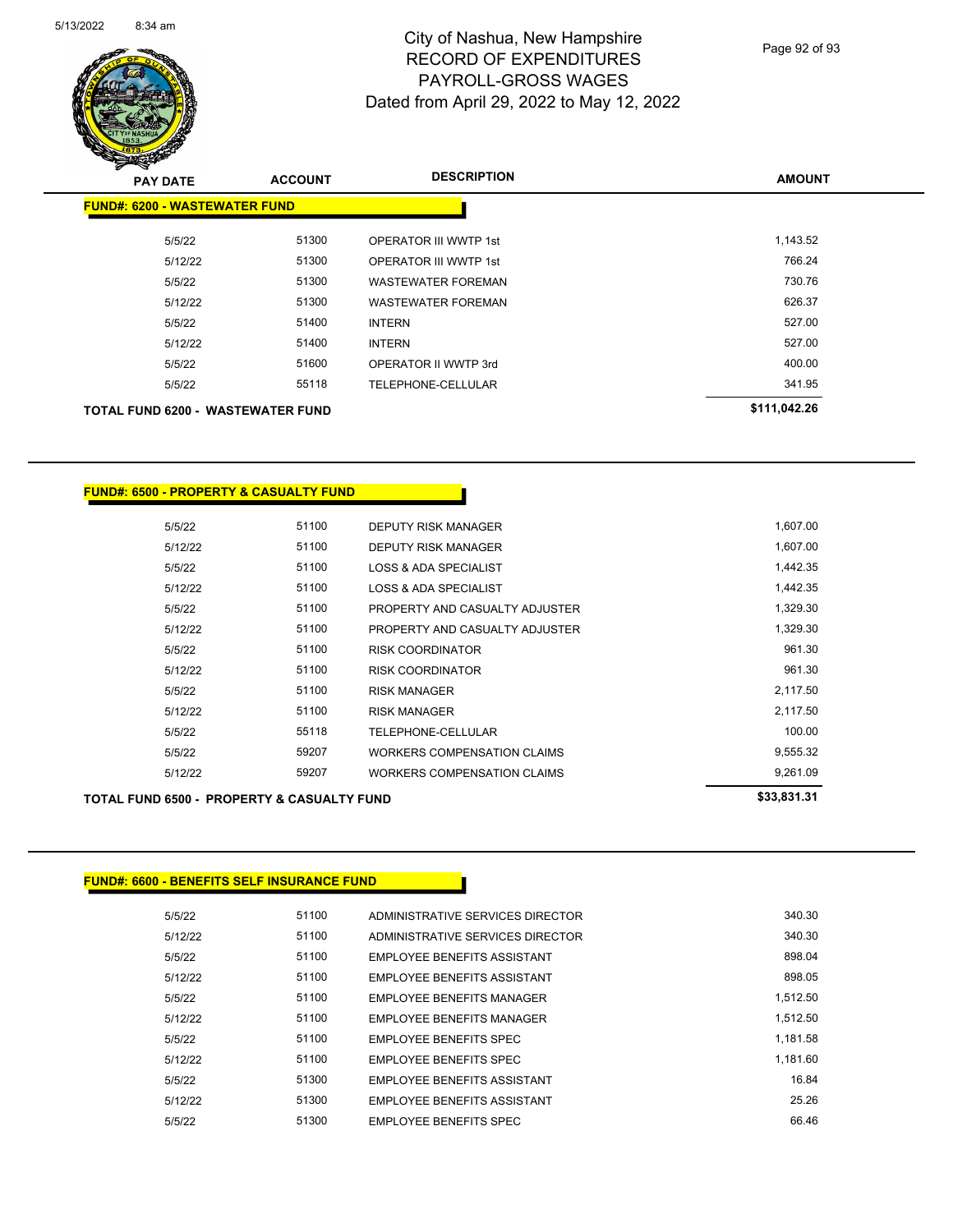# City of Nashua, New Hampshire
## RECORD OF EXPENDITURES
## PAYROLL-GROSS WAGES
## Dated from April 29, 2022 to May 12, 2022

**FUND#: 6200 - WASTEWATER FUND**

| PAY DATE | ACCOUNT | DESCRIPTION | AMOUNT |
|---|---|---|---|
| 5/5/22 | 51300 | OPERATOR III WWTP 1st | 1,143.52 |
| 5/12/22 | 51300 | OPERATOR III WWTP 1st | 766.24 |
| 5/5/22 | 51300 | WASTEWATER FOREMAN | 730.76 |
| 5/12/22 | 51300 | WASTEWATER FOREMAN | 626.37 |
| 5/5/22 | 51400 | INTERN | 527.00 |
| 5/12/22 | 51400 | INTERN | 527.00 |
| 5/5/22 | 51600 | OPERATOR II WWTP 3rd | 400.00 |
| 5/5/22 | 55118 | TELEPHONE-CELLULAR | 341.95 |
| **TOTAL FUND 6200 - WASTEWATER FUND** | | | **$111,042.26** |

**FUND#: 6500 - PROPERTY & CASUALTY FUND**

| PAY DATE | ACCOUNT | DESCRIPTION | AMOUNT |
|---|---|---|---|
| 5/5/22 | 51100 | DEPUTY RISK MANAGER | 1,607.00 |
| 5/12/22 | 51100 | DEPUTY RISK MANAGER | 1,607.00 |
| 5/5/22 | 51100 | LOSS & ADA SPECIALIST | 1,442.35 |
| 5/12/22 | 51100 | LOSS & ADA SPECIALIST | 1,442.35 |
| 5/5/22 | 51100 | PROPERTY AND CASUALTY ADJUSTER | 1,329.30 |
| 5/12/22 | 51100 | PROPERTY AND CASUALTY ADJUSTER | 1,329.30 |
| 5/5/22 | 51100 | RISK COORDINATOR | 961.30 |
| 5/12/22 | 51100 | RISK COORDINATOR | 961.30 |
| 5/5/22 | 51100 | RISK MANAGER | 2,117.50 |
| 5/12/22 | 51100 | RISK MANAGER | 2,117.50 |
| 5/5/22 | 55118 | TELEPHONE-CELLULAR | 100.00 |
| 5/5/22 | 59207 | WORKERS COMPENSATION CLAIMS | 9,555.32 |
| 5/12/22 | 59207 | WORKERS COMPENSATION CLAIMS | 9,261.09 |
| **TOTAL FUND 6500 - PROPERTY & CASUALTY FUND** | | | **$33,831.31** |

**FUND#: 6600 - BENEFITS SELF INSURANCE FUND**

| PAY DATE | ACCOUNT | DESCRIPTION | AMOUNT |
|---|---|---|---|
| 5/5/22 | 51100 | ADMINISTRATIVE SERVICES DIRECTOR | 340.30 |
| 5/12/22 | 51100 | ADMINISTRATIVE SERVICES DIRECTOR | 340.30 |
| 5/5/22 | 51100 | EMPLOYEE BENEFITS ASSISTANT | 898.04 |
| 5/12/22 | 51100 | EMPLOYEE BENEFITS ASSISTANT | 898.05 |
| 5/5/22 | 51100 | EMPLOYEE BENEFITS MANAGER | 1,512.50 |
| 5/12/22 | 51100 | EMPLOYEE BENEFITS MANAGER | 1,512.50 |
| 5/5/22 | 51100 | EMPLOYEE BENEFITS SPEC | 1,181.58 |
| 5/12/22 | 51100 | EMPLOYEE BENEFITS SPEC | 1,181.60 |
| 5/5/22 | 51300 | EMPLOYEE BENEFITS ASSISTANT | 16.84 |
| 5/12/22 | 51300 | EMPLOYEE BENEFITS ASSISTANT | 25.26 |
| 5/5/22 | 51300 | EMPLOYEE BENEFITS SPEC | 66.46 |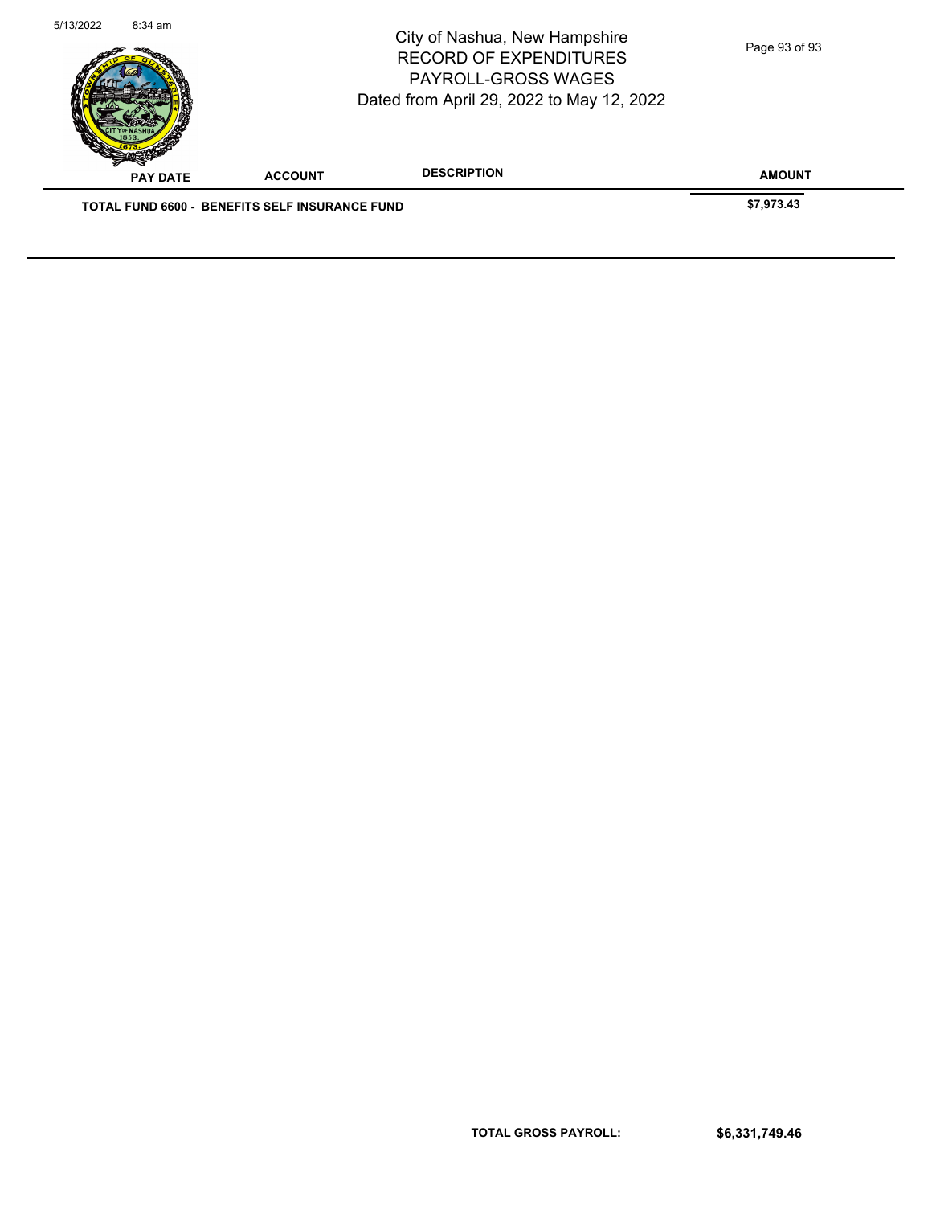| PAY DATE | ACCOUNT | DESCRIPTION | AMOUNT |
|---|---|---|---|
| **TOTAL FUND 6600 - BENEFITS SELF INSURANCE FUND** | | | **$7,973.43** |

**TOTAL GROSS PAYROLL:** **$6,331,749.46**